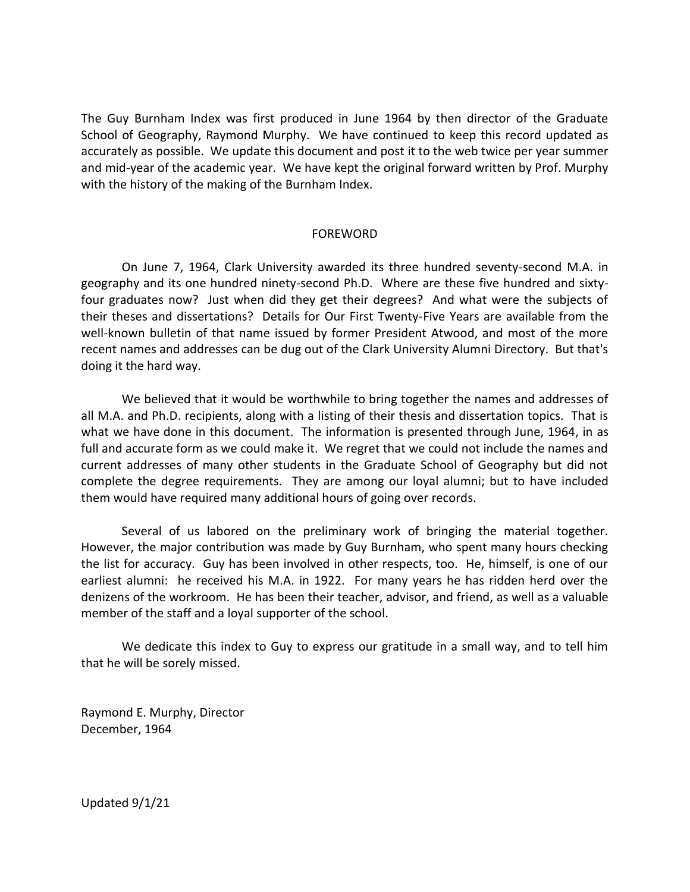The Guy Burnham Index was first produced in June 1964 by then director of the Graduate School of Geography, Raymond Murphy. We have continued to keep this record updated as accurately as possible. We update this document and post it to the web twice per year summer and mid-year of the academic year. We have kept the original forward written by Prof. Murphy with the history of the making of the Burnham Index.

## FOREWORD

On June 7, 1964, Clark University awarded its three hundred seventy-second M.A. in geography and its one hundred ninety-second Ph.D. Where are these five hundred and sixty-four graduates now? Just when did they get their degrees? And what were the subjects of their theses and dissertations? Details for Our First Twenty-Five Years are available from the well-known bulletin of that name issued by former President Atwood, and most of the more recent names and addresses can be dug out of the Clark University Alumni Directory. But that's doing it the hard way.

We believed that it would be worthwhile to bring together the names and addresses of all M.A. and Ph.D. recipients, along with a listing of their thesis and dissertation topics. That is what we have done in this document. The information is presented through June, 1964, in as full and accurate form as we could make it. We regret that we could not include the names and current addresses of many other students in the Graduate School of Geography but did not complete the degree requirements. They are among our loyal alumni; but to have included them would have required many additional hours of going over records.

Several of us labored on the preliminary work of bringing the material together. However, the major contribution was made by Guy Burnham, who spent many hours checking the list for accuracy. Guy has been involved in other respects, too. He, himself, is one of our earliest alumni: he received his M.A. in 1922. For many years he has ridden herd over the denizens of the workroom. He has been their teacher, advisor, and friend, as well as a valuable member of the staff and a loyal supporter of the school.

We dedicate this index to Guy to express our gratitude in a small way, and to tell him that he will be sorely missed.

Raymond E. Murphy, Director
December, 1964

Updated 9/1/21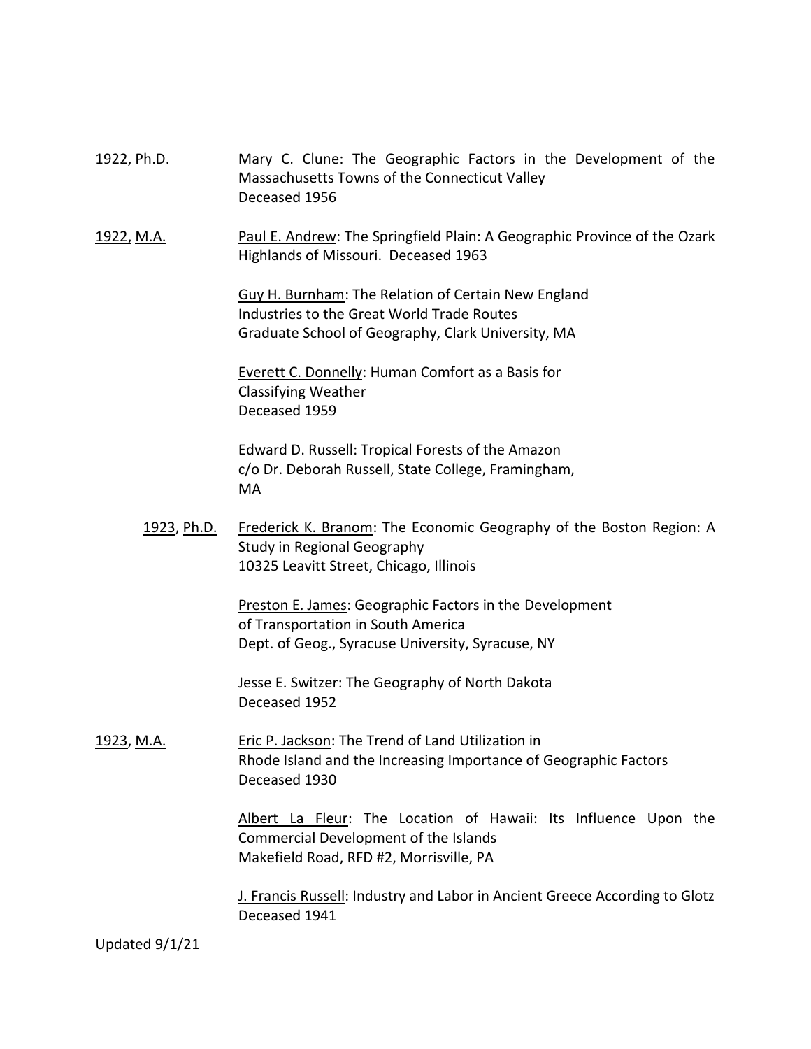<u>1922, Ph.D.</u> <u>Mary C. Clune</u>: The Geographic Factors in the Development of the Massachusetts Towns of the Connecticut Valley
Deceased 1956

<u>1922, M.A.</u> <u>Paul E. Andrew</u>: The Springfield Plain: A Geographic Province of the Ozark Highlands of Missouri. Deceased 1963

<u>Guy H. Burnham</u>: The Relation of Certain New England Industries to the Great World Trade Routes
Graduate School of Geography, Clark University, MA

<u>Everett C. Donnelly</u>: Human Comfort as a Basis for Classifying Weather
Deceased 1959

<u>Edward D. Russell</u>: Tropical Forests of the Amazon
c/o Dr. Deborah Russell, State College, Framingham, MA

<u>1923, Ph.D.</u> <u>Frederick K. Branom</u>: The Economic Geography of the Boston Region: A Study in Regional Geography
10325 Leavitt Street, Chicago, Illinois

<u>Preston E. James</u>: Geographic Factors in the Development of Transportation in South America
Dept. of Geog., Syracuse University, Syracuse, NY

<u>Jesse E. Switzer</u>: The Geography of North Dakota
Deceased 1952

<u>1923, M.A.</u> <u>Eric P. Jackson</u>: The Trend of Land Utilization in Rhode Island and the Increasing Importance of Geographic Factors
Deceased 1930

<u>Albert La Fleur</u>: The Location of Hawaii: Its Influence Upon the Commercial Development of the Islands
Makefield Road, RFD #2, Morrisville, PA

<u>J. Francis Russell</u>: Industry and Labor in Ancient Greece According to Glotz
Deceased 1941

Updated 9/1/21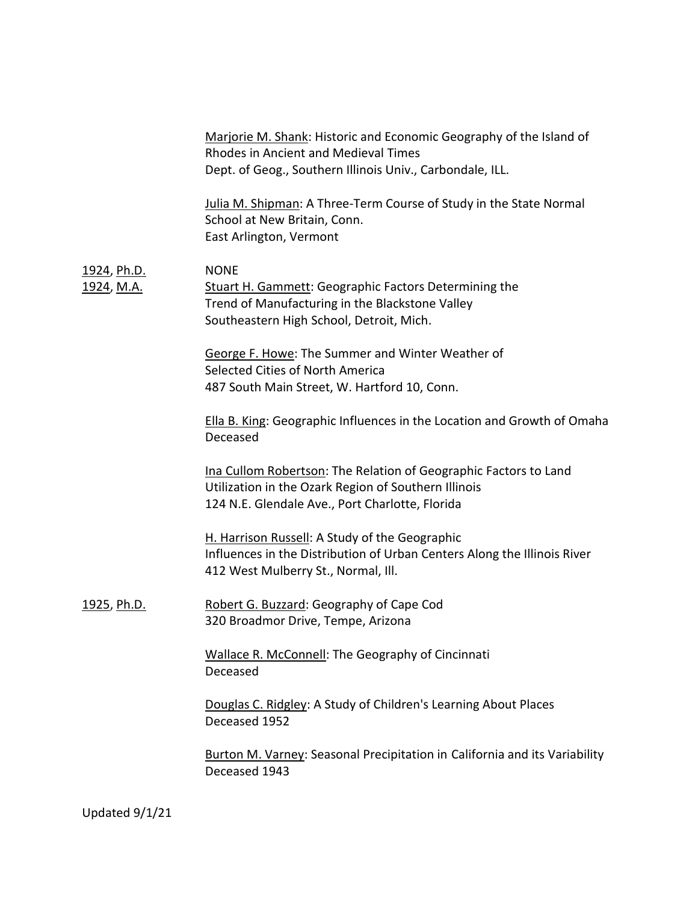Marjorie M. Shank: Historic and Economic Geography of the Island of Rhodes in Ancient and Medieval Times
Dept. of Geog., Southern Illinois Univ., Carbondale, ILL.

Julia M. Shipman: A Three-Term Course of Study in the State Normal School at New Britain, Conn.
East Arlington, Vermont

1924, Ph.D. NONE

1924, M.A. Stuart H. Gammett: Geographic Factors Determining the Trend of Manufacturing in the Blackstone Valley
Southeastern High School, Detroit, Mich.

George F. Howe: The Summer and Winter Weather of Selected Cities of North America
487 South Main Street, W. Hartford 10, Conn.

Ella B. King: Geographic Influences in the Location and Growth of Omaha
Deceased

Ina Cullom Robertson: The Relation of Geographic Factors to Land Utilization in the Ozark Region of Southern Illinois
124 N.E. Glendale Ave., Port Charlotte, Florida

H. Harrison Russell: A Study of the Geographic Influences in the Distribution of Urban Centers Along the Illinois River
412 West Mulberry St., Normal, Ill.

1925, Ph.D. Robert G. Buzzard: Geography of Cape Cod
320 Broadmor Drive, Tempe, Arizona

Wallace R. McConnell: The Geography of Cincinnati
Deceased

Douglas C. Ridgley: A Study of Children's Learning About Places
Deceased 1952

Burton M. Varney: Seasonal Precipitation in California and its Variability
Deceased 1943

Updated 9/1/21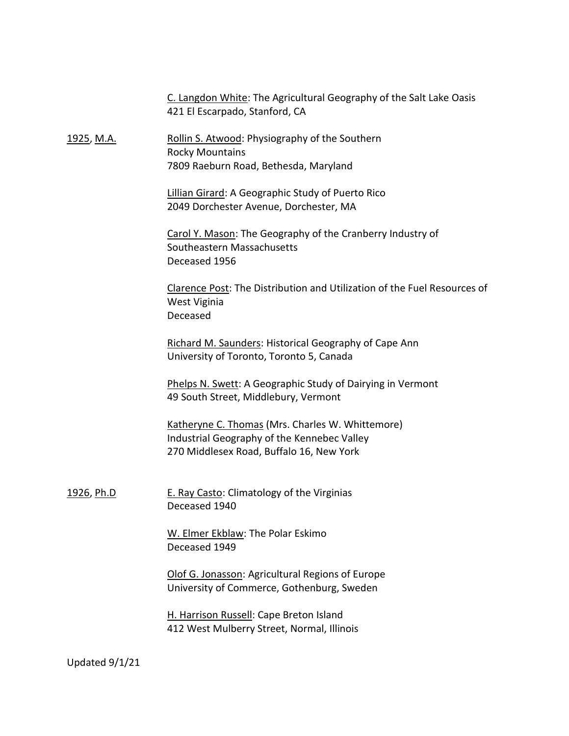C. Langdon White: The Agricultural Geography of the Salt Lake Oasis
421 El Escarpado, Stanford, CA

1925, M.A.

Rollin S. Atwood: Physiography of the Southern Rocky Mountains
7809 Raeburn Road, Bethesda, Maryland

Lillian Girard: A Geographic Study of Puerto Rico
2049 Dorchester Avenue, Dorchester, MA

Carol Y. Mason: The Geography of the Cranberry Industry of Southeastern Massachusetts
Deceased 1956

Clarence Post: The Distribution and Utilization of the Fuel Resources of West Viginia
Deceased

Richard M. Saunders: Historical Geography of Cape Ann
University of Toronto, Toronto 5, Canada

Phelps N. Swett: A Geographic Study of Dairying in Vermont
49 South Street, Middlebury, Vermont

Katheryne C. Thomas (Mrs. Charles W. Whittemore)
Industrial Geography of the Kennebec Valley
270 Middlesex Road, Buffalo 16, New York

1926, Ph.D

E. Ray Casto: Climatology of the Virginias
Deceased 1940

W. Elmer Ekblaw: The Polar Eskimo
Deceased 1949

Olof G. Jonasson: Agricultural Regions of Europe
University of Commerce, Gothenburg, Sweden

H. Harrison Russell: Cape Breton Island
412 West Mulberry Street, Normal, Illinois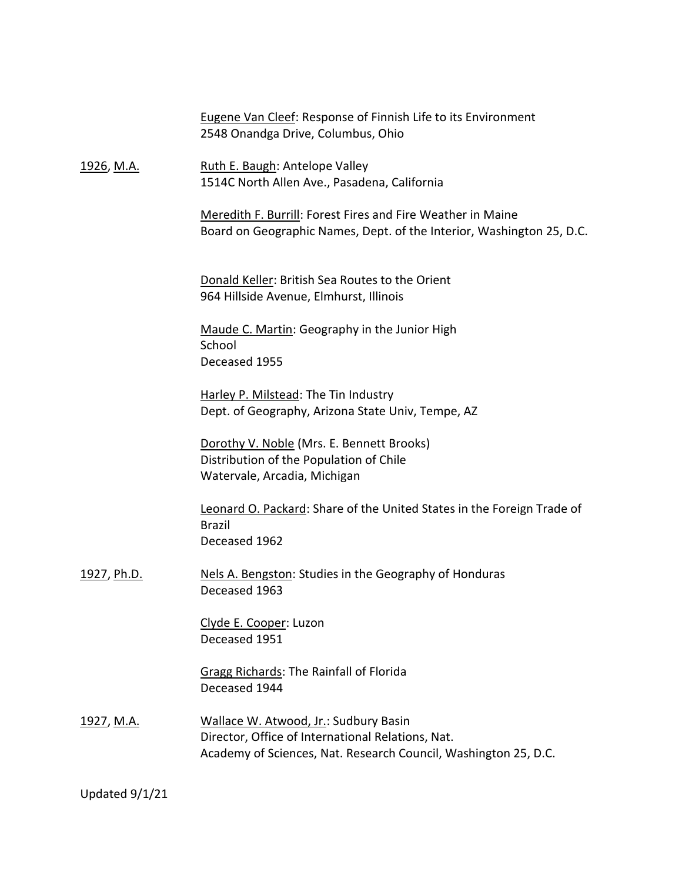Eugene Van Cleef: Response of Finnish Life to its Environment
2548 Onandga Drive, Columbus, Ohio

1926, M.A.

Ruth E. Baugh: Antelope Valley
1514C North Allen Ave., Pasadena, California

Meredith F. Burrill: Forest Fires and Fire Weather in Maine
Board on Geographic Names, Dept. of the Interior, Washington 25, D.C.

Donald Keller: British Sea Routes to the Orient
964 Hillside Avenue, Elmhurst, Illinois

Maude C. Martin: Geography in the Junior High School
Deceased 1955

Harley P. Milstead: The Tin Industry
Dept. of Geography, Arizona State Univ, Tempe, AZ

Dorothy V. Noble (Mrs. E. Bennett Brooks)
Distribution of the Population of Chile
Watervale, Arcadia, Michigan

Leonard O. Packard: Share of the United States in the Foreign Trade of Brazil
Deceased 1962

1927, Ph.D.

Nels A. Bengston: Studies in the Geography of Honduras
Deceased 1963

Clyde E. Cooper: Luzon
Deceased 1951

Gragg Richards: The Rainfall of Florida
Deceased 1944

1927, M.A.

Wallace W. Atwood, Jr.: Sudbury Basin
Director, Office of International Relations, Nat. Academy of Sciences, Nat. Research Council, Washington 25, D.C.

Updated 9/1/21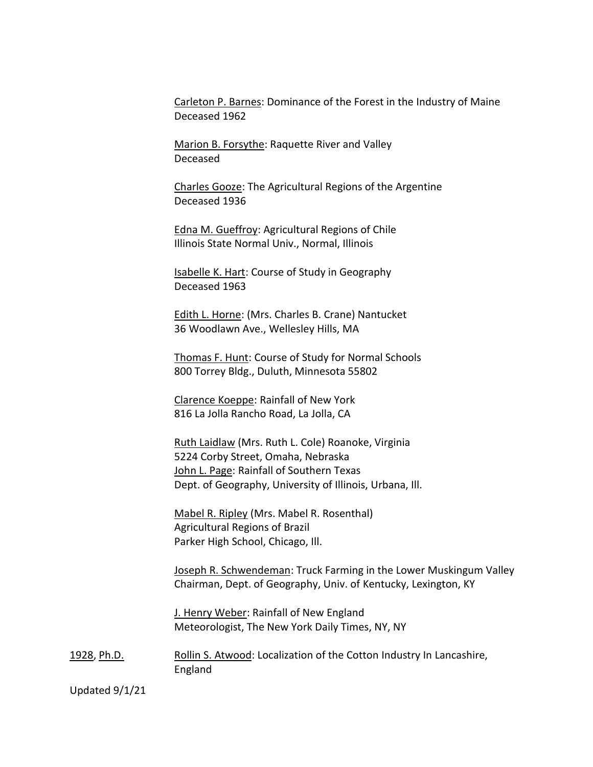Carleton P. Barnes: Dominance of the Forest in the Industry of Maine
Deceased 1962

Marion B. Forsythe: Raquette River and Valley
Deceased

Charles Gooze: The Agricultural Regions of the Argentine
Deceased 1936

Edna M. Gueffroy: Agricultural Regions of Chile
Illinois State Normal Univ., Normal, Illinois

Isabelle K. Hart: Course of Study in Geography
Deceased 1963

Edith L. Horne: (Mrs. Charles B. Crane) Nantucket
36 Woodlawn Ave., Wellesley Hills, MA

Thomas F. Hunt: Course of Study for Normal Schools
800 Torrey Bldg., Duluth, Minnesota 55802

Clarence Koeppe: Rainfall of New York
816 La Jolla Rancho Road, La Jolla, CA

Ruth Laidlaw (Mrs. Ruth L. Cole) Roanoke, Virginia
5224 Corby Street, Omaha, Nebraska

John L. Page: Rainfall of Southern Texas
Dept. of Geography, University of Illinois, Urbana, Ill.

Mabel R. Ripley (Mrs. Mabel R. Rosenthal)
Agricultural Regions of Brazil
Parker High School, Chicago, Ill.

Joseph R. Schwendeman: Truck Farming in the Lower Muskingum Valley
Chairman, Dept. of Geography, Univ. of Kentucky, Lexington, KY

J. Henry Weber: Rainfall of New England
Meteorologist, The New York Daily Times, NY, NY

1928, Ph.D. — Rollin S. Atwood: Localization of the Cotton Industry In Lancashire, England

Updated 9/1/21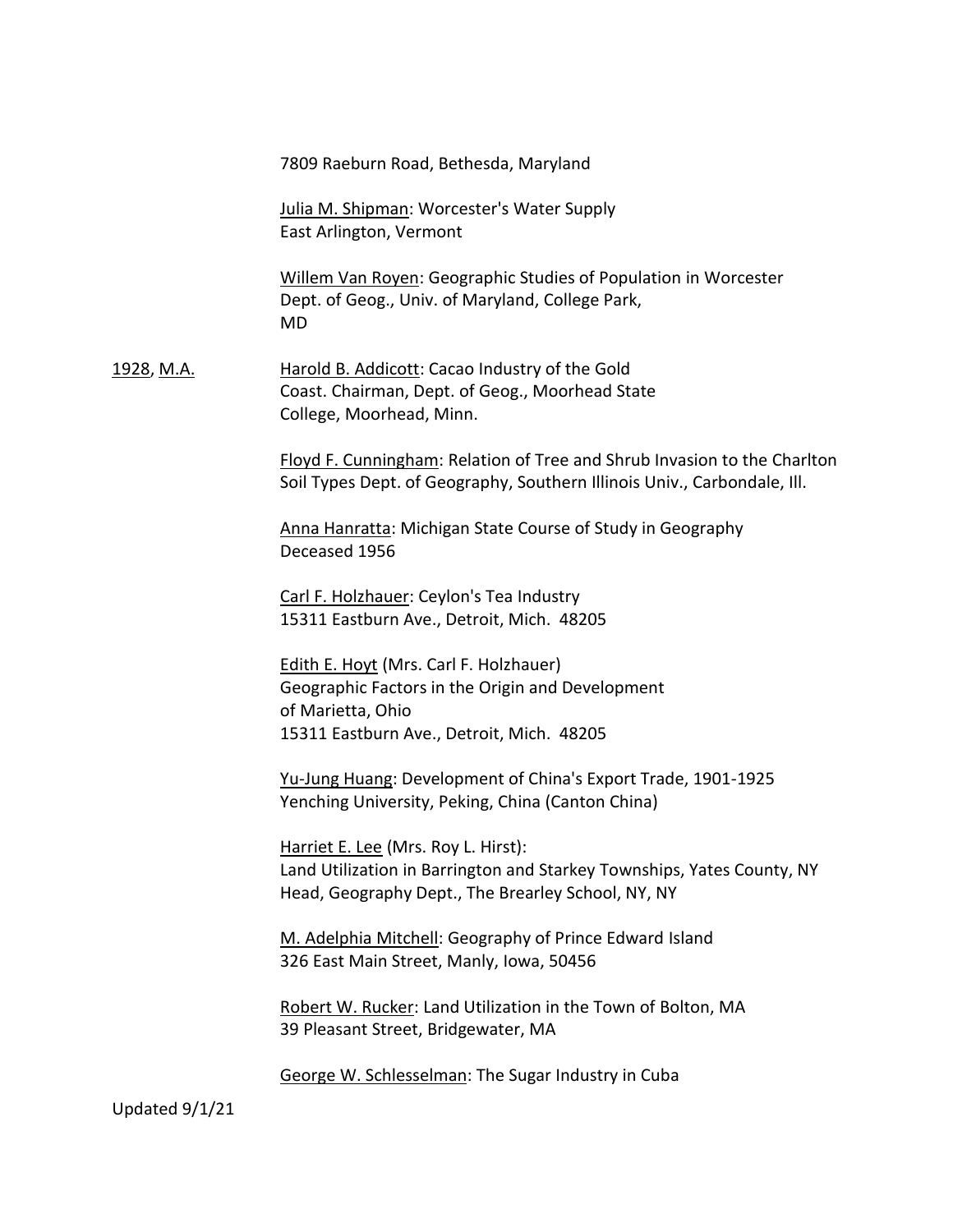7809 Raeburn Road, Bethesda, Maryland

Julia M. Shipman: Worcester's Water Supply
East Arlington, Vermont

Willem Van Royen: Geographic Studies of Population in Worcester
Dept. of Geog., Univ. of Maryland, College Park, MD

1928, M.A.

Harold B. Addicott: Cacao Industry of the Gold Coast. Chairman, Dept. of Geog., Moorhead State College, Moorhead, Minn.

Floyd F. Cunningham: Relation of Tree and Shrub Invasion to the Charlton Soil Types Dept. of Geography, Southern Illinois Univ., Carbondale, Ill.

Anna Hanratta: Michigan State Course of Study in Geography
Deceased 1956

Carl F. Holzhauer: Ceylon's Tea Industry
15311 Eastburn Ave., Detroit, Mich. 48205

Edith E. Hoyt (Mrs. Carl F. Holzhauer)
Geographic Factors in the Origin and Development of Marietta, Ohio
15311 Eastburn Ave., Detroit, Mich. 48205

Yu-Jung Huang: Development of China's Export Trade, 1901-1925
Yenching University, Peking, China (Canton China)

Harriet E. Lee (Mrs. Roy L. Hirst):
Land Utilization in Barrington and Starkey Townships, Yates County, NY
Head, Geography Dept., The Brearley School, NY, NY

M. Adelphia Mitchell: Geography of Prince Edward Island
326 East Main Street, Manly, Iowa, 50456

Robert W. Rucker: Land Utilization in the Town of Bolton, MA
39 Pleasant Street, Bridgewater, MA

George W. Schlesselman: The Sugar Industry in Cuba

Updated 9/1/21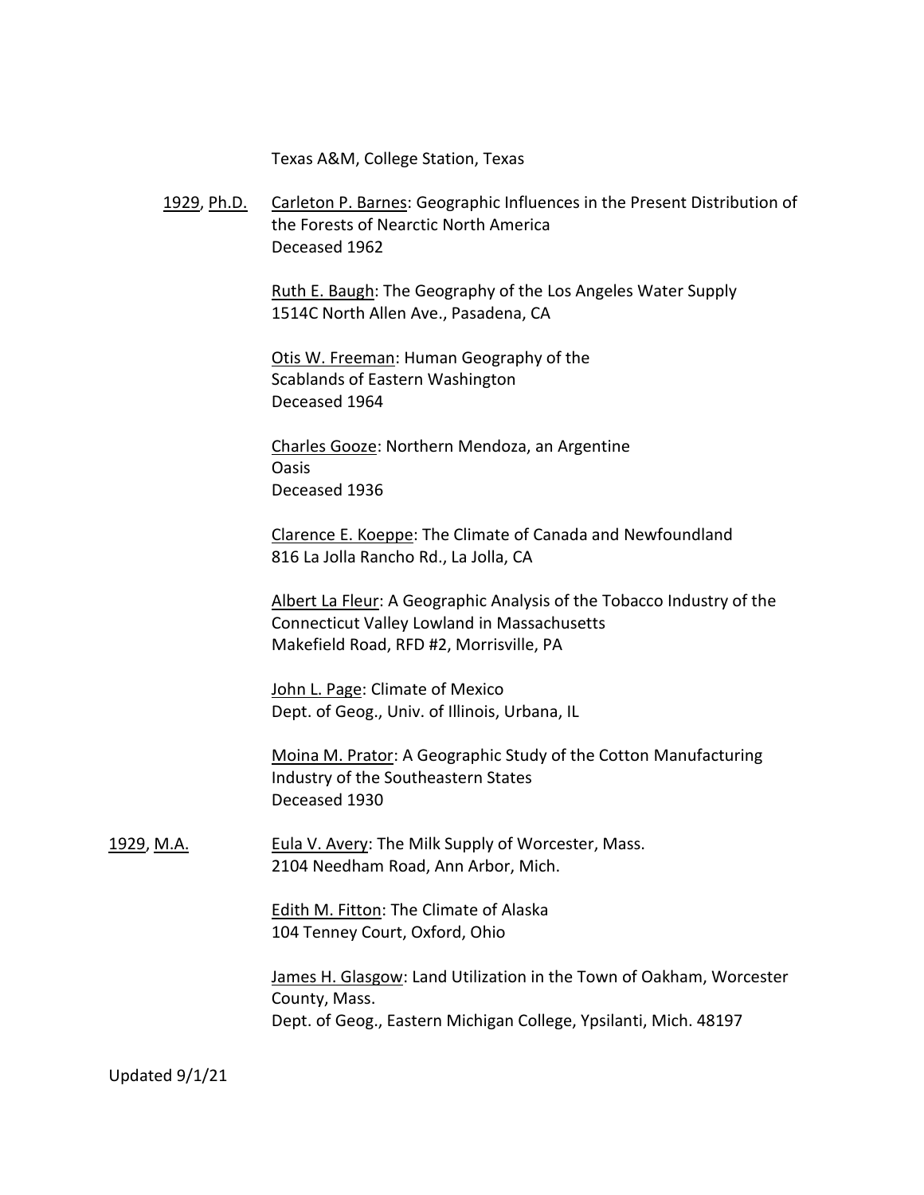Texas A&M, College Station, Texas

<u>1929</u>, <u>Ph.D.</u>

<u>Carleton P. Barnes</u>: Geographic Influences in the Present Distribution of the Forests of Nearctic North America
Deceased 1962

<u>Ruth E. Baugh</u>: The Geography of the Los Angeles Water Supply
1514C North Allen Ave., Pasadena, CA

<u>Otis W. Freeman</u>: Human Geography of the Scablands of Eastern Washington
Deceased 1964

<u>Charles Gooze</u>: Northern Mendoza, an Argentine Oasis
Deceased 1936

<u>Clarence E. Koeppe</u>: The Climate of Canada and Newfoundland
816 La Jolla Rancho Rd., La Jolla, CA

<u>Albert La Fleur</u>: A Geographic Analysis of the Tobacco Industry of the Connecticut Valley Lowland in Massachusetts
Makefield Road, RFD #2, Morrisville, PA

<u>John L. Page</u>: Climate of Mexico
Dept. of Geog., Univ. of Illinois, Urbana, IL

<u>Moina M. Prator</u>: A Geographic Study of the Cotton Manufacturing Industry of the Southeastern States
Deceased 1930

<u>1929</u>, <u>M.A.</u>

<u>Eula V. Avery</u>: The Milk Supply of Worcester, Mass.
2104 Needham Road, Ann Arbor, Mich.

<u>Edith M. Fitton</u>: The Climate of Alaska
104 Tenney Court, Oxford, Ohio

<u>James H. Glasgow</u>: Land Utilization in the Town of Oakham, Worcester County, Mass.
Dept. of Geog., Eastern Michigan College, Ypsilanti, Mich. 48197

Updated 9/1/21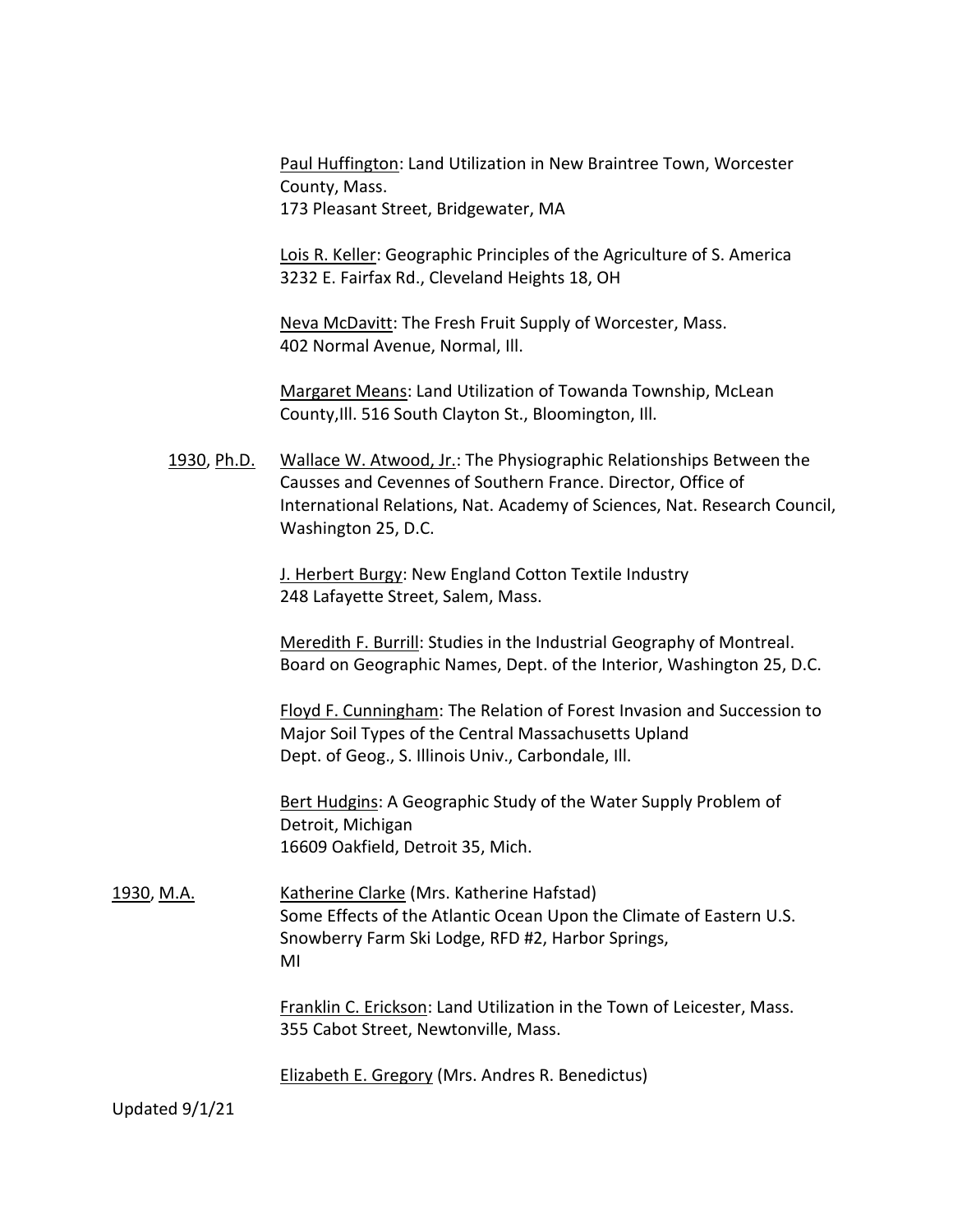Paul Huffington: Land Utilization in New Braintree Town, Worcester County, Mass.
173 Pleasant Street, Bridgewater, MA

Lois R. Keller: Geographic Principles of the Agriculture of S. America
3232 E. Fairfax Rd., Cleveland Heights 18, OH

Neva McDavitt: The Fresh Fruit Supply of Worcester, Mass.
402 Normal Avenue, Normal, Ill.

Margaret Means: Land Utilization of Towanda Township, McLean County,Ill. 516 South Clayton St., Bloomington, Ill.

1930, Ph.D.

Wallace W. Atwood, Jr.: The Physiographic Relationships Between the Causses and Cevennes of Southern France. Director, Office of International Relations, Nat. Academy of Sciences, Nat. Research Council, Washington 25, D.C.

J. Herbert Burgy: New England Cotton Textile Industry
248 Lafayette Street, Salem, Mass.

Meredith F. Burrill: Studies in the Industrial Geography of Montreal.
Board on Geographic Names, Dept. of the Interior, Washington 25, D.C.

Floyd F. Cunningham: The Relation of Forest Invasion and Succession to Major Soil Types of the Central Massachusetts Upland
Dept. of Geog., S. Illinois Univ., Carbondale, Ill.

Bert Hudgins: A Geographic Study of the Water Supply Problem of Detroit, Michigan
16609 Oakfield, Detroit 35, Mich.

1930, M.A.

Katherine Clarke (Mrs. Katherine Hafstad)
Some Effects of the Atlantic Ocean Upon the Climate of Eastern U.S.
Snowberry Farm Ski Lodge, RFD #2, Harbor Springs, MI

Franklin C. Erickson: Land Utilization in the Town of Leicester, Mass.
355 Cabot Street, Newtonville, Mass.

Elizabeth E. Gregory (Mrs. Andres R. Benedictus)

Updated 9/1/21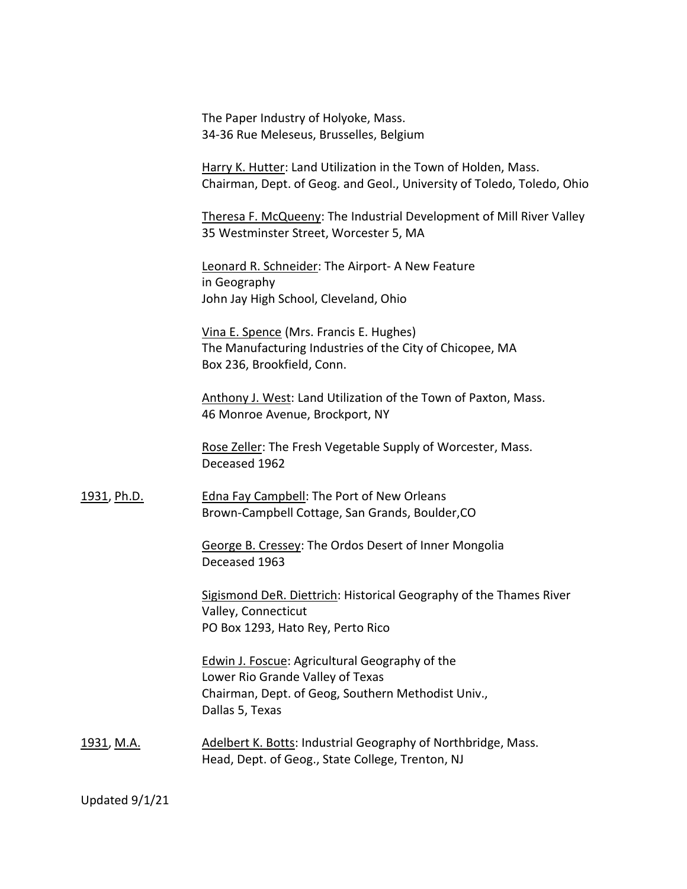The Paper Industry of Holyoke, Mass.
34-36 Rue Meleseus, Brusselles, Belgium

Harry K. Hutter: Land Utilization in the Town of Holden, Mass.
Chairman, Dept. of Geog. and Geol., University of Toledo, Toledo, Ohio

Theresa F. McQueeny: The Industrial Development of Mill River Valley
35 Westminster Street, Worcester 5, MA

Leonard R. Schneider: The Airport- A New Feature in Geography
John Jay High School, Cleveland, Ohio

Vina E. Spence (Mrs. Francis E. Hughes)
The Manufacturing Industries of the City of Chicopee, MA
Box 236, Brookfield, Conn.

Anthony J. West: Land Utilization of the Town of Paxton, Mass.
46 Monroe Avenue, Brockport, NY

Rose Zeller: The Fresh Vegetable Supply of Worcester, Mass.
Deceased 1962

1931, Ph.D.

Edna Fay Campbell: The Port of New Orleans
Brown-Campbell Cottage, San Grands, Boulder,CO

George B. Cressey: The Ordos Desert of Inner Mongolia
Deceased 1963

Sigismond DeR. Diettrich: Historical Geography of the Thames River Valley, Connecticut
PO Box 1293, Hato Rey, Perto Rico

Edwin J. Foscue: Agricultural Geography of the Lower Rio Grande Valley of Texas
Chairman, Dept. of Geog, Southern Methodist Univ., Dallas 5, Texas

1931, M.A.

Adelbert K. Botts: Industrial Geography of Northbridge, Mass.
Head, Dept. of Geog., State College, Trenton, NJ

Updated 9/1/21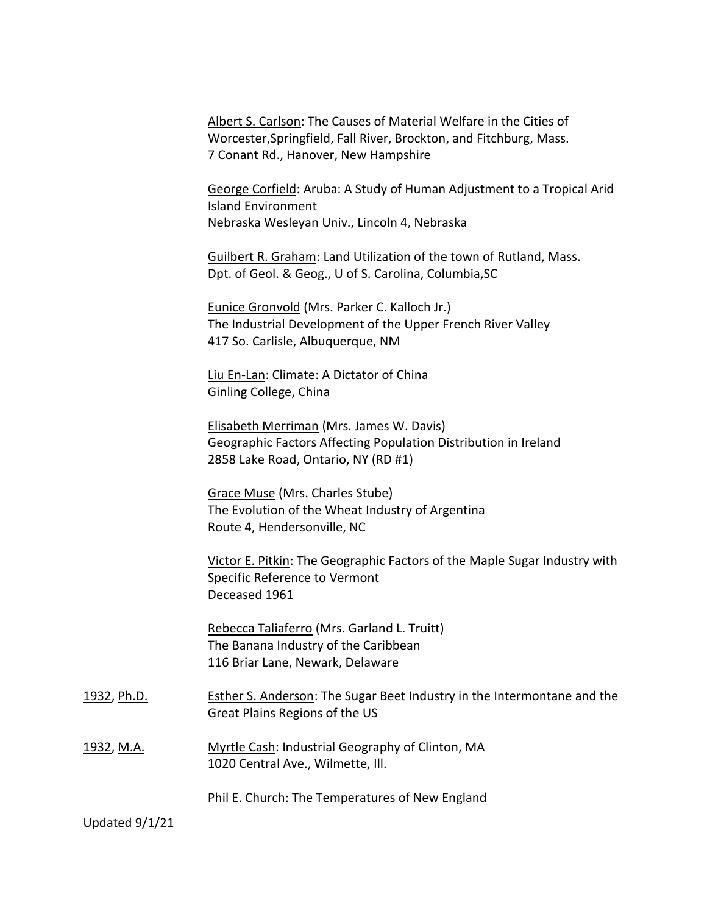Albert S. Carlson: The Causes of Material Welfare in the Cities of Worcester,Springfield, Fall River, Brockton, and Fitchburg, Mass.
7 Conant Rd., Hanover, New Hampshire

George Corfield: Aruba: A Study of Human Adjustment to a Tropical Arid Island Environment
Nebraska Wesleyan Univ., Lincoln 4, Nebraska

Guilbert R. Graham: Land Utilization of the town of Rutland, Mass.
Dpt. of Geol. & Geog., U of S. Carolina, Columbia,SC

Eunice Gronvold (Mrs. Parker C. Kalloch Jr.)
The Industrial Development of the Upper French River Valley
417 So. Carlisle, Albuquerque, NM

Liu En-Lan: Climate: A Dictator of China
Ginling College, China

Elisabeth Merriman (Mrs. James W. Davis)
Geographic Factors Affecting Population Distribution in Ireland
2858 Lake Road, Ontario, NY (RD #1)

Grace Muse (Mrs. Charles Stube)
The Evolution of the Wheat Industry of Argentina
Route 4, Hendersonville, NC

Victor E. Pitkin: The Geographic Factors of the Maple Sugar Industry with Specific Reference to Vermont
Deceased 1961

Rebecca Taliaferro (Mrs. Garland L. Truitt)
The Banana Industry of the Caribbean
116 Briar Lane, Newark, Delaware

1932, Ph.D. Esther S. Anderson: The Sugar Beet Industry in the Intermontane and the Great Plains Regions of the US

1932, M.A. Myrtle Cash: Industrial Geography of Clinton, MA
1020 Central Ave., Wilmette, Ill.

Phil E. Church: The Temperatures of New England

Updated 9/1/21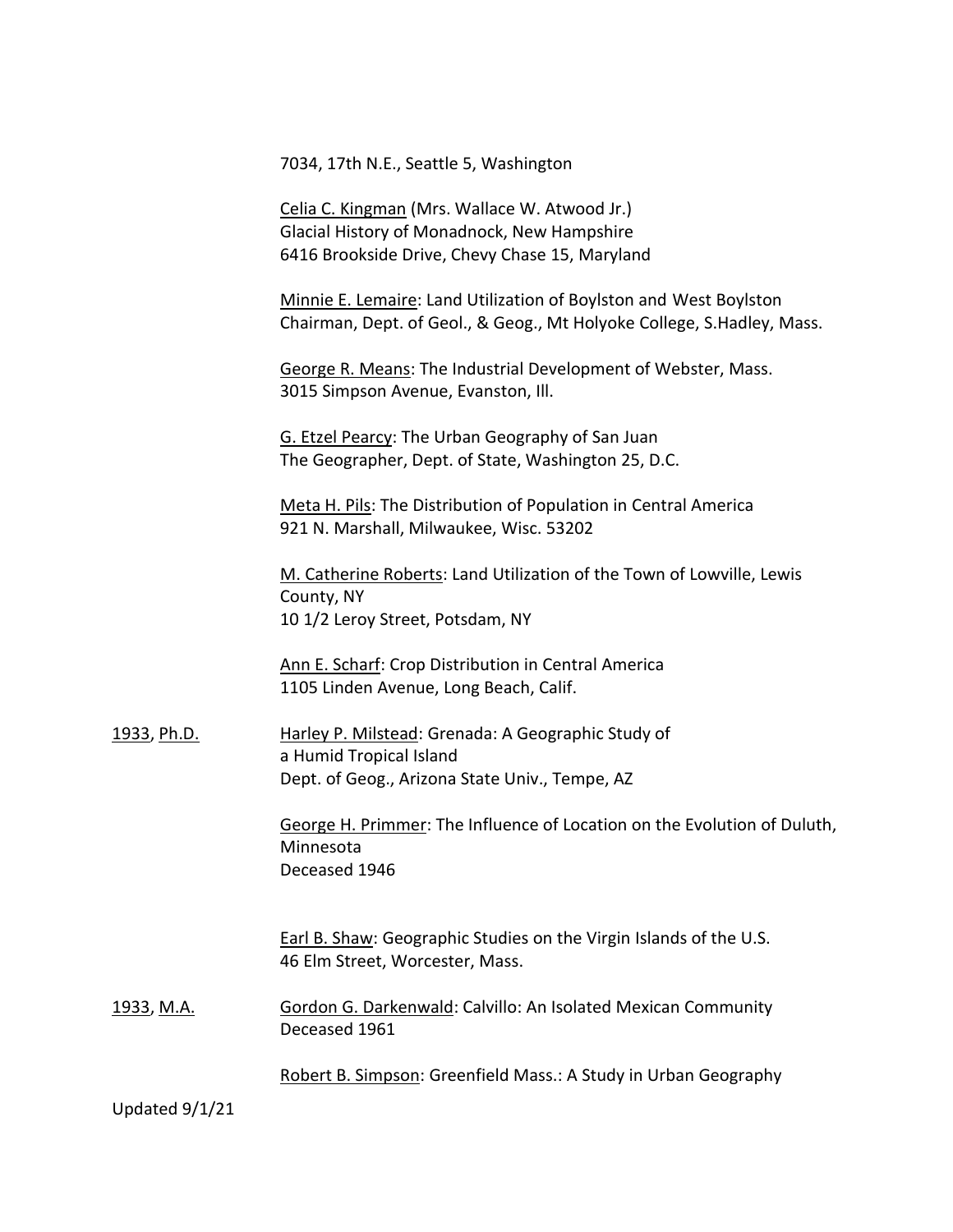7034, 17th N.E., Seattle 5, Washington

Celia C. Kingman (Mrs. Wallace W. Atwood Jr.)
Glacial History of Monadnock, New Hampshire
6416 Brookside Drive, Chevy Chase 15, Maryland

Minnie E. Lemaire: Land Utilization of Boylston and West Boylston
Chairman, Dept. of Geol., & Geog., Mt Holyoke College, S.Hadley, Mass.

George R. Means: The Industrial Development of Webster, Mass.
3015 Simpson Avenue, Evanston, Ill.

G. Etzel Pearcy: The Urban Geography of San Juan
The Geographer, Dept. of State, Washington 25, D.C.

Meta H. Pils: The Distribution of Population in Central America
921 N. Marshall, Milwaukee, Wisc. 53202

M. Catherine Roberts: Land Utilization of the Town of Lowville, Lewis County, NY
10 1/2 Leroy Street, Potsdam, NY

Ann E. Scharf: Crop Distribution in Central America
1105 Linden Avenue, Long Beach, Calif.

**1933, Ph.D.**

Harley P. Milstead: Grenada: A Geographic Study of a Humid Tropical Island
Dept. of Geog., Arizona State Univ., Tempe, AZ

George H. Primmer: The Influence of Location on the Evolution of Duluth, Minnesota
Deceased 1946

Earl B. Shaw: Geographic Studies on the Virgin Islands of the U.S.
46 Elm Street, Worcester, Mass.

**1933, M.A.**

Gordon G. Darkenwald: Calvillo: An Isolated Mexican Community
Deceased 1961

Robert B. Simpson: Greenfield Mass.: A Study in Urban Geography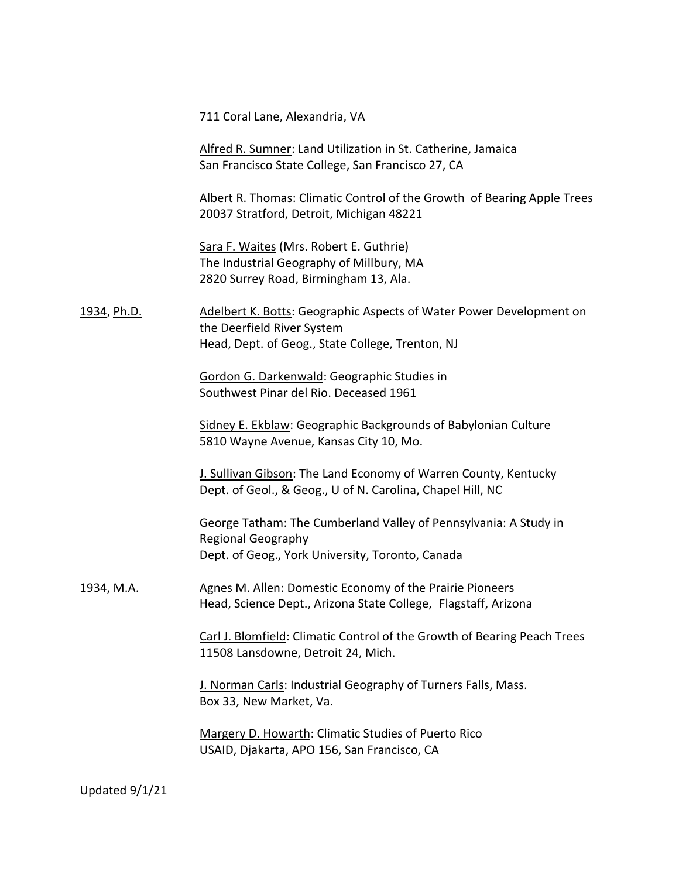711 Coral Lane, Alexandria, VA

<u>Alfred R. Sumner</u>: Land Utilization in St. Catherine, Jamaica
San Francisco State College, San Francisco 27, CA

<u>Albert R. Thomas</u>: Climatic Control of the Growth of Bearing Apple Trees
20037 Stratford, Detroit, Michigan 48221

<u>Sara F. Waites</u> (Mrs. Robert E. Guthrie)
The Industrial Geography of Millbury, MA
2820 Surrey Road, Birmingham 13, Ala.

<u>1934</u>, <u>Ph.D.</u>

<u>Adelbert K. Botts</u>: Geographic Aspects of Water Power Development on the Deerfield River System
Head, Dept. of Geog., State College, Trenton, NJ

<u>Gordon G. Darkenwald</u>: Geographic Studies in Southwest Pinar del Rio. Deceased 1961

<u>Sidney E. Ekblaw</u>: Geographic Backgrounds of Babylonian Culture
5810 Wayne Avenue, Kansas City 10, Mo.

<u>J. Sullivan Gibson</u>: The Land Economy of Warren County, Kentucky
Dept. of Geol., & Geog., U of N. Carolina, Chapel Hill, NC

<u>George Tatham</u>: The Cumberland Valley of Pennsylvania: A Study in Regional Geography
Dept. of Geog., York University, Toronto, Canada

<u>1934</u>, <u>M.A.</u>

<u>Agnes M. Allen</u>: Domestic Economy of the Prairie Pioneers
Head, Science Dept., Arizona State College, Flagstaff, Arizona

<u>Carl J. Blomfield</u>: Climatic Control of the Growth of Bearing Peach Trees
11508 Lansdowne, Detroit 24, Mich.

<u>J. Norman Carls</u>: Industrial Geography of Turners Falls, Mass.
Box 33, New Market, Va.

<u>Margery D. Howarth</u>: Climatic Studies of Puerto Rico
USAID, Djakarta, APO 156, San Francisco, CA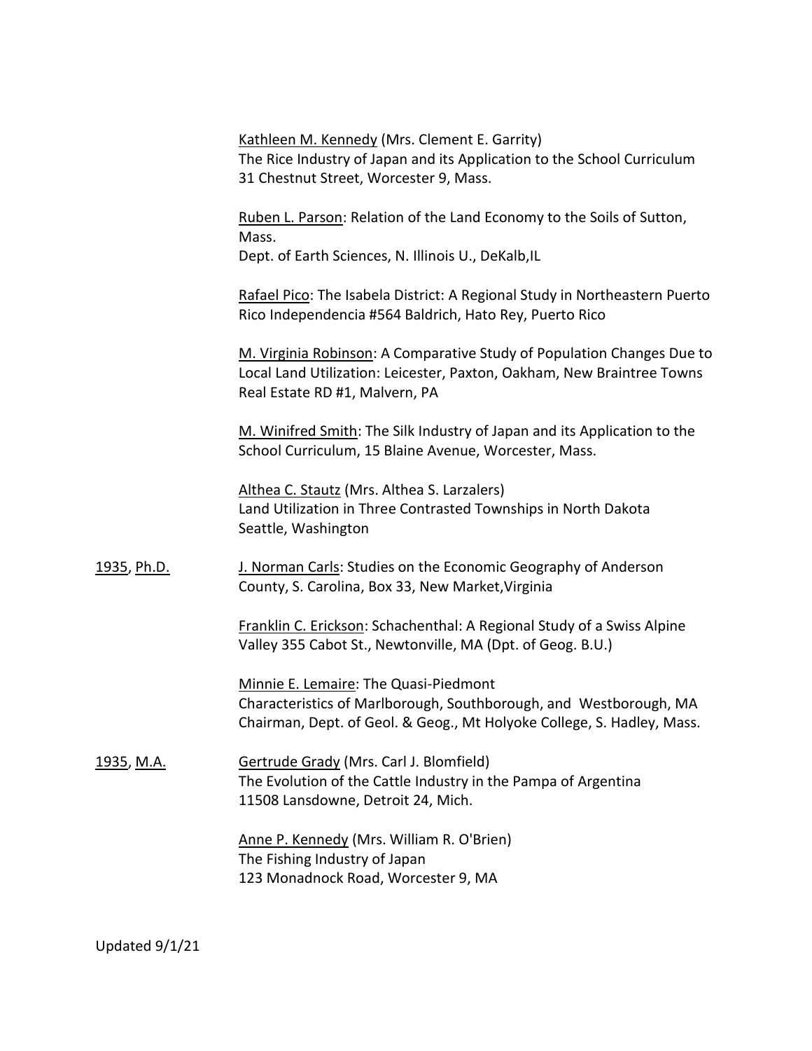Kathleen M. Kennedy (Mrs. Clement E. Garrity)
The Rice Industry of Japan and its Application to the School Curriculum
31 Chestnut Street, Worcester 9, Mass.

Ruben L. Parson: Relation of the Land Economy to the Soils of Sutton, Mass.
Dept. of Earth Sciences, N. Illinois U., DeKalb,IL

Rafael Pico: The Isabela District: A Regional Study in Northeastern Puerto Rico Independencia #564 Baldrich, Hato Rey, Puerto Rico

M. Virginia Robinson: A Comparative Study of Population Changes Due to Local Land Utilization: Leicester, Paxton, Oakham, New Braintree Towns Real Estate RD #1, Malvern, PA

M. Winifred Smith: The Silk Industry of Japan and its Application to the School Curriculum, 15 Blaine Avenue, Worcester, Mass.

Althea C. Stautz (Mrs. Althea S. Larzalers)
Land Utilization in Three Contrasted Townships in North Dakota
Seattle, Washington

1935, Ph.D.

J. Norman Carls: Studies on the Economic Geography of Anderson County, S. Carolina, Box 33, New Market,Virginia

Franklin C. Erickson: Schachenthal: A Regional Study of a Swiss Alpine Valley 355 Cabot St., Newtonville, MA (Dpt. of Geog. B.U.)

Minnie E. Lemaire: The Quasi-Piedmont
Characteristics of Marlborough, Southborough, and Westborough, MA
Chairman, Dept. of Geol. & Geog., Mt Holyoke College, S. Hadley, Mass.

1935, M.A.

Gertrude Grady (Mrs. Carl J. Blomfield)
The Evolution of the Cattle Industry in the Pampa of Argentina
11508 Lansdowne, Detroit 24, Mich.

Anne P. Kennedy (Mrs. William R. O'Brien)
The Fishing Industry of Japan
123 Monadnock Road, Worcester 9, MA

Updated 9/1/21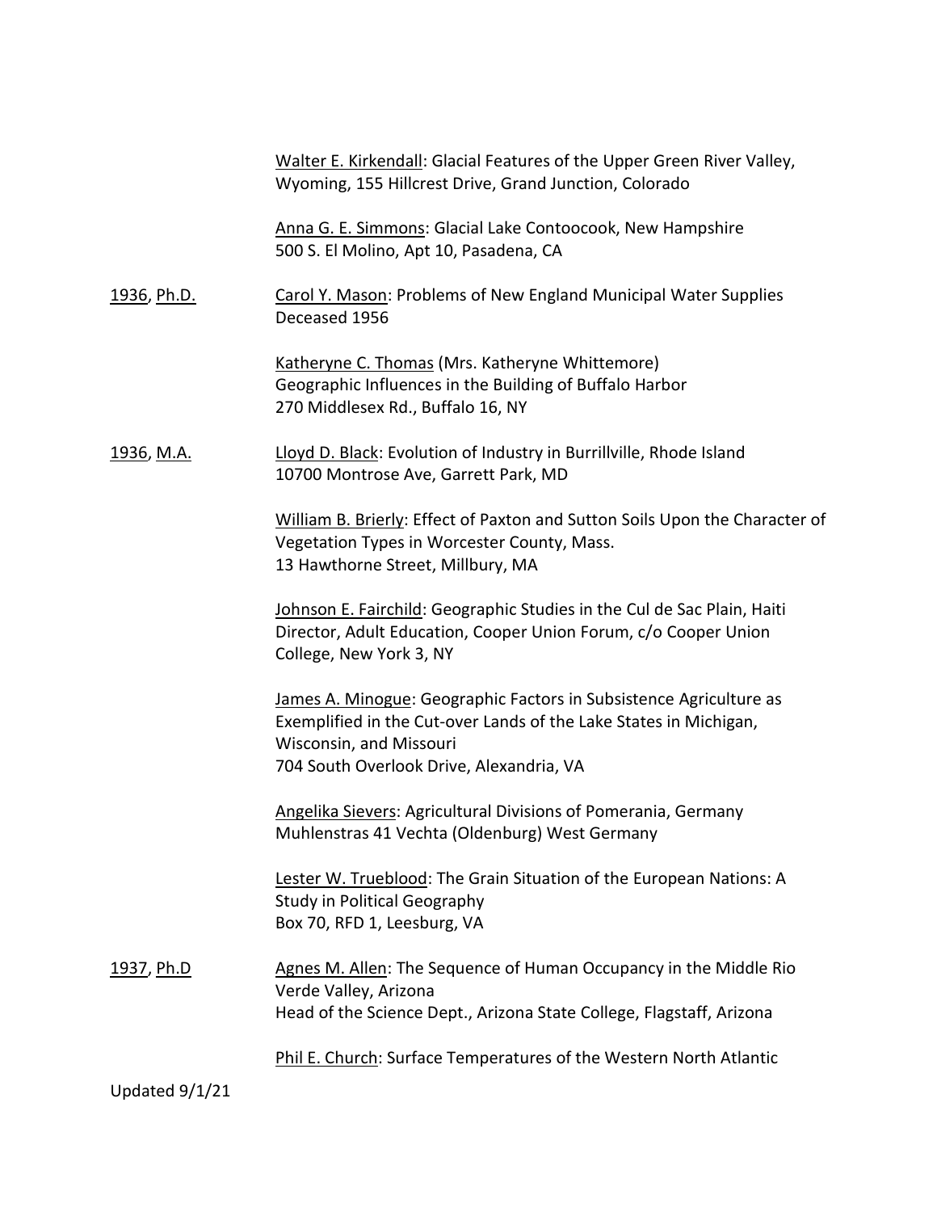Walter E. Kirkendall: Glacial Features of the Upper Green River Valley, Wyoming, 155 Hillcrest Drive, Grand Junction, Colorado

Anna G. E. Simmons: Glacial Lake Contoocook, New Hampshire
500 S. El Molino, Apt 10, Pasadena, CA

**1936, Ph.D.**

Carol Y. Mason: Problems of New England Municipal Water Supplies
Deceased 1956

Katheryne C. Thomas (Mrs. Katheryne Whittemore)
Geographic Influences in the Building of Buffalo Harbor
270 Middlesex Rd., Buffalo 16, NY

**1936, M.A.**

Lloyd D. Black: Evolution of Industry in Burrillville, Rhode Island
10700 Montrose Ave, Garrett Park, MD

William B. Brierly: Effect of Paxton and Sutton Soils Upon the Character of Vegetation Types in Worcester County, Mass.
13 Hawthorne Street, Millbury, MA

Johnson E. Fairchild: Geographic Studies in the Cul de Sac Plain, Haiti
Director, Adult Education, Cooper Union Forum, c/o Cooper Union College, New York 3, NY

James A. Minogue: Geographic Factors in Subsistence Agriculture as Exemplified in the Cut-over Lands of the Lake States in Michigan, Wisconsin, and Missouri
704 South Overlook Drive, Alexandria, VA

Angelika Sievers: Agricultural Divisions of Pomerania, Germany
Muhlenstras 41 Vechta (Oldenburg) West Germany

Lester W. Trueblood: The Grain Situation of the European Nations: A Study in Political Geography
Box 70, RFD 1, Leesburg, VA

**1937, Ph.D**

Agnes M. Allen: The Sequence of Human Occupancy in the Middle Rio Verde Valley, Arizona
Head of the Science Dept., Arizona State College, Flagstaff, Arizona

Phil E. Church: Surface Temperatures of the Western North Atlantic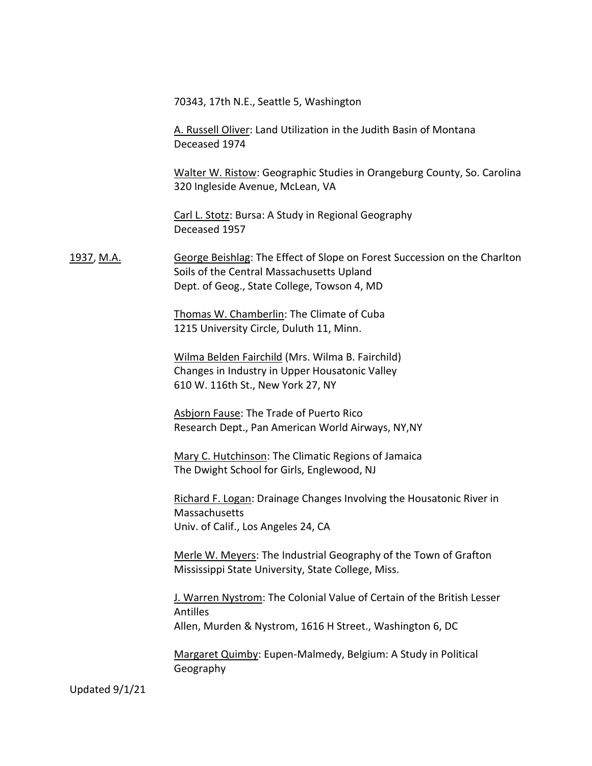70343, 17th N.E., Seattle 5, Washington

A. Russell Oliver: Land Utilization in the Judith Basin of Montana
Deceased 1974

Walter W. Ristow: Geographic Studies in Orangeburg County, So. Carolina
320 Ingleside Avenue, McLean, VA

Carl L. Stotz: Bursa: A Study in Regional Geography
Deceased 1957

1937, M.A.

George Beishlag: The Effect of Slope on Forest Succession on the Charlton Soils of the Central Massachusetts Upland
Dept. of Geog., State College, Towson 4, MD

Thomas W. Chamberlin: The Climate of Cuba
1215 University Circle, Duluth 11, Minn.

Wilma Belden Fairchild (Mrs. Wilma B. Fairchild)
Changes in Industry in Upper Housatonic Valley
610 W. 116th St., New York 27, NY

Asbjorn Fause: The Trade of Puerto Rico
Research Dept., Pan American World Airways, NY,NY

Mary C. Hutchinson: The Climatic Regions of Jamaica
The Dwight School for Girls, Englewood, NJ

Richard F. Logan: Drainage Changes Involving the Housatonic River in Massachusetts
Univ. of Calif., Los Angeles 24, CA

Merle W. Meyers: The Industrial Geography of the Town of Grafton
Mississippi State University, State College, Miss.

J. Warren Nystrom: The Colonial Value of Certain of the British Lesser Antilles
Allen, Murden & Nystrom, 1616 H Street., Washington 6, DC

Margaret Quimby: Eupen-Malmedy, Belgium: A Study in Political Geography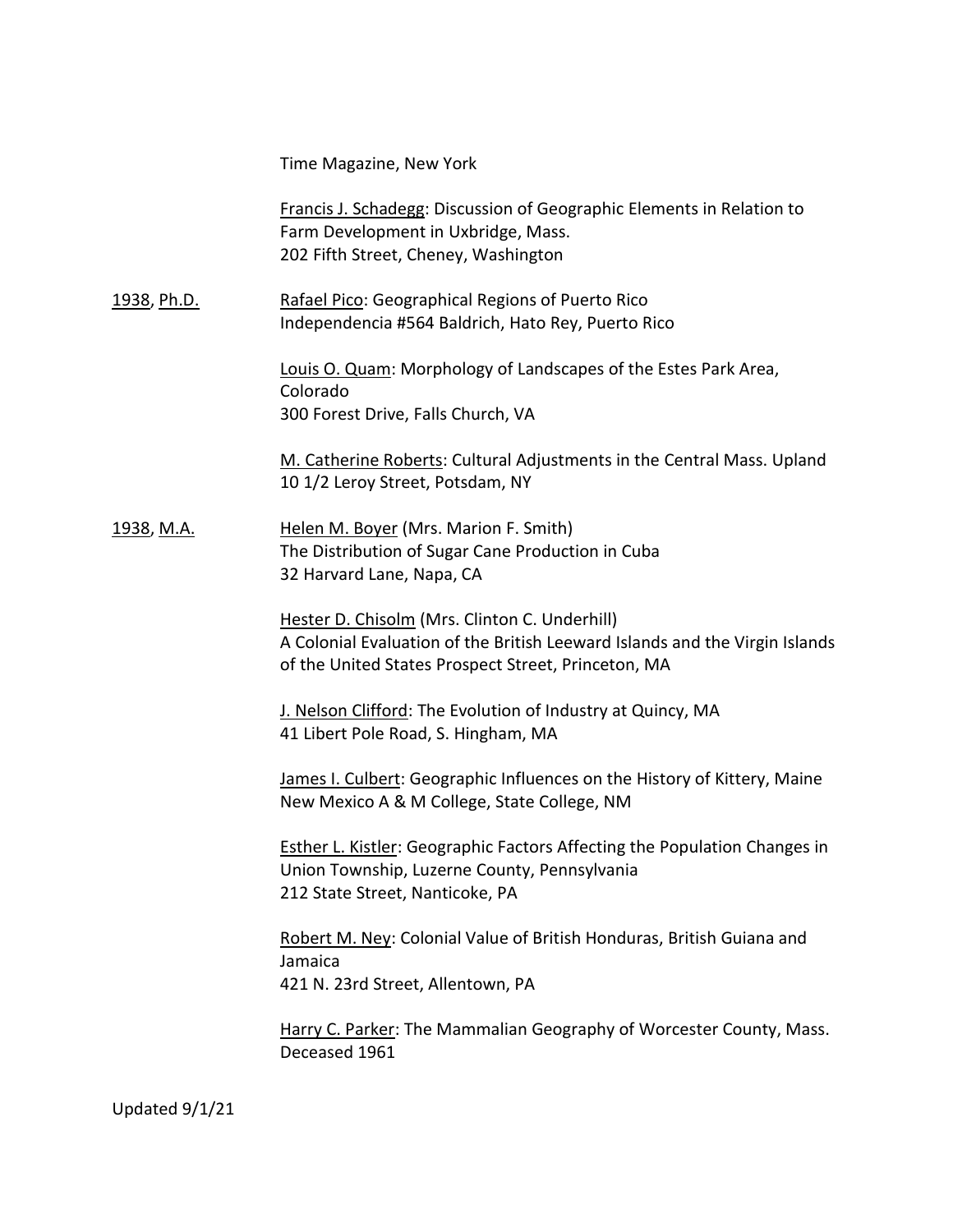Time Magazine, New York

Francis J. Schadegg: Discussion of Geographic Elements in Relation to Farm Development in Uxbridge, Mass.
202 Fifth Street, Cheney, Washington

1938, Ph.D.

Rafael Pico: Geographical Regions of Puerto Rico
Independencia #564 Baldrich, Hato Rey, Puerto Rico

Louis O. Quam: Morphology of Landscapes of the Estes Park Area, Colorado
300 Forest Drive, Falls Church, VA

M. Catherine Roberts: Cultural Adjustments in the Central Mass. Upland
10 1/2 Leroy Street, Potsdam, NY

1938, M.A.

Helen M. Boyer (Mrs. Marion F. Smith)
The Distribution of Sugar Cane Production in Cuba
32 Harvard Lane, Napa, CA

Hester D. Chisolm (Mrs. Clinton C. Underhill)
A Colonial Evaluation of the British Leeward Islands and the Virgin Islands of the United States Prospect Street, Princeton, MA

J. Nelson Clifford: The Evolution of Industry at Quincy, MA
41 Libert Pole Road, S. Hingham, MA

James I. Culbert: Geographic Influences on the History of Kittery, Maine
New Mexico A & M College, State College, NM

Esther L. Kistler: Geographic Factors Affecting the Population Changes in Union Township, Luzerne County, Pennsylvania
212 State Street, Nanticoke, PA

Robert M. Ney: Colonial Value of British Honduras, British Guiana and Jamaica
421 N. 23rd Street, Allentown, PA

Harry C. Parker: The Mammalian Geography of Worcester County, Mass.
Deceased 1961

Updated 9/1/21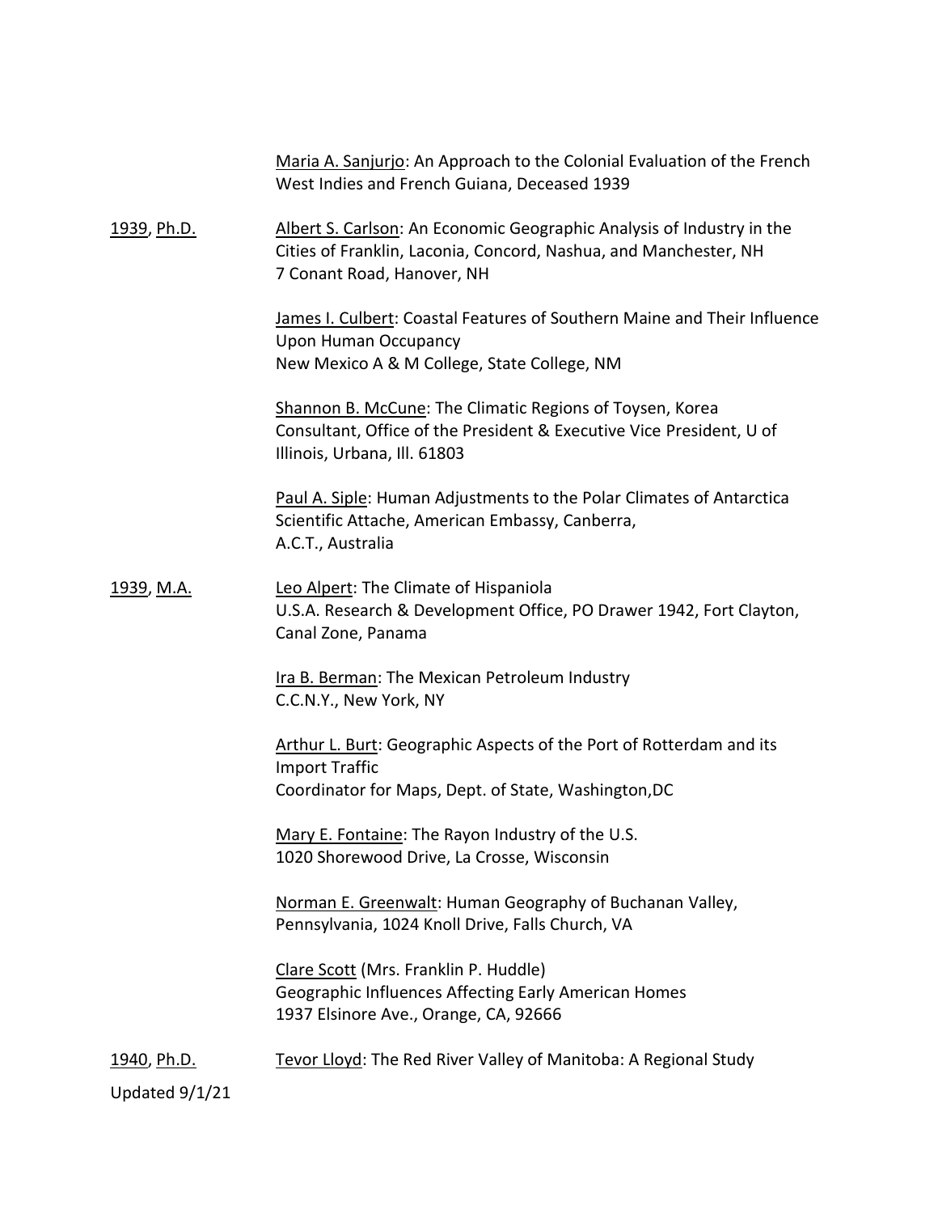Maria A. Sanjurjo: An Approach to the Colonial Evaluation of the French West Indies and French Guiana, Deceased 1939

1939, Ph.D.

Albert S. Carlson: An Economic Geographic Analysis of Industry in the Cities of Franklin, Laconia, Concord, Nashua, and Manchester, NH
7 Conant Road, Hanover, NH

James I. Culbert: Coastal Features of Southern Maine and Their Influence Upon Human Occupancy
New Mexico A & M College, State College, NM

Shannon B. McCune: The Climatic Regions of Toysen, Korea
Consultant, Office of the President & Executive Vice President, U of Illinois, Urbana, Ill. 61803

Paul A. Siple: Human Adjustments to the Polar Climates of Antarctica
Scientific Attache, American Embassy, Canberra, A.C.T., Australia

1939, M.A.

Leo Alpert: The Climate of Hispaniola
U.S.A. Research & Development Office, PO Drawer 1942, Fort Clayton, Canal Zone, Panama

Ira B. Berman: The Mexican Petroleum Industry
C.C.N.Y., New York, NY

Arthur L. Burt: Geographic Aspects of the Port of Rotterdam and its Import Traffic
Coordinator for Maps, Dept. of State, Washington,DC

Mary E. Fontaine: The Rayon Industry of the U.S.
1020 Shorewood Drive, La Crosse, Wisconsin

Norman E. Greenwalt: Human Geography of Buchanan Valley, Pennsylvania, 1024 Knoll Drive, Falls Church, VA

Clare Scott (Mrs. Franklin P. Huddle)
Geographic Influences Affecting Early American Homes
1937 Elsinore Ave., Orange, CA, 92666

1940, Ph.D.

Tevor Lloyd: The Red River Valley of Manitoba: A Regional Study

Updated 9/1/21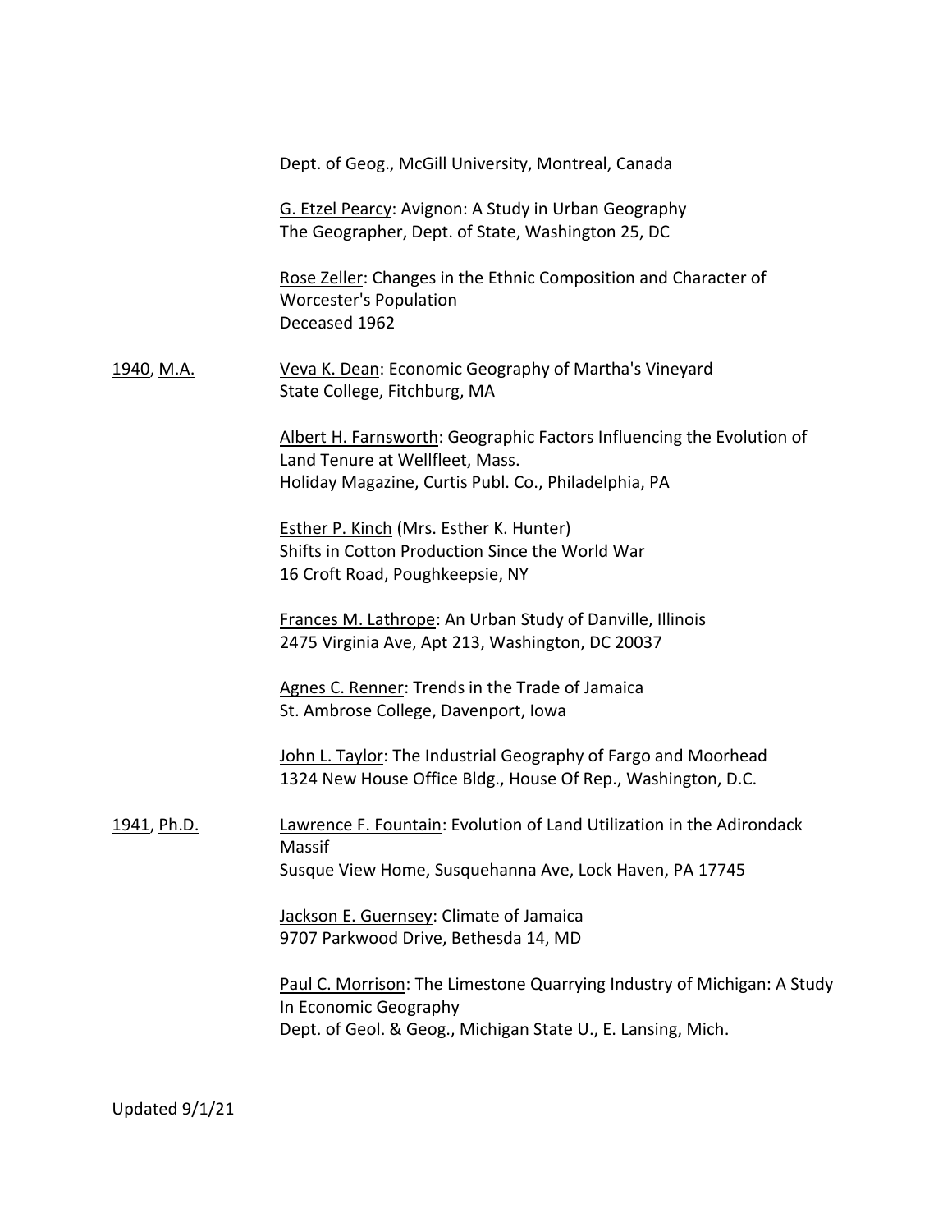Dept. of Geog., McGill University, Montreal, Canada

G. Etzel Pearcy: Avignon: A Study in Urban Geography
The Geographer, Dept. of State, Washington 25, DC

Rose Zeller: Changes in the Ethnic Composition and Character of Worcester's Population
Deceased 1962

**1940, M.A.**

Veva K. Dean: Economic Geography of Martha's Vineyard
State College, Fitchburg, MA

Albert H. Farnsworth: Geographic Factors Influencing the Evolution of Land Tenure at Wellfleet, Mass.
Holiday Magazine, Curtis Publ. Co., Philadelphia, PA

Esther P. Kinch (Mrs. Esther K. Hunter)
Shifts in Cotton Production Since the World War
16 Croft Road, Poughkeepsie, NY

Frances M. Lathrope: An Urban Study of Danville, Illinois
2475 Virginia Ave, Apt 213, Washington, DC 20037

Agnes C. Renner: Trends in the Trade of Jamaica
St. Ambrose College, Davenport, Iowa

John L. Taylor: The Industrial Geography of Fargo and Moorhead
1324 New House Office Bldg., House Of Rep., Washington, D.C.

**1941, Ph.D.**

Lawrence F. Fountain: Evolution of Land Utilization in the Adirondack Massif
Susque View Home, Susquehanna Ave, Lock Haven, PA 17745

Jackson E. Guernsey: Climate of Jamaica
9707 Parkwood Drive, Bethesda 14, MD

Paul C. Morrison: The Limestone Quarrying Industry of Michigan: A Study In Economic Geography
Dept. of Geol. & Geog., Michigan State U., E. Lansing, Mich.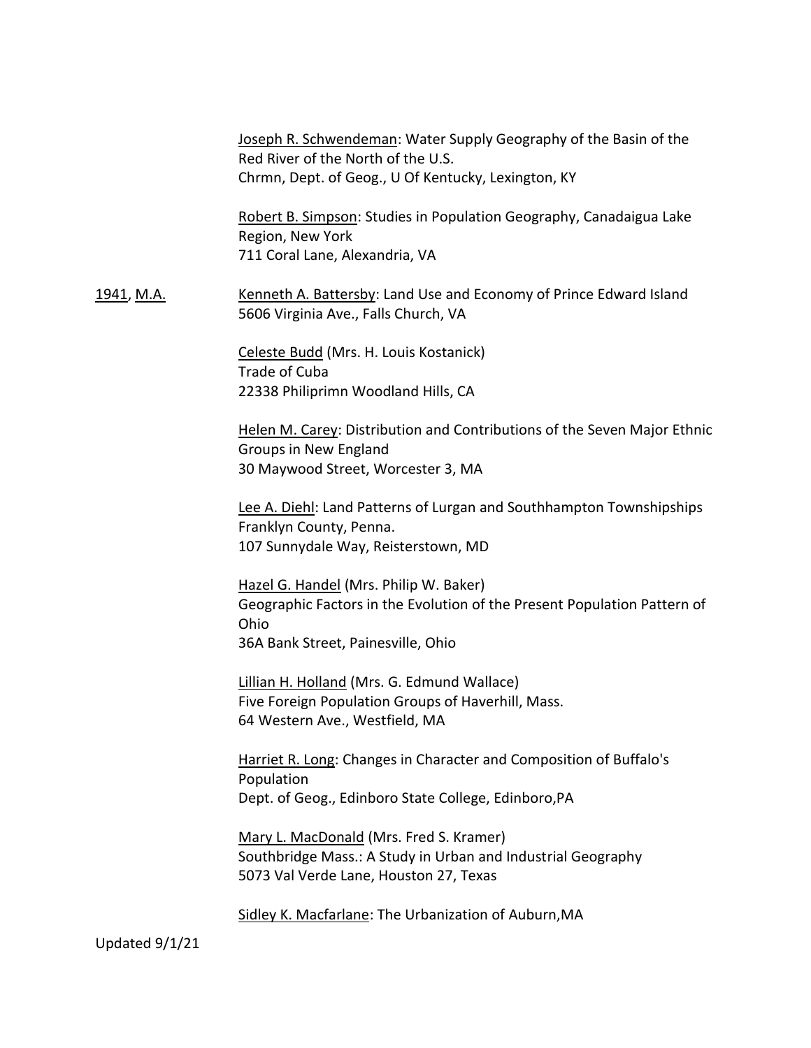Joseph R. Schwendeman: Water Supply Geography of the Basin of the Red River of the North of the U.S.
Chrmn, Dept. of Geog., U Of Kentucky, Lexington, KY

Robert B. Simpson: Studies in Population Geography, Canadaigua Lake Region, New York
711 Coral Lane, Alexandria, VA

1941, M.A.

Kenneth A. Battersby: Land Use and Economy of Prince Edward Island
5606 Virginia Ave., Falls Church, VA

Celeste Budd (Mrs. H. Louis Kostanick)
Trade of Cuba
22338 Philiprimn Woodland Hills, CA

Helen M. Carey: Distribution and Contributions of the Seven Major Ethnic Groups in New England
30 Maywood Street, Worcester 3, MA

Lee A. Diehl: Land Patterns of Lurgan and Southhampton Townshipships Franklyn County, Penna.
107 Sunnydale Way, Reisterstown, MD

Hazel G. Handel (Mrs. Philip W. Baker)
Geographic Factors in the Evolution of the Present Population Pattern of Ohio
36A Bank Street, Painesville, Ohio

Lillian H. Holland (Mrs. G. Edmund Wallace)
Five Foreign Population Groups of Haverhill, Mass.
64 Western Ave., Westfield, MA

Harriet R. Long: Changes in Character and Composition of Buffalo's Population
Dept. of Geog., Edinboro State College, Edinboro,PA

Mary L. MacDonald (Mrs. Fred S. Kramer)
Southbridge Mass.: A Study in Urban and Industrial Geography
5073 Val Verde Lane, Houston 27, Texas

Sidley K. Macfarlane: The Urbanization of Auburn,MA

Updated 9/1/21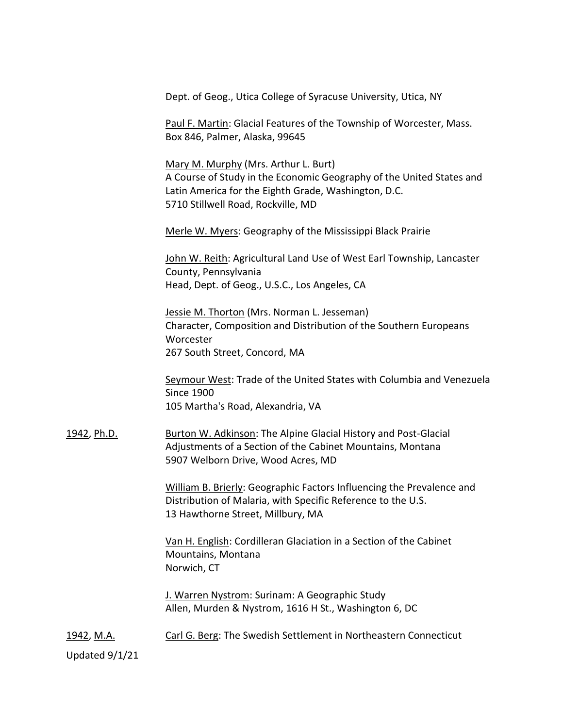Dept. of Geog., Utica College of Syracuse University, Utica, NY

Paul F. Martin: Glacial Features of the Township of Worcester, Mass.
Box 846, Palmer, Alaska, 99645

Mary M. Murphy (Mrs. Arthur L. Burt)
A Course of Study in the Economic Geography of the United States and Latin America for the Eighth Grade, Washington, D.C.
5710 Stillwell Road, Rockville, MD

Merle W. Myers: Geography of the Mississippi Black Prairie

John W. Reith: Agricultural Land Use of West Earl Township, Lancaster County, Pennsylvania
Head, Dept. of Geog., U.S.C., Los Angeles, CA

Jessie M. Thorton (Mrs. Norman L. Jesseman)
Character, Composition and Distribution of the Southern Europeans Worcester
267 South Street, Concord, MA

Seymour West: Trade of the United States with Columbia and Venezuela Since 1900
105 Martha's Road, Alexandria, VA

1942, Ph.D.

Burton W. Adkinson: The Alpine Glacial History and Post-Glacial Adjustments of a Section of the Cabinet Mountains, Montana
5907 Welborn Drive, Wood Acres, MD

William B. Brierly: Geographic Factors Influencing the Prevalence and Distribution of Malaria, with Specific Reference to the U.S.
13 Hawthorne Street, Millbury, MA

Van H. English: Cordilleran Glaciation in a Section of the Cabinet Mountains, Montana
Norwich, CT

J. Warren Nystrom: Surinam: A Geographic Study
Allen, Murden & Nystrom, 1616 H St., Washington 6, DC

1942, M.A.

Carl G. Berg: The Swedish Settlement in Northeastern Connecticut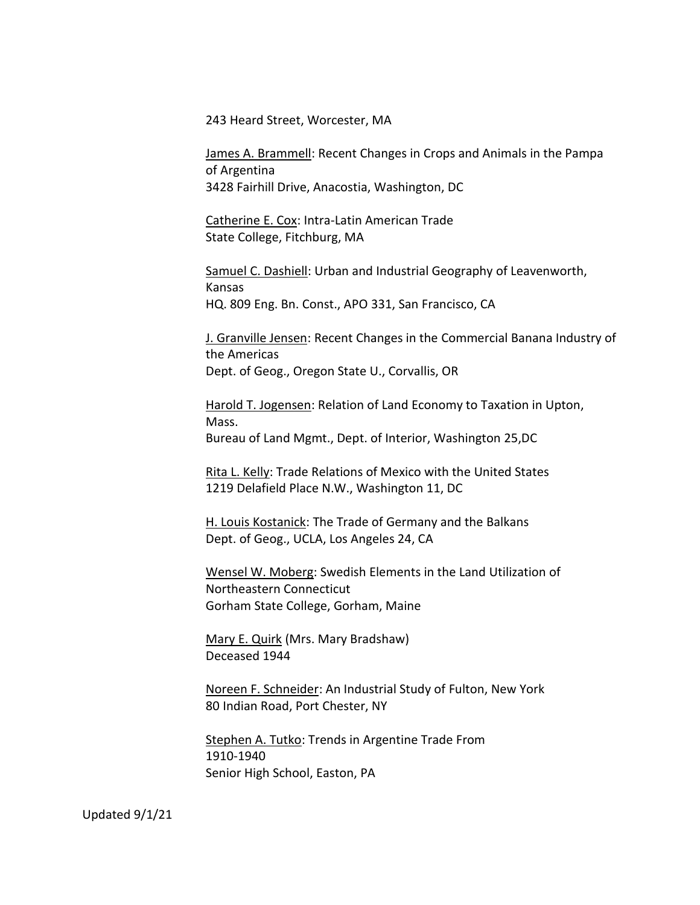243 Heard Street, Worcester, MA

James A. Brammell: Recent Changes in Crops and Animals in the Pampa of Argentina
3428 Fairhill Drive, Anacostia, Washington, DC

Catherine E. Cox: Intra-Latin American Trade
State College, Fitchburg, MA

Samuel C. Dashiell: Urban and Industrial Geography of Leavenworth, Kansas
HQ. 809 Eng. Bn. Const., APO 331, San Francisco, CA

J. Granville Jensen: Recent Changes in the Commercial Banana Industry of the Americas
Dept. of Geog., Oregon State U., Corvallis, OR

Harold T. Jogensen: Relation of Land Economy to Taxation in Upton, Mass.
Bureau of Land Mgmt., Dept. of Interior, Washington 25,DC

Rita L. Kelly: Trade Relations of Mexico with the United States
1219 Delafield Place N.W., Washington 11, DC

H. Louis Kostanick: The Trade of Germany and the Balkans
Dept. of Geog., UCLA, Los Angeles 24, CA

Wensel W. Moberg: Swedish Elements in the Land Utilization of Northeastern Connecticut
Gorham State College, Gorham, Maine

Mary E. Quirk (Mrs. Mary Bradshaw)
Deceased 1944

Noreen F. Schneider: An Industrial Study of Fulton, New York
80 Indian Road, Port Chester, NY

Stephen A. Tutko: Trends in Argentine Trade From 1910-1940
Senior High School, Easton, PA

Updated 9/1/21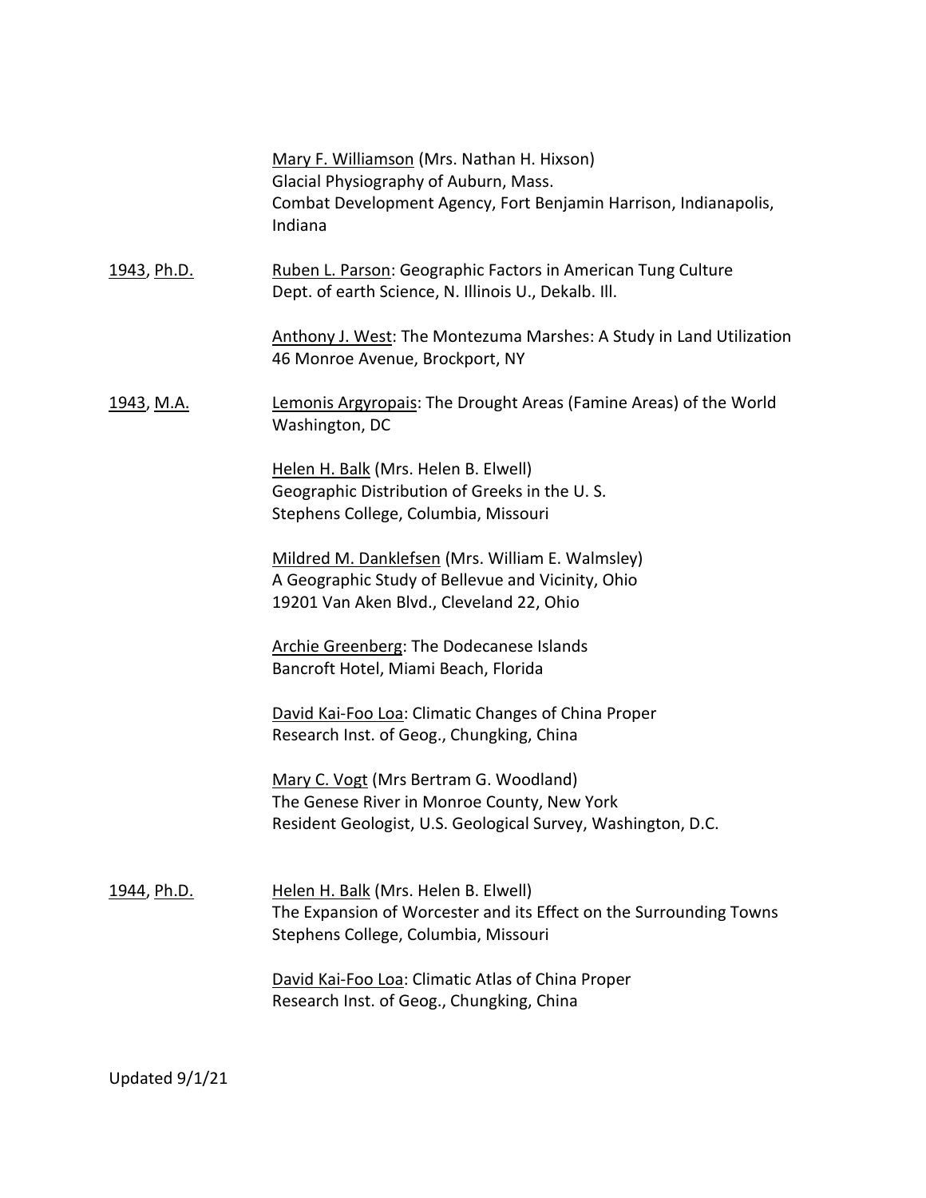Mary F. Williamson (Mrs. Nathan H. Hixson)
Glacial Physiography of Auburn, Mass.
Combat Development Agency, Fort Benjamin Harrison, Indianapolis, Indiana

1943, Ph.D.

Ruben L. Parson: Geographic Factors in American Tung Culture
Dept. of earth Science, N. Illinois U., Dekalb. Ill.

Anthony J. West: The Montezuma Marshes: A Study in Land Utilization
46 Monroe Avenue, Brockport, NY

1943, M.A.

Lemonis Argyropais: The Drought Areas (Famine Areas) of the World
Washington, DC

Helen H. Balk (Mrs. Helen B. Elwell)
Geographic Distribution of Greeks in the U. S.
Stephens College, Columbia, Missouri

Mildred M. Danklefsen (Mrs. William E. Walmsley)
A Geographic Study of Bellevue and Vicinity, Ohio
19201 Van Aken Blvd., Cleveland 22, Ohio

Archie Greenberg: The Dodecanese Islands
Bancroft Hotel, Miami Beach, Florida

David Kai-Foo Loa: Climatic Changes of China Proper
Research Inst. of Geog., Chungking, China

Mary C. Vogt (Mrs Bertram G. Woodland)
The Genese River in Monroe County, New York
Resident Geologist, U.S. Geological Survey, Washington, D.C.

1944, Ph.D.

Helen H. Balk (Mrs. Helen B. Elwell)
The Expansion of Worcester and its Effect on the Surrounding Towns
Stephens College, Columbia, Missouri

David Kai-Foo Loa: Climatic Atlas of China Proper
Research Inst. of Geog., Chungking, China

Updated 9/1/21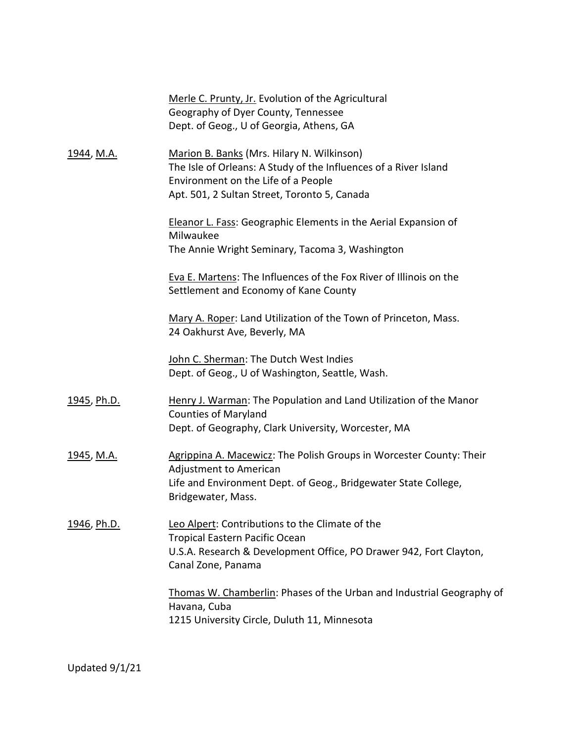Merle C. Prunty, Jr. Evolution of the Agricultural Geography of Dyer County, Tennessee
Dept. of Geog., U of Georgia, Athens, GA

1944, M.A.

Marion B. Banks (Mrs. Hilary N. Wilkinson)
The Isle of Orleans: A Study of the Influences of a River Island Environment on the Life of a People
Apt. 501, 2 Sultan Street, Toronto 5, Canada

Eleanor L. Fass: Geographic Elements in the Aerial Expansion of Milwaukee
The Annie Wright Seminary, Tacoma 3, Washington

Eva E. Martens: The Influences of the Fox River of Illinois on the Settlement and Economy of Kane County

Mary A. Roper: Land Utilization of the Town of Princeton, Mass.
24 Oakhurst Ave, Beverly, MA

John C. Sherman: The Dutch West Indies
Dept. of Geog., U of Washington, Seattle, Wash.

1945, Ph.D.

Henry J. Warman: The Population and Land Utilization of the Manor Counties of Maryland
Dept. of Geography, Clark University, Worcester, MA

1945, M.A.

Agrippina A. Macewicz: The Polish Groups in Worcester County: Their Adjustment to American Life and Environment Dept. of Geog., Bridgewater State College, Bridgewater, Mass.

1946, Ph.D.

Leo Alpert: Contributions to the Climate of the Tropical Eastern Pacific Ocean
U.S.A. Research & Development Office, PO Drawer 942, Fort Clayton, Canal Zone, Panama

Thomas W. Chamberlin: Phases of the Urban and Industrial Geography of Havana, Cuba
1215 University Circle, Duluth 11, Minnesota

Updated 9/1/21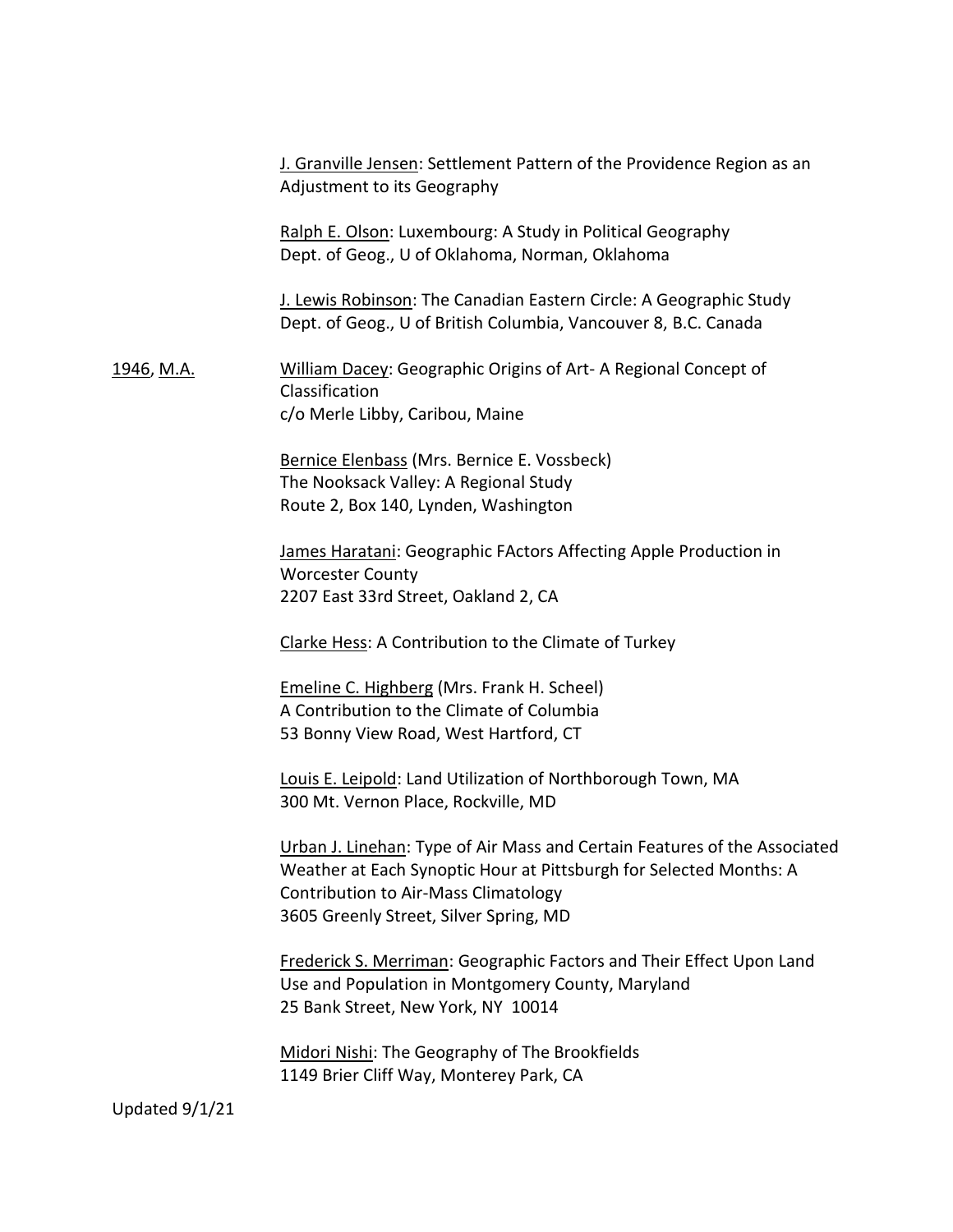<u>J. Granville Jensen</u>: Settlement Pattern of the Providence Region as an Adjustment to its Geography

<u>Ralph E. Olson</u>: Luxembourg: A Study in Political Geography
Dept. of Geog., U of Oklahoma, Norman, Oklahoma

<u>J. Lewis Robinson</u>: The Canadian Eastern Circle: A Geographic Study
Dept. of Geog., U of British Columbia, Vancouver 8, B.C. Canada

<u>1946</u>, <u>M.A.</u>

<u>William Dacey</u>: Geographic Origins of Art- A Regional Concept of Classification
c/o Merle Libby, Caribou, Maine

<u>Bernice Elenbass</u> (Mrs. Bernice E. Vossbeck)
The Nooksack Valley: A Regional Study
Route 2, Box 140, Lynden, Washington

<u>James Haratani</u>: Geographic FActors Affecting Apple Production in Worcester County
2207 East 33rd Street, Oakland 2, CA

<u>Clarke Hess</u>: A Contribution to the Climate of Turkey

<u>Emeline C. Highberg</u> (Mrs. Frank H. Scheel)
A Contribution to the Climate of Columbia
53 Bonny View Road, West Hartford, CT

<u>Louis E. Leipold</u>: Land Utilization of Northborough Town, MA
300 Mt. Vernon Place, Rockville, MD

<u>Urban J. Linehan</u>: Type of Air Mass and Certain Features of the Associated Weather at Each Synoptic Hour at Pittsburgh for Selected Months: A Contribution to Air-Mass Climatology
3605 Greenly Street, Silver Spring, MD

<u>Frederick S. Merriman</u>: Geographic Factors and Their Effect Upon Land Use and Population in Montgomery County, Maryland
25 Bank Street, New York, NY 10014

<u>Midori Nishi</u>: The Geography of The Brookfields
1149 Brier Cliff Way, Monterey Park, CA

Updated 9/1/21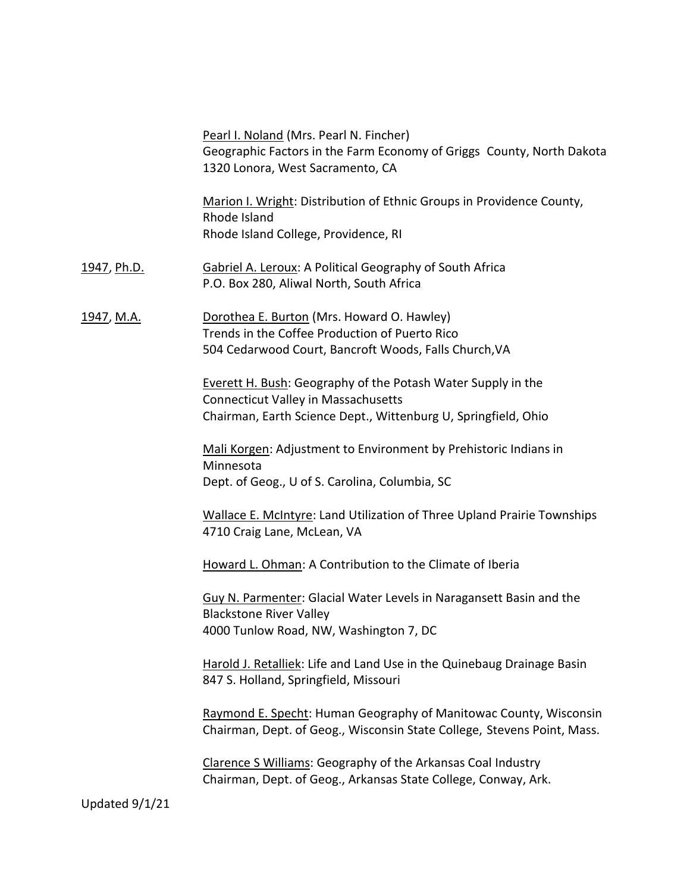Pearl I. Noland (Mrs. Pearl N. Fincher)
Geographic Factors in the Farm Economy of Griggs County, North Dakota
1320 Lonora, West Sacramento, CA

Marion I. Wright: Distribution of Ethnic Groups in Providence County, Rhode Island
Rhode Island College, Providence, RI

1947, Ph.D.

Gabriel A. Leroux: A Political Geography of South Africa
P.O. Box 280, Aliwal North, South Africa

1947, M.A.

Dorothea E. Burton (Mrs. Howard O. Hawley)
Trends in the Coffee Production of Puerto Rico
504 Cedarwood Court, Bancroft Woods, Falls Church,VA

Everett H. Bush: Geography of the Potash Water Supply in the Connecticut Valley in Massachusetts
Chairman, Earth Science Dept., Wittenburg U, Springfield, Ohio

Mali Korgen: Adjustment to Environment by Prehistoric Indians in Minnesota
Dept. of Geog., U of S. Carolina, Columbia, SC

Wallace E. McIntyre: Land Utilization of Three Upland Prairie Townships
4710 Craig Lane, McLean, VA

Howard L. Ohman: A Contribution to the Climate of Iberia

Guy N. Parmenter: Glacial Water Levels in Naragansett Basin and the Blackstone River Valley
4000 Tunlow Road, NW, Washington 7, DC

Harold J. Retalliek: Life and Land Use in the Quinebaug Drainage Basin
847 S. Holland, Springfield, Missouri

Raymond E. Specht: Human Geography of Manitowac County, Wisconsin
Chairman, Dept. of Geog., Wisconsin State College, Stevens Point, Mass.

Clarence S Williams: Geography of the Arkansas Coal Industry
Chairman, Dept. of Geog., Arkansas State College, Conway, Ark.

Updated 9/1/21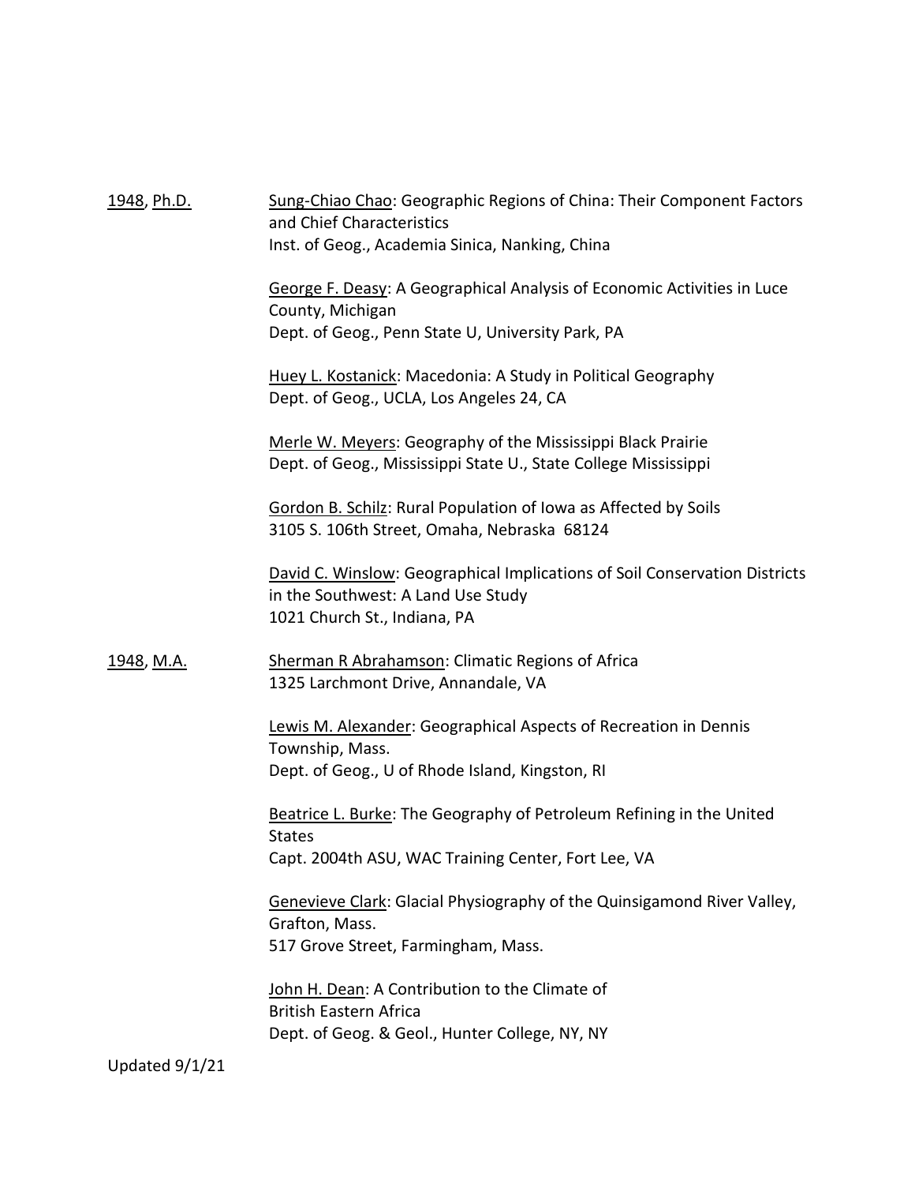1948, Ph.D.

Sung-Chiao Chao: Geographic Regions of China: Their Component Factors and Chief Characteristics
Inst. of Geog., Academia Sinica, Nanking, China

George F. Deasy: A Geographical Analysis of Economic Activities in Luce County, Michigan
Dept. of Geog., Penn State U, University Park, PA

Huey L. Kostanick: Macedonia: A Study in Political Geography
Dept. of Geog., UCLA, Los Angeles 24, CA

Merle W. Meyers: Geography of the Mississippi Black Prairie
Dept. of Geog., Mississippi State U., State College Mississippi

Gordon B. Schilz: Rural Population of Iowa as Affected by Soils
3105 S. 106th Street, Omaha, Nebraska 68124

David C. Winslow: Geographical Implications of Soil Conservation Districts in the Southwest: A Land Use Study
1021 Church St., Indiana, PA

1948, M.A.

Sherman R Abrahamson: Climatic Regions of Africa
1325 Larchmont Drive, Annandale, VA

Lewis M. Alexander: Geographical Aspects of Recreation in Dennis Township, Mass.
Dept. of Geog., U of Rhode Island, Kingston, RI

Beatrice L. Burke: The Geography of Petroleum Refining in the United States
Capt. 2004th ASU, WAC Training Center, Fort Lee, VA

Genevieve Clark: Glacial Physiography of the Quinsigamond River Valley, Grafton, Mass.
517 Grove Street, Farmingham, Mass.

John H. Dean: A Contribution to the Climate of British Eastern Africa
Dept. of Geog. & Geol., Hunter College, NY, NY

Updated 9/1/21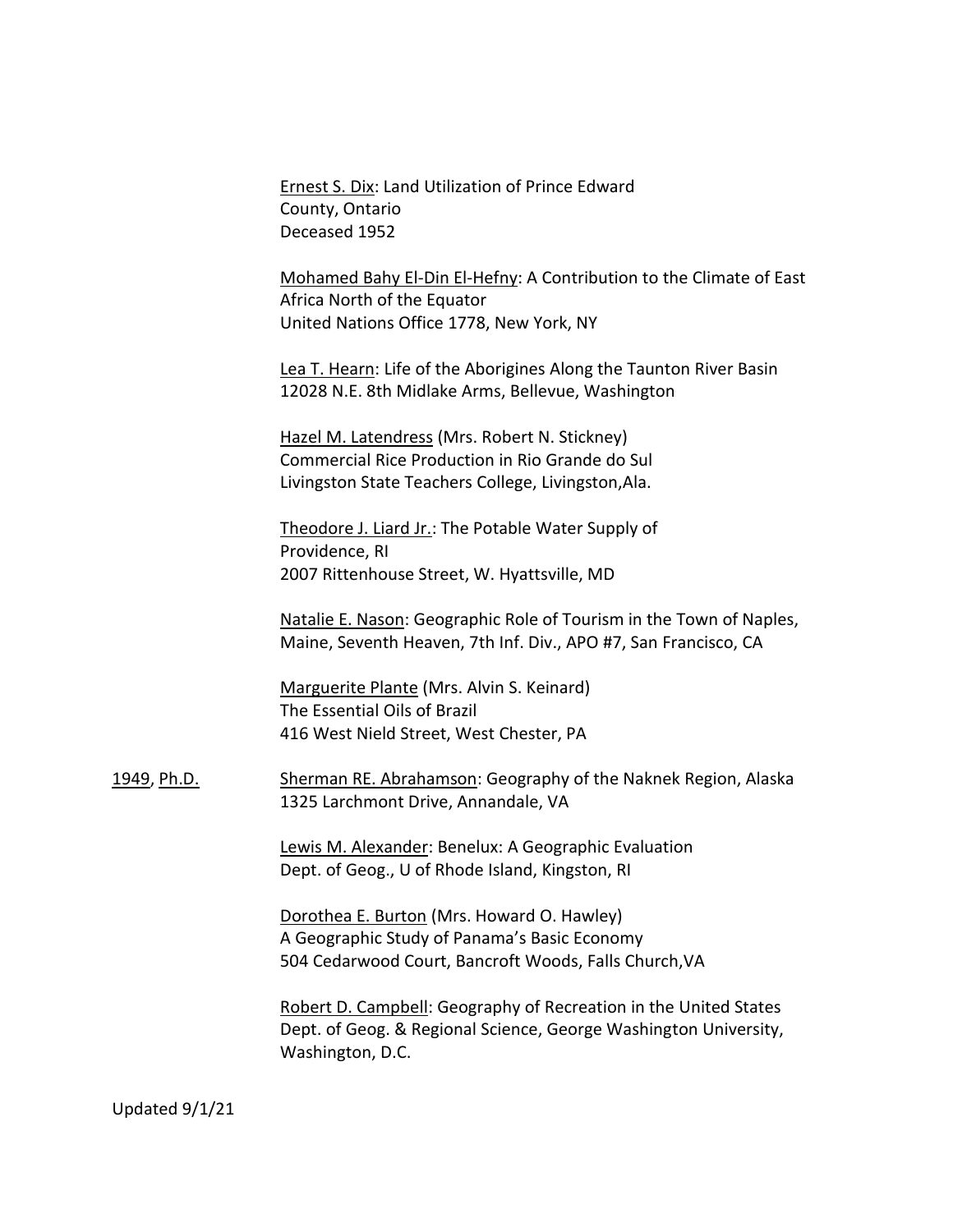<u>Ernest S. Dix</u>: Land Utilization of Prince Edward County, Ontario
Deceased 1952

<u>Mohamed Bahy El-Din El-Hefny</u>: A Contribution to the Climate of East Africa North of the Equator
United Nations Office 1778, New York, NY

<u>Lea T. Hearn</u>: Life of the Aborigines Along the Taunton River Basin
12028 N.E. 8th Midlake Arms, Bellevue, Washington

<u>Hazel M. Latendress</u> (Mrs. Robert N. Stickney)
Commercial Rice Production in Rio Grande do Sul
Livingston State Teachers College, Livingston,Ala.

<u>Theodore J. Liard Jr.</u>: The Potable Water Supply of Providence, RI
2007 Rittenhouse Street, W. Hyattsville, MD

<u>Natalie E. Nason</u>: Geographic Role of Tourism in the Town of Naples, Maine, Seventh Heaven, 7th Inf. Div., APO #7, San Francisco, CA

<u>Marguerite Plante</u> (Mrs. Alvin S. Keinard)
The Essential Oils of Brazil
416 West Nield Street, West Chester, PA

<u>1949</u>, <u>Ph.D.</u>

<u>Sherman RE. Abrahamson</u>: Geography of the Naknek Region, Alaska
1325 Larchmont Drive, Annandale, VA

<u>Lewis M. Alexander</u>: Benelux: A Geographic Evaluation
Dept. of Geog., U of Rhode Island, Kingston, RI

<u>Dorothea E. Burton</u> (Mrs. Howard O. Hawley)
A Geographic Study of Panama's Basic Economy
504 Cedarwood Court, Bancroft Woods, Falls Church,VA

<u>Robert D. Campbell</u>: Geography of Recreation in the United States
Dept. of Geog. & Regional Science, George Washington University, Washington, D.C.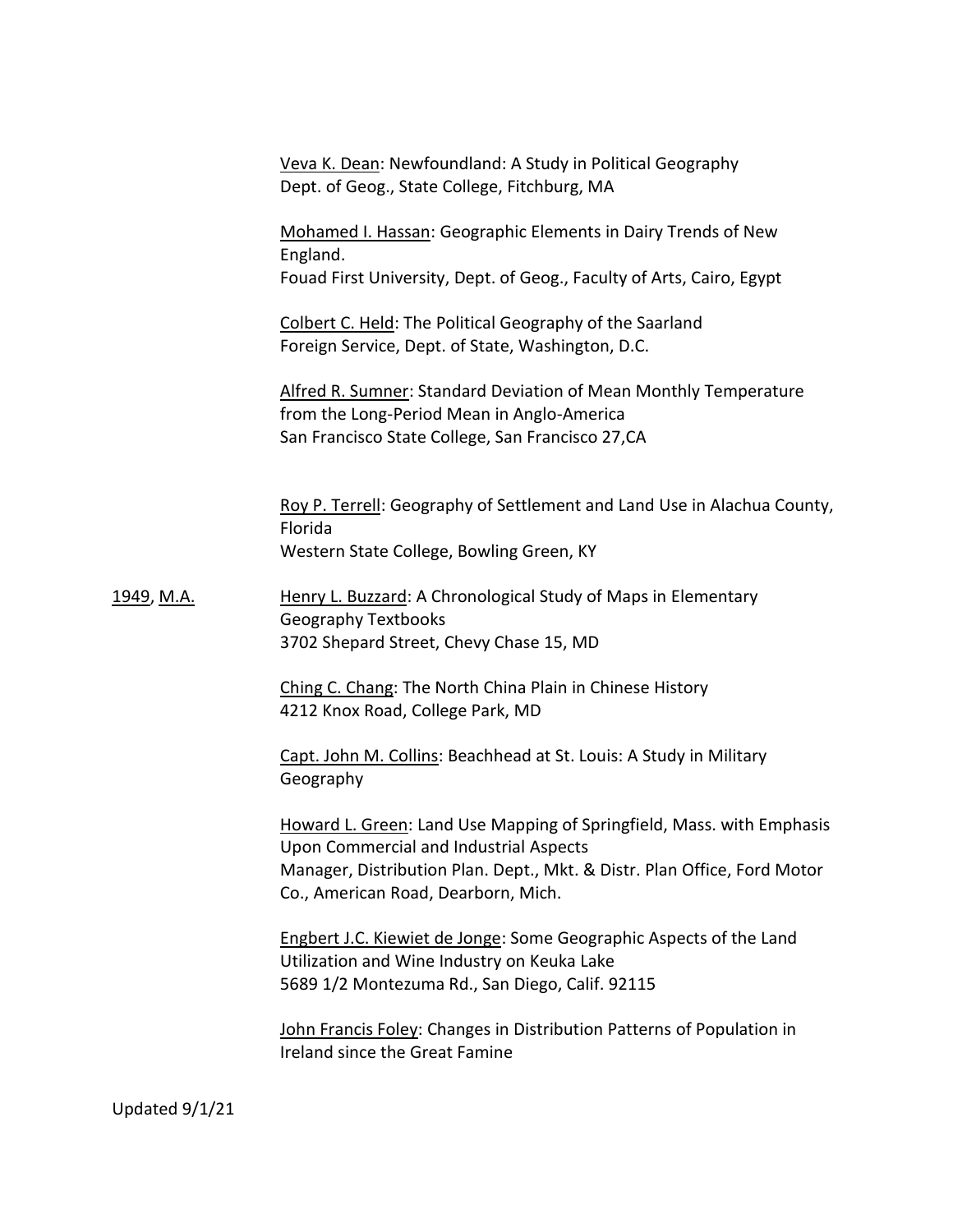Veva K. Dean: Newfoundland: A Study in Political Geography
Dept. of Geog., State College, Fitchburg, MA

Mohamed I. Hassan: Geographic Elements in Dairy Trends of New England.
Fouad First University, Dept. of Geog., Faculty of Arts, Cairo, Egypt

Colbert C. Held: The Political Geography of the Saarland
Foreign Service, Dept. of State, Washington, D.C.

Alfred R. Sumner: Standard Deviation of Mean Monthly Temperature from the Long-Period Mean in Anglo-America
San Francisco State College, San Francisco 27,CA

Roy P. Terrell: Geography of Settlement and Land Use in Alachua County, Florida
Western State College, Bowling Green, KY

1949, M.A.

Henry L. Buzzard: A Chronological Study of Maps in Elementary Geography Textbooks
3702 Shepard Street, Chevy Chase 15, MD

Ching C. Chang: The North China Plain in Chinese History
4212 Knox Road, College Park, MD

Capt. John M. Collins: Beachhead at St. Louis: A Study in Military Geography

Howard L. Green: Land Use Mapping of Springfield, Mass. with Emphasis Upon Commercial and Industrial Aspects
Manager, Distribution Plan. Dept., Mkt. & Distr. Plan Office, Ford Motor Co., American Road, Dearborn, Mich.

Engbert J.C. Kiewiet de Jonge: Some Geographic Aspects of the Land Utilization and Wine Industry on Keuka Lake
5689 1/2 Montezuma Rd., San Diego, Calif. 92115

John Francis Foley: Changes in Distribution Patterns of Population in Ireland since the Great Famine

Updated 9/1/21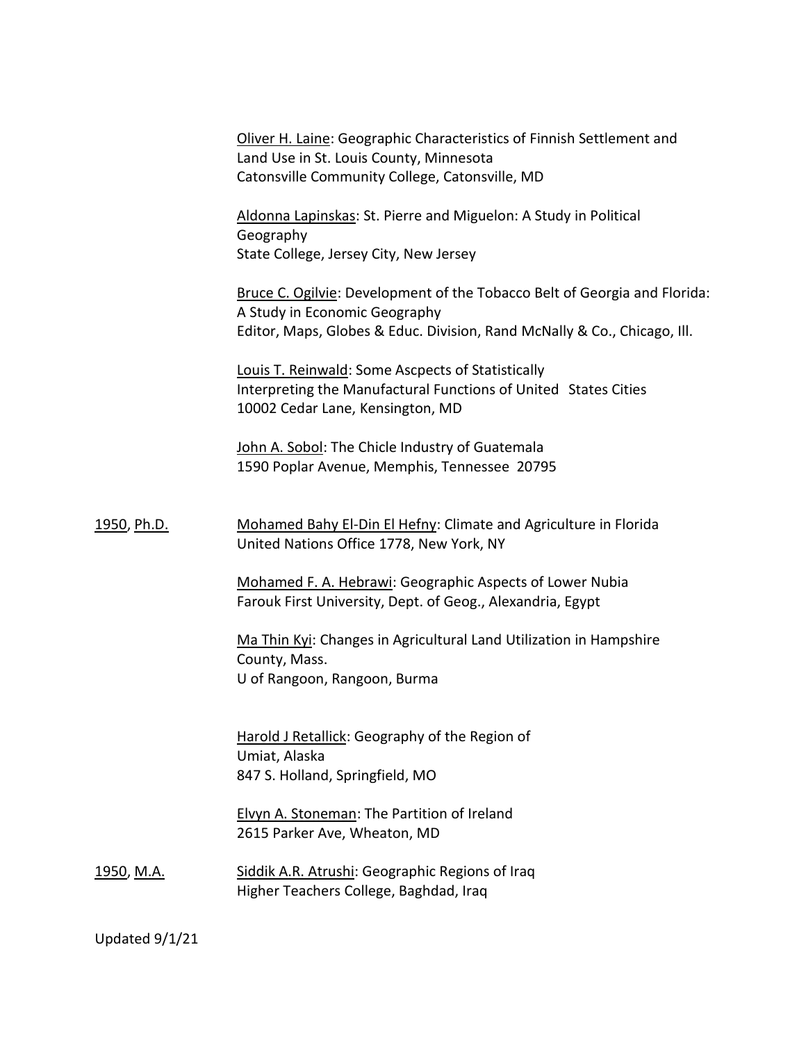<u>Oliver H. Laine</u>: Geographic Characteristics of Finnish Settlement and Land Use in St. Louis County, Minnesota
Catonsville Community College, Catonsville, MD

<u>Aldonna Lapinskas</u>: St. Pierre and Miguelon: A Study in Political Geography
State College, Jersey City, New Jersey

<u>Bruce C. Ogilvie</u>: Development of the Tobacco Belt of Georgia and Florida: A Study in Economic Geography
Editor, Maps, Globes & Educ. Division, Rand McNally & Co., Chicago, Ill.

<u>Louis T. Reinwald</u>: Some Ascpects of Statistically Interpreting the Manufactural Functions of United States Cities
10002 Cedar Lane, Kensington, MD

<u>John A. Sobol</u>: The Chicle Industry of Guatemala
1590 Poplar Avenue, Memphis, Tennessee 20795

<u>1950</u>, <u>Ph.D.</u>

<u>Mohamed Bahy El-Din El Hefny</u>: Climate and Agriculture in Florida
United Nations Office 1778, New York, NY

<u>Mohamed F. A. Hebrawi</u>: Geographic Aspects of Lower Nubia
Farouk First University, Dept. of Geog., Alexandria, Egypt

<u>Ma Thin Kyi</u>: Changes in Agricultural Land Utilization in Hampshire County, Mass.
U of Rangoon, Rangoon, Burma

<u>Harold J Retallick</u>: Geography of the Region of Umiat, Alaska
847 S. Holland, Springfield, MO

<u>Elvyn A. Stoneman</u>: The Partition of Ireland
2615 Parker Ave, Wheaton, MD

<u>1950</u>, <u>M.A.</u>

<u>Siddik A.R. Atrushi</u>: Geographic Regions of Iraq
Higher Teachers College, Baghdad, Iraq

Updated 9/1/21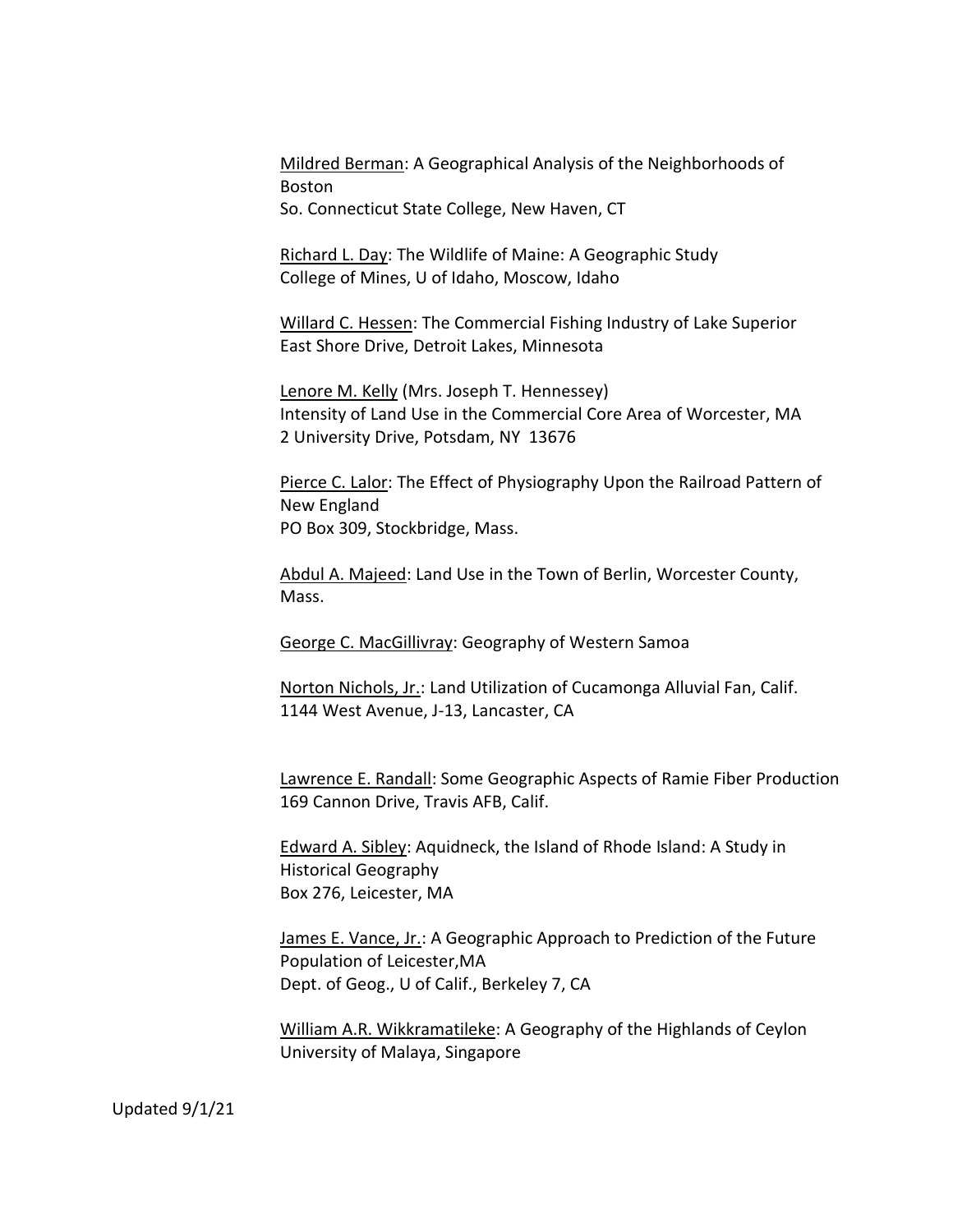Mildred Berman: A Geographical Analysis of the Neighborhoods of Boston
So. Connecticut State College, New Haven, CT

Richard L. Day: The Wildlife of Maine: A Geographic Study
College of Mines, U of Idaho, Moscow, Idaho

Willard C. Hessen: The Commercial Fishing Industry of Lake Superior
East Shore Drive, Detroit Lakes, Minnesota

Lenore M. Kelly (Mrs. Joseph T. Hennessey)
Intensity of Land Use in the Commercial Core Area of Worcester, MA
2 University Drive, Potsdam, NY 13676

Pierce C. Lalor: The Effect of Physiography Upon the Railroad Pattern of New England
PO Box 309, Stockbridge, Mass.

Abdul A. Majeed: Land Use in the Town of Berlin, Worcester County, Mass.

George C. MacGillivray: Geography of Western Samoa

Norton Nichols, Jr.: Land Utilization of Cucamonga Alluvial Fan, Calif.
1144 West Avenue, J-13, Lancaster, CA

Lawrence E. Randall: Some Geographic Aspects of Ramie Fiber Production
169 Cannon Drive, Travis AFB, Calif.

Edward A. Sibley: Aquidneck, the Island of Rhode Island: A Study in Historical Geography
Box 276, Leicester, MA

James E. Vance, Jr.: A Geographic Approach to Prediction of the Future Population of Leicester,MA
Dept. of Geog., U of Calif., Berkeley 7, CA

William A.R. Wikkramatileke: A Geography of the Highlands of Ceylon
University of Malaya, Singapore

Updated 9/1/21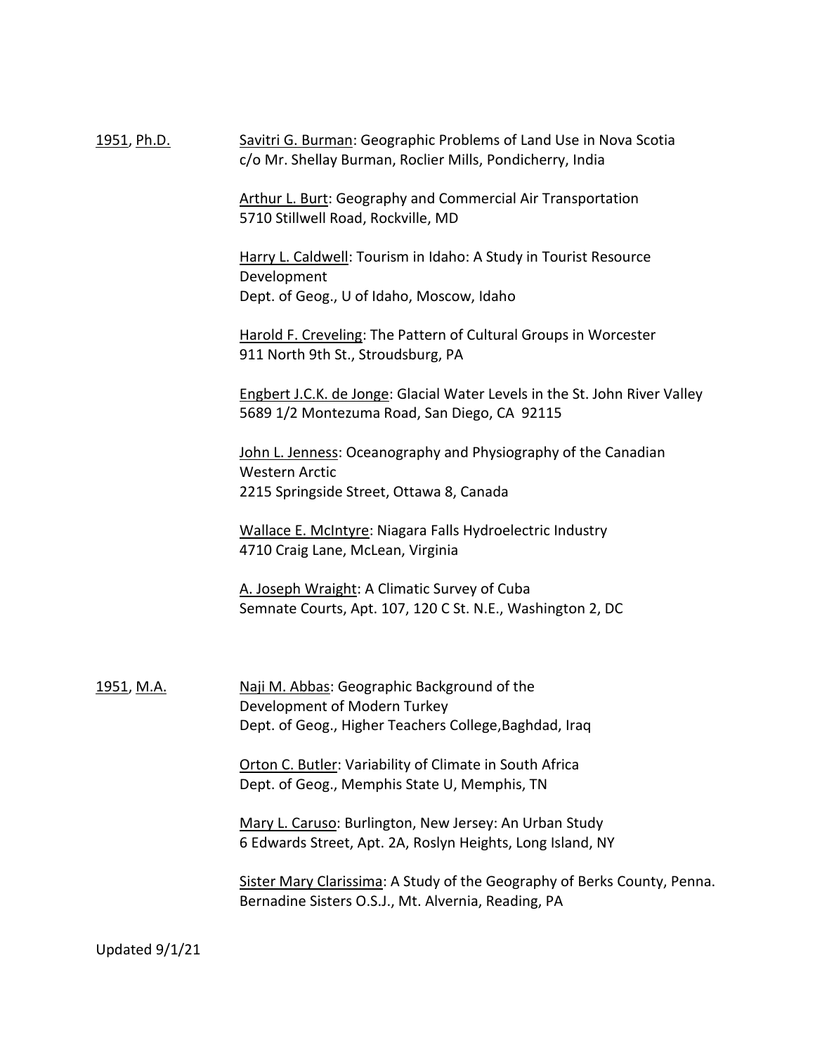1951, Ph.D.

Savitri G. Burman: Geographic Problems of Land Use in Nova Scotia
c/o Mr. Shellay Burman, Roclier Mills, Pondicherry, India

Arthur L. Burt: Geography and Commercial Air Transportation
5710 Stillwell Road, Rockville, MD

Harry L. Caldwell: Tourism in Idaho: A Study in Tourist Resource Development
Dept. of Geog., U of Idaho, Moscow, Idaho

Harold F. Creveling: The Pattern of Cultural Groups in Worcester
911 North 9th St., Stroudsburg, PA

Engbert J.C.K. de Jonge: Glacial Water Levels in the St. John River Valley
5689 1/2 Montezuma Road, San Diego, CA 92115

John L. Jenness: Oceanography and Physiography of the Canadian Western Arctic
2215 Springside Street, Ottawa 8, Canada

Wallace E. McIntyre: Niagara Falls Hydroelectric Industry
4710 Craig Lane, McLean, Virginia

A. Joseph Wraight: A Climatic Survey of Cuba
Semnate Courts, Apt. 107, 120 C St. N.E., Washington 2, DC

1951, M.A.

Naji M. Abbas: Geographic Background of the Development of Modern Turkey
Dept. of Geog., Higher Teachers College,Baghdad, Iraq

Orton C. Butler: Variability of Climate in South Africa
Dept. of Geog., Memphis State U, Memphis, TN

Mary L. Caruso: Burlington, New Jersey: An Urban Study
6 Edwards Street, Apt. 2A, Roslyn Heights, Long Island, NY

Sister Mary Clarissima: A Study of the Geography of Berks County, Penna.
Bernadine Sisters O.S.J., Mt. Alvernia, Reading, PA

Updated 9/1/21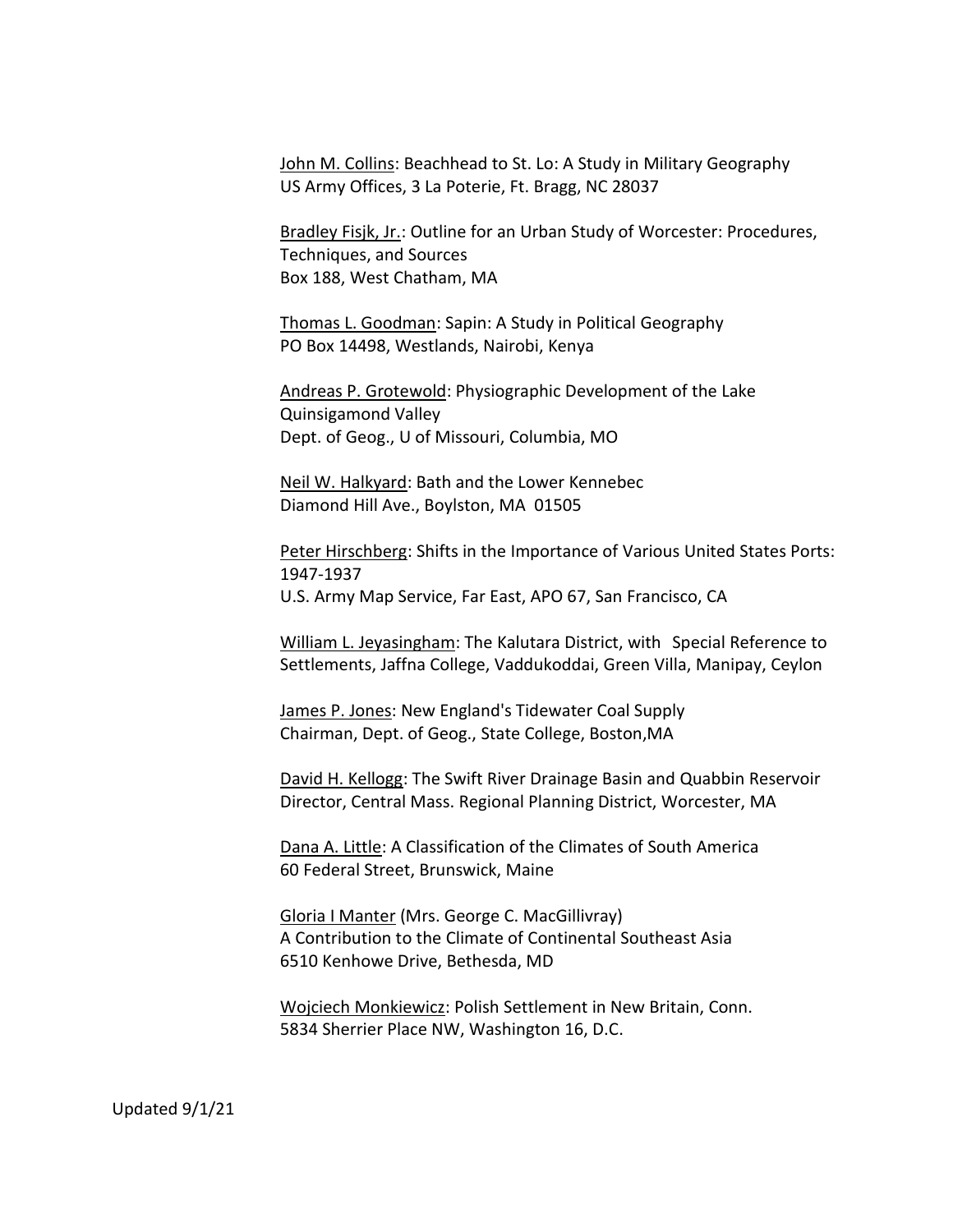John M. Collins: Beachhead to St. Lo: A Study in Military Geography
US Army Offices, 3 La Poterie, Ft. Bragg, NC 28037

Bradley Fisjk, Jr.: Outline for an Urban Study of Worcester: Procedures, Techniques, and Sources
Box 188, West Chatham, MA

Thomas L. Goodman: Sapin: A Study in Political Geography
PO Box 14498, Westlands, Nairobi, Kenya

Andreas P. Grotewold: Physiographic Development of the Lake Quinsigamond Valley
Dept. of Geog., U of Missouri, Columbia, MO

Neil W. Halkyard: Bath and the Lower Kennebec
Diamond Hill Ave., Boylston, MA 01505

Peter Hirschberg: Shifts in the Importance of Various United States Ports: 1947-1937
U.S. Army Map Service, Far East, APO 67, San Francisco, CA

William L. Jeyasingham: The Kalutara District, with Special Reference to Settlements, Jaffna College, Vaddukoddai, Green Villa, Manipay, Ceylon

James P. Jones: New England's Tidewater Coal Supply
Chairman, Dept. of Geog., State College, Boston,MA

David H. Kellogg: The Swift River Drainage Basin and Quabbin Reservoir
Director, Central Mass. Regional Planning District, Worcester, MA

Dana A. Little: A Classification of the Climates of South America
60 Federal Street, Brunswick, Maine

Gloria I Manter (Mrs. George C. MacGillivray)
A Contribution to the Climate of Continental Southeast Asia
6510 Kenhowe Drive, Bethesda, MD

Wojciech Monkiewicz: Polish Settlement in New Britain, Conn.
5834 Sherrier Place NW, Washington 16, D.C.

Updated 9/1/21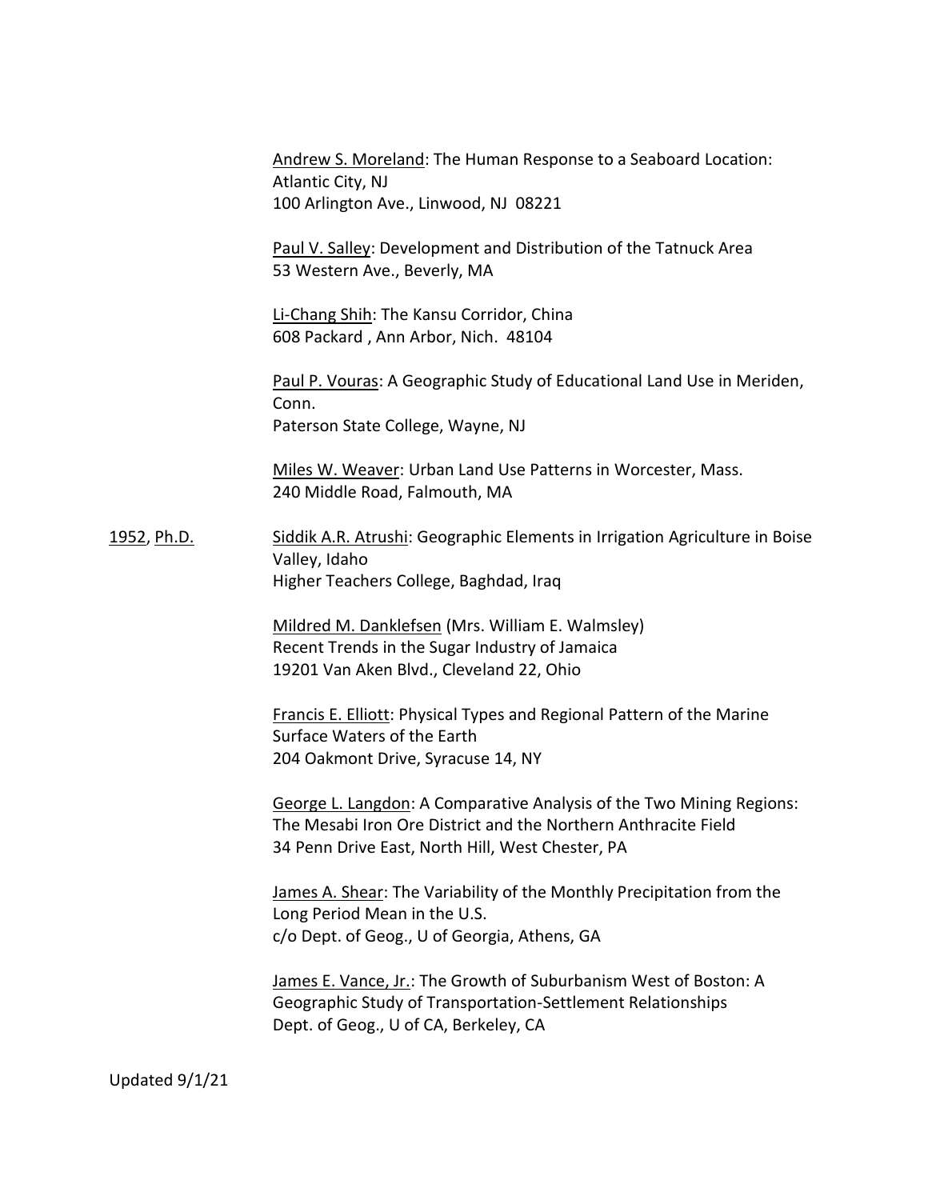Andrew S. Moreland: The Human Response to a Seaboard Location: Atlantic City, NJ
100 Arlington Ave., Linwood, NJ 08221

Paul V. Salley: Development and Distribution of the Tatnuck Area
53 Western Ave., Beverly, MA

Li-Chang Shih: The Kansu Corridor, China
608 Packard , Ann Arbor, Nich. 48104

Paul P. Vouras: A Geographic Study of Educational Land Use in Meriden, Conn.
Paterson State College, Wayne, NJ

Miles W. Weaver: Urban Land Use Patterns in Worcester, Mass.
240 Middle Road, Falmouth, MA

1952, Ph.D.

Siddik A.R. Atrushi: Geographic Elements in Irrigation Agriculture in Boise Valley, Idaho
Higher Teachers College, Baghdad, Iraq

Mildred M. Danklefsen (Mrs. William E. Walmsley)
Recent Trends in the Sugar Industry of Jamaica
19201 Van Aken Blvd., Cleveland 22, Ohio

Francis E. Elliott: Physical Types and Regional Pattern of the Marine Surface Waters of the Earth
204 Oakmont Drive, Syracuse 14, NY

George L. Langdon: A Comparative Analysis of the Two Mining Regions: The Mesabi Iron Ore District and the Northern Anthracite Field
34 Penn Drive East, North Hill, West Chester, PA

James A. Shear: The Variability of the Monthly Precipitation from the Long Period Mean in the U.S.
c/o Dept. of Geog., U of Georgia, Athens, GA

James E. Vance, Jr.: The Growth of Suburbanism West of Boston: A Geographic Study of Transportation-Settlement Relationships
Dept. of Geog., U of CA, Berkeley, CA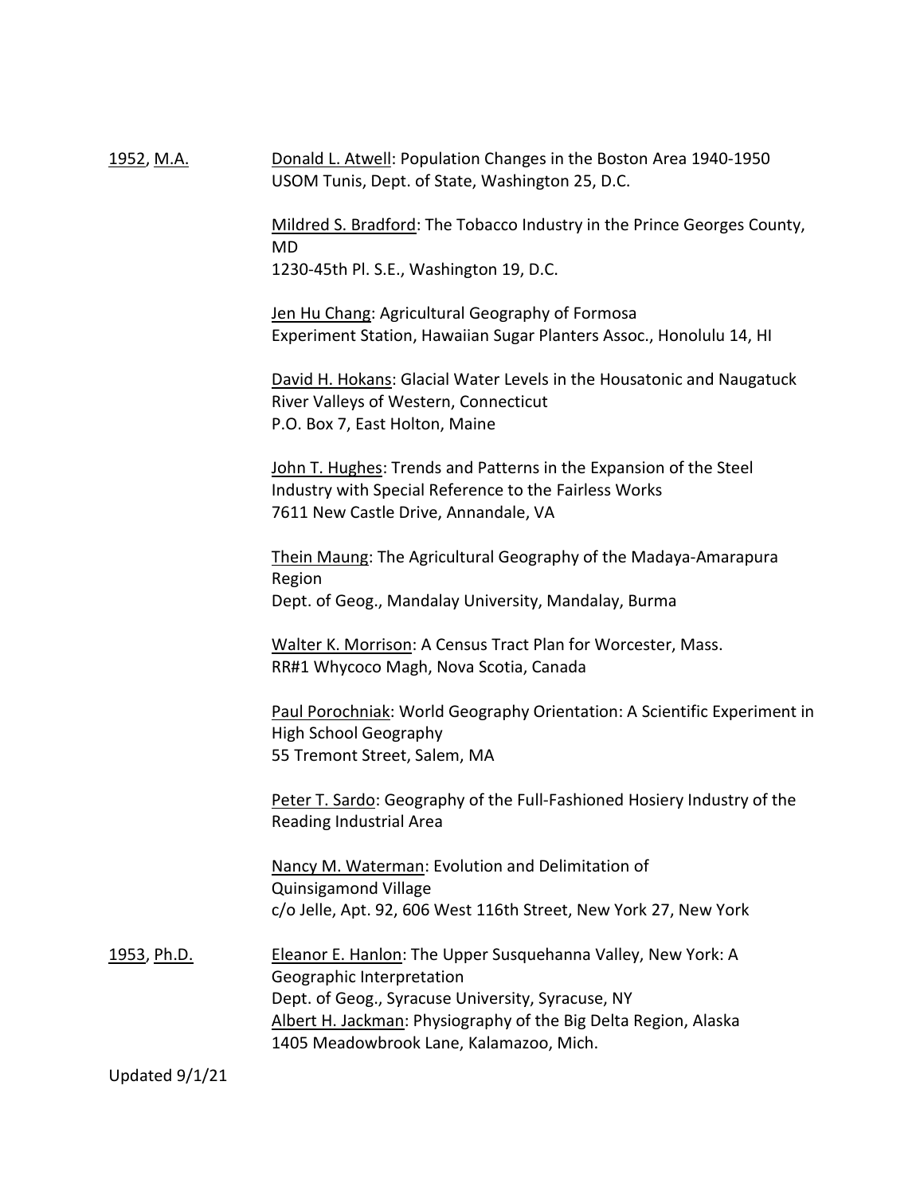1952, M.A.

Donald L. Atwell: Population Changes in the Boston Area 1940-1950
USOM Tunis, Dept. of State, Washington 25, D.C.

Mildred S. Bradford: The Tobacco Industry in the Prince Georges County, MD
1230-45th Pl. S.E., Washington 19, D.C.

Jen Hu Chang: Agricultural Geography of Formosa
Experiment Station, Hawaiian Sugar Planters Assoc., Honolulu 14, HI

David H. Hokans: Glacial Water Levels in the Housatonic and Naugatuck River Valleys of Western, Connecticut
P.O. Box 7, East Holton, Maine

John T. Hughes: Trends and Patterns in the Expansion of the Steel Industry with Special Reference to the Fairless Works
7611 New Castle Drive, Annandale, VA

Thein Maung: The Agricultural Geography of the Madaya-Amarapura Region
Dept. of Geog., Mandalay University, Mandalay, Burma

Walter K. Morrison: A Census Tract Plan for Worcester, Mass.
RR#1 Whycoco Magh, Nova Scotia, Canada

Paul Porochniak: World Geography Orientation: A Scientific Experiment in High School Geography
55 Tremont Street, Salem, MA

Peter T. Sardo: Geography of the Full-Fashioned Hosiery Industry of the Reading Industrial Area

Nancy M. Waterman: Evolution and Delimitation of Quinsigamond Village
c/o Jelle, Apt. 92, 606 West 116th Street, New York 27, New York

1953, Ph.D.

Eleanor E. Hanlon: The Upper Susquehanna Valley, New York: A Geographic Interpretation
Dept. of Geog., Syracuse University, Syracuse, NY

Albert H. Jackman: Physiography of the Big Delta Region, Alaska
1405 Meadowbrook Lane, Kalamazoo, Mich.

Updated 9/1/21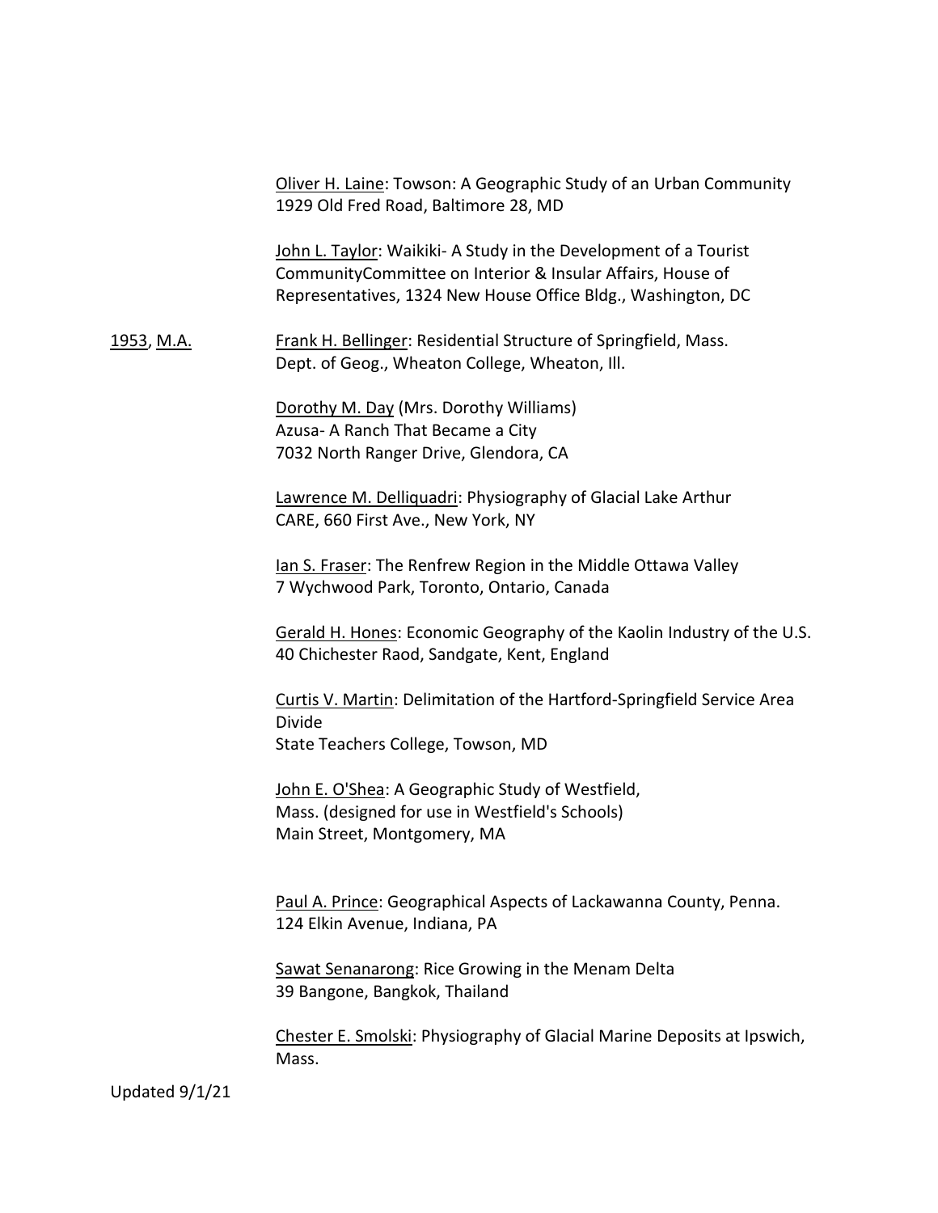Oliver H. Laine: Towson: A Geographic Study of an Urban Community
1929 Old Fred Road, Baltimore 28, MD

John L. Taylor: Waikiki- A Study in the Development of a Tourist CommunityCommittee on Interior & Insular Affairs, House of Representatives, 1324 New House Office Bldg., Washington, DC

1953, M.A.

Frank H. Bellinger: Residential Structure of Springfield, Mass.
Dept. of Geog., Wheaton College, Wheaton, Ill.

Dorothy M. Day (Mrs. Dorothy Williams)
Azusa- A Ranch That Became a City
7032 North Ranger Drive, Glendora, CA

Lawrence M. Delliquadri: Physiography of Glacial Lake Arthur
CARE, 660 First Ave., New York, NY

Ian S. Fraser: The Renfrew Region in the Middle Ottawa Valley
7 Wychwood Park, Toronto, Ontario, Canada

Gerald H. Hones: Economic Geography of the Kaolin Industry of the U.S.
40 Chichester Raod, Sandgate, Kent, England

Curtis V. Martin: Delimitation of the Hartford-Springfield Service Area Divide
State Teachers College, Towson, MD

John E. O'Shea: A Geographic Study of Westfield, Mass. (designed for use in Westfield's Schools)
Main Street, Montgomery, MA

Paul A. Prince: Geographical Aspects of Lackawanna County, Penna.
124 Elkin Avenue, Indiana, PA

Sawat Senanarong: Rice Growing in the Menam Delta
39 Bangone, Bangkok, Thailand

Chester E. Smolski: Physiography of Glacial Marine Deposits at Ipswich, Mass.

Updated 9/1/21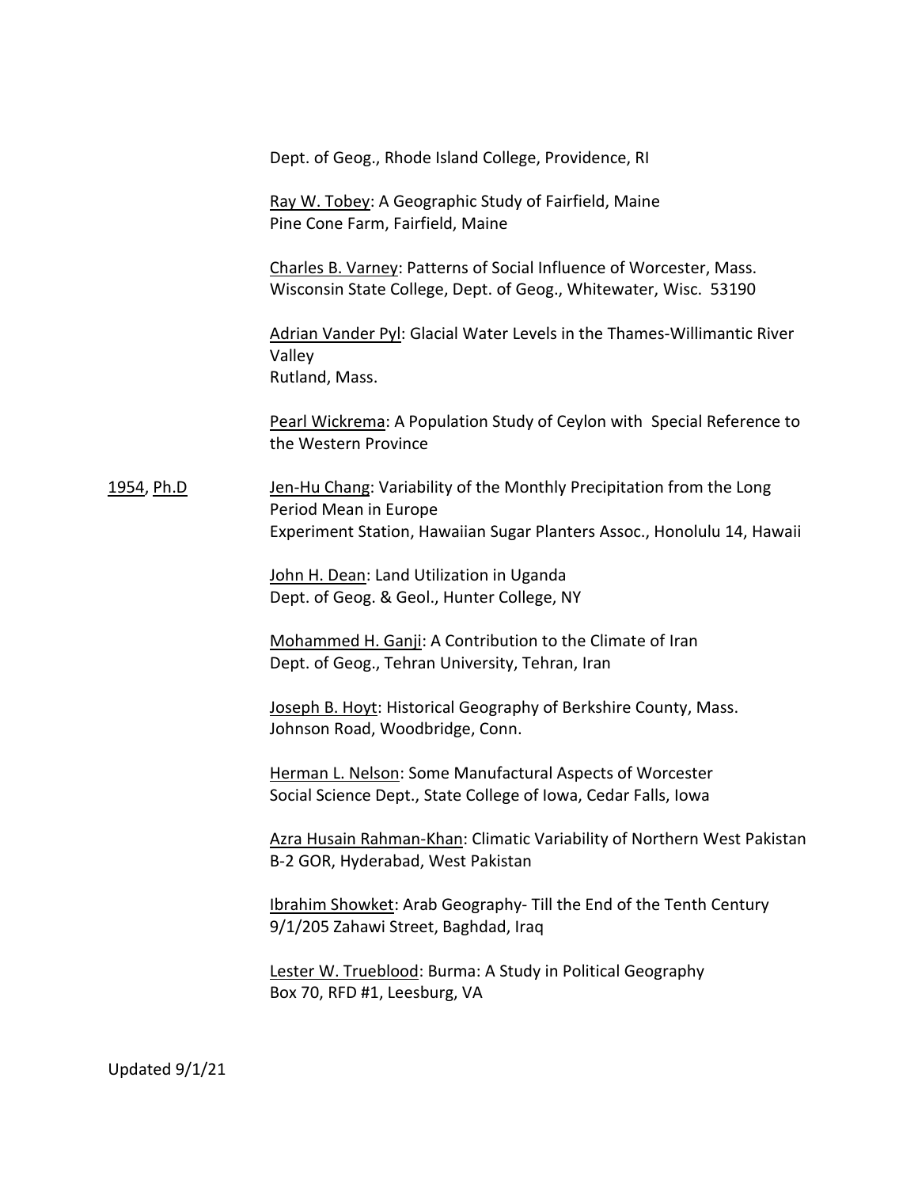Dept. of Geog., Rhode Island College, Providence, RI

Ray W. Tobey: A Geographic Study of Fairfield, Maine
Pine Cone Farm, Fairfield, Maine

Charles B. Varney: Patterns of Social Influence of Worcester, Mass.
Wisconsin State College, Dept. of Geog., Whitewater, Wisc. 53190

Adrian Vander Pyl: Glacial Water Levels in the Thames-Willimantic River Valley
Rutland, Mass.

Pearl Wickrema: A Population Study of Ceylon with Special Reference to the Western Province

**1954, Ph.D**

Jen-Hu Chang: Variability of the Monthly Precipitation from the Long Period Mean in Europe
Experiment Station, Hawaiian Sugar Planters Assoc., Honolulu 14, Hawaii

John H. Dean: Land Utilization in Uganda
Dept. of Geog. & Geol., Hunter College, NY

Mohammed H. Ganji: A Contribution to the Climate of Iran
Dept. of Geog., Tehran University, Tehran, Iran

Joseph B. Hoyt: Historical Geography of Berkshire County, Mass.
Johnson Road, Woodbridge, Conn.

Herman L. Nelson: Some Manufactural Aspects of Worcester
Social Science Dept., State College of Iowa, Cedar Falls, Iowa

Azra Husain Rahman-Khan: Climatic Variability of Northern West Pakistan
B-2 GOR, Hyderabad, West Pakistan

Ibrahim Showket: Arab Geography- Till the End of the Tenth Century
9/1/205 Zahawi Street, Baghdad, Iraq

Lester W. Trueblood: Burma: A Study in Political Geography
Box 70, RFD #1, Leesburg, VA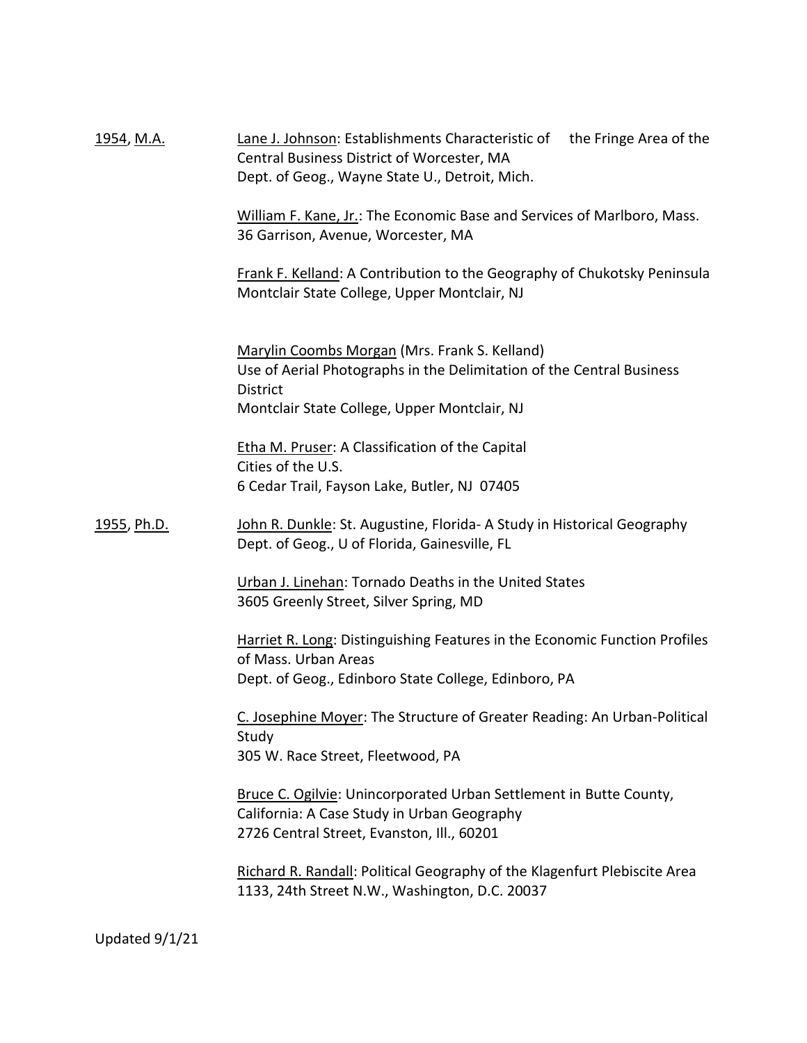1954, M.A.

Lane J. Johnson: Establishments Characteristic of the Fringe Area of the Central Business District of Worcester, MA
Dept. of Geog., Wayne State U., Detroit, Mich.

William F. Kane, Jr.: The Economic Base and Services of Marlboro, Mass.
36 Garrison, Avenue, Worcester, MA

Frank F. Kelland: A Contribution to the Geography of Chukotsky Peninsula
Montclair State College, Upper Montclair, NJ

Marylin Coombs Morgan (Mrs. Frank S. Kelland)
Use of Aerial Photographs in the Delimitation of the Central Business District
Montclair State College, Upper Montclair, NJ

Etha M. Pruser: A Classification of the Capital Cities of the U.S.
6 Cedar Trail, Fayson Lake, Butler, NJ 07405

1955, Ph.D.

John R. Dunkle: St. Augustine, Florida- A Study in Historical Geography
Dept. of Geog., U of Florida, Gainesville, FL

Urban J. Linehan: Tornado Deaths in the United States
3605 Greenly Street, Silver Spring, MD

Harriet R. Long: Distinguishing Features in the Economic Function Profiles of Mass. Urban Areas
Dept. of Geog., Edinboro State College, Edinboro, PA

C. Josephine Moyer: The Structure of Greater Reading: An Urban-Political Study
305 W. Race Street, Fleetwood, PA

Bruce C. Ogilvie: Unincorporated Urban Settlement in Butte County, California: A Case Study in Urban Geography
2726 Central Street, Evanston, Ill., 60201

Richard R. Randall: Political Geography of the Klagenfurt Plebiscite Area
1133, 24th Street N.W., Washington, D.C. 20037

Updated 9/1/21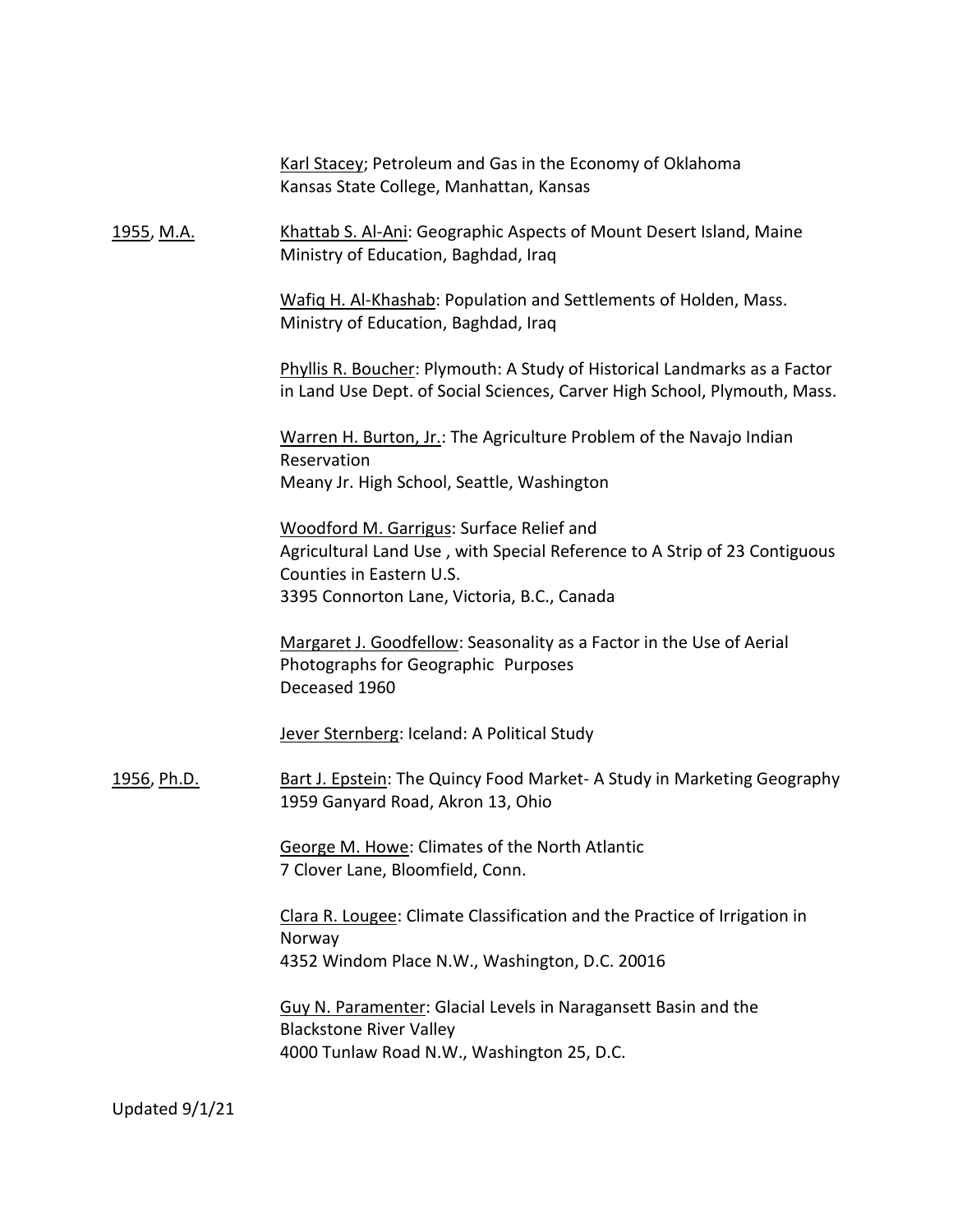Karl Stacey; Petroleum and Gas in the Economy of Oklahoma
Kansas State College, Manhattan, Kansas

1955, M.A.

Khattab S. Al-Ani: Geographic Aspects of Mount Desert Island, Maine
Ministry of Education, Baghdad, Iraq

Wafiq H. Al-Khashab: Population and Settlements of Holden, Mass.
Ministry of Education, Baghdad, Iraq

Phyllis R. Boucher: Plymouth: A Study of Historical Landmarks as a Factor in Land Use Dept. of Social Sciences, Carver High School, Plymouth, Mass.

Warren H. Burton, Jr.: The Agriculture Problem of the Navajo Indian Reservation
Meany Jr. High School, Seattle, Washington

Woodford M. Garrigus: Surface Relief and Agricultural Land Use , with Special Reference to A Strip of 23 Contiguous Counties in Eastern U.S.
3395 Connorton Lane, Victoria, B.C., Canada

Margaret J. Goodfellow: Seasonality as a Factor in the Use of Aerial Photographs for Geographic Purposes
Deceased 1960

Jever Sternberg: Iceland: A Political Study

1956, Ph.D.

Bart J. Epstein: The Quincy Food Market- A Study in Marketing Geography
1959 Ganyard Road, Akron 13, Ohio

George M. Howe: Climates of the North Atlantic
7 Clover Lane, Bloomfield, Conn.

Clara R. Lougee: Climate Classification and the Practice of Irrigation in Norway
4352 Windom Place N.W., Washington, D.C. 20016

Guy N. Paramenter: Glacial Levels in Naragansett Basin and the Blackstone River Valley
4000 Tunlaw Road N.W., Washington 25, D.C.

Updated 9/1/21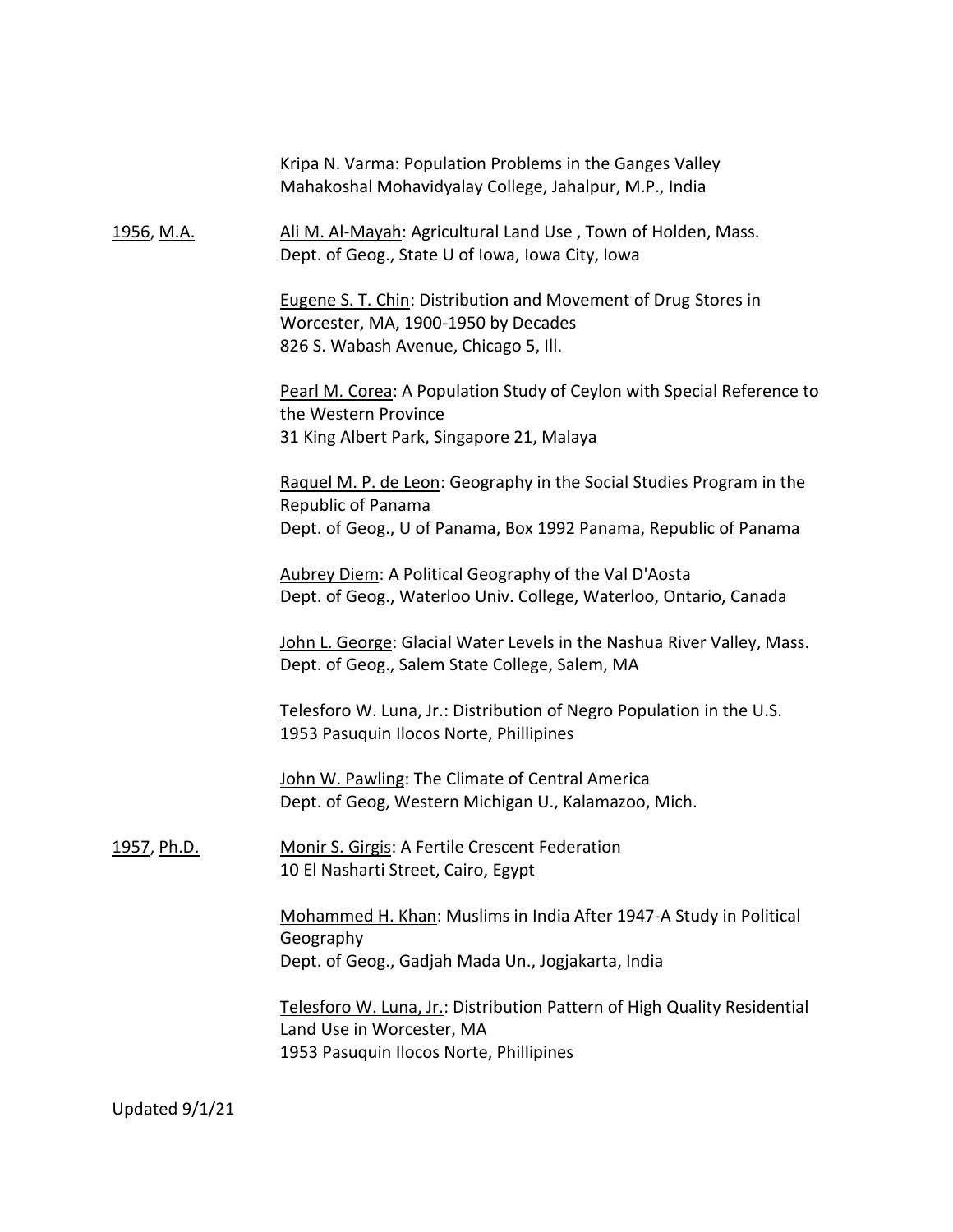Kripa N. Varma: Population Problems in the Ganges Valley
Mahakoshal Mohavidyalay College, Jahalpur, M.P., India

1956, M.A.

Ali M. Al-Mayah: Agricultural Land Use , Town of Holden, Mass.
Dept. of Geog., State U of Iowa, Iowa City, Iowa

Eugene S. T. Chin: Distribution and Movement of Drug Stores in Worcester, MA, 1900-1950 by Decades
826 S. Wabash Avenue, Chicago 5, Ill.

Pearl M. Corea: A Population Study of Ceylon with Special Reference to the Western Province
31 King Albert Park, Singapore 21, Malaya

Raquel M. P. de Leon: Geography in the Social Studies Program in the Republic of Panama
Dept. of Geog., U of Panama, Box 1992 Panama, Republic of Panama

Aubrey Diem: A Political Geography of the Val D'Aosta
Dept. of Geog., Waterloo Univ. College, Waterloo, Ontario, Canada

John L. George: Glacial Water Levels in the Nashua River Valley, Mass.
Dept. of Geog., Salem State College, Salem, MA

Telesforo W. Luna, Jr.: Distribution of Negro Population in the U.S.
1953 Pasuquin Ilocos Norte, Phillipines

John W. Pawling: The Climate of Central America
Dept. of Geog, Western Michigan U., Kalamazoo, Mich.

1957, Ph.D.

Monir S. Girgis: A Fertile Crescent Federation
10 El Nasharti Street, Cairo, Egypt

Mohammed H. Khan: Muslims in India After 1947-A Study in Political Geography
Dept. of Geog., Gadjah Mada Un., Jogjakarta, India

Telesforo W. Luna, Jr.: Distribution Pattern of High Quality Residential Land Use in Worcester, MA
1953 Pasuquin Ilocos Norte, Phillipines

Updated 9/1/21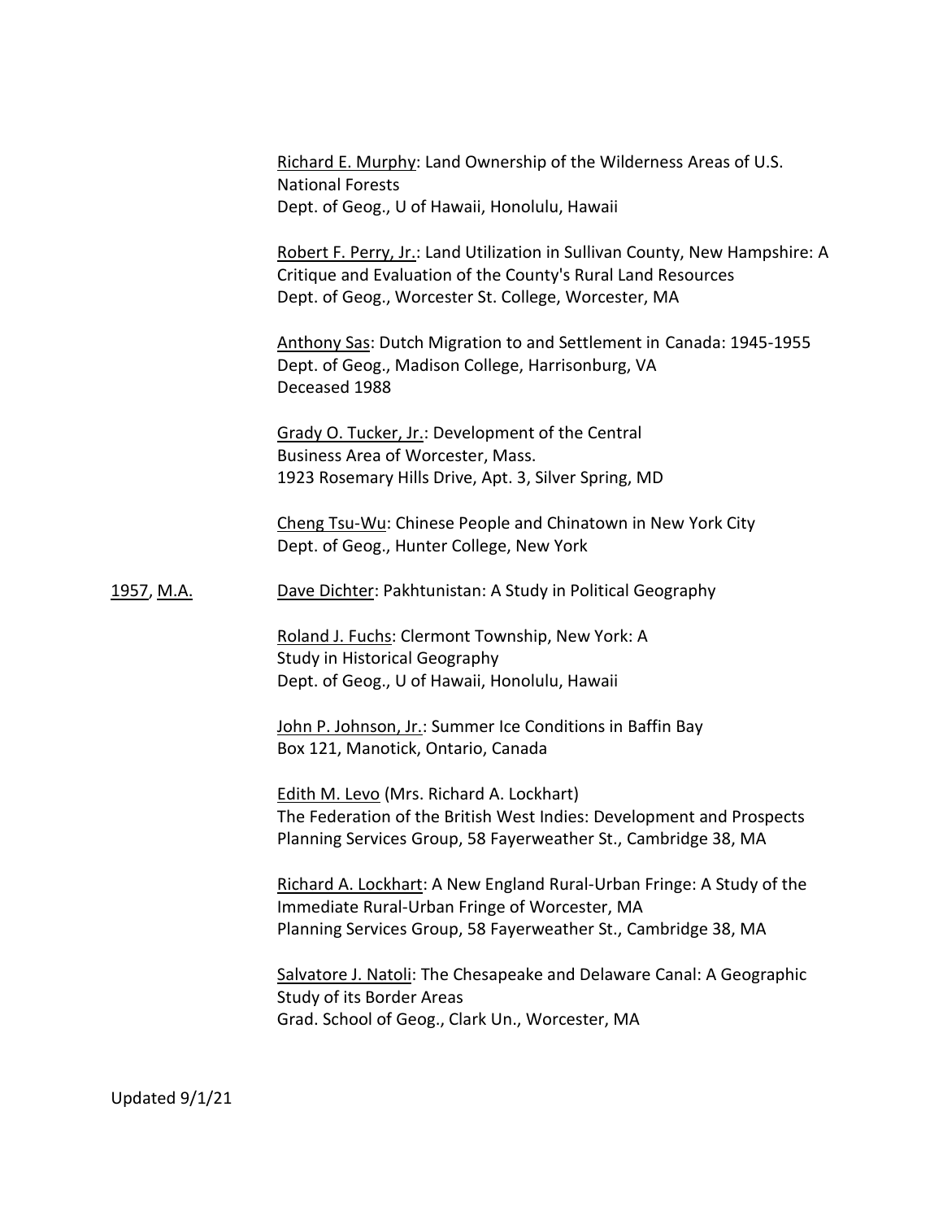Richard E. Murphy: Land Ownership of the Wilderness Areas of U.S. National Forests
Dept. of Geog., U of Hawaii, Honolulu, Hawaii

Robert F. Perry, Jr.: Land Utilization in Sullivan County, New Hampshire: A Critique and Evaluation of the County's Rural Land Resources
Dept. of Geog., Worcester St. College, Worcester, MA

Anthony Sas: Dutch Migration to and Settlement in Canada: 1945-1955
Dept. of Geog., Madison College, Harrisonburg, VA
Deceased 1988

Grady O. Tucker, Jr.: Development of the Central Business Area of Worcester, Mass.
1923 Rosemary Hills Drive, Apt. 3, Silver Spring, MD

Cheng Tsu-Wu: Chinese People and Chinatown in New York City
Dept. of Geog., Hunter College, New York

1957, M.A.

Dave Dichter: Pakhtunistan: A Study in Political Geography

Roland J. Fuchs: Clermont Township, New York: A Study in Historical Geography
Dept. of Geog., U of Hawaii, Honolulu, Hawaii

John P. Johnson, Jr.: Summer Ice Conditions in Baffin Bay
Box 121, Manotick, Ontario, Canada

Edith M. Levo (Mrs. Richard A. Lockhart)
The Federation of the British West Indies: Development and Prospects
Planning Services Group, 58 Fayerweather St., Cambridge 38, MA

Richard A. Lockhart: A New England Rural-Urban Fringe: A Study of the Immediate Rural-Urban Fringe of Worcester, MA
Planning Services Group, 58 Fayerweather St., Cambridge 38, MA

Salvatore J. Natoli: The Chesapeake and Delaware Canal: A Geographic Study of its Border Areas
Grad. School of Geog., Clark Un., Worcester, MA

Updated 9/1/21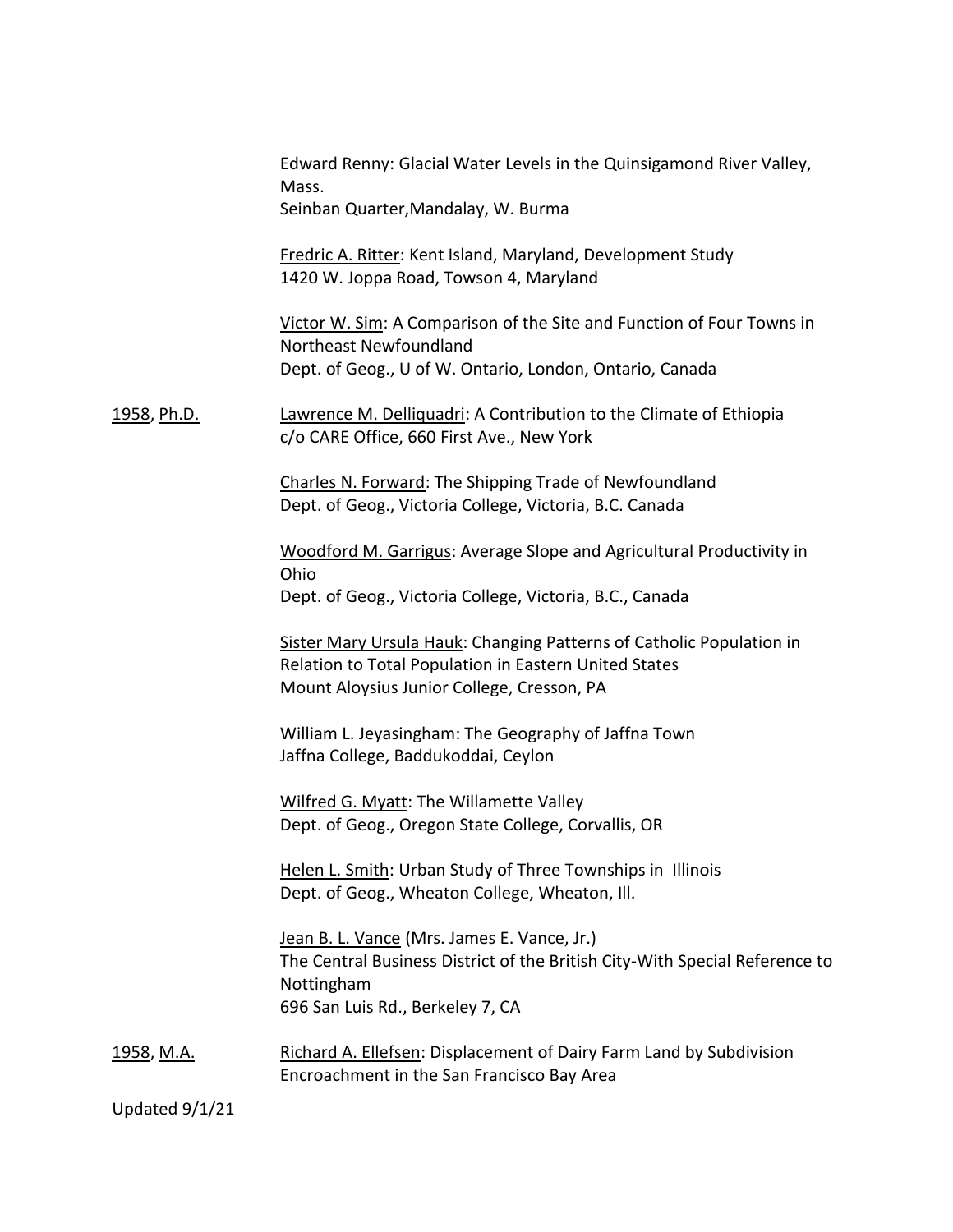Edward Renny: Glacial Water Levels in the Quinsigamond River Valley, Mass.
Seinban Quarter,Mandalay, W. Burma

Fredric A. Ritter: Kent Island, Maryland, Development Study
1420 W. Joppa Road, Towson 4, Maryland

Victor W. Sim: A Comparison of the Site and Function of Four Towns in Northeast Newfoundland
Dept. of Geog., U of W. Ontario, London, Ontario, Canada

1958, Ph.D.

Lawrence M. Delliquadri: A Contribution to the Climate of Ethiopia
c/o CARE Office, 660 First Ave., New York

Charles N. Forward: The Shipping Trade of Newfoundland
Dept. of Geog., Victoria College, Victoria, B.C. Canada

Woodford M. Garrigus: Average Slope and Agricultural Productivity in Ohio
Dept. of Geog., Victoria College, Victoria, B.C., Canada

Sister Mary Ursula Hauk: Changing Patterns of Catholic Population in Relation to Total Population in Eastern United States
Mount Aloysius Junior College, Cresson, PA

William L. Jeyasingham: The Geography of Jaffna Town
Jaffna College, Baddukoddai, Ceylon

Wilfred G. Myatt: The Willamette Valley
Dept. of Geog., Oregon State College, Corvallis, OR

Helen L. Smith: Urban Study of Three Townships in Illinois
Dept. of Geog., Wheaton College, Wheaton, Ill.

Jean B. L. Vance (Mrs. James E. Vance, Jr.)
The Central Business District of the British City-With Special Reference to Nottingham
696 San Luis Rd., Berkeley 7, CA

1958, M.A.

Richard A. Ellefsen: Displacement of Dairy Farm Land by Subdivision Encroachment in the San Francisco Bay Area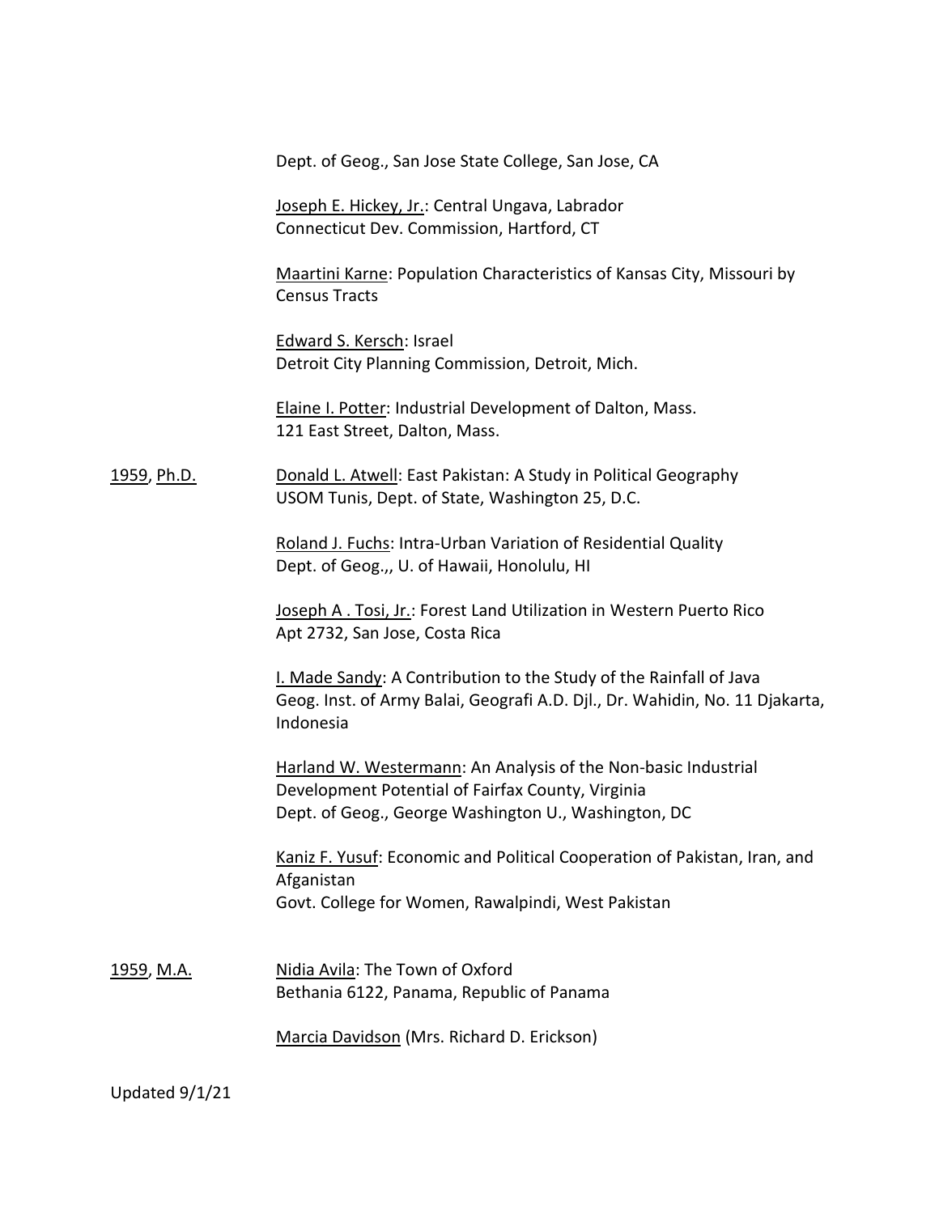Dept. of Geog., San Jose State College, San Jose, CA

Joseph E. Hickey, Jr.: Central Ungava, Labrador
Connecticut Dev. Commission, Hartford, CT

Maartini Karne: Population Characteristics of Kansas City, Missouri by Census Tracts

Edward S. Kersch: Israel
Detroit City Planning Commission, Detroit, Mich.

Elaine I. Potter: Industrial Development of Dalton, Mass.
121 East Street, Dalton, Mass.

1959, Ph.D.

Donald L. Atwell: East Pakistan: A Study in Political Geography
USOM Tunis, Dept. of State, Washington 25, D.C.

Roland J. Fuchs: Intra-Urban Variation of Residential Quality
Dept. of Geog.,, U. of Hawaii, Honolulu, HI

Joseph A . Tosi, Jr.: Forest Land Utilization in Western Puerto Rico
Apt 2732, San Jose, Costa Rica

I. Made Sandy: A Contribution to the Study of the Rainfall of Java
Geog. Inst. of Army Balai, Geografi A.D. Djl., Dr. Wahidin, No. 11 Djakarta, Indonesia

Harland W. Westermann: An Analysis of the Non-basic Industrial Development Potential of Fairfax County, Virginia
Dept. of Geog., George Washington U., Washington, DC

Kaniz F. Yusuf: Economic and Political Cooperation of Pakistan, Iran, and Afganistan
Govt. College for Women, Rawalpindi, West Pakistan

1959, M.A.

Nidia Avila: The Town of Oxford
Bethania 6122, Panama, Republic of Panama

Marcia Davidson (Mrs. Richard D. Erickson)

Updated 9/1/21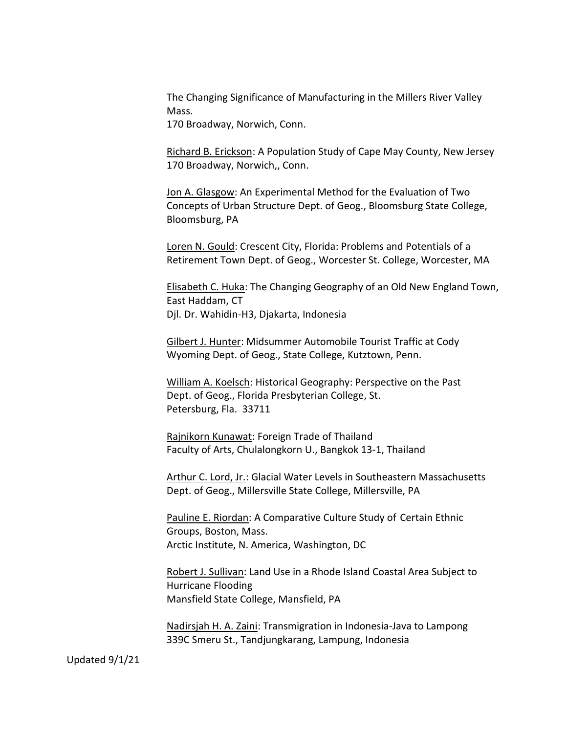The Changing Significance of Manufacturing in the Millers River Valley Mass.
170 Broadway, Norwich, Conn.

<u>Richard B. Erickson</u>: A Population Study of Cape May County, New Jersey
170 Broadway, Norwich,, Conn.

<u>Jon A. Glasgow</u>: An Experimental Method for the Evaluation of Two Concepts of Urban Structure Dept. of Geog., Bloomsburg State College, Bloomsburg, PA

<u>Loren N. Gould</u>: Crescent City, Florida: Problems and Potentials of a Retirement Town Dept. of Geog., Worcester St. College, Worcester, MA

<u>Elisabeth C. Huka</u>: The Changing Geography of an Old New England Town, East Haddam, CT
Djl. Dr. Wahidin-H3, Djakarta, Indonesia

<u>Gilbert J. Hunter</u>: Midsummer Automobile Tourist Traffic at Cody Wyoming Dept. of Geog., State College, Kutztown, Penn.

<u>William A. Koelsch</u>: Historical Geography: Perspective on the Past
Dept. of Geog., Florida Presbyterian College, St. Petersburg, Fla. 33711

<u>Rajnikorn Kunawat</u>: Foreign Trade of Thailand
Faculty of Arts, Chulalongkorn U., Bangkok 13-1, Thailand

<u>Arthur C. Lord, Jr.</u>: Glacial Water Levels in Southeastern Massachusetts
Dept. of Geog., Millersville State College, Millersville, PA

<u>Pauline E. Riordan</u>: A Comparative Culture Study of Certain Ethnic Groups, Boston, Mass.
Arctic Institute, N. America, Washington, DC

<u>Robert J. Sullivan</u>: Land Use in a Rhode Island Coastal Area Subject to Hurricane Flooding
Mansfield State College, Mansfield, PA

<u>Nadirsjah H. A. Zaini</u>: Transmigration in Indonesia-Java to Lampong
339C Smeru St., Tandjungkarang, Lampung, Indonesia

Updated 9/1/21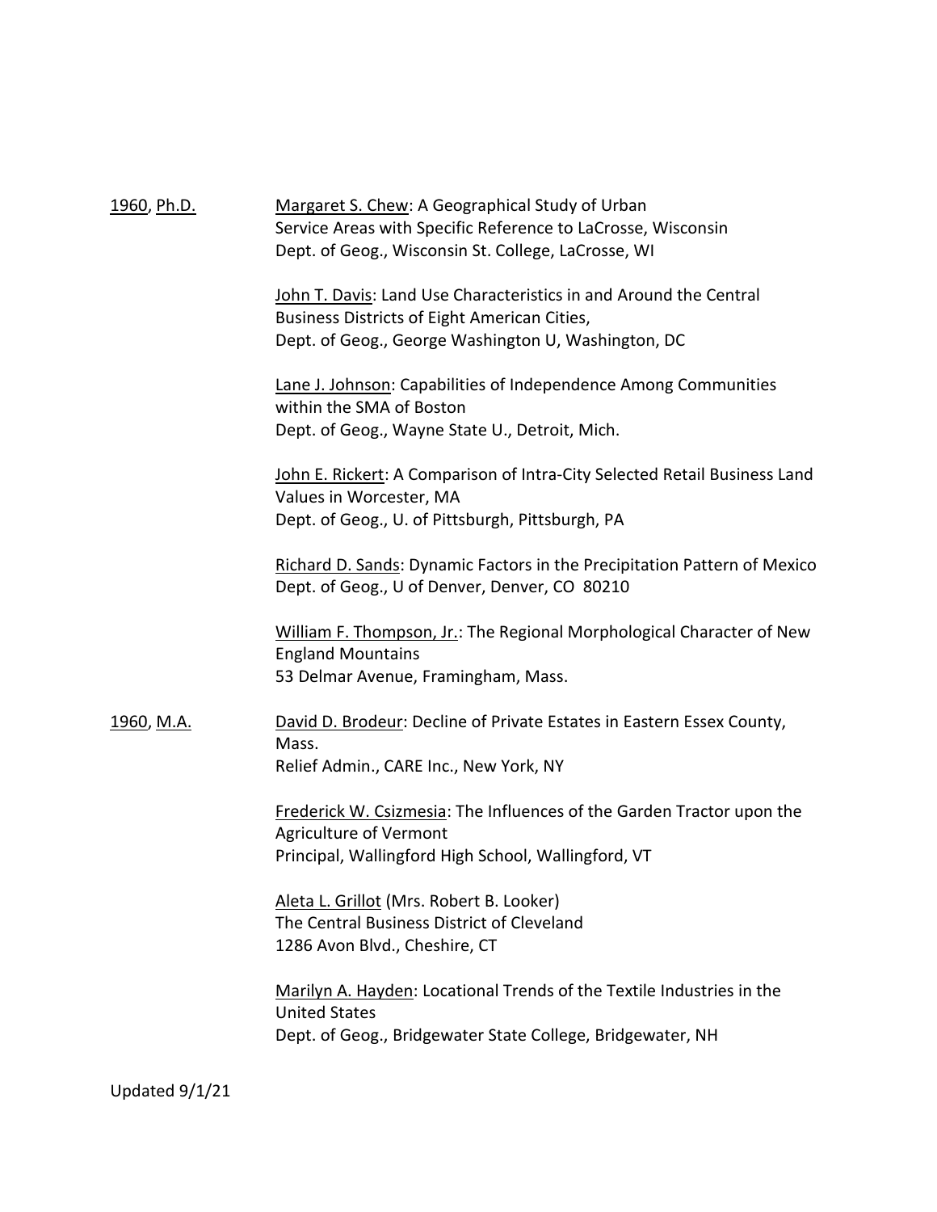1960, Ph.D.

Margaret S. Chew: A Geographical Study of Urban Service Areas with Specific Reference to LaCrosse, Wisconsin
Dept. of Geog., Wisconsin St. College, LaCrosse, WI

John T. Davis: Land Use Characteristics in and Around the Central Business Districts of Eight American Cities,
Dept. of Geog., George Washington U, Washington, DC

Lane J. Johnson: Capabilities of Independence Among Communities within the SMA of Boston
Dept. of Geog., Wayne State U., Detroit, Mich.

John E. Rickert: A Comparison of Intra-City Selected Retail Business Land Values in Worcester, MA
Dept. of Geog., U. of Pittsburgh, Pittsburgh, PA

Richard D. Sands: Dynamic Factors in the Precipitation Pattern of Mexico
Dept. of Geog., U of Denver, Denver, CO 80210

William F. Thompson, Jr.: The Regional Morphological Character of New England Mountains
53 Delmar Avenue, Framingham, Mass.

1960, M.A.

David D. Brodeur: Decline of Private Estates in Eastern Essex County, Mass.
Relief Admin., CARE Inc., New York, NY

Frederick W. Csizmesia: The Influences of the Garden Tractor upon the Agriculture of Vermont
Principal, Wallingford High School, Wallingford, VT

Aleta L. Grillot (Mrs. Robert B. Looker)
The Central Business District of Cleveland
1286 Avon Blvd., Cheshire, CT

Marilyn A. Hayden: Locational Trends of the Textile Industries in the United States
Dept. of Geog., Bridgewater State College, Bridgewater, NH

Updated 9/1/21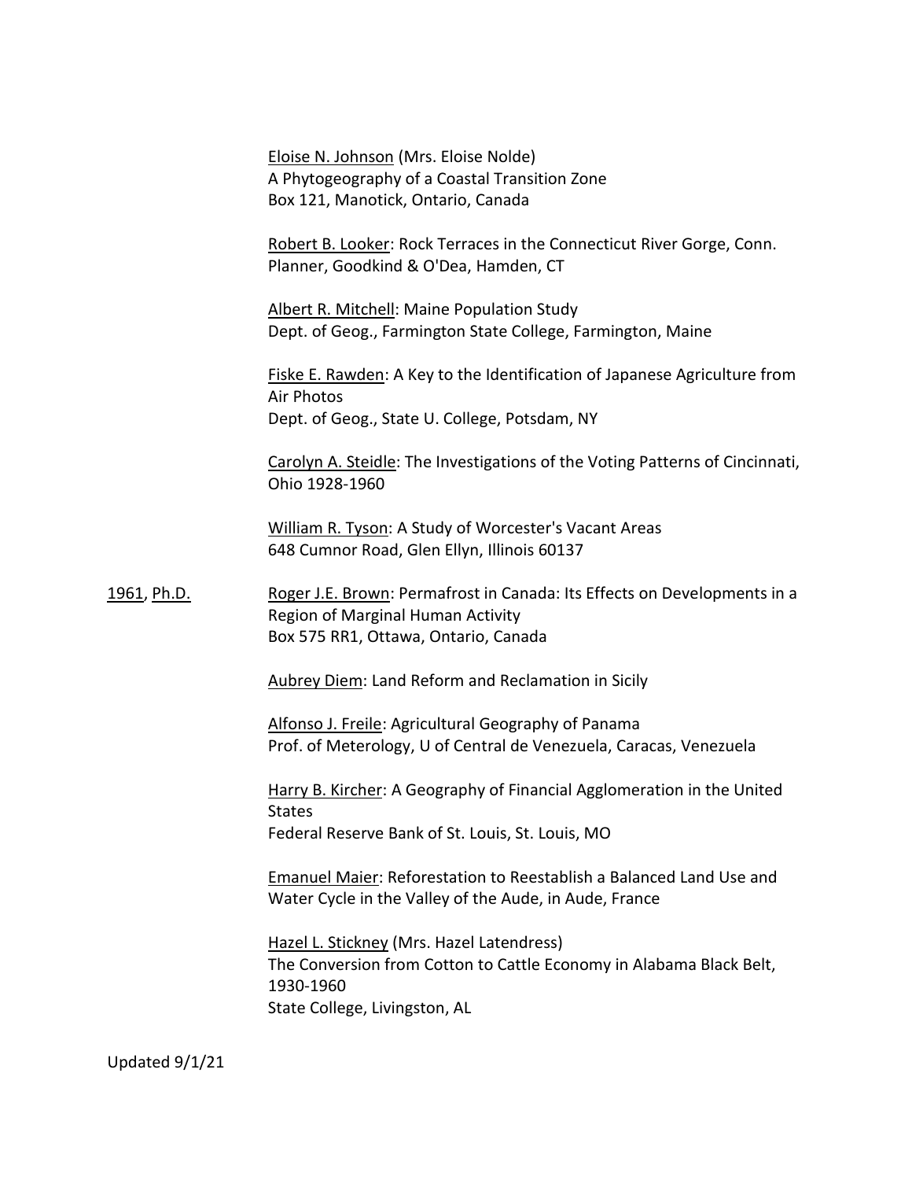Eloise N. Johnson (Mrs. Eloise Nolde)
A Phytogeography of a Coastal Transition Zone
Box 121, Manotick, Ontario, Canada

Robert B. Looker: Rock Terraces in the Connecticut River Gorge, Conn.
Planner, Goodkind & O'Dea, Hamden, CT

Albert R. Mitchell: Maine Population Study
Dept. of Geog., Farmington State College, Farmington, Maine

Fiske E. Rawden: A Key to the Identification of Japanese Agriculture from Air Photos
Dept. of Geog., State U. College, Potsdam, NY

Carolyn A. Steidle: The Investigations of the Voting Patterns of Cincinnati, Ohio 1928-1960

William R. Tyson: A Study of Worcester's Vacant Areas
648 Cumnor Road, Glen Ellyn, Illinois 60137

1961, Ph.D.

Roger J.E. Brown: Permafrost in Canada: Its Effects on Developments in a Region of Marginal Human Activity
Box 575 RR1, Ottawa, Ontario, Canada

Aubrey Diem: Land Reform and Reclamation in Sicily

Alfonso J. Freile: Agricultural Geography of Panama
Prof. of Meterology, U of Central de Venezuela, Caracas, Venezuela

Harry B. Kircher: A Geography of Financial Agglomeration in the United States
Federal Reserve Bank of St. Louis, St. Louis, MO

Emanuel Maier: Reforestation to Reestablish a Balanced Land Use and Water Cycle in the Valley of the Aude, in Aude, France

Hazel L. Stickney (Mrs. Hazel Latendress)
The Conversion from Cotton to Cattle Economy in Alabama Black Belt, 1930-1960
State College, Livingston, AL

Updated 9/1/21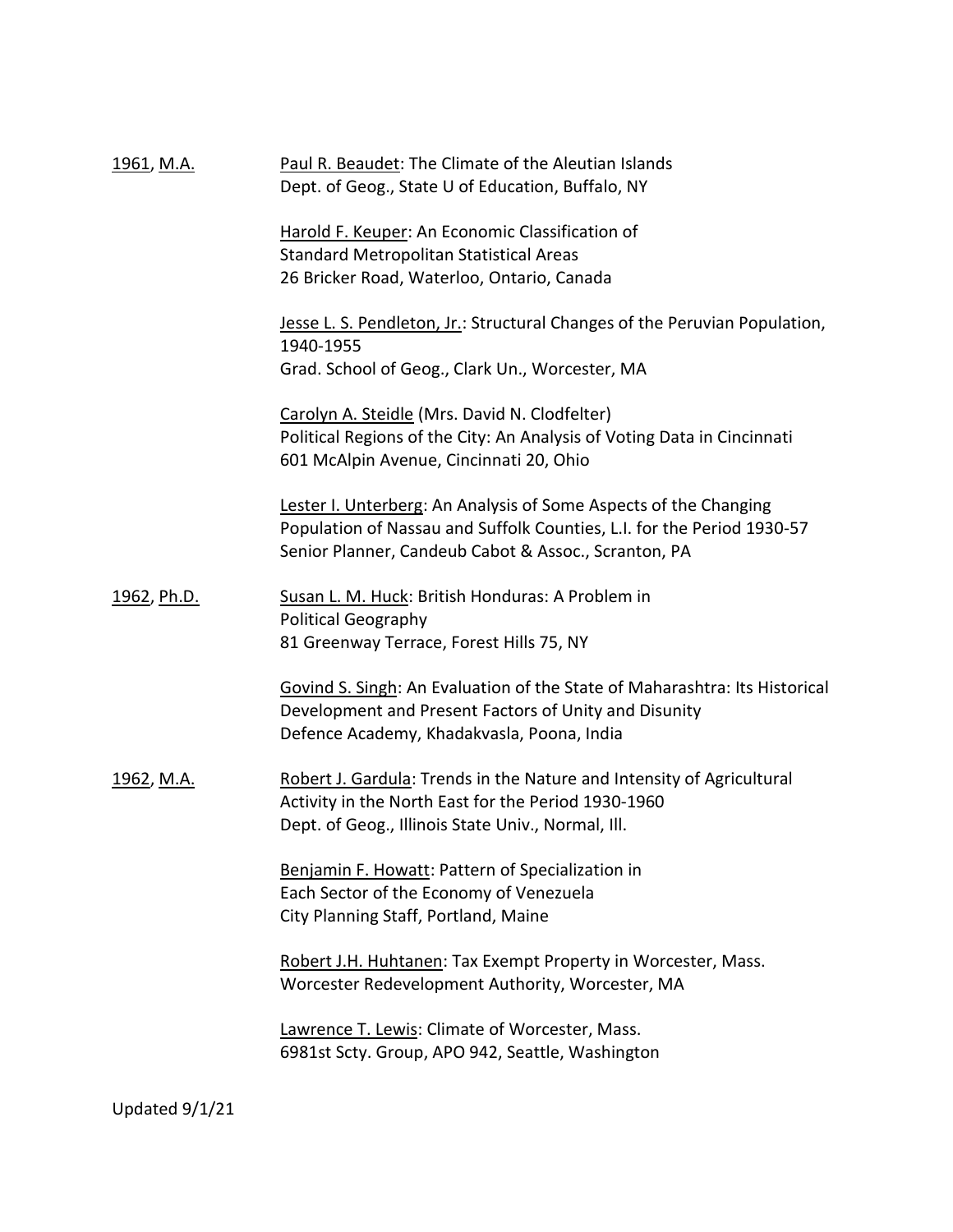<u>1961</u>, <u>M.A.</u>

<u>Paul R. Beaudet</u>: The Climate of the Aleutian Islands
Dept. of Geog., State U of Education, Buffalo, NY

<u>Harold F. Keuper</u>: An Economic Classification of Standard Metropolitan Statistical Areas
26 Bricker Road, Waterloo, Ontario, Canada

<u>Jesse L. S. Pendleton, Jr.</u>: Structural Changes of the Peruvian Population, 1940-1955
Grad. School of Geog., Clark Un., Worcester, MA

<u>Carolyn A. Steidle</u> (Mrs. David N. Clodfelter)
Political Regions of the City: An Analysis of Voting Data in Cincinnati
601 McAlpin Avenue, Cincinnati 20, Ohio

<u>Lester I. Unterberg</u>: An Analysis of Some Aspects of the Changing Population of Nassau and Suffolk Counties, L.I. for the Period 1930-57
Senior Planner, Candeub Cabot & Assoc., Scranton, PA

<u>1962</u>, <u>Ph.D.</u>

<u>Susan L. M. Huck</u>: British Honduras: A Problem in Political Geography
81 Greenway Terrace, Forest Hills 75, NY

<u>Govind S. Singh</u>: An Evaluation of the State of Maharashtra: Its Historical Development and Present Factors of Unity and Disunity
Defence Academy, Khadakvasla, Poona, India

<u>1962</u>, <u>M.A.</u>

<u>Robert J. Gardula</u>: Trends in the Nature and Intensity of Agricultural Activity in the North East for the Period 1930-1960
Dept. of Geog., Illinois State Univ., Normal, Ill.

<u>Benjamin F. Howatt</u>: Pattern of Specialization in Each Sector of the Economy of Venezuela
City Planning Staff, Portland, Maine

<u>Robert J.H. Huhtanen</u>: Tax Exempt Property in Worcester, Mass.
Worcester Redevelopment Authority, Worcester, MA

<u>Lawrence T. Lewis</u>: Climate of Worcester, Mass.
6981st Scty. Group, APO 942, Seattle, Washington

Updated 9/1/21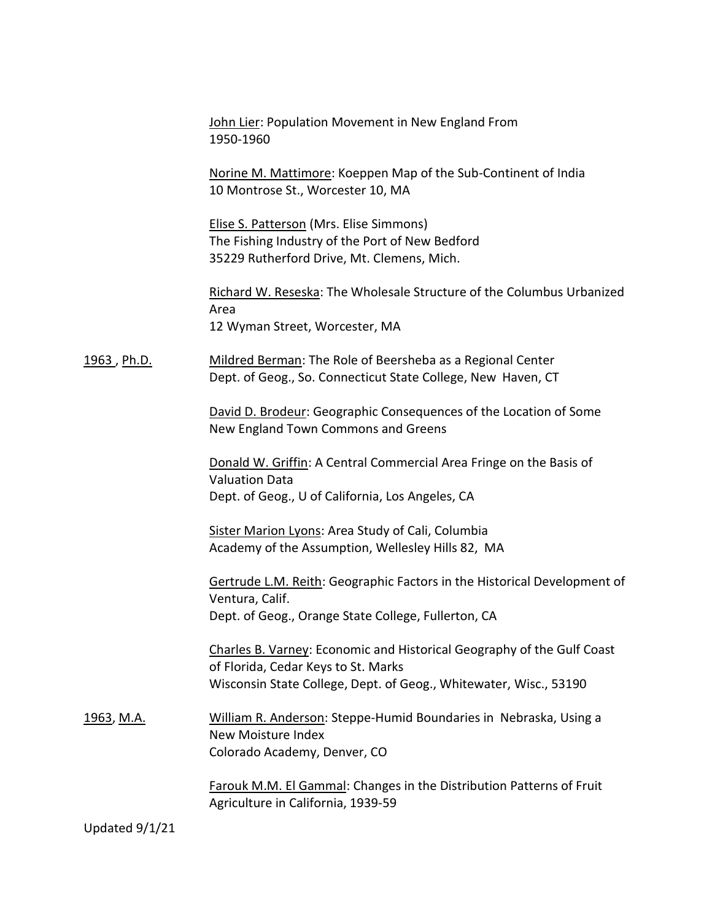John Lier: Population Movement in New England From 1950-1960

Norine M. Mattimore: Koeppen Map of the Sub-Continent of India
10 Montrose St., Worcester 10, MA

Elise S. Patterson (Mrs. Elise Simmons)
The Fishing Industry of the Port of New Bedford
35229 Rutherford Drive, Mt. Clemens, Mich.

Richard W. Reseska: The Wholesale Structure of the Columbus Urbanized Area
12 Wyman Street, Worcester, MA

1963 , Ph.D.

Mildred Berman: The Role of Beersheba as a Regional Center
Dept. of Geog., So. Connecticut State College, New Haven, CT

David D. Brodeur: Geographic Consequences of the Location of Some New England Town Commons and Greens

Donald W. Griffin: A Central Commercial Area Fringe on the Basis of Valuation Data
Dept. of Geog., U of California, Los Angeles, CA

Sister Marion Lyons: Area Study of Cali, Columbia
Academy of the Assumption, Wellesley Hills 82, MA

Gertrude L.M. Reith: Geographic Factors in the Historical Development of Ventura, Calif.
Dept. of Geog., Orange State College, Fullerton, CA

Charles B. Varney: Economic and Historical Geography of the Gulf Coast of Florida, Cedar Keys to St. Marks
Wisconsin State College, Dept. of Geog., Whitewater, Wisc., 53190

1963, M.A.

William R. Anderson: Steppe-Humid Boundaries in Nebraska, Using a New Moisture Index
Colorado Academy, Denver, CO

Farouk M.M. El Gammal: Changes in the Distribution Patterns of Fruit Agriculture in California, 1939-59

Updated 9/1/21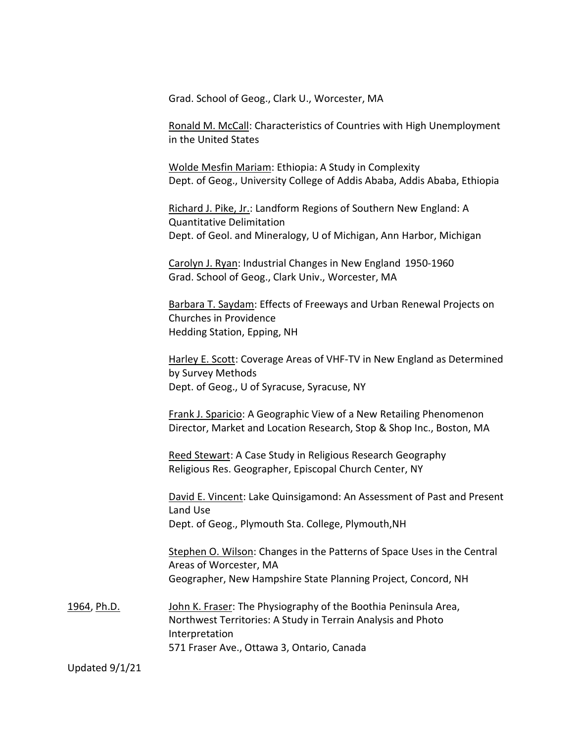Grad. School of Geog., Clark U., Worcester, MA

<u>Ronald M. McCall</u>: Characteristics of Countries with High Unemployment in the United States

<u>Wolde Mesfin Mariam</u>: Ethiopia: A Study in Complexity
Dept. of Geog., University College of Addis Ababa, Addis Ababa, Ethiopia

<u>Richard J. Pike, Jr.</u>: Landform Regions of Southern New England: A Quantitative Delimitation
Dept. of Geol. and Mineralogy, U of Michigan, Ann Harbor, Michigan

<u>Carolyn J. Ryan</u>: Industrial Changes in New England 1950-1960
Grad. School of Geog., Clark Univ., Worcester, MA

<u>Barbara T. Saydam</u>: Effects of Freeways and Urban Renewal Projects on Churches in Providence
Hedding Station, Epping, NH

<u>Harley E. Scott</u>: Coverage Areas of VHF-TV in New England as Determined by Survey Methods
Dept. of Geog., U of Syracuse, Syracuse, NY

<u>Frank J. Sparicio</u>: A Geographic View of a New Retailing Phenomenon
Director, Market and Location Research, Stop & Shop Inc., Boston, MA

<u>Reed Stewart</u>: A Case Study in Religious Research Geography
Religious Res. Geographer, Episcopal Church Center, NY

<u>David E. Vincent</u>: Lake Quinsigamond: An Assessment of Past and Present Land Use
Dept. of Geog., Plymouth Sta. College, Plymouth,NH

<u>Stephen O. Wilson</u>: Changes in the Patterns of Space Uses in the Central Areas of Worcester, MA
Geographer, New Hampshire State Planning Project, Concord, NH

<u>1964</u>, <u>Ph.D.</u>

<u>John K. Fraser</u>: The Physiography of the Boothia Peninsula Area, Northwest Territories: A Study in Terrain Analysis and Photo Interpretation
571 Fraser Ave., Ottawa 3, Ontario, Canada

Updated 9/1/21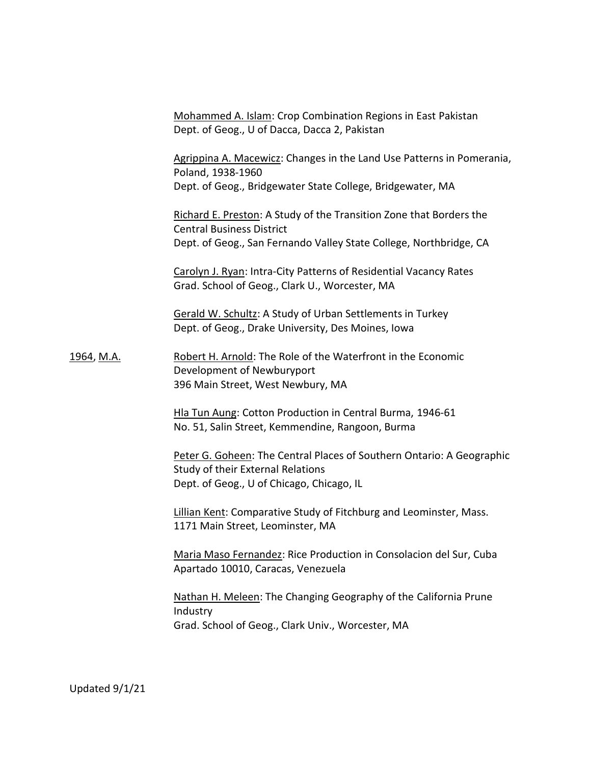Mohammed A. Islam: Crop Combination Regions in East Pakistan
Dept. of Geog., U of Dacca, Dacca 2, Pakistan

Agrippina A. Macewicz: Changes in the Land Use Patterns in Pomerania, Poland, 1938-1960
Dept. of Geog., Bridgewater State College, Bridgewater, MA

Richard E. Preston: A Study of the Transition Zone that Borders the Central Business District
Dept. of Geog., San Fernando Valley State College, Northbridge, CA

Carolyn J. Ryan: Intra-City Patterns of Residential Vacancy Rates
Grad. School of Geog., Clark U., Worcester, MA

Gerald W. Schultz: A Study of Urban Settlements in Turkey
Dept. of Geog., Drake University, Des Moines, Iowa

1964, M.A.

Robert H. Arnold: The Role of the Waterfront in the Economic Development of Newburyport
396 Main Street, West Newbury, MA

Hla Tun Aung: Cotton Production in Central Burma, 1946-61
No. 51, Salin Street, Kemmendine, Rangoon, Burma

Peter G. Goheen: The Central Places of Southern Ontario: A Geographic Study of their External Relations
Dept. of Geog., U of Chicago, Chicago, IL

Lillian Kent: Comparative Study of Fitchburg and Leominster, Mass.
1171 Main Street, Leominster, MA

Maria Maso Fernandez: Rice Production in Consolacion del Sur, Cuba
Apartado 10010, Caracas, Venezuela

Nathan H. Meleen: The Changing Geography of the California Prune Industry
Grad. School of Geog., Clark Univ., Worcester, MA

Updated 9/1/21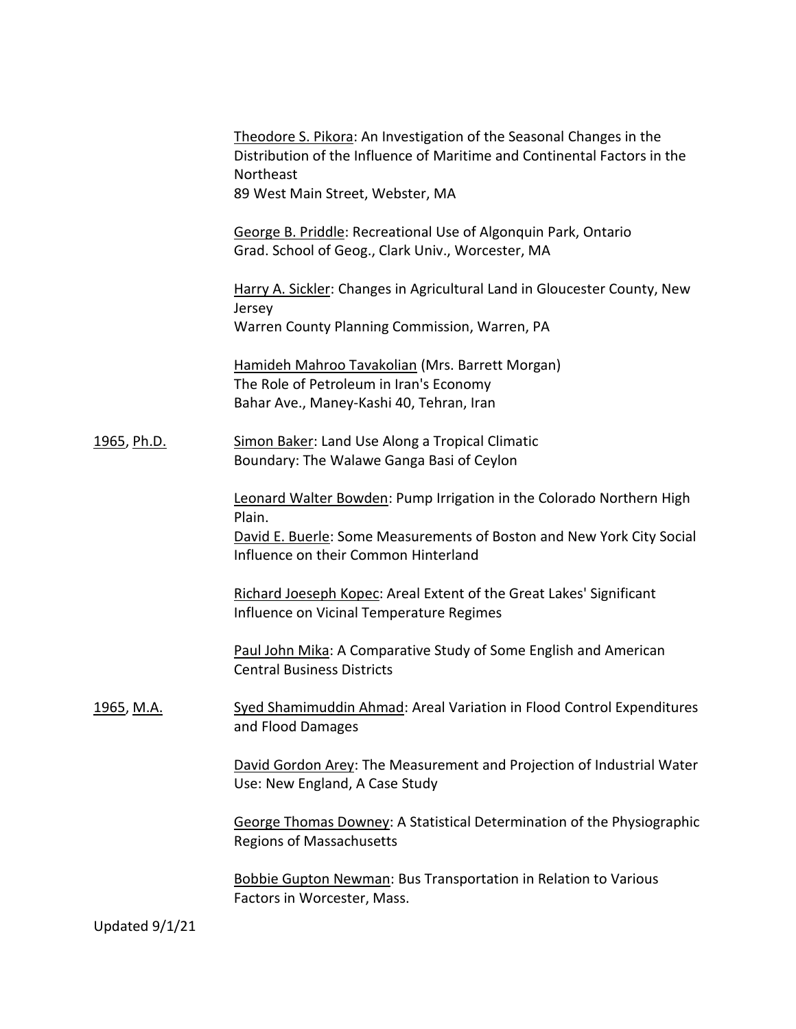Theodore S. Pikora: An Investigation of the Seasonal Changes in the Distribution of the Influence of Maritime and Continental Factors in the Northeast
89 West Main Street, Webster, MA

George B. Priddle: Recreational Use of Algonquin Park, Ontario
Grad. School of Geog., Clark Univ., Worcester, MA

Harry A. Sickler: Changes in Agricultural Land in Gloucester County, New Jersey
Warren County Planning Commission, Warren, PA

Hamideh Mahroo Tavakolian (Mrs. Barrett Morgan)
The Role of Petroleum in Iran's Economy
Bahar Ave., Maney-Kashi 40, Tehran, Iran

1965, Ph.D.

Simon Baker: Land Use Along a Tropical Climatic Boundary: The Walawe Ganga Basi of Ceylon

Leonard Walter Bowden: Pump Irrigation in the Colorado Northern High Plain.

David E. Buerle: Some Measurements of Boston and New York City Social Influence on their Common Hinterland

Richard Joeseph Kopec: Areal Extent of the Great Lakes' Significant Influence on Vicinal Temperature Regimes

Paul John Mika: A Comparative Study of Some English and American Central Business Districts

1965, M.A.

Syed Shamimuddin Ahmad: Areal Variation in Flood Control Expenditures and Flood Damages

David Gordon Arey: The Measurement and Projection of Industrial Water Use: New England, A Case Study

George Thomas Downey: A Statistical Determination of the Physiographic Regions of Massachusetts

Bobbie Gupton Newman: Bus Transportation in Relation to Various Factors in Worcester, Mass.

Updated 9/1/21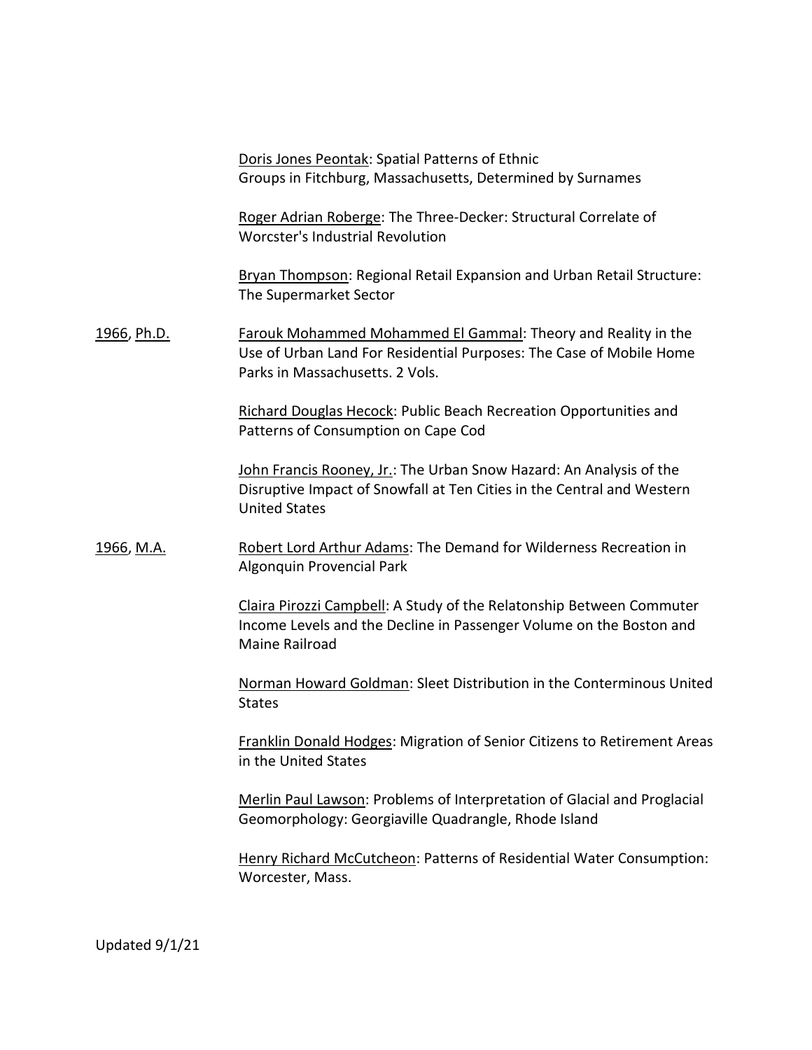Doris Jones Peontak: Spatial Patterns of Ethnic Groups in Fitchburg, Massachusetts, Determined by Surnames

Roger Adrian Roberge: The Three-Decker: Structural Correlate of Worcster's Industrial Revolution

Bryan Thompson: Regional Retail Expansion and Urban Retail Structure: The Supermarket Sector

1966, Ph.D.

Farouk Mohammed Mohammed El Gammal: Theory and Reality in the Use of Urban Land For Residential Purposes: The Case of Mobile Home Parks in Massachusetts. 2 Vols.

Richard Douglas Hecock: Public Beach Recreation Opportunities and Patterns of Consumption on Cape Cod

John Francis Rooney, Jr.: The Urban Snow Hazard: An Analysis of the Disruptive Impact of Snowfall at Ten Cities in the Central and Western United States

1966, M.A.

Robert Lord Arthur Adams: The Demand for Wilderness Recreation in Algonquin Provencial Park

Claira Pirozzi Campbell: A Study of the Relatonship Between Commuter Income Levels and the Decline in Passenger Volume on the Boston and Maine Railroad

Norman Howard Goldman: Sleet Distribution in the Conterminous United States

Franklin Donald Hodges: Migration of Senior Citizens to Retirement Areas in the United States

Merlin Paul Lawson: Problems of Interpretation of Glacial and Proglacial Geomorphology: Georgiaville Quadrangle, Rhode Island

Henry Richard McCutcheon: Patterns of Residential Water Consumption: Worcester, Mass.

Updated 9/1/21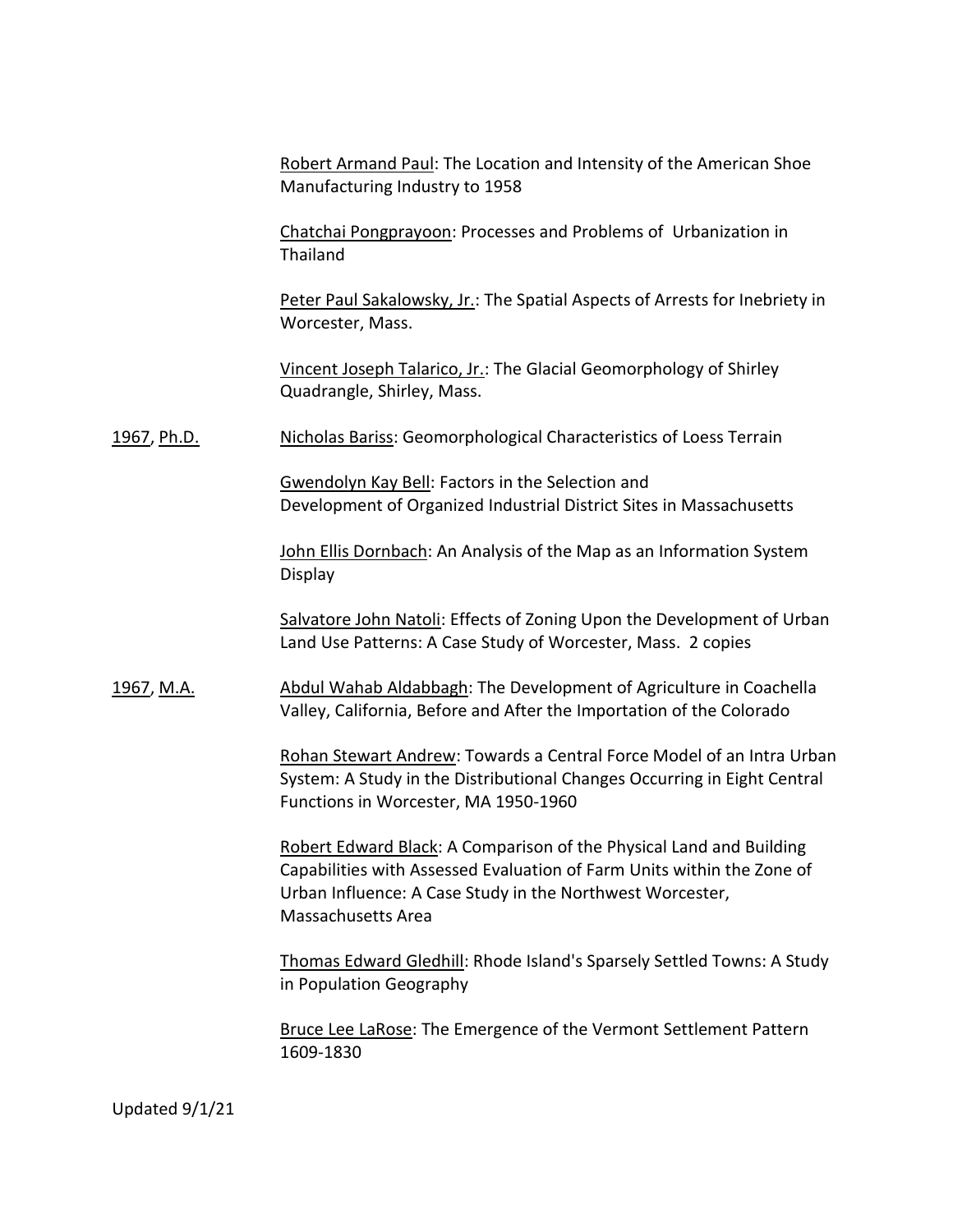Robert Armand Paul: The Location and Intensity of the American Shoe Manufacturing Industry to 1958

Chatchai Pongprayoon: Processes and Problems of Urbanization in Thailand

Peter Paul Sakalowsky, Jr.: The Spatial Aspects of Arrests for Inebriety in Worcester, Mass.

Vincent Joseph Talarico, Jr.: The Glacial Geomorphology of Shirley Quadrangle, Shirley, Mass.

1967, Ph.D.

Nicholas Bariss: Geomorphological Characteristics of Loess Terrain

Gwendolyn Kay Bell: Factors in the Selection and Development of Organized Industrial District Sites in Massachusetts

John Ellis Dornbach: An Analysis of the Map as an Information System Display

Salvatore John Natoli: Effects of Zoning Upon the Development of Urban Land Use Patterns: A Case Study of Worcester, Mass. 2 copies

1967, M.A.

Abdul Wahab Aldabbagh: The Development of Agriculture in Coachella Valley, California, Before and After the Importation of the Colorado

Rohan Stewart Andrew: Towards a Central Force Model of an Intra Urban System: A Study in the Distributional Changes Occurring in Eight Central Functions in Worcester, MA 1950-1960

Robert Edward Black: A Comparison of the Physical Land and Building Capabilities with Assessed Evaluation of Farm Units within the Zone of Urban Influence: A Case Study in the Northwest Worcester, Massachusetts Area

Thomas Edward Gledhill: Rhode Island's Sparsely Settled Towns: A Study in Population Geography

Bruce Lee LaRose: The Emergence of the Vermont Settlement Pattern 1609-1830

Updated 9/1/21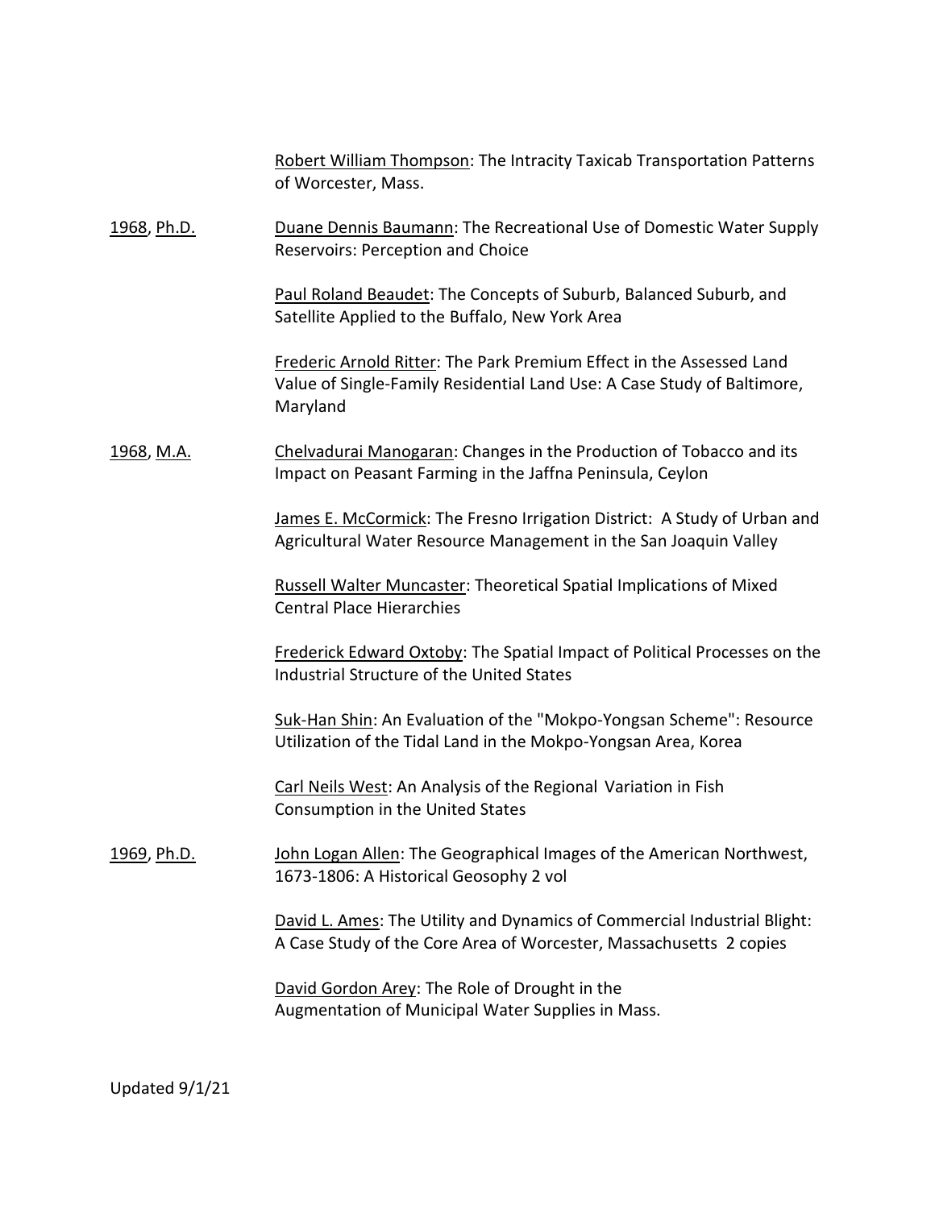Robert William Thompson: The Intracity Taxicab Transportation Patterns of Worcester, Mass.

1968, Ph.D.

Duane Dennis Baumann: The Recreational Use of Domestic Water Supply Reservoirs: Perception and Choice

Paul Roland Beaudet: The Concepts of Suburb, Balanced Suburb, and Satellite Applied to the Buffalo, New York Area

Frederic Arnold Ritter: The Park Premium Effect in the Assessed Land Value of Single-Family Residential Land Use: A Case Study of Baltimore, Maryland

1968, M.A.

Chelvadurai Manogaran: Changes in the Production of Tobacco and its Impact on Peasant Farming in the Jaffna Peninsula, Ceylon

James E. McCormick: The Fresno Irrigation District: A Study of Urban and Agricultural Water Resource Management in the San Joaquin Valley

Russell Walter Muncaster: Theoretical Spatial Implications of Mixed Central Place Hierarchies

Frederick Edward Oxtoby: The Spatial Impact of Political Processes on the Industrial Structure of the United States

Suk-Han Shin: An Evaluation of the "Mokpo-Yongsan Scheme": Resource Utilization of the Tidal Land in the Mokpo-Yongsan Area, Korea

Carl Neils West: An Analysis of the Regional Variation in Fish Consumption in the United States

1969, Ph.D.

John Logan Allen: The Geographical Images of the American Northwest, 1673-1806: A Historical Geosophy 2 vol

David L. Ames: The Utility and Dynamics of Commercial Industrial Blight: A Case Study of the Core Area of Worcester, Massachusetts 2 copies

David Gordon Arey: The Role of Drought in the Augmentation of Municipal Water Supplies in Mass.

Updated 9/1/21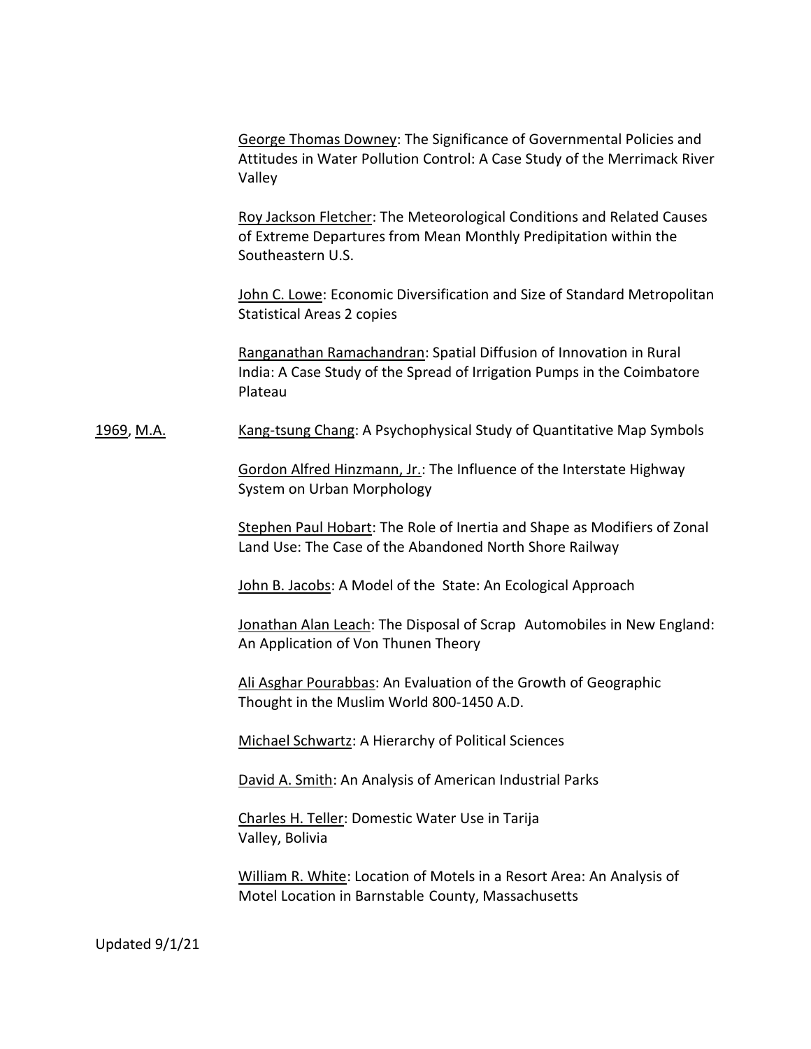George Thomas Downey: The Significance of Governmental Policies and Attitudes in Water Pollution Control: A Case Study of the Merrimack River Valley

Roy Jackson Fletcher: The Meteorological Conditions and Related Causes of Extreme Departures from Mean Monthly Predipitation within the Southeastern U.S.

John C. Lowe: Economic Diversification and Size of Standard Metropolitan Statistical Areas 2 copies

Ranganathan Ramachandran: Spatial Diffusion of Innovation in Rural India: A Case Study of the Spread of Irrigation Pumps in the Coimbatore Plateau

1969, M.A.

Kang-tsung Chang: A Psychophysical Study of Quantitative Map Symbols

Gordon Alfred Hinzmann, Jr.: The Influence of the Interstate Highway System on Urban Morphology

Stephen Paul Hobart: The Role of Inertia and Shape as Modifiers of Zonal Land Use: The Case of the Abandoned North Shore Railway

John B. Jacobs: A Model of the State: An Ecological Approach

Jonathan Alan Leach: The Disposal of Scrap Automobiles in New England: An Application of Von Thunen Theory

Ali Asghar Pourabbas: An Evaluation of the Growth of Geographic Thought in the Muslim World 800-1450 A.D.

Michael Schwartz: A Hierarchy of Political Sciences

David A. Smith: An Analysis of American Industrial Parks

Charles H. Teller: Domestic Water Use in Tarija Valley, Bolivia

William R. White: Location of Motels in a Resort Area: An Analysis of Motel Location in Barnstable County, Massachusetts

Updated 9/1/21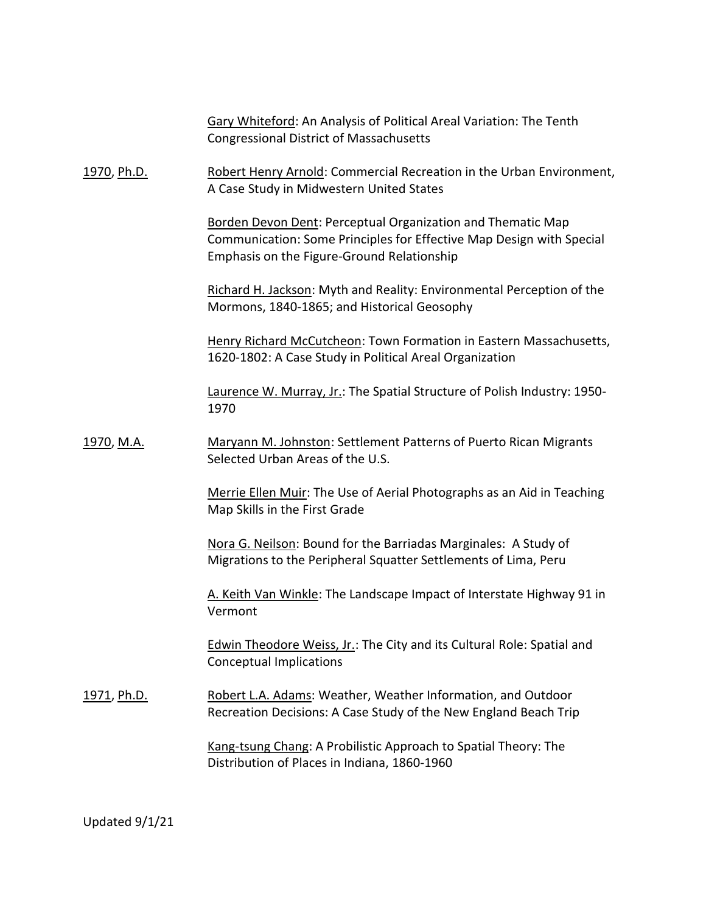Gary Whiteford: An Analysis of Political Areal Variation: The Tenth Congressional District of Massachusetts

1970, Ph.D.

Robert Henry Arnold: Commercial Recreation in the Urban Environment, A Case Study in Midwestern United States

Borden Devon Dent: Perceptual Organization and Thematic Map Communication: Some Principles for Effective Map Design with Special Emphasis on the Figure-Ground Relationship

Richard H. Jackson: Myth and Reality: Environmental Perception of the Mormons, 1840-1865; and Historical Geosophy

Henry Richard McCutcheon: Town Formation in Eastern Massachusetts, 1620-1802: A Case Study in Political Areal Organization

Laurence W. Murray, Jr.: The Spatial Structure of Polish Industry: 1950-1970

1970, M.A.

Maryann M. Johnston: Settlement Patterns of Puerto Rican Migrants Selected Urban Areas of the U.S.

Merrie Ellen Muir: The Use of Aerial Photographs as an Aid in Teaching Map Skills in the First Grade

Nora G. Neilson: Bound for the Barriadas Marginales: A Study of Migrations to the Peripheral Squatter Settlements of Lima, Peru

A. Keith Van Winkle: The Landscape Impact of Interstate Highway 91 in Vermont

Edwin Theodore Weiss, Jr.: The City and its Cultural Role: Spatial and Conceptual Implications

1971, Ph.D.

Robert L.A. Adams: Weather, Weather Information, and Outdoor Recreation Decisions: A Case Study of the New England Beach Trip

Kang-tsung Chang: A Probilistic Approach to Spatial Theory: The Distribution of Places in Indiana, 1860-1960

Updated 9/1/21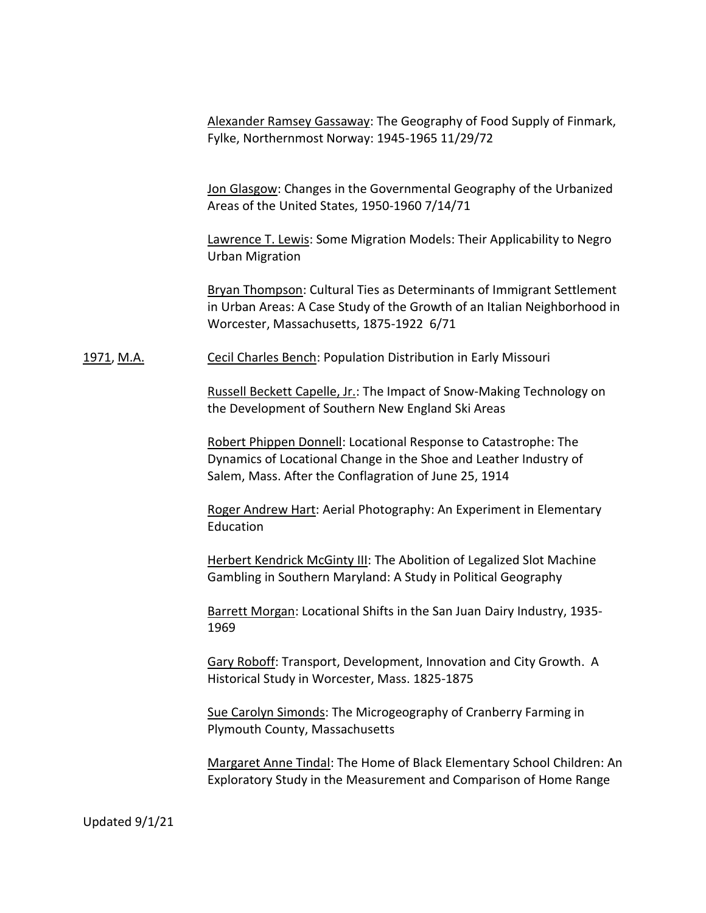<u>Alexander Ramsey Gassaway</u>: The Geography of Food Supply of Finmark, Fylke, Northernmost Norway: 1945-1965 11/29/72

<u>Jon Glasgow</u>: Changes in the Governmental Geography of the Urbanized Areas of the United States, 1950-1960 7/14/71

<u>Lawrence T. Lewis</u>: Some Migration Models: Their Applicability to Negro Urban Migration

<u>Bryan Thompson</u>: Cultural Ties as Determinants of Immigrant Settlement in Urban Areas: A Case Study of the Growth of an Italian Neighborhood in Worcester, Massachusetts, 1875-1922 6/71

<u>1971</u>, <u>M.A.</u>

<u>Cecil Charles Bench</u>: Population Distribution in Early Missouri

<u>Russell Beckett Capelle, Jr.</u>: The Impact of Snow-Making Technology on the Development of Southern New England Ski Areas

<u>Robert Phippen Donnell</u>: Locational Response to Catastrophe: The Dynamics of Locational Change in the Shoe and Leather Industry of Salem, Mass. After the Conflagration of June 25, 1914

<u>Roger Andrew Hart</u>: Aerial Photography: An Experiment in Elementary Education

<u>Herbert Kendrick McGinty III</u>: The Abolition of Legalized Slot Machine Gambling in Southern Maryland: A Study in Political Geography

<u>Barrett Morgan</u>: Locational Shifts in the San Juan Dairy Industry, 1935-1969

<u>Gary Roboff</u>: Transport, Development, Innovation and City Growth. A Historical Study in Worcester, Mass. 1825-1875

<u>Sue Carolyn Simonds</u>: The Microgeography of Cranberry Farming in Plymouth County, Massachusetts

<u>Margaret Anne Tindal</u>: The Home of Black Elementary School Children: An Exploratory Study in the Measurement and Comparison of Home Range

Updated 9/1/21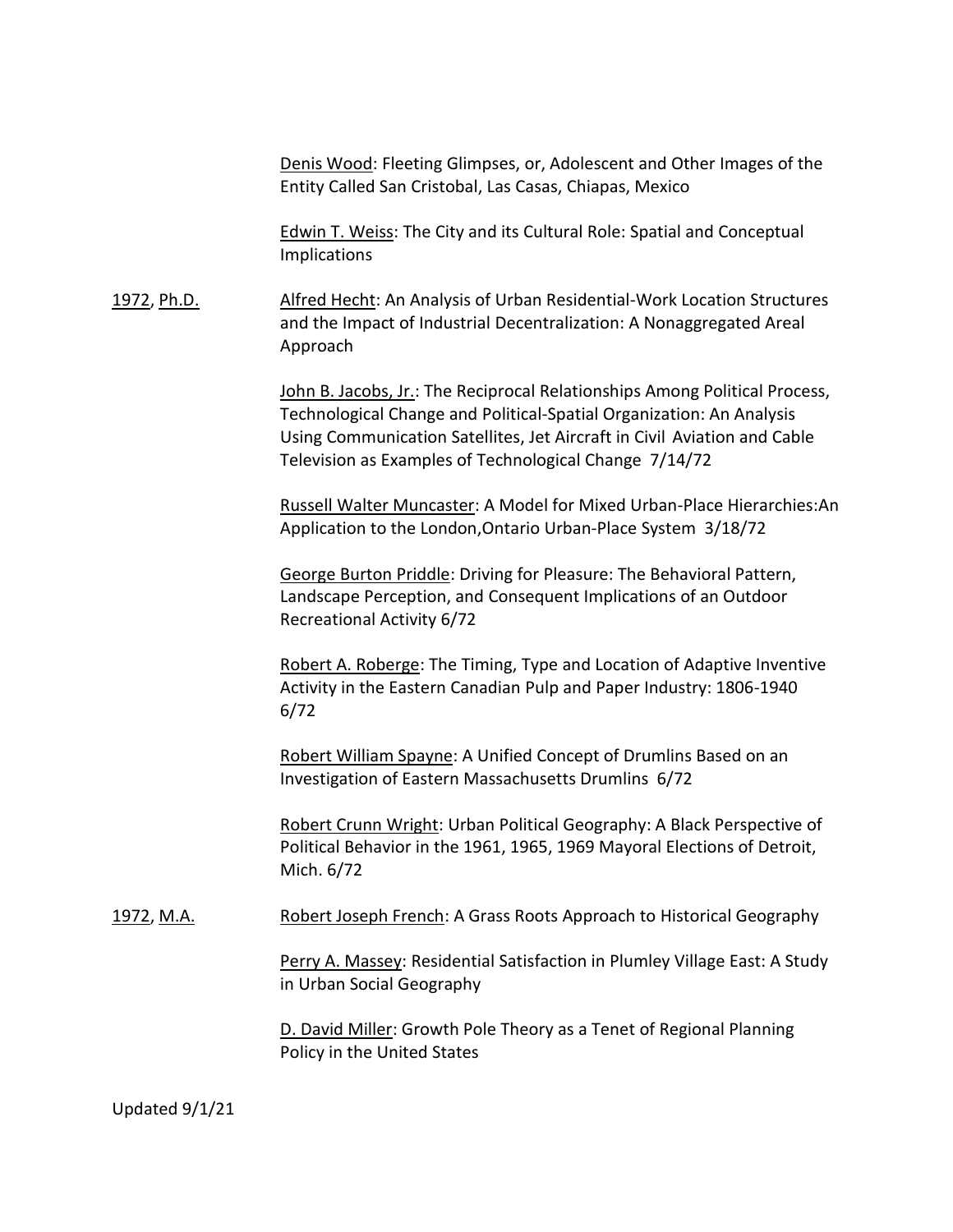Denis Wood: Fleeting Glimpses, or, Adolescent and Other Images of the Entity Called San Cristobal, Las Casas, Chiapas, Mexico

Edwin T. Weiss: The City and its Cultural Role: Spatial and Conceptual Implications

1972, Ph.D.

Alfred Hecht: An Analysis of Urban Residential-Work Location Structures and the Impact of Industrial Decentralization: A Nonaggregated Areal Approach

John B. Jacobs, Jr.: The Reciprocal Relationships Among Political Process, Technological Change and Political-Spatial Organization: An Analysis Using Communication Satellites, Jet Aircraft in Civil Aviation and Cable Television as Examples of Technological Change 7/14/72

Russell Walter Muncaster: A Model for Mixed Urban-Place Hierarchies:An Application to the London,Ontario Urban-Place System 3/18/72

George Burton Priddle: Driving for Pleasure: The Behavioral Pattern, Landscape Perception, and Consequent Implications of an Outdoor Recreational Activity 6/72

Robert A. Roberge: The Timing, Type and Location of Adaptive Inventive Activity in the Eastern Canadian Pulp and Paper Industry: 1806-1940 6/72

Robert William Spayne: A Unified Concept of Drumlins Based on an Investigation of Eastern Massachusetts Drumlins 6/72

Robert Crunn Wright: Urban Political Geography: A Black Perspective of Political Behavior in the 1961, 1965, 1969 Mayoral Elections of Detroit, Mich. 6/72

1972, M.A.

Robert Joseph French: A Grass Roots Approach to Historical Geography

Perry A. Massey: Residential Satisfaction in Plumley Village East: A Study in Urban Social Geography

D. David Miller: Growth Pole Theory as a Tenet of Regional Planning Policy in the United States

Updated 9/1/21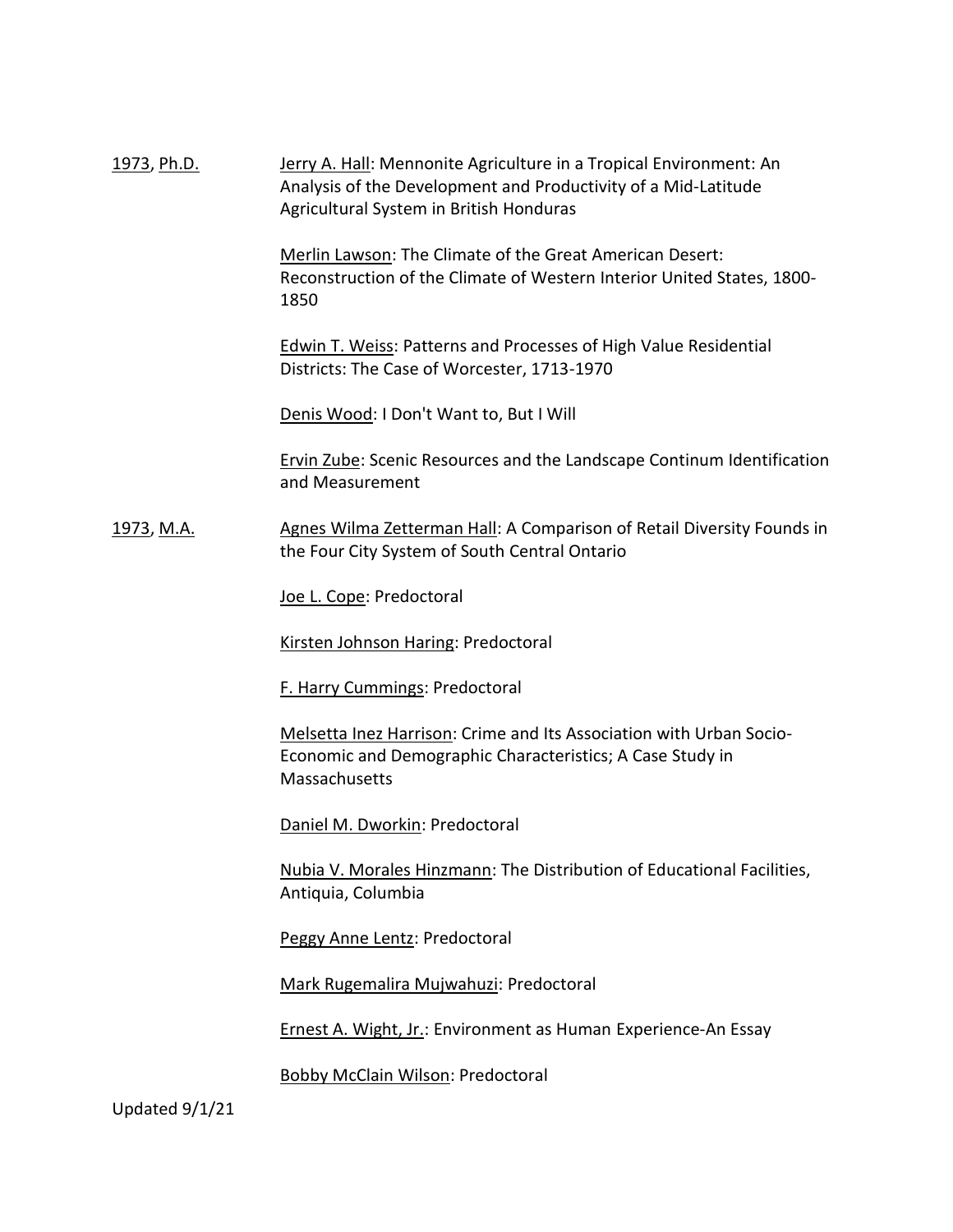1973, Ph.D.

Jerry A. Hall: Mennonite Agriculture in a Tropical Environment: An Analysis of the Development and Productivity of a Mid-Latitude Agricultural System in British Honduras

Merlin Lawson: The Climate of the Great American Desert: Reconstruction of the Climate of Western Interior United States, 1800-1850

Edwin T. Weiss: Patterns and Processes of High Value Residential Districts: The Case of Worcester, 1713-1970

Denis Wood: I Don't Want to, But I Will

Ervin Zube: Scenic Resources and the Landscape Continum Identification and Measurement

1973, M.A.

Agnes Wilma Zetterman Hall: A Comparison of Retail Diversity Founds in the Four City System of South Central Ontario

Joe L. Cope: Predoctoral

Kirsten Johnson Haring: Predoctoral

F. Harry Cummings: Predoctoral

Melsetta Inez Harrison: Crime and Its Association with Urban Socio-Economic and Demographic Characteristics; A Case Study in Massachusetts

Daniel M. Dworkin: Predoctoral

Nubia V. Morales Hinzmann: The Distribution of Educational Facilities, Antiquia, Columbia

Peggy Anne Lentz: Predoctoral

Mark Rugemalira Mujwahuzi: Predoctoral

Ernest A. Wight, Jr.: Environment as Human Experience-An Essay

Bobby McClain Wilson: Predoctoral

Updated 9/1/21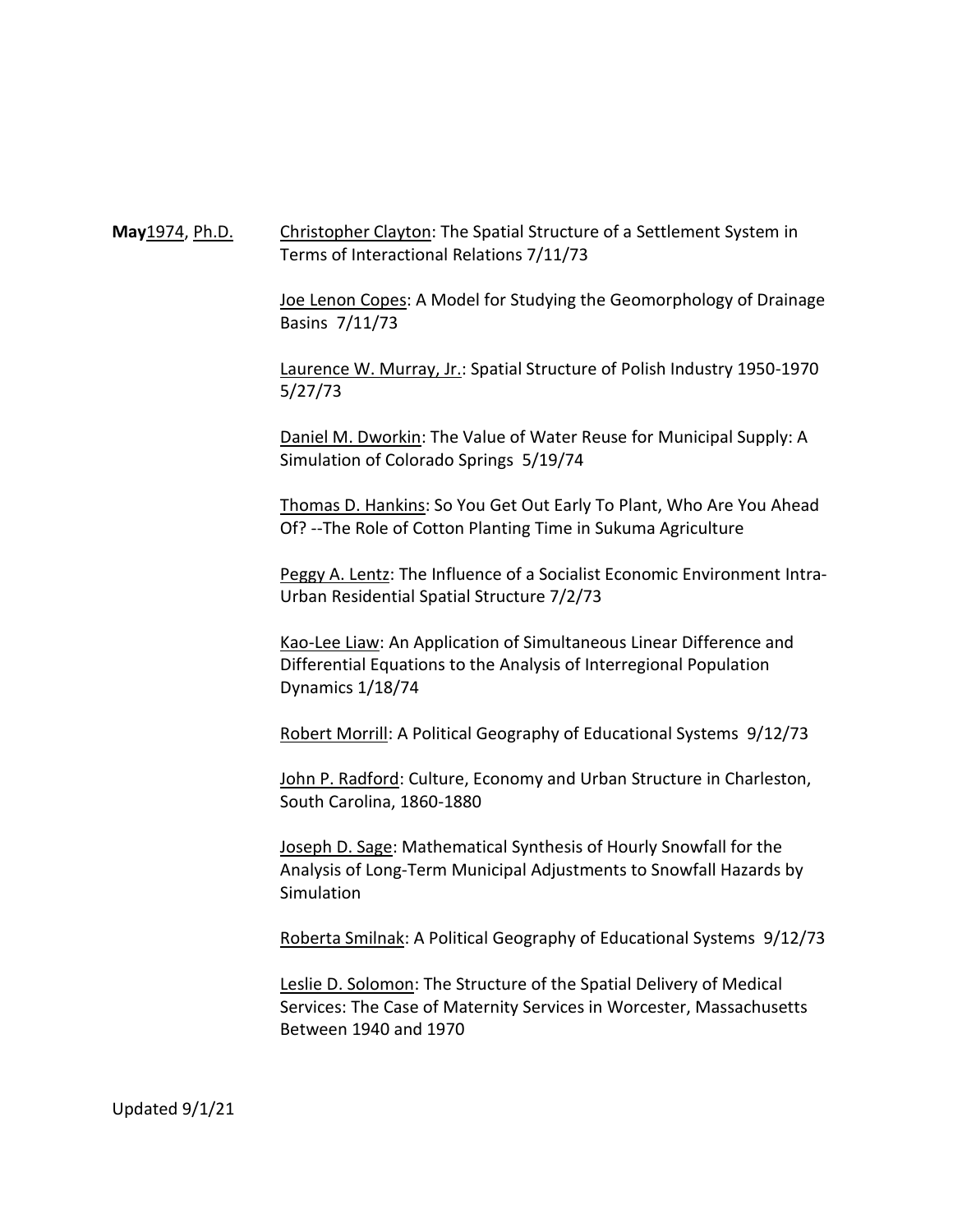**May** 1974, Ph.D.

Christopher Clayton: The Spatial Structure of a Settlement System in Terms of Interactional Relations 7/11/73

Joe Lenon Copes: A Model for Studying the Geomorphology of Drainage Basins 7/11/73

Laurence W. Murray, Jr.: Spatial Structure of Polish Industry 1950-1970 5/27/73

Daniel M. Dworkin: The Value of Water Reuse for Municipal Supply: A Simulation of Colorado Springs 5/19/74

Thomas D. Hankins: So You Get Out Early To Plant, Who Are You Ahead Of? --The Role of Cotton Planting Time in Sukuma Agriculture

Peggy A. Lentz: The Influence of a Socialist Economic Environment Intra-Urban Residential Spatial Structure 7/2/73

Kao-Lee Liaw: An Application of Simultaneous Linear Difference and Differential Equations to the Analysis of Interregional Population Dynamics 1/18/74

Robert Morrill: A Political Geography of Educational Systems 9/12/73

John P. Radford: Culture, Economy and Urban Structure in Charleston, South Carolina, 1860-1880

Joseph D. Sage: Mathematical Synthesis of Hourly Snowfall for the Analysis of Long-Term Municipal Adjustments to Snowfall Hazards by Simulation

Roberta Smilnak: A Political Geography of Educational Systems 9/12/73

Leslie D. Solomon: The Structure of the Spatial Delivery of Medical Services: The Case of Maternity Services in Worcester, Massachusetts Between 1940 and 1970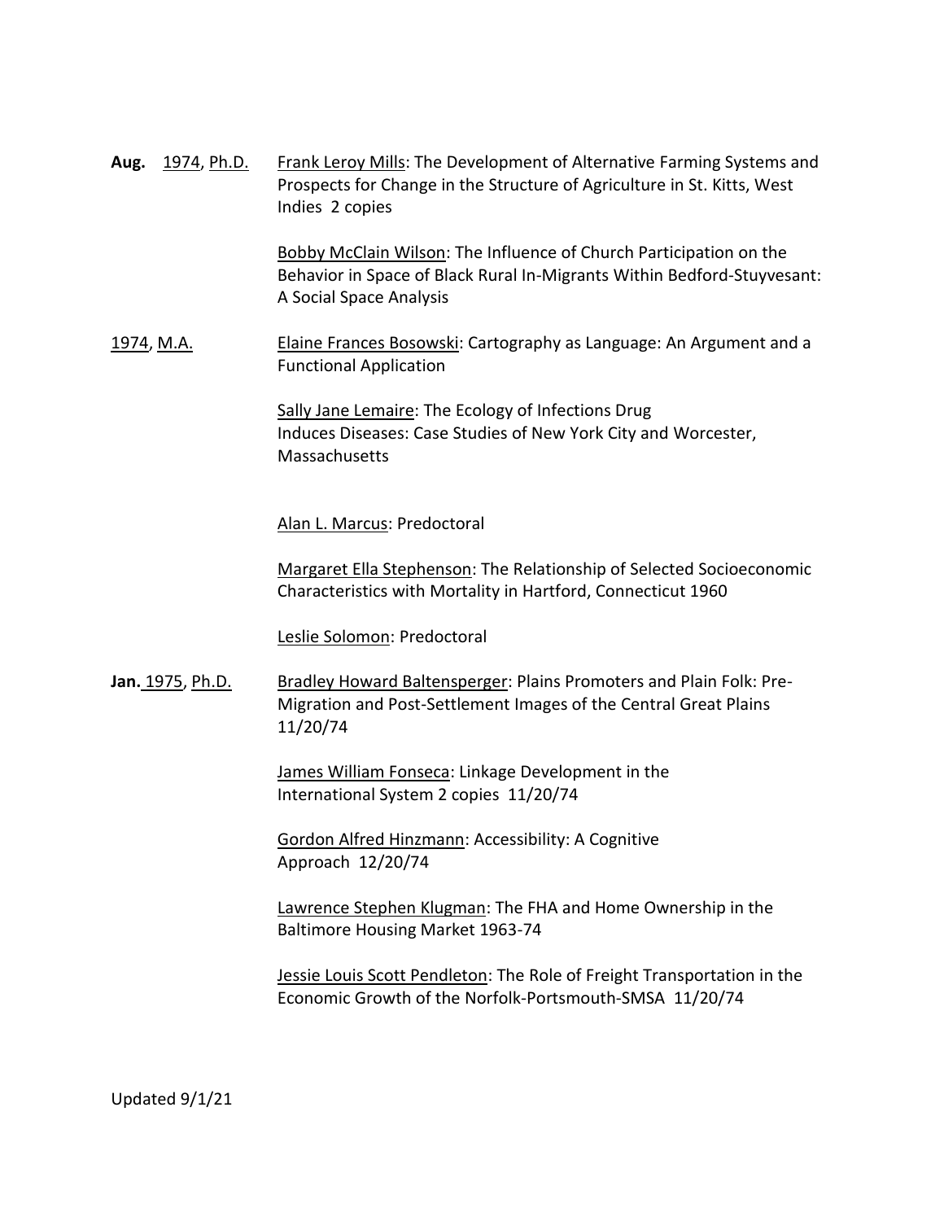**Aug.** 1974, Ph.D. Frank Leroy Mills: The Development of Alternative Farming Systems and Prospects for Change in the Structure of Agriculture in St. Kitts, West Indies 2 copies

Bobby McClain Wilson: The Influence of Church Participation on the Behavior in Space of Black Rural In-Migrants Within Bedford-Stuyvesant: A Social Space Analysis

1974, M.A. Elaine Frances Bosowski: Cartography as Language: An Argument and a Functional Application

Sally Jane Lemaire: The Ecology of Infections Drug Induces Diseases: Case Studies of New York City and Worcester, Massachusetts

Alan L. Marcus: Predoctoral

Margaret Ella Stephenson: The Relationship of Selected Socioeconomic Characteristics with Mortality in Hartford, Connecticut 1960

Leslie Solomon: Predoctoral

**Jan.** 1975, Ph.D. Bradley Howard Baltensperger: Plains Promoters and Plain Folk: Pre-Migration and Post-Settlement Images of the Central Great Plains 11/20/74

James William Fonseca: Linkage Development in the International System 2 copies 11/20/74

Gordon Alfred Hinzmann: Accessibility: A Cognitive Approach 12/20/74

Lawrence Stephen Klugman: The FHA and Home Ownership in the Baltimore Housing Market 1963-74

Jessie Louis Scott Pendleton: The Role of Freight Transportation in the Economic Growth of the Norfolk-Portsmouth-SMSA 11/20/74

Updated 9/1/21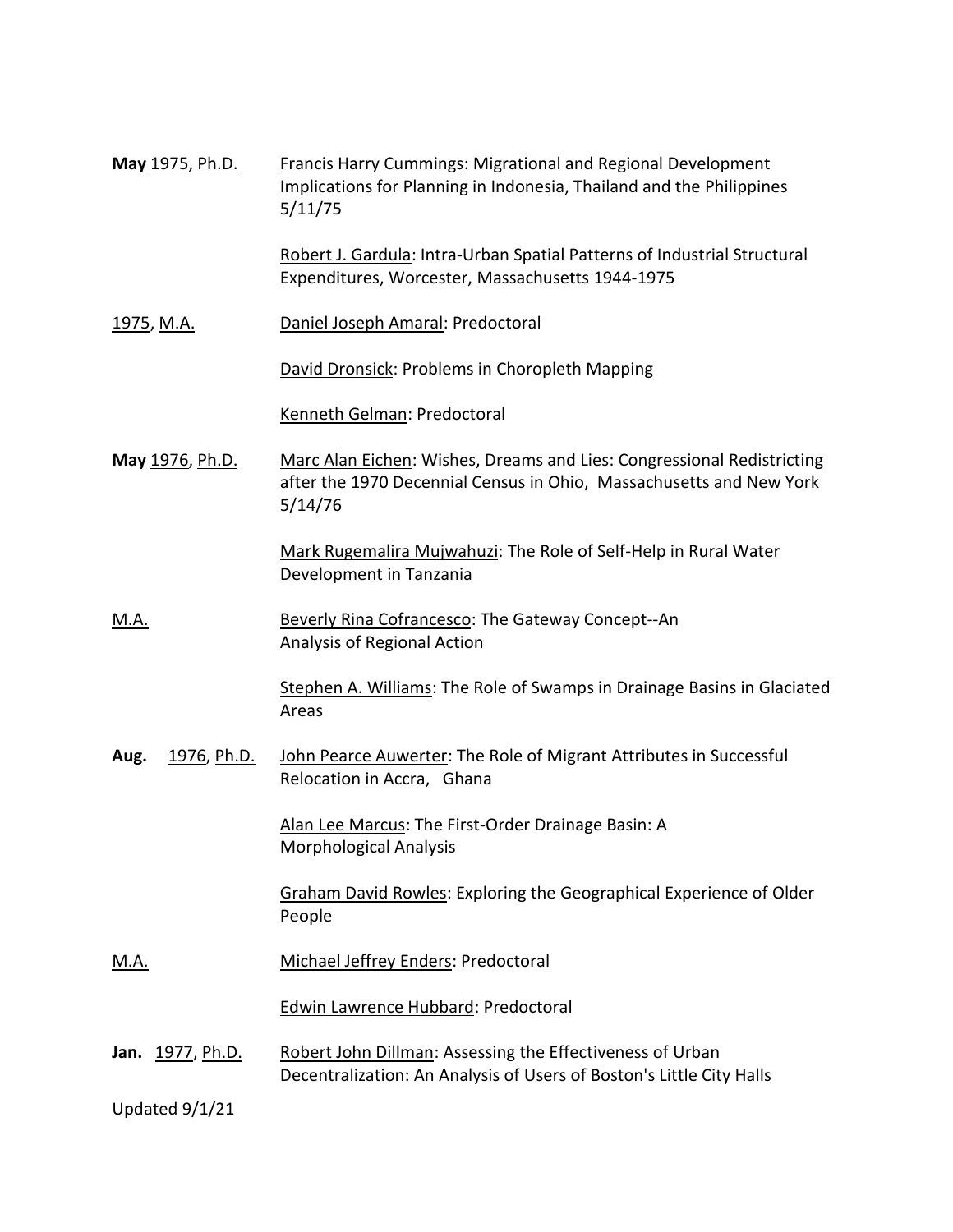**May** 1975, Ph.D. — Francis Harry Cummings: Migrational and Regional Development Implications for Planning in Indonesia, Thailand and the Philippines 5/11/75

Robert J. Gardula: Intra-Urban Spatial Patterns of Industrial Structural Expenditures, Worcester, Massachusetts 1944-1975

1975, M.A. — Daniel Joseph Amaral: Predoctoral

David Dronsick: Problems in Choropleth Mapping

Kenneth Gelman: Predoctoral

**May** 1976, Ph.D. — Marc Alan Eichen: Wishes, Dreams and Lies: Congressional Redistricting after the 1970 Decennial Census in Ohio, Massachusetts and New York 5/14/76

Mark Rugemalira Mujwahuzi: The Role of Self-Help in Rural Water Development in Tanzania

M.A. — Beverly Rina Cofrancesco: The Gateway Concept--An Analysis of Regional Action

Stephen A. Williams: The Role of Swamps in Drainage Basins in Glaciated Areas

**Aug.** 1976, Ph.D. — John Pearce Auwerter: The Role of Migrant Attributes in Successful Relocation in Accra, Ghana

Alan Lee Marcus: The First-Order Drainage Basin: A Morphological Analysis

Graham David Rowles: Exploring the Geographical Experience of Older People

M.A. — Michael Jeffrey Enders: Predoctoral

Edwin Lawrence Hubbard: Predoctoral

**Jan.** 1977, Ph.D. — Robert John Dillman: Assessing the Effectiveness of Urban Decentralization: An Analysis of Users of Boston's Little City Halls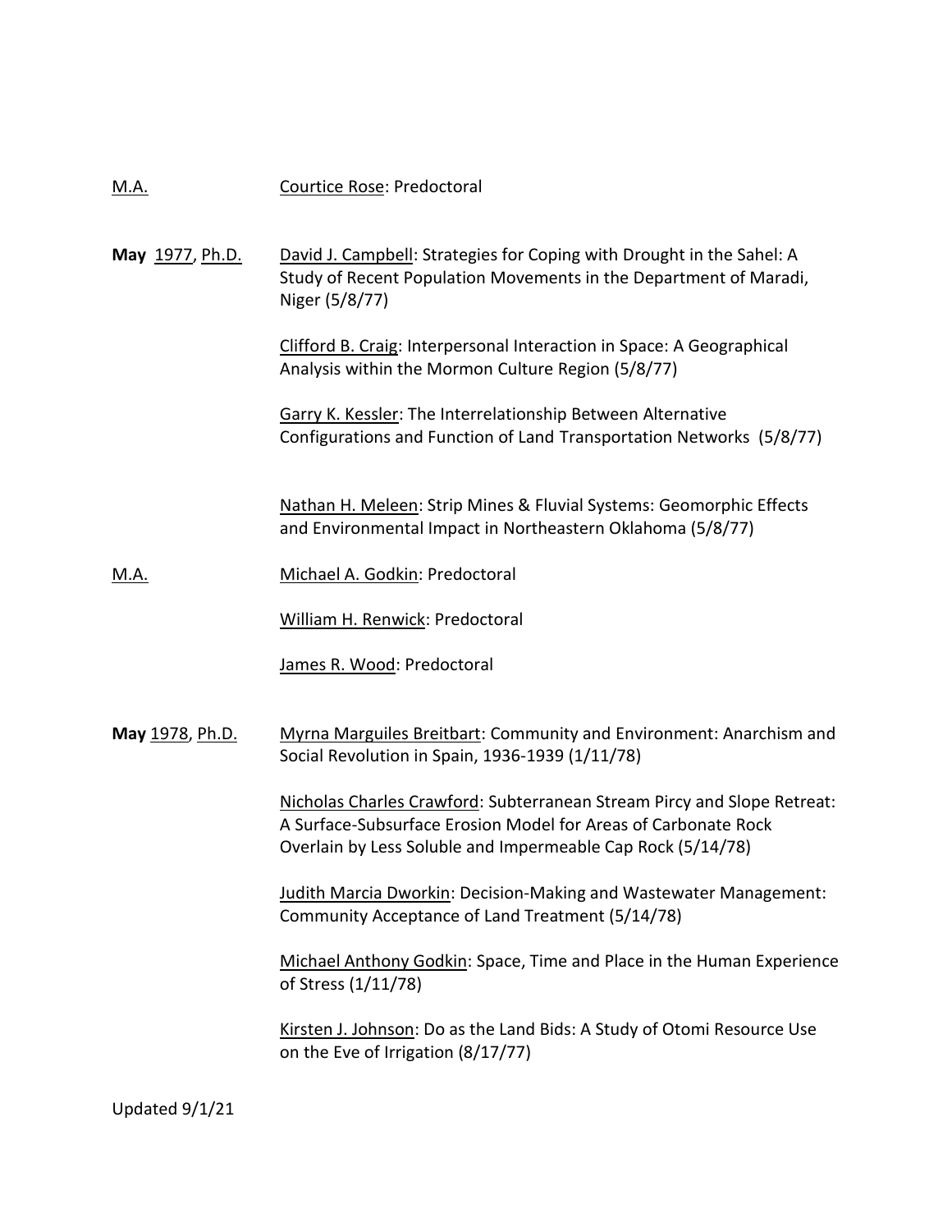M.A. Courtice Rose: Predoctoral

**May** 1977, Ph.D. David J. Campbell: Strategies for Coping with Drought in the Sahel: A Study of Recent Population Movements in the Department of Maradi, Niger (5/8/77)

Clifford B. Craig: Interpersonal Interaction in Space: A Geographical Analysis within the Mormon Culture Region (5/8/77)

Garry K. Kessler: The Interrelationship Between Alternative Configurations and Function of Land Transportation Networks (5/8/77)

Nathan H. Meleen: Strip Mines & Fluvial Systems: Geomorphic Effects and Environmental Impact in Northeastern Oklahoma (5/8/77)

M.A. Michael A. Godkin: Predoctoral

William H. Renwick: Predoctoral

James R. Wood: Predoctoral

**May** 1978, Ph.D. Myrna Marguiles Breitbart: Community and Environment: Anarchism and Social Revolution in Spain, 1936-1939 (1/11/78)

Nicholas Charles Crawford: Subterranean Stream Pircy and Slope Retreat: A Surface-Subsurface Erosion Model for Areas of Carbonate Rock Overlain by Less Soluble and Impermeable Cap Rock (5/14/78)

Judith Marcia Dworkin: Decision-Making and Wastewater Management: Community Acceptance of Land Treatment (5/14/78)

Michael Anthony Godkin: Space, Time and Place in the Human Experience of Stress (1/11/78)

Kirsten J. Johnson: Do as the Land Bids: A Study of Otomi Resource Use on the Eve of Irrigation (8/17/77)

Updated 9/1/21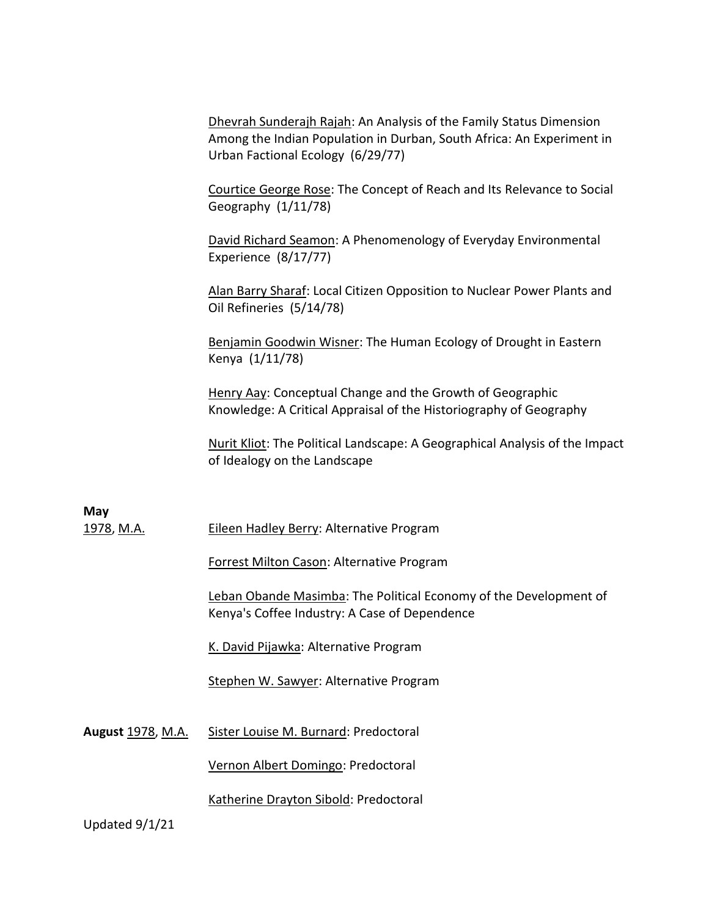Dhevrah Sunderajh Rajah: An Analysis of the Family Status Dimension Among the Indian Population in Durban, South Africa: An Experiment in Urban Factional Ecology (6/29/77)

Courtice George Rose: The Concept of Reach and Its Relevance to Social Geography (1/11/78)

David Richard Seamon: A Phenomenology of Everyday Environmental Experience (8/17/77)

Alan Barry Sharaf: Local Citizen Opposition to Nuclear Power Plants and Oil Refineries (5/14/78)

Benjamin Goodwin Wisner: The Human Ecology of Drought in Eastern Kenya (1/11/78)

Henry Aay: Conceptual Change and the Growth of Geographic Knowledge: A Critical Appraisal of the Historiography of Geography

Nurit Kliot: The Political Landscape: A Geographical Analysis of the Impact of Idealogy on the Landscape

**May**
1978, M.A.

Eileen Hadley Berry: Alternative Program

Forrest Milton Cason: Alternative Program

Leban Obande Masimba: The Political Economy of the Development of Kenya's Coffee Industry: A Case of Dependence

K. David Pijawka: Alternative Program

Stephen W. Sawyer: Alternative Program

**August** 1978, M.A.

Sister Louise M. Burnard: Predoctoral

Vernon Albert Domingo: Predoctoral

Katherine Drayton Sibold: Predoctoral

Updated 9/1/21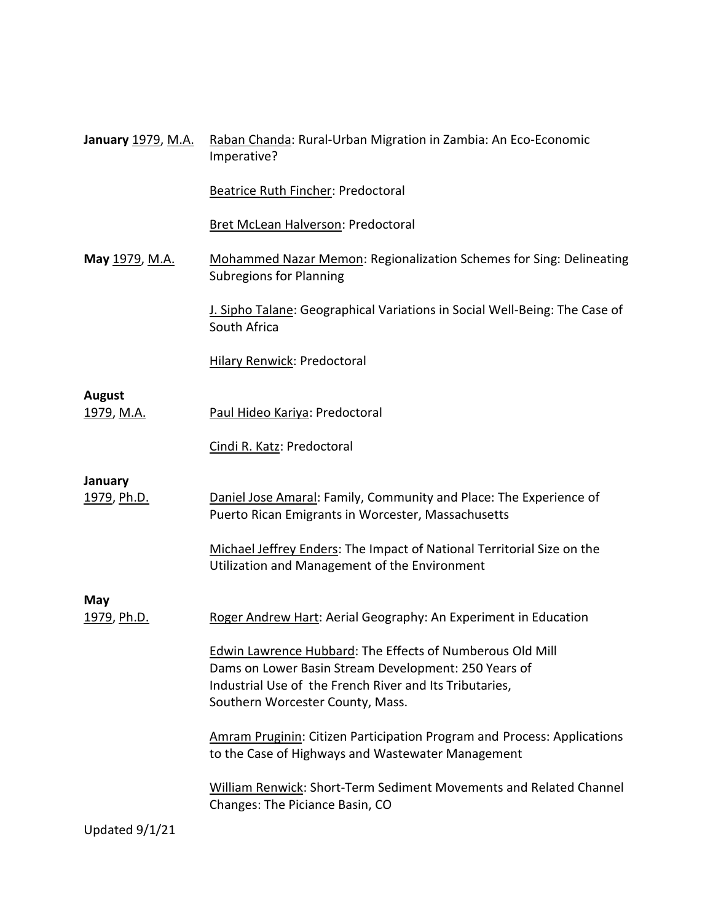**January** 1979, M.A. Raban Chanda: Rural-Urban Migration in Zambia: An Eco-Economic Imperative?

Beatrice Ruth Fincher: Predoctoral

Bret McLean Halverson: Predoctoral

**May** 1979, M.A. Mohammed Nazar Memon: Regionalization Schemes for Sing: Delineating Subregions for Planning

J. Sipho Talane: Geographical Variations in Social Well-Being: The Case of South Africa

Hilary Renwick: Predoctoral

**August**
1979, M.A. Paul Hideo Kariya: Predoctoral

Cindi R. Katz: Predoctoral

**January**
1979, Ph.D. Daniel Jose Amaral: Family, Community and Place: The Experience of Puerto Rican Emigrants in Worcester, Massachusetts

Michael Jeffrey Enders: The Impact of National Territorial Size on the Utilization and Management of the Environment

**May**
1979, Ph.D. Roger Andrew Hart: Aerial Geography: An Experiment in Education

Edwin Lawrence Hubbard: The Effects of Numberous Old Mill Dams on Lower Basin Stream Development: 250 Years of Industrial Use of the French River and Its Tributaries, Southern Worcester County, Mass.

Amram Pruginin: Citizen Participation Program and Process: Applications to the Case of Highways and Wastewater Management

William Renwick: Short-Term Sediment Movements and Related Channel Changes: The Piciance Basin, CO

Updated 9/1/21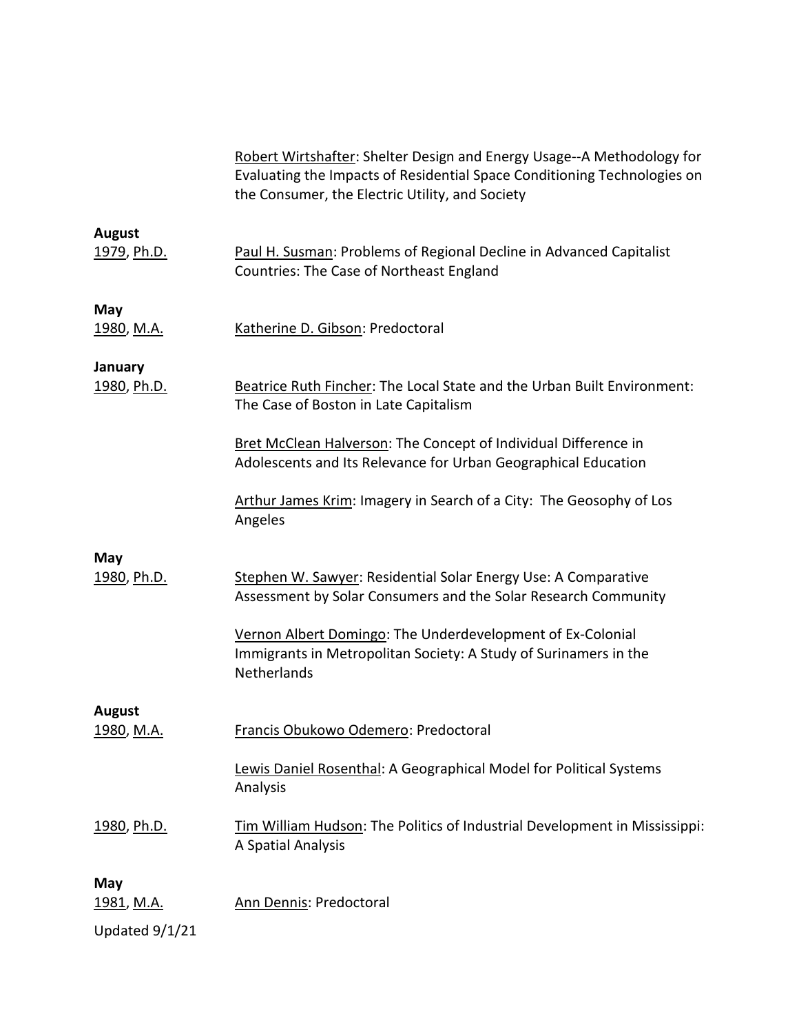Robert Wirtshafter: Shelter Design and Energy Usage--A Methodology for Evaluating the Impacts of Residential Space Conditioning Technologies on the Consumer, the Electric Utility, and Society

**August**
1979, Ph.D. — Paul H. Susman: Problems of Regional Decline in Advanced Capitalist Countries: The Case of Northeast England

**May**
1980, M.A. — Katherine D. Gibson: Predoctoral

**January**
1980, Ph.D. — Beatrice Ruth Fincher: The Local State and the Urban Built Environment: The Case of Boston in Late Capitalism

Bret McClean Halverson: The Concept of Individual Difference in Adolescents and Its Relevance for Urban Geographical Education

Arthur James Krim: Imagery in Search of a City: The Geosophy of Los Angeles

**May**
1980, Ph.D. — Stephen W. Sawyer: Residential Solar Energy Use: A Comparative Assessment by Solar Consumers and the Solar Research Community

Vernon Albert Domingo: The Underdevelopment of Ex-Colonial Immigrants in Metropolitan Society: A Study of Surinamers in the Netherlands

**August**
1980, M.A. — Francis Obukowo Odemero: Predoctoral

Lewis Daniel Rosenthal: A Geographical Model for Political Systems Analysis

1980, Ph.D. — Tim William Hudson: The Politics of Industrial Development in Mississippi: A Spatial Analysis

**May**
1981, M.A. — Ann Dennis: Predoctoral

Updated 9/1/21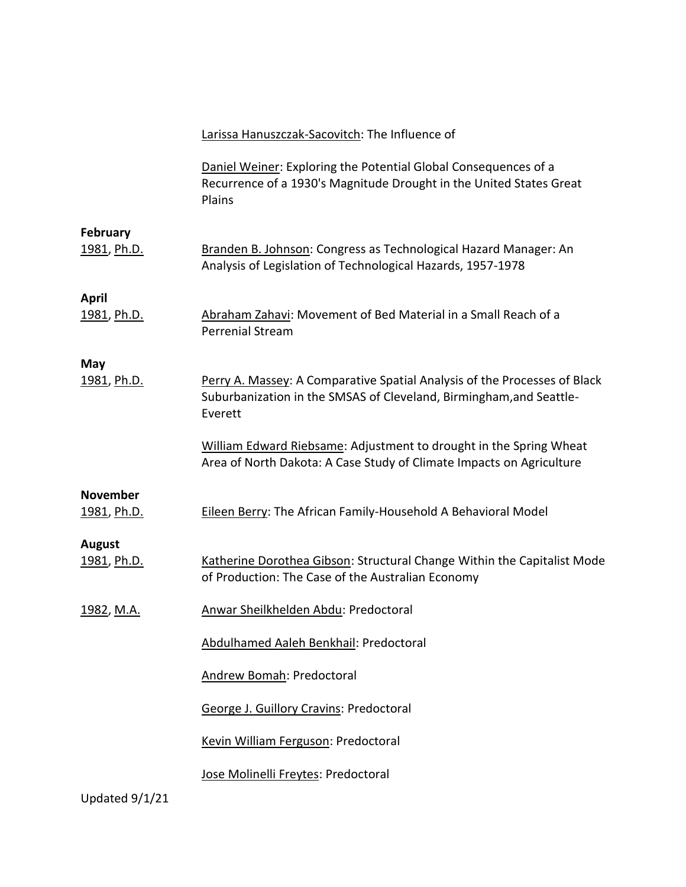Larissa Hanuszczak-Sacovitch: The Influence of

Daniel Weiner: Exploring the Potential Global Consequences of a Recurrence of a 1930's Magnitude Drought in the United States Great Plains

**February**

1981, Ph.D. — Branden B. Johnson: Congress as Technological Hazard Manager: An Analysis of Legislation of Technological Hazards, 1957-1978

**April**

1981, Ph.D. — Abraham Zahavi: Movement of Bed Material in a Small Reach of a Perrenial Stream

**May**

1981, Ph.D. — Perry A. Massey: A Comparative Spatial Analysis of the Processes of Black Suburbanization in the SMSAS of Cleveland, Birmingham,and Seattle-Everett

William Edward Riebsame: Adjustment to drought in the Spring Wheat Area of North Dakota: A Case Study of Climate Impacts on Agriculture

**November**

1981, Ph.D. — Eileen Berry: The African Family-Household A Behavioral Model

**August**

1981, Ph.D. — Katherine Dorothea Gibson: Structural Change Within the Capitalist Mode of Production: The Case of the Australian Economy

1982, M.A. — Anwar Sheilkhelden Abdu: Predoctoral

Abdulhamed Aaleh Benkhail: Predoctoral

Andrew Bomah: Predoctoral

George J. Guillory Cravins: Predoctoral

Kevin William Ferguson: Predoctoral

Jose Molinelli Freytes: Predoctoral

Updated 9/1/21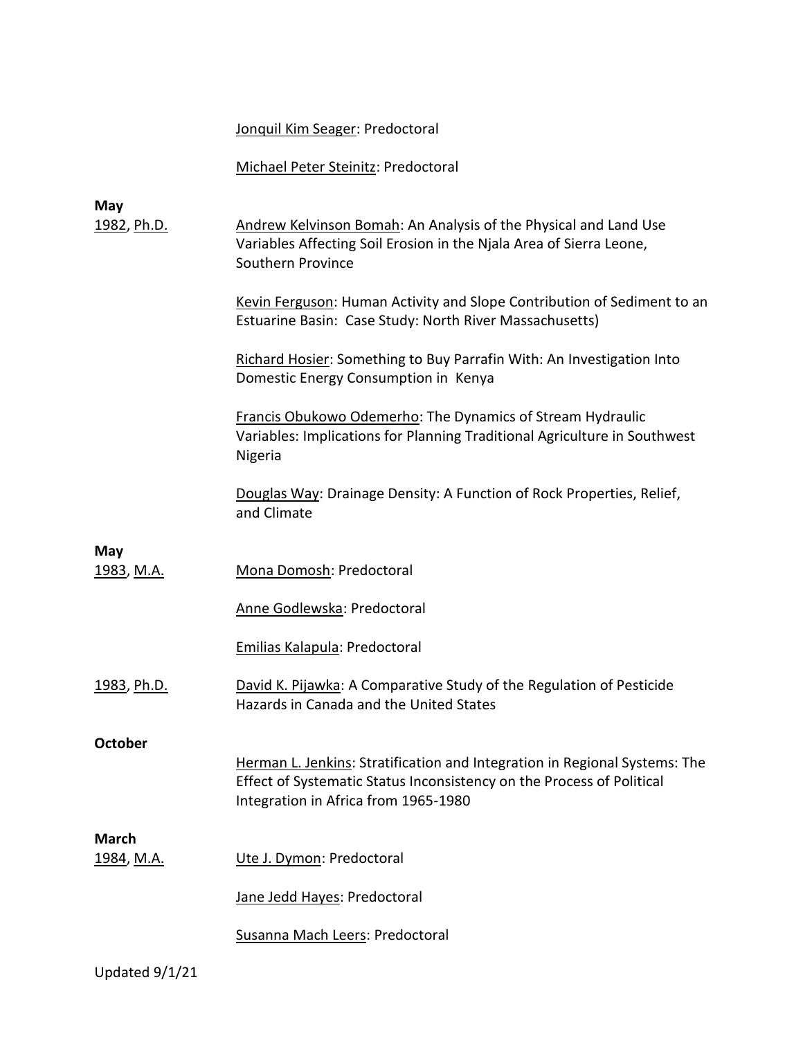Jonquil Kim Seager: Predoctoral

Michael Peter Steinitz: Predoctoral

**May**
1982, Ph.D.

Andrew Kelvinson Bomah: An Analysis of the Physical and Land Use Variables Affecting Soil Erosion in the Njala Area of Sierra Leone, Southern Province

Kevin Ferguson: Human Activity and Slope Contribution of Sediment to an Estuarine Basin: Case Study: North River Massachusetts)

Richard Hosier: Something to Buy Parrafin With: An Investigation Into Domestic Energy Consumption in Kenya

Francis Obukowo Odemerho: The Dynamics of Stream Hydraulic Variables: Implications for Planning Traditional Agriculture in Southwest Nigeria

Douglas Way: Drainage Density: A Function of Rock Properties, Relief, and Climate

**May**
1983, M.A.

Mona Domosh: Predoctoral

Anne Godlewska: Predoctoral

Emilias Kalapula: Predoctoral

1983, Ph.D.

David K. Pijawka: A Comparative Study of the Regulation of Pesticide Hazards in Canada and the United States

**October**

Herman L. Jenkins: Stratification and Integration in Regional Systems: The Effect of Systematic Status Inconsistency on the Process of Political Integration in Africa from 1965-1980

**March**
1984, M.A.

Ute J. Dymon: Predoctoral

Jane Jedd Hayes: Predoctoral

Susanna Mach Leers: Predoctoral

Updated 9/1/21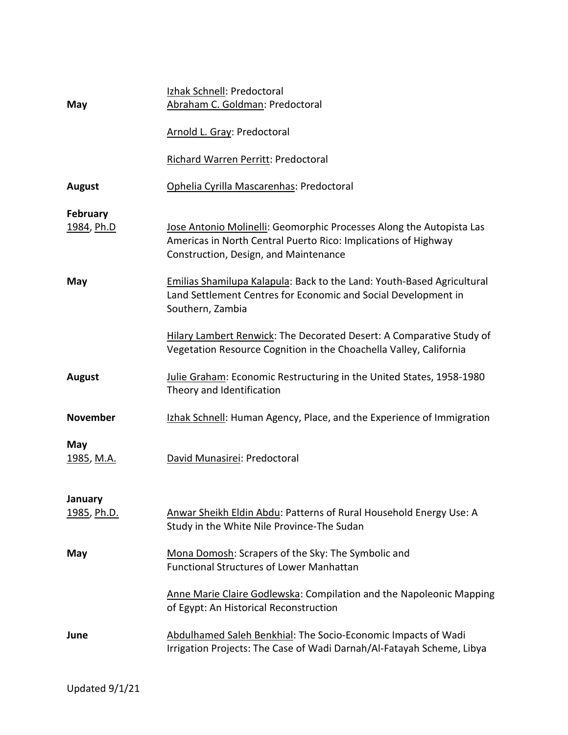**May**

Izhak Schnell: Predoctoral

Abraham C. Goldman: Predoctoral

Arnold L. Gray: Predoctoral

Richard Warren Perritt: Predoctoral

**August**

Ophelia Cyrilla Mascarenhas: Predoctoral

**February**
1984, Ph.D

Jose Antonio Molinelli: Geomorphic Processes Along the Autopista Las Americas in North Central Puerto Rico: Implications of Highway Construction, Design, and Maintenance

**May**

Emilias Shamilupa Kalapula: Back to the Land: Youth-Based Agricultural Land Settlement Centres for Economic and Social Development in Southern, Zambia

Hilary Lambert Renwick: The Decorated Desert: A Comparative Study of Vegetation Resource Cognition in the Choachella Valley, California

**August**

Julie Graham: Economic Restructuring in the United States, 1958-1980 Theory and Identification

**November**

Izhak Schnell: Human Agency, Place, and the Experience of Immigration

**May**
1985, M.A.

David Munasirei: Predoctoral

**January**
1985, Ph.D.

Anwar Sheikh Eldin Abdu: Patterns of Rural Household Energy Use: A Study in the White Nile Province-The Sudan

**May**

Mona Domosh: Scrapers of the Sky: The Symbolic and Functional Structures of Lower Manhattan

Anne Marie Claire Godlewska: Compilation and the Napoleonic Mapping of Egypt: An Historical Reconstruction

**June**

Abdulhamed Saleh Benkhial: The Socio-Economic Impacts of Wadi Irrigation Projects: The Case of Wadi Darnah/Al-Fatayah Scheme, Libya

Updated 9/1/21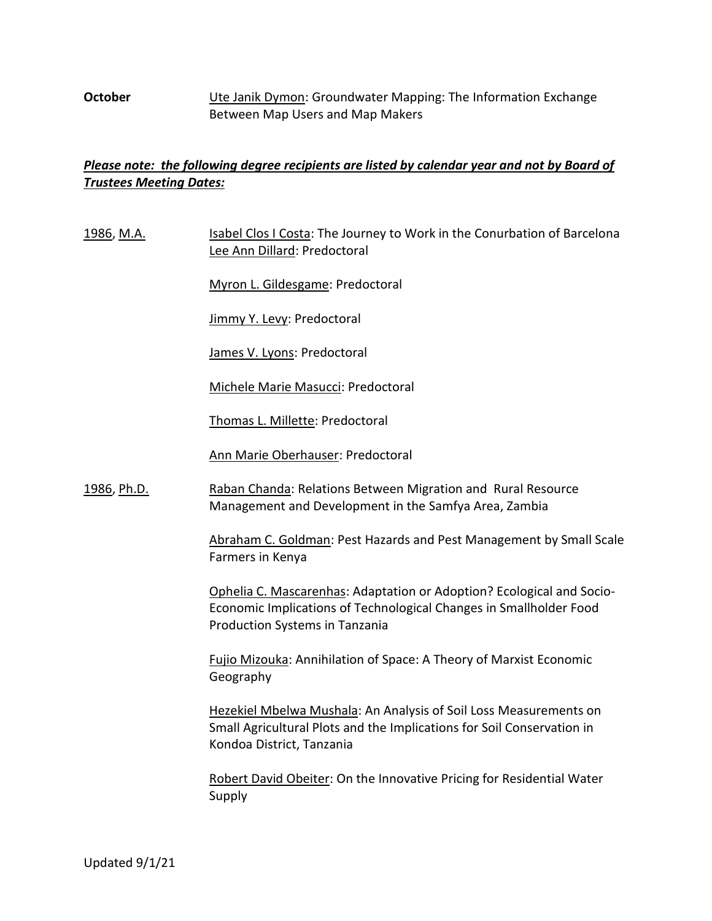**October** Ute Janik Dymon: Groundwater Mapping: The Information Exchange Between Map Users and Map Makers

***Please note: the following degree recipients are listed by calendar year and not by Board of Trustees Meeting Dates:***

1986, M.A.

Isabel Clos I Costa: The Journey to Work in the Conurbation of Barcelona

Lee Ann Dillard: Predoctoral

Myron L. Gildesgame: Predoctoral

Jimmy Y. Levy: Predoctoral

James V. Lyons: Predoctoral

Michele Marie Masucci: Predoctoral

Thomas L. Millette: Predoctoral

Ann Marie Oberhauser: Predoctoral

1986, Ph.D.

Raban Chanda: Relations Between Migration and Rural Resource Management and Development in the Samfya Area, Zambia

Abraham C. Goldman: Pest Hazards and Pest Management by Small Scale Farmers in Kenya

Ophelia C. Mascarenhas: Adaptation or Adoption? Ecological and Socio-Economic Implications of Technological Changes in Smallholder Food Production Systems in Tanzania

Fujio Mizouka: Annihilation of Space: A Theory of Marxist Economic Geography

Hezekiel Mbelwa Mushala: An Analysis of Soil Loss Measurements on Small Agricultural Plots and the Implications for Soil Conservation in Kondoa District, Tanzania

Robert David Obeiter: On the Innovative Pricing for Residential Water Supply

Updated 9/1/21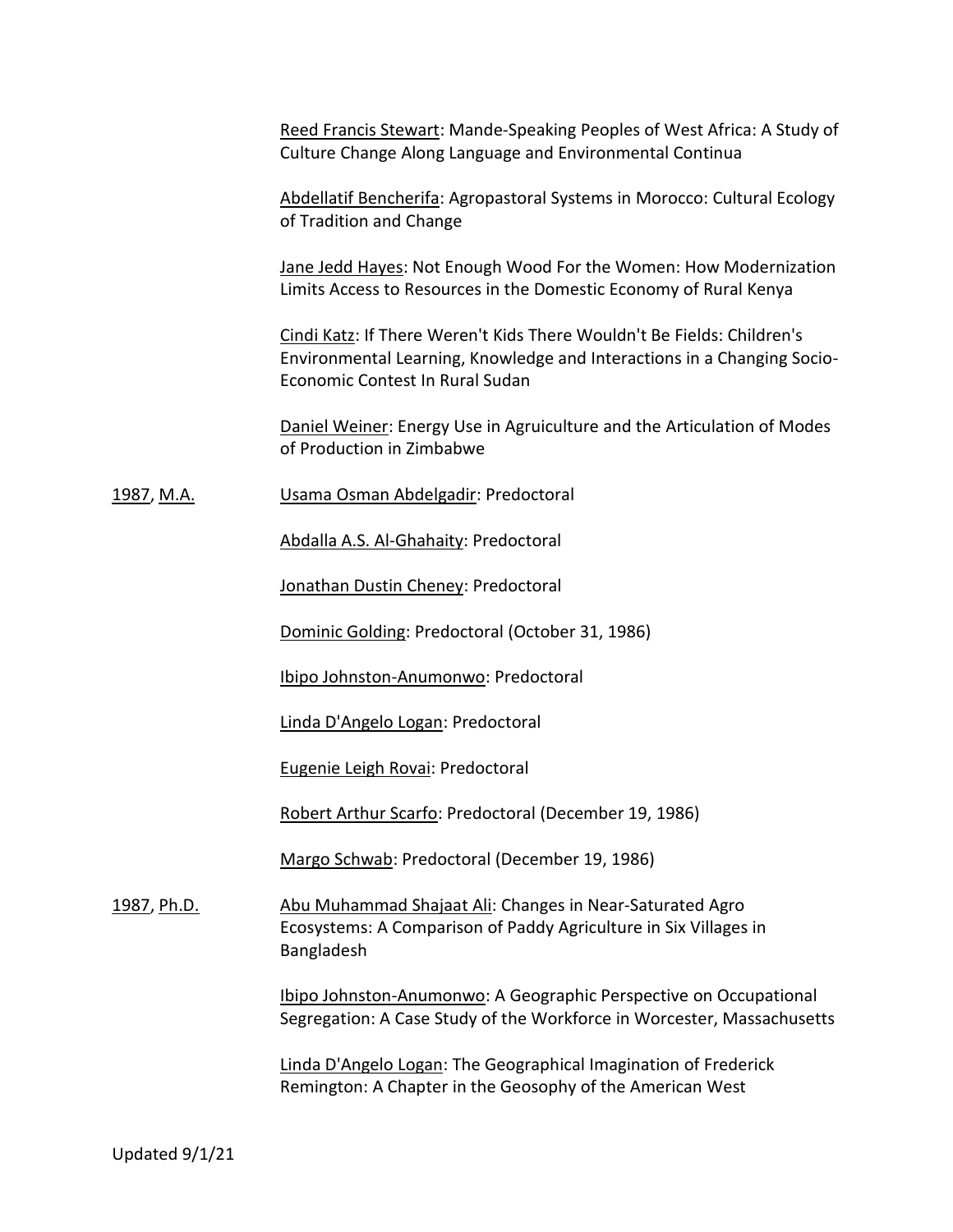Reed Francis Stewart: Mande-Speaking Peoples of West Africa: A Study of Culture Change Along Language and Environmental Continua

Abdellatif Bencherifa: Agropastoral Systems in Morocco: Cultural Ecology of Tradition and Change

Jane Jedd Hayes: Not Enough Wood For the Women: How Modernization Limits Access to Resources in the Domestic Economy of Rural Kenya

Cindi Katz: If There Weren't Kids There Wouldn't Be Fields: Children's Environmental Learning, Knowledge and Interactions in a Changing Socio-Economic Contest In Rural Sudan

Daniel Weiner: Energy Use in Agruiculture and the Articulation of Modes of Production in Zimbabwe

1987, M.A.

Usama Osman Abdelgadir: Predoctoral

Abdalla A.S. Al-Ghahaity: Predoctoral

Jonathan Dustin Cheney: Predoctoral

Dominic Golding: Predoctoral (October 31, 1986)

Ibipo Johnston-Anumonwo: Predoctoral

Linda D'Angelo Logan: Predoctoral

Eugenie Leigh Rovai: Predoctoral

Robert Arthur Scarfo: Predoctoral (December 19, 1986)

Margo Schwab: Predoctoral (December 19, 1986)

1987, Ph.D.

Abu Muhammad Shajaat Ali: Changes in Near-Saturated Agro Ecosystems: A Comparison of Paddy Agriculture in Six Villages in Bangladesh

Ibipo Johnston-Anumonwo: A Geographic Perspective on Occupational Segregation: A Case Study of the Workforce in Worcester, Massachusetts

Linda D'Angelo Logan: The Geographical Imagination of Frederick Remington: A Chapter in the Geosophy of the American West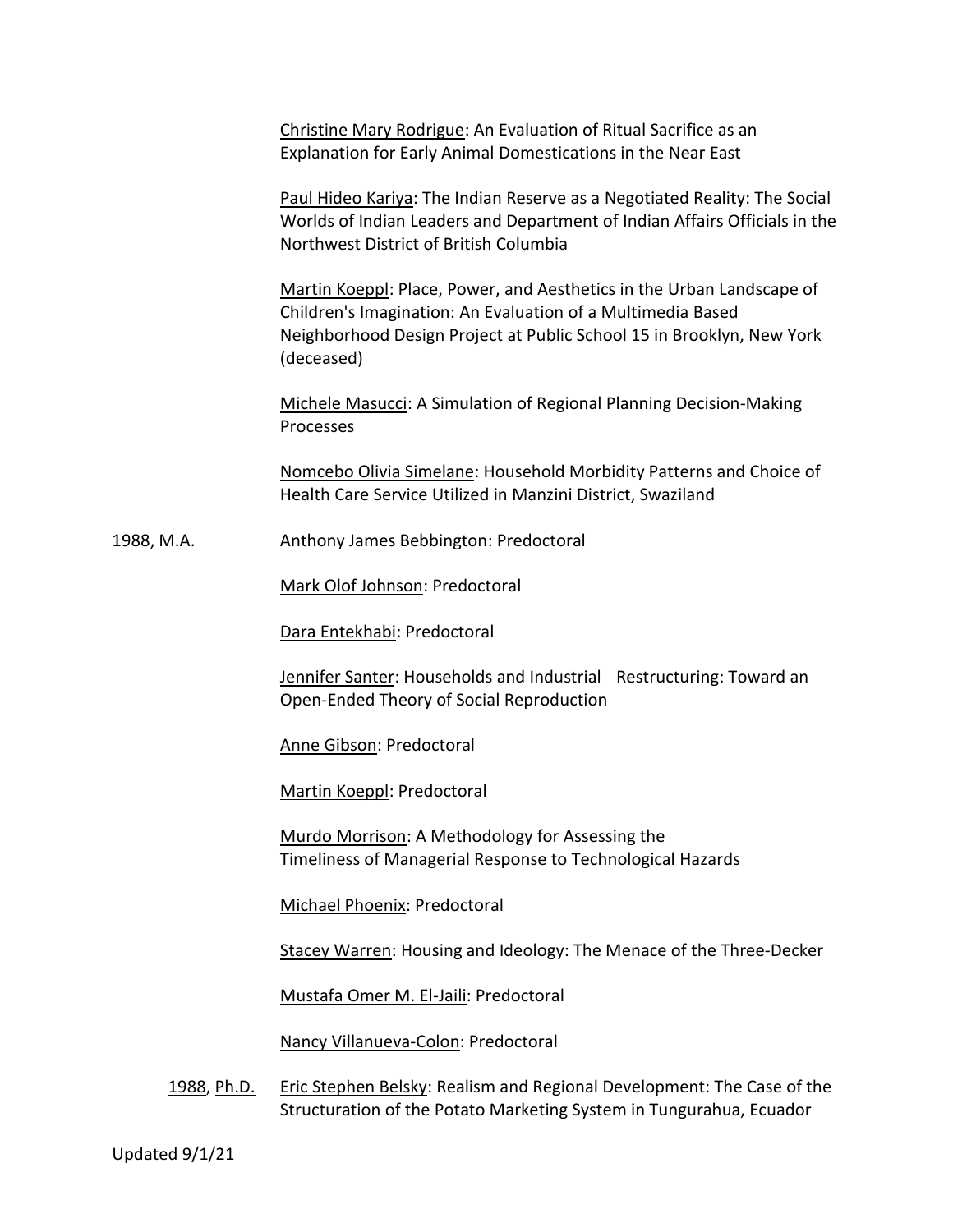Christine Mary Rodrigue: An Evaluation of Ritual Sacrifice as an Explanation for Early Animal Domestications in the Near East

Paul Hideo Kariya: The Indian Reserve as a Negotiated Reality: The Social Worlds of Indian Leaders and Department of Indian Affairs Officials in the Northwest District of British Columbia

Martin Koeppl: Place, Power, and Aesthetics in the Urban Landscape of Children's Imagination: An Evaluation of a Multimedia Based Neighborhood Design Project at Public School 15 in Brooklyn, New York (deceased)

Michele Masucci: A Simulation of Regional Planning Decision-Making Processes

Nomcebo Olivia Simelane: Household Morbidity Patterns and Choice of Health Care Service Utilized in Manzini District, Swaziland

1988, M.A.

Anthony James Bebbington: Predoctoral

Mark Olof Johnson: Predoctoral

Dara Entekhabi: Predoctoral

Jennifer Santer: Households and Industrial Restructuring: Toward an Open-Ended Theory of Social Reproduction

Anne Gibson: Predoctoral

Martin Koeppl: Predoctoral

Murdo Morrison: A Methodology for Assessing the Timeliness of Managerial Response to Technological Hazards

Michael Phoenix: Predoctoral

Stacey Warren: Housing and Ideology: The Menace of the Three-Decker

Mustafa Omer M. El-Jaili: Predoctoral

Nancy Villanueva-Colon: Predoctoral

1988, Ph.D.

Eric Stephen Belsky: Realism and Regional Development: The Case of the Structuration of the Potato Marketing System in Tungurahua, Ecuador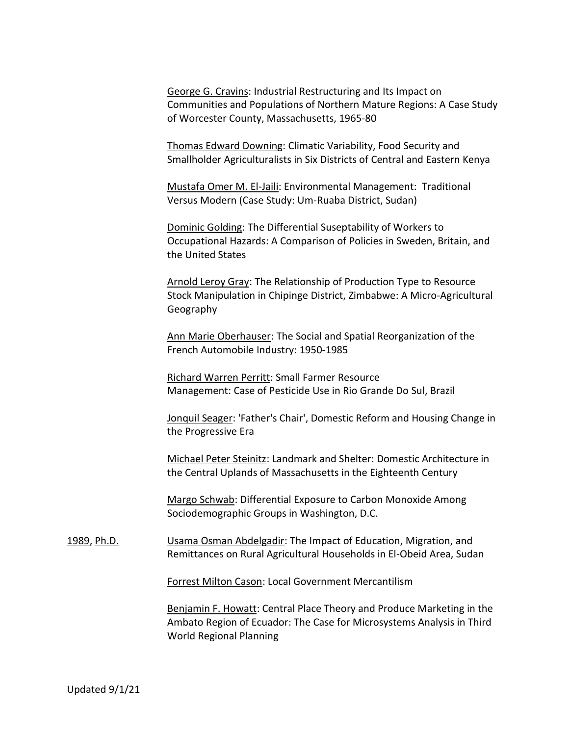George G. Cravins: Industrial Restructuring and Its Impact on Communities and Populations of Northern Mature Regions: A Case Study of Worcester County, Massachusetts, 1965-80

Thomas Edward Downing: Climatic Variability, Food Security and Smallholder Agriculturalists in Six Districts of Central and Eastern Kenya

Mustafa Omer M. El-Jaili: Environmental Management: Traditional Versus Modern (Case Study: Um-Ruaba District, Sudan)

Dominic Golding: The Differential Suseptability of Workers to Occupational Hazards: A Comparison of Policies in Sweden, Britain, and the United States

Arnold Leroy Gray: The Relationship of Production Type to Resource Stock Manipulation in Chipinge District, Zimbabwe: A Micro-Agricultural Geography

Ann Marie Oberhauser: The Social and Spatial Reorganization of the French Automobile Industry: 1950-1985

Richard Warren Perritt: Small Farmer Resource Management: Case of Pesticide Use in Rio Grande Do Sul, Brazil

Jonquil Seager: 'Father's Chair', Domestic Reform and Housing Change in the Progressive Era

Michael Peter Steinitz: Landmark and Shelter: Domestic Architecture in the Central Uplands of Massachusetts in the Eighteenth Century

Margo Schwab: Differential Exposure to Carbon Monoxide Among Sociodemographic Groups in Washington, D.C.

1989, Ph.D.

Usama Osman Abdelgadir: The Impact of Education, Migration, and Remittances on Rural Agricultural Households in El-Obeid Area, Sudan

Forrest Milton Cason: Local Government Mercantilism

Benjamin F. Howatt: Central Place Theory and Produce Marketing in the Ambato Region of Ecuador: The Case for Microsystems Analysis in Third World Regional Planning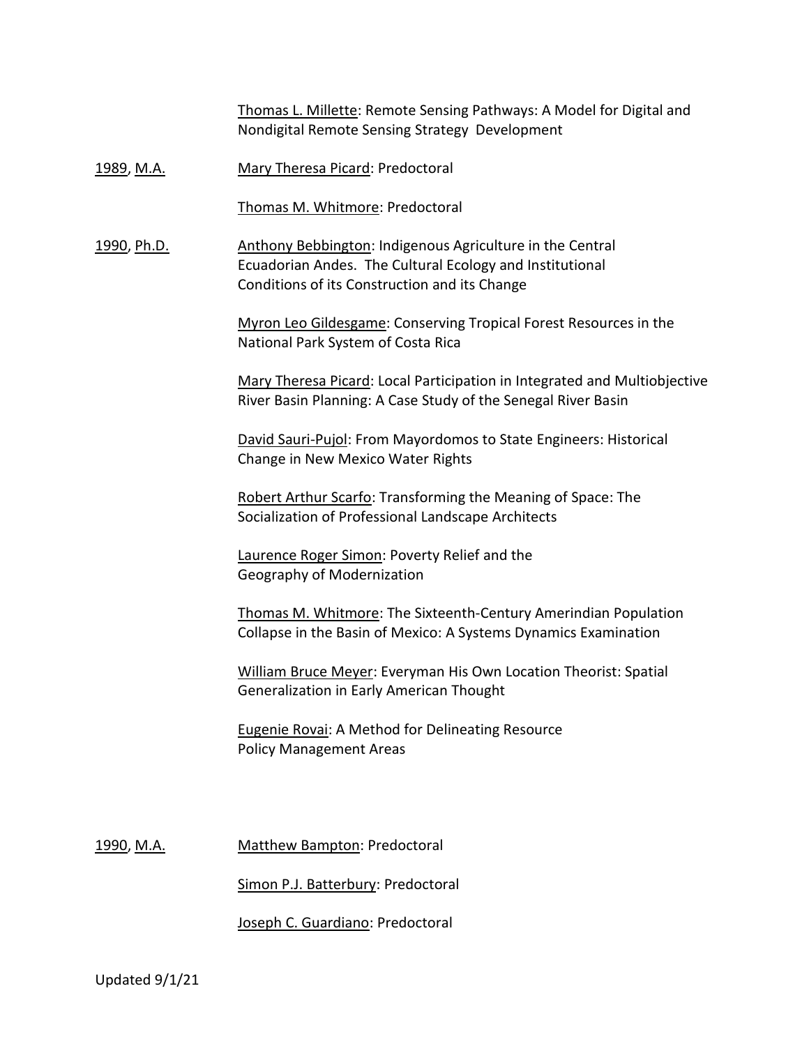Thomas L. Millette: Remote Sensing Pathways: A Model for Digital and Nondigital Remote Sensing Strategy Development

1989, M.A.

Mary Theresa Picard: Predoctoral

Thomas M. Whitmore: Predoctoral

1990, Ph.D.

Anthony Bebbington: Indigenous Agriculture in the Central Ecuadorian Andes. The Cultural Ecology and Institutional Conditions of its Construction and its Change

Myron Leo Gildesgame: Conserving Tropical Forest Resources in the National Park System of Costa Rica

Mary Theresa Picard: Local Participation in Integrated and Multiobjective River Basin Planning: A Case Study of the Senegal River Basin

David Sauri-Pujol: From Mayordomos to State Engineers: Historical Change in New Mexico Water Rights

Robert Arthur Scarfo: Transforming the Meaning of Space: The Socialization of Professional Landscape Architects

Laurence Roger Simon: Poverty Relief and the Geography of Modernization

Thomas M. Whitmore: The Sixteenth-Century Amerindian Population Collapse in the Basin of Mexico: A Systems Dynamics Examination

William Bruce Meyer: Everyman His Own Location Theorist: Spatial Generalization in Early American Thought

Eugenie Rovai: A Method for Delineating Resource Policy Management Areas

1990, M.A.

Matthew Bampton: Predoctoral

Simon P.J. Batterbury: Predoctoral

Joseph C. Guardiano: Predoctoral

Updated 9/1/21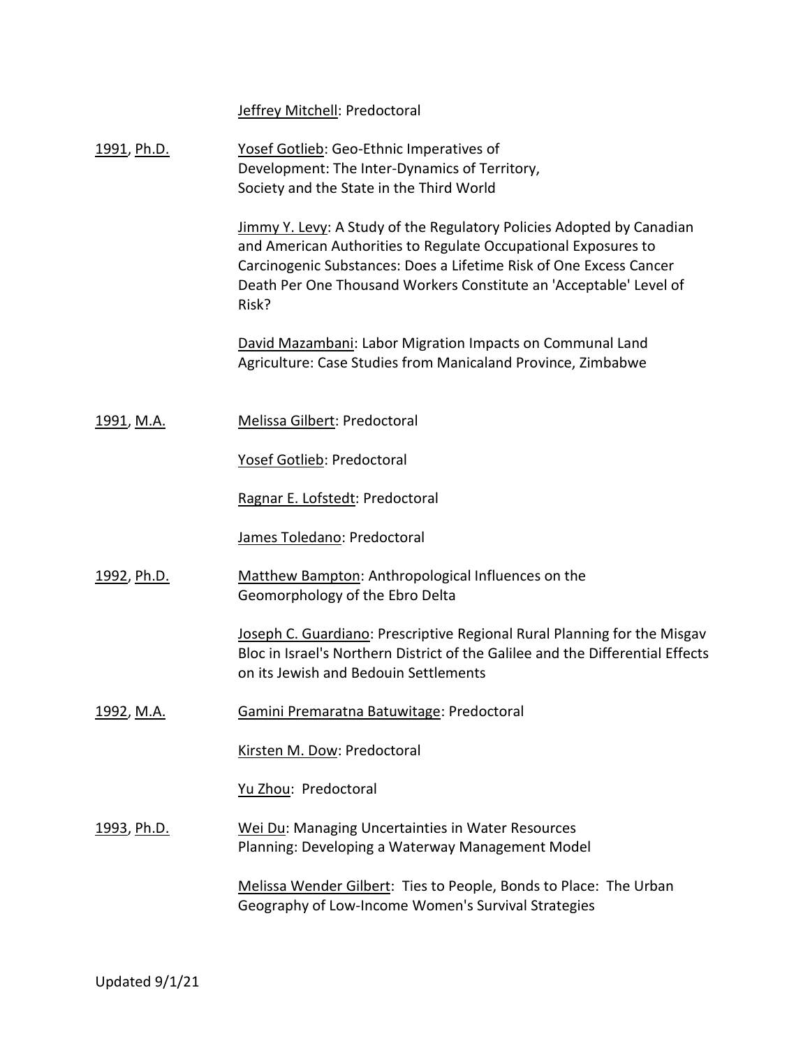Jeffrey Mitchell: Predoctoral

1991, Ph.D.

Yosef Gotlieb: Geo-Ethnic Imperatives of Development: The Inter-Dynamics of Territory, Society and the State in the Third World

Jimmy Y. Levy: A Study of the Regulatory Policies Adopted by Canadian and American Authorities to Regulate Occupational Exposures to Carcinogenic Substances: Does a Lifetime Risk of One Excess Cancer Death Per One Thousand Workers Constitute an 'Acceptable' Level of Risk?

David Mazambani: Labor Migration Impacts on Communal Land Agriculture: Case Studies from Manicaland Province, Zimbabwe

1991, M.A.

Melissa Gilbert: Predoctoral

Yosef Gotlieb: Predoctoral

Ragnar E. Lofstedt: Predoctoral

James Toledano: Predoctoral

1992, Ph.D.

Matthew Bampton: Anthropological Influences on the Geomorphology of the Ebro Delta

Joseph C. Guardiano: Prescriptive Regional Rural Planning for the Misgav Bloc in Israel's Northern District of the Galilee and the Differential Effects on its Jewish and Bedouin Settlements

1992, M.A.

Gamini Premaratna Batuwitage: Predoctoral

Kirsten M. Dow: Predoctoral

Yu Zhou: Predoctoral

1993, Ph.D.

Wei Du: Managing Uncertainties in Water Resources Planning: Developing a Waterway Management Model

Melissa Wender Gilbert: Ties to People, Bonds to Place: The Urban Geography of Low-Income Women's Survival Strategies

Updated 9/1/21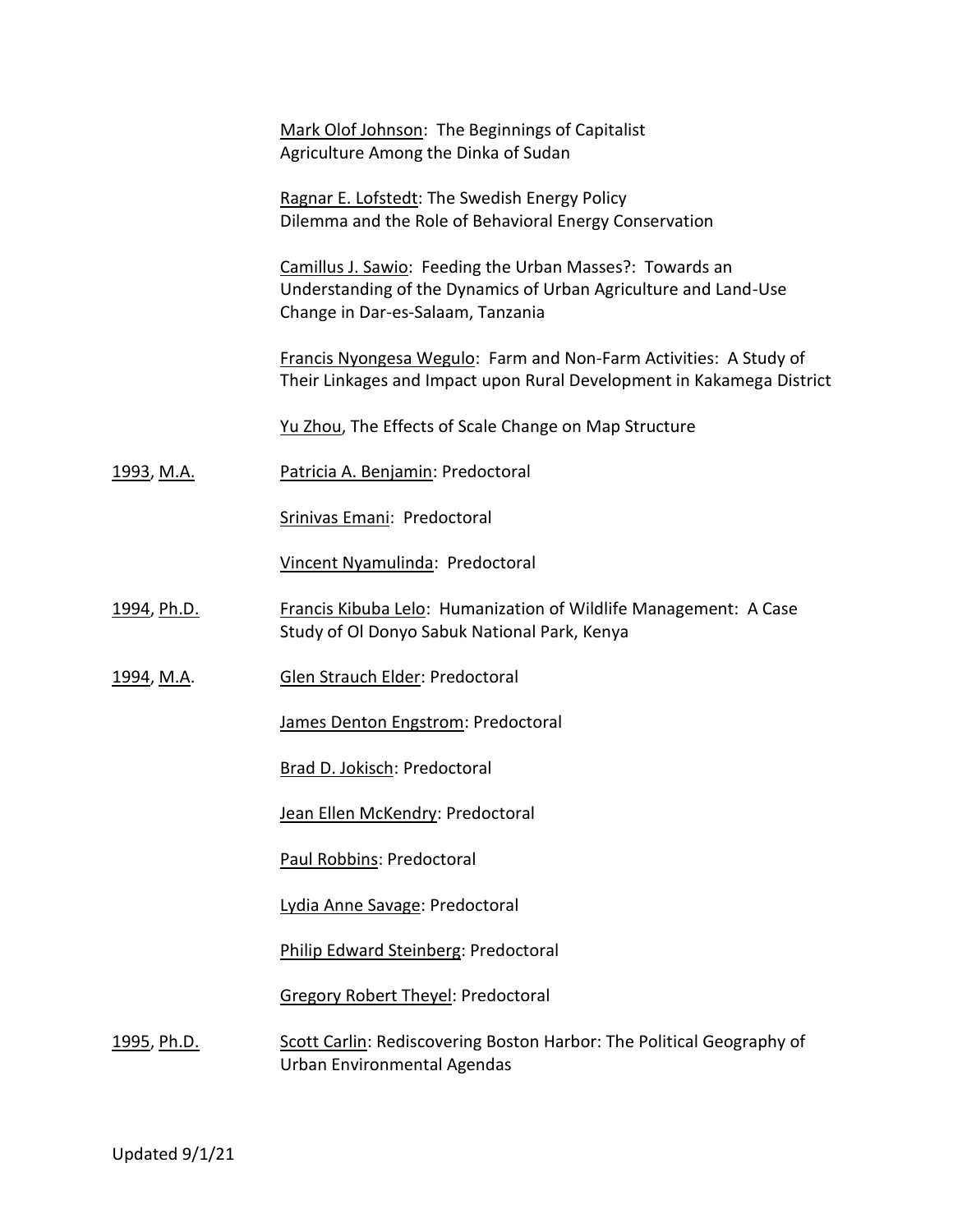Mark Olof Johnson: The Beginnings of Capitalist Agriculture Among the Dinka of Sudan

Ragnar E. Lofstedt: The Swedish Energy Policy Dilemma and the Role of Behavioral Energy Conservation

Camillus J. Sawio: Feeding the Urban Masses?: Towards an Understanding of the Dynamics of Urban Agriculture and Land-Use Change in Dar-es-Salaam, Tanzania

Francis Nyongesa Wegulo: Farm and Non-Farm Activities: A Study of Their Linkages and Impact upon Rural Development in Kakamega District

Yu Zhou, The Effects of Scale Change on Map Structure

1993, M.A. — Patricia A. Benjamin: Predoctoral

Srinivas Emani: Predoctoral

Vincent Nyamulinda: Predoctoral

1994, Ph.D. — Francis Kibuba Lelo: Humanization of Wildlife Management: A Case Study of Ol Donyo Sabuk National Park, Kenya

1994, M.A. — Glen Strauch Elder: Predoctoral

James Denton Engstrom: Predoctoral

Brad D. Jokisch: Predoctoral

Jean Ellen McKendry: Predoctoral

Paul Robbins: Predoctoral

Lydia Anne Savage: Predoctoral

Philip Edward Steinberg: Predoctoral

Gregory Robert Theyel: Predoctoral

1995, Ph.D. — Scott Carlin: Rediscovering Boston Harbor: The Political Geography of Urban Environmental Agendas

Updated 9/1/21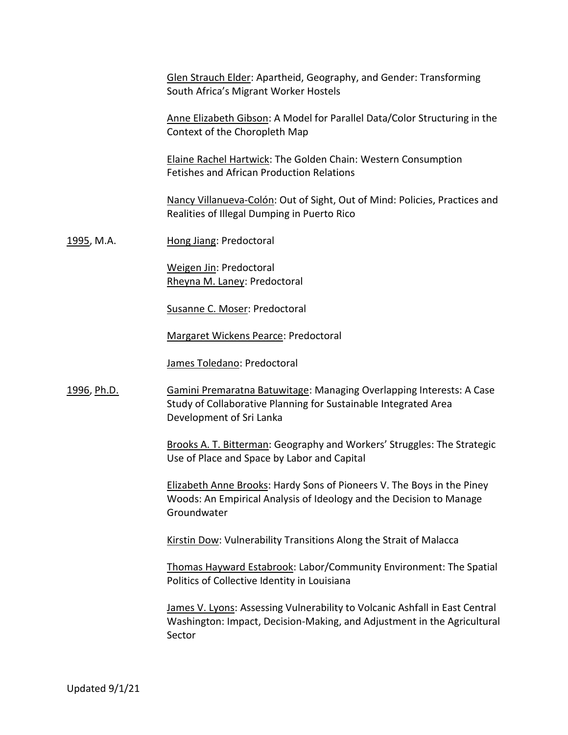Glen Strauch Elder: Apartheid, Geography, and Gender: Transforming South Africa's Migrant Worker Hostels

Anne Elizabeth Gibson: A Model for Parallel Data/Color Structuring in the Context of the Choropleth Map

Elaine Rachel Hartwick: The Golden Chain: Western Consumption Fetishes and African Production Relations

Nancy Villanueva-Colón: Out of Sight, Out of Mind: Policies, Practices and Realities of Illegal Dumping in Puerto Rico

1995, M.A.

Hong Jiang: Predoctoral

Weigen Jin: Predoctoral
Rheyna M. Laney: Predoctoral

Susanne C. Moser: Predoctoral

Margaret Wickens Pearce: Predoctoral

James Toledano: Predoctoral

1996, Ph.D.

Gamini Premaratna Batuwitage: Managing Overlapping Interests: A Case Study of Collaborative Planning for Sustainable Integrated Area Development of Sri Lanka

Brooks A. T. Bitterman: Geography and Workers' Struggles: The Strategic Use of Place and Space by Labor and Capital

Elizabeth Anne Brooks: Hardy Sons of Pioneers V. The Boys in the Piney Woods: An Empirical Analysis of Ideology and the Decision to Manage Groundwater

Kirstin Dow: Vulnerability Transitions Along the Strait of Malacca

Thomas Hayward Estabrook: Labor/Community Environment: The Spatial Politics of Collective Identity in Louisiana

James V. Lyons: Assessing Vulnerability to Volcanic Ashfall in East Central Washington: Impact, Decision-Making, and Adjustment in the Agricultural Sector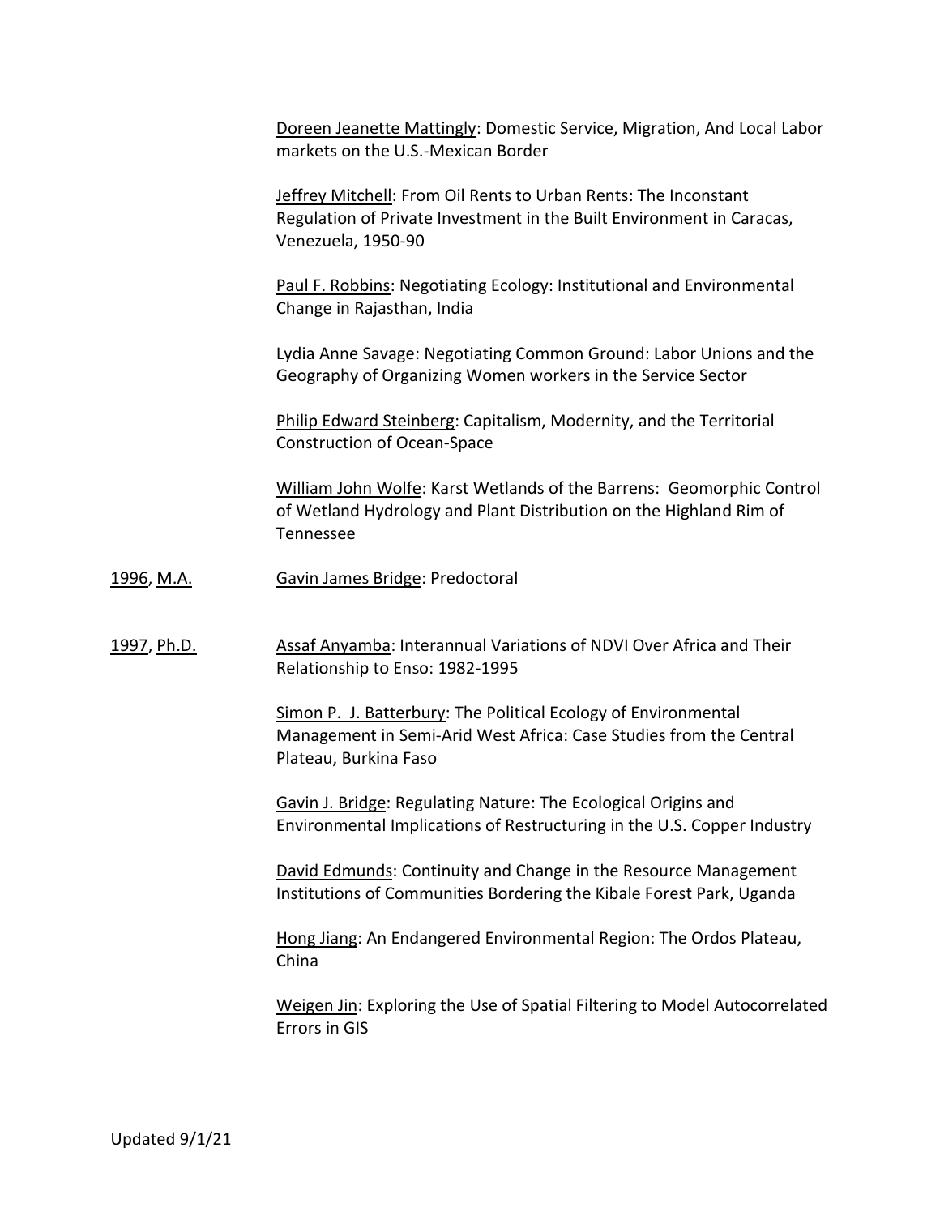Doreen Jeanette Mattingly: Domestic Service, Migration, And Local Labor markets on the U.S.-Mexican Border

Jeffrey Mitchell: From Oil Rents to Urban Rents: The Inconstant Regulation of Private Investment in the Built Environment in Caracas, Venezuela, 1950-90

Paul F. Robbins: Negotiating Ecology: Institutional and Environmental Change in Rajasthan, India

Lydia Anne Savage: Negotiating Common Ground: Labor Unions and the Geography of Organizing Women workers in the Service Sector

Philip Edward Steinberg: Capitalism, Modernity, and the Territorial Construction of Ocean-Space

William John Wolfe: Karst Wetlands of the Barrens: Geomorphic Control of Wetland Hydrology and Plant Distribution on the Highland Rim of Tennessee

1996, M.A. — Gavin James Bridge: Predoctoral

1997, Ph.D. — Assaf Anyamba: Interannual Variations of NDVI Over Africa and Their Relationship to Enso: 1982-1995

Simon P. J. Batterbury: The Political Ecology of Environmental Management in Semi-Arid West Africa: Case Studies from the Central Plateau, Burkina Faso

Gavin J. Bridge: Regulating Nature: The Ecological Origins and Environmental Implications of Restructuring in the U.S. Copper Industry

David Edmunds: Continuity and Change in the Resource Management Institutions of Communities Bordering the Kibale Forest Park, Uganda

Hong Jiang: An Endangered Environmental Region: The Ordos Plateau, China

Weigen Jin: Exploring the Use of Spatial Filtering to Model Autocorrelated Errors in GIS

Updated 9/1/21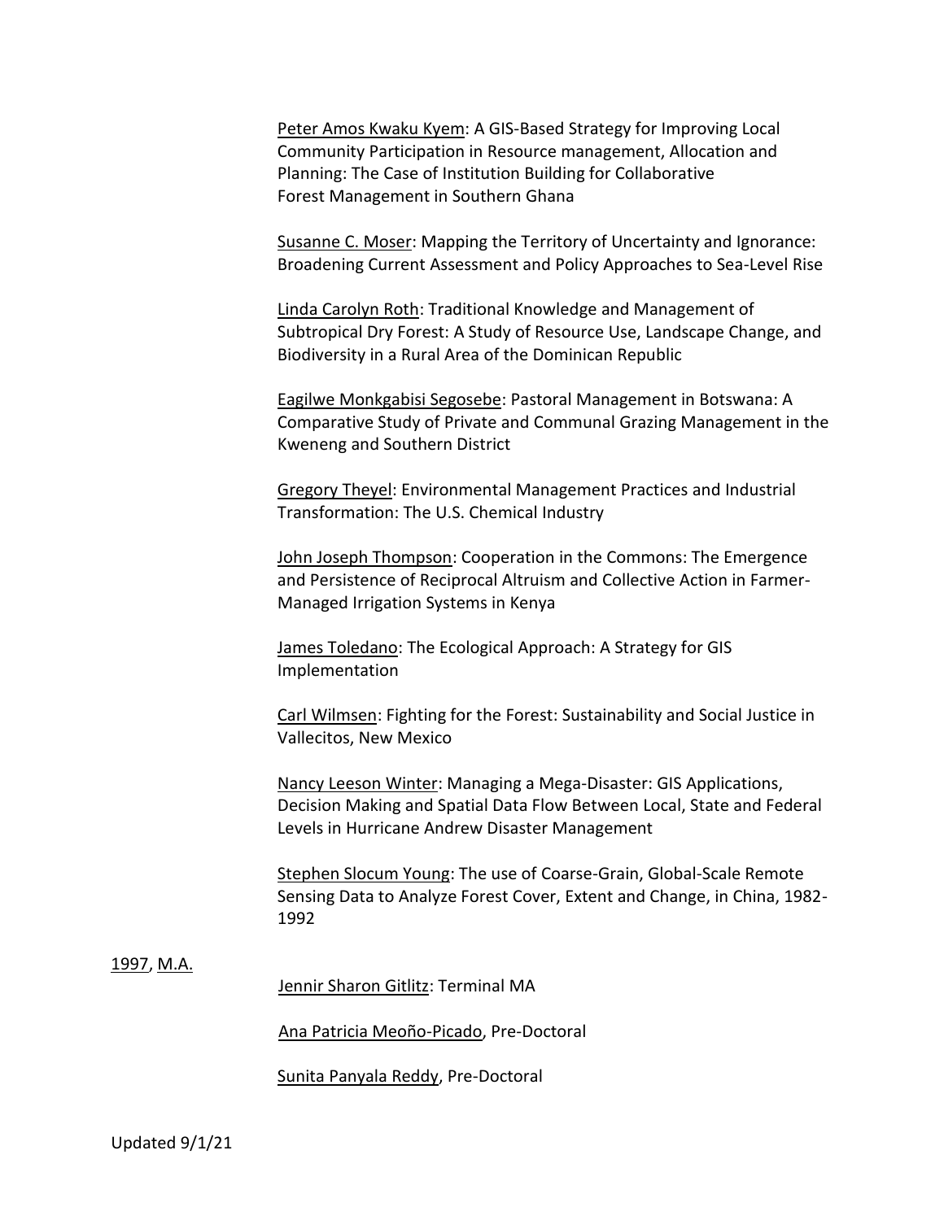Peter Amos Kwaku Kyem: A GIS-Based Strategy for Improving Local Community Participation in Resource management, Allocation and Planning: The Case of Institution Building for Collaborative Forest Management in Southern Ghana

Susanne C. Moser: Mapping the Territory of Uncertainty and Ignorance: Broadening Current Assessment and Policy Approaches to Sea-Level Rise

Linda Carolyn Roth: Traditional Knowledge and Management of Subtropical Dry Forest: A Study of Resource Use, Landscape Change, and Biodiversity in a Rural Area of the Dominican Republic

Eagilwe Monkgabisi Segosebe: Pastoral Management in Botswana: A Comparative Study of Private and Communal Grazing Management in the Kweneng and Southern District

Gregory Theyel: Environmental Management Practices and Industrial Transformation: The U.S. Chemical Industry

John Joseph Thompson: Cooperation in the Commons: The Emergence and Persistence of Reciprocal Altruism and Collective Action in Farmer-Managed Irrigation Systems in Kenya

James Toledano: The Ecological Approach: A Strategy for GIS Implementation

Carl Wilmsen: Fighting for the Forest: Sustainability and Social Justice in Vallecitos, New Mexico

Nancy Leeson Winter: Managing a Mega-Disaster: GIS Applications, Decision Making and Spatial Data Flow Between Local, State and Federal Levels in Hurricane Andrew Disaster Management

Stephen Slocum Young: The use of Coarse-Grain, Global-Scale Remote Sensing Data to Analyze Forest Cover, Extent and Change, in China, 1982-1992

1997, M.A.

Jennir Sharon Gitlitz: Terminal MA

Ana Patricia Meoño-Picado, Pre-Doctoral

Sunita Panyala Reddy, Pre-Doctoral

Updated 9/1/21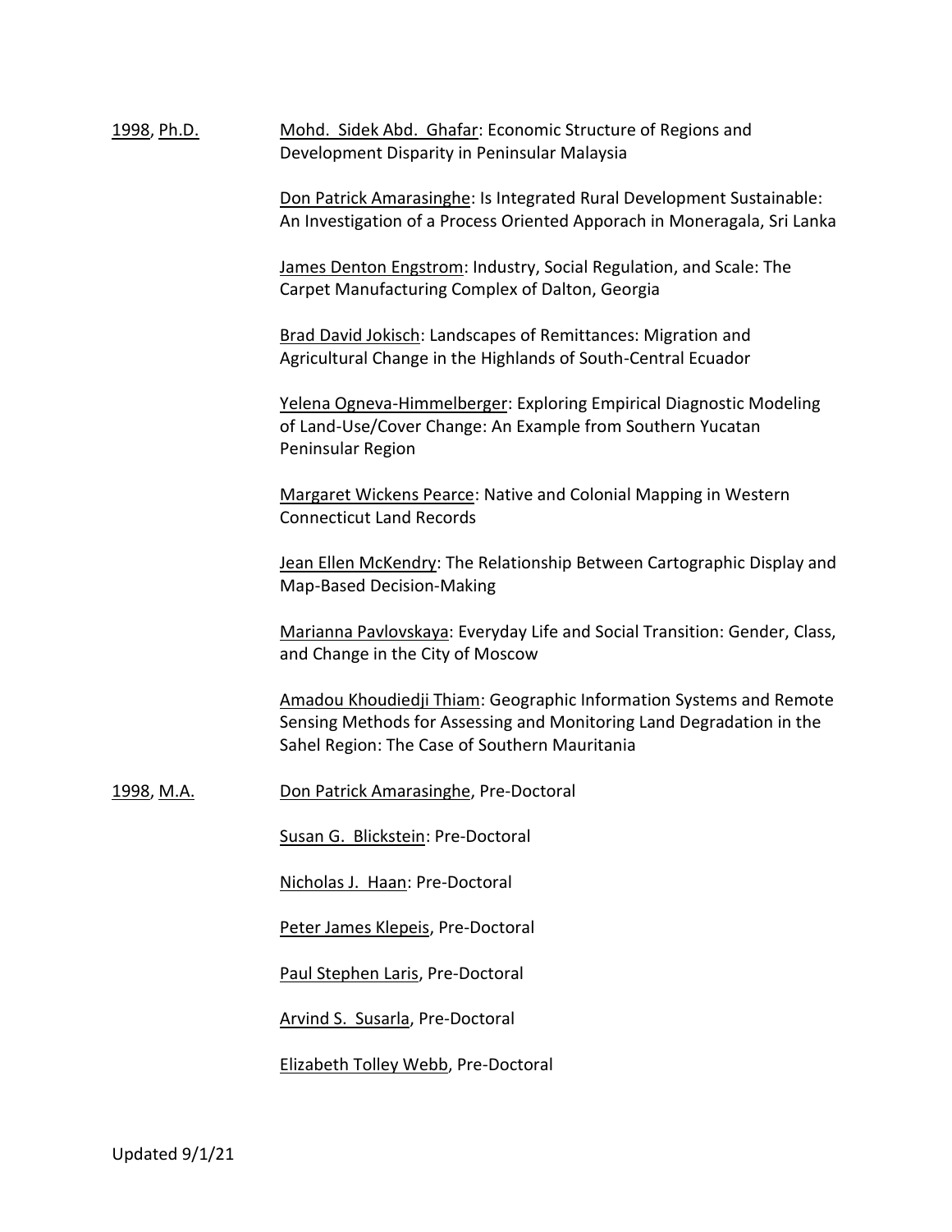1998, Ph.D.

Mohd. Sidek Abd. Ghafar: Economic Structure of Regions and Development Disparity in Peninsular Malaysia

Don Patrick Amarasinghe: Is Integrated Rural Development Sustainable: An Investigation of a Process Oriented Apporach in Moneragala, Sri Lanka

James Denton Engstrom: Industry, Social Regulation, and Scale: The Carpet Manufacturing Complex of Dalton, Georgia

Brad David Jokisch: Landscapes of Remittances: Migration and Agricultural Change in the Highlands of South-Central Ecuador

Yelena Ogneva-Himmelberger: Exploring Empirical Diagnostic Modeling of Land-Use/Cover Change: An Example from Southern Yucatan Peninsular Region

Margaret Wickens Pearce: Native and Colonial Mapping in Western Connecticut Land Records

Jean Ellen McKendry: The Relationship Between Cartographic Display and Map-Based Decision-Making

Marianna Pavlovskaya: Everyday Life and Social Transition: Gender, Class, and Change in the City of Moscow

Amadou Khoudiedji Thiam: Geographic Information Systems and Remote Sensing Methods for Assessing and Monitoring Land Degradation in the Sahel Region: The Case of Southern Mauritania

1998, M.A.

Don Patrick Amarasinghe, Pre-Doctoral

Susan G. Blickstein: Pre-Doctoral

Nicholas J. Haan: Pre-Doctoral

Peter James Klepeis, Pre-Doctoral

Paul Stephen Laris, Pre-Doctoral

Arvind S. Susarla, Pre-Doctoral

Elizabeth Tolley Webb, Pre-Doctoral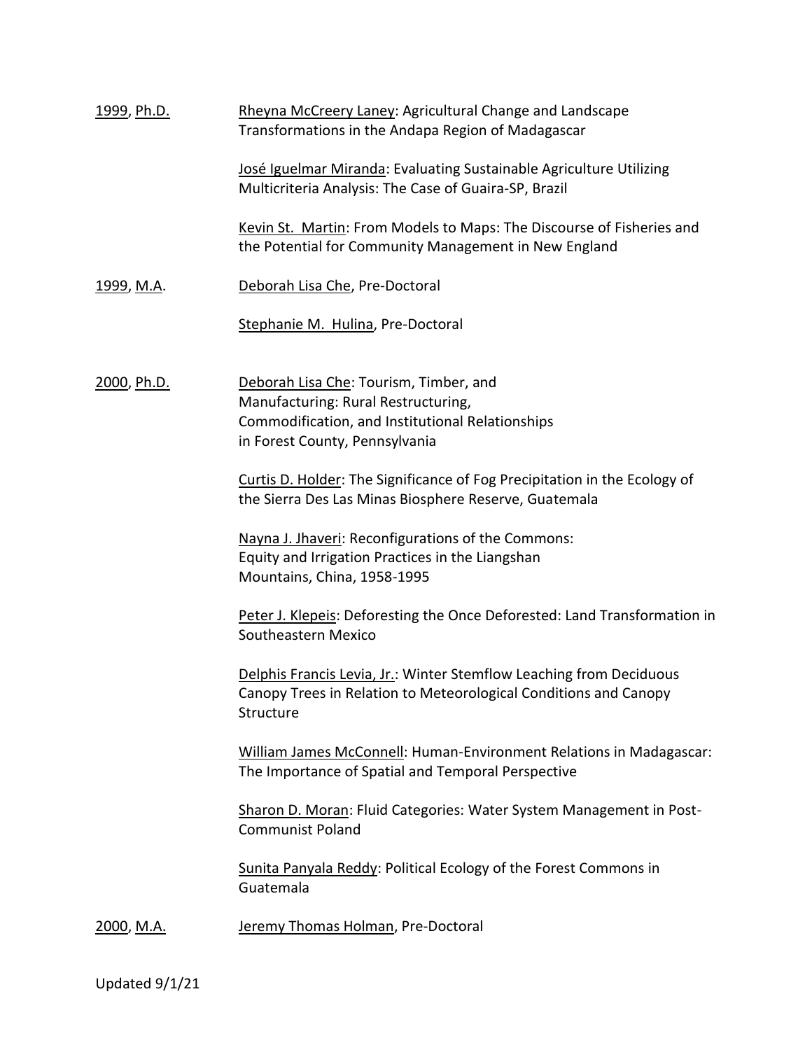1999, Ph.D. — Rheyna McCreery Laney: Agricultural Change and Landscape Transformations in the Andapa Region of Madagascar

José Iguelmar Miranda: Evaluating Sustainable Agriculture Utilizing Multicriteria Analysis: The Case of Guaira-SP, Brazil

Kevin St. Martin: From Models to Maps: The Discourse of Fisheries and the Potential for Community Management in New England

1999, M.A. — Deborah Lisa Che, Pre-Doctoral

Stephanie M. Hulina, Pre-Doctoral

2000, Ph.D. — Deborah Lisa Che: Tourism, Timber, and Manufacturing: Rural Restructuring, Commodification, and Institutional Relationships in Forest County, Pennsylvania

Curtis D. Holder: The Significance of Fog Precipitation in the Ecology of the Sierra Des Las Minas Biosphere Reserve, Guatemala

Nayna J. Jhaveri: Reconfigurations of the Commons: Equity and Irrigation Practices in the Liangshan Mountains, China, 1958-1995

Peter J. Klepeis: Deforesting the Once Deforested: Land Transformation in Southeastern Mexico

Delphis Francis Levia, Jr.: Winter Stemflow Leaching from Deciduous Canopy Trees in Relation to Meteorological Conditions and Canopy Structure

William James McConnell: Human-Environment Relations in Madagascar: The Importance of Spatial and Temporal Perspective

Sharon D. Moran: Fluid Categories: Water System Management in Post-Communist Poland

Sunita Panyala Reddy: Political Ecology of the Forest Commons in Guatemala

2000, M.A. — Jeremy Thomas Holman, Pre-Doctoral

Updated 9/1/21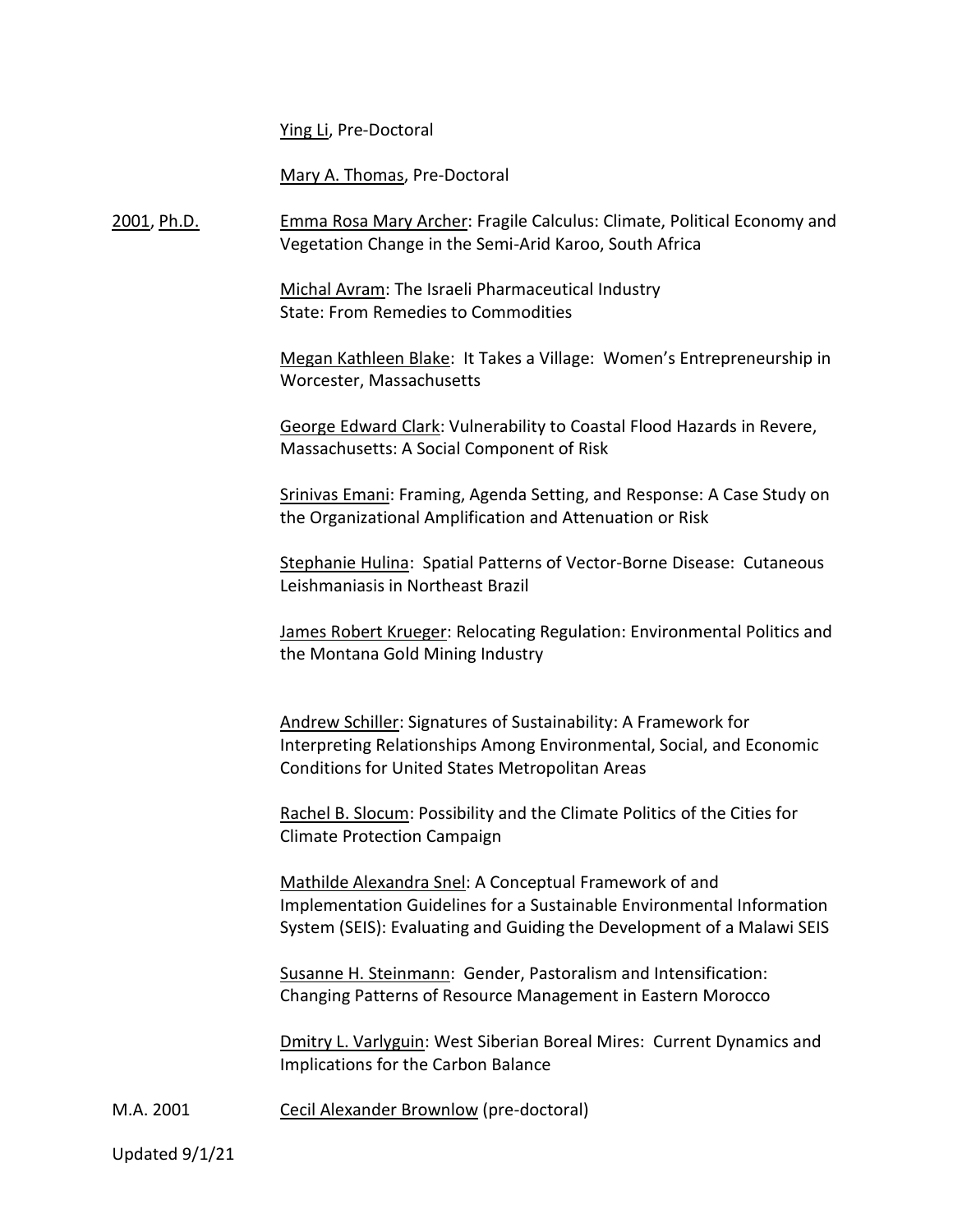Ying Li, Pre-Doctoral

Mary A. Thomas, Pre-Doctoral

2001, Ph.D.

Emma Rosa Mary Archer: Fragile Calculus: Climate, Political Economy and Vegetation Change in the Semi-Arid Karoo, South Africa

Michal Avram: The Israeli Pharmaceutical Industry State: From Remedies to Commodities

Megan Kathleen Blake: It Takes a Village: Women's Entrepreneurship in Worcester, Massachusetts

George Edward Clark: Vulnerability to Coastal Flood Hazards in Revere, Massachusetts: A Social Component of Risk

Srinivas Emani: Framing, Agenda Setting, and Response: A Case Study on the Organizational Amplification and Attenuation or Risk

Stephanie Hulina: Spatial Patterns of Vector-Borne Disease: Cutaneous Leishmaniasis in Northeast Brazil

James Robert Krueger: Relocating Regulation: Environmental Politics and the Montana Gold Mining Industry

Andrew Schiller: Signatures of Sustainability: A Framework for Interpreting Relationships Among Environmental, Social, and Economic Conditions for United States Metropolitan Areas

Rachel B. Slocum: Possibility and the Climate Politics of the Cities for Climate Protection Campaign

Mathilde Alexandra Snel: A Conceptual Framework of and Implementation Guidelines for a Sustainable Environmental Information System (SEIS): Evaluating and Guiding the Development of a Malawi SEIS

Susanne H. Steinmann: Gender, Pastoralism and Intensification: Changing Patterns of Resource Management in Eastern Morocco

Dmitry L. Varlyguin: West Siberian Boreal Mires: Current Dynamics and Implications for the Carbon Balance

M.A. 2001

Cecil Alexander Brownlow (pre-doctoral)

Updated 9/1/21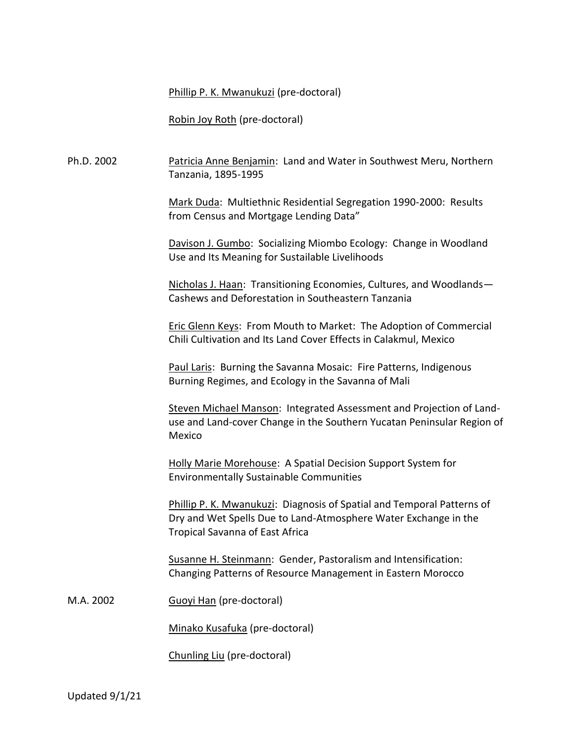Phillip P. K. Mwanukuzi (pre-doctoral)

Robin Joy Roth (pre-doctoral)

Ph.D. 2002

Patricia Anne Benjamin: Land and Water in Southwest Meru, Northern Tanzania, 1895-1995

Mark Duda: Multiethnic Residential Segregation 1990-2000: Results from Census and Mortgage Lending Data"

Davison J. Gumbo: Socializing Miombo Ecology: Change in Woodland Use and Its Meaning for Sustailable Livelihoods

Nicholas J. Haan: Transitioning Economies, Cultures, and Woodlands—Cashews and Deforestation in Southeastern Tanzania

Eric Glenn Keys: From Mouth to Market: The Adoption of Commercial Chili Cultivation and Its Land Cover Effects in Calakmul, Mexico

Paul Laris: Burning the Savanna Mosaic: Fire Patterns, Indigenous Burning Regimes, and Ecology in the Savanna of Mali

Steven Michael Manson: Integrated Assessment and Projection of Land-use and Land-cover Change in the Southern Yucatan Peninsular Region of Mexico

Holly Marie Morehouse: A Spatial Decision Support System for Environmentally Sustainable Communities

Phillip P. K. Mwanukuzi: Diagnosis of Spatial and Temporal Patterns of Dry and Wet Spells Due to Land-Atmosphere Water Exchange in the Tropical Savanna of East Africa

Susanne H. Steinmann: Gender, Pastoralism and Intensification: Changing Patterns of Resource Management in Eastern Morocco

M.A. 2002

Guoyi Han (pre-doctoral)

Minako Kusafuka (pre-doctoral)

Chunling Liu (pre-doctoral)

Updated 9/1/21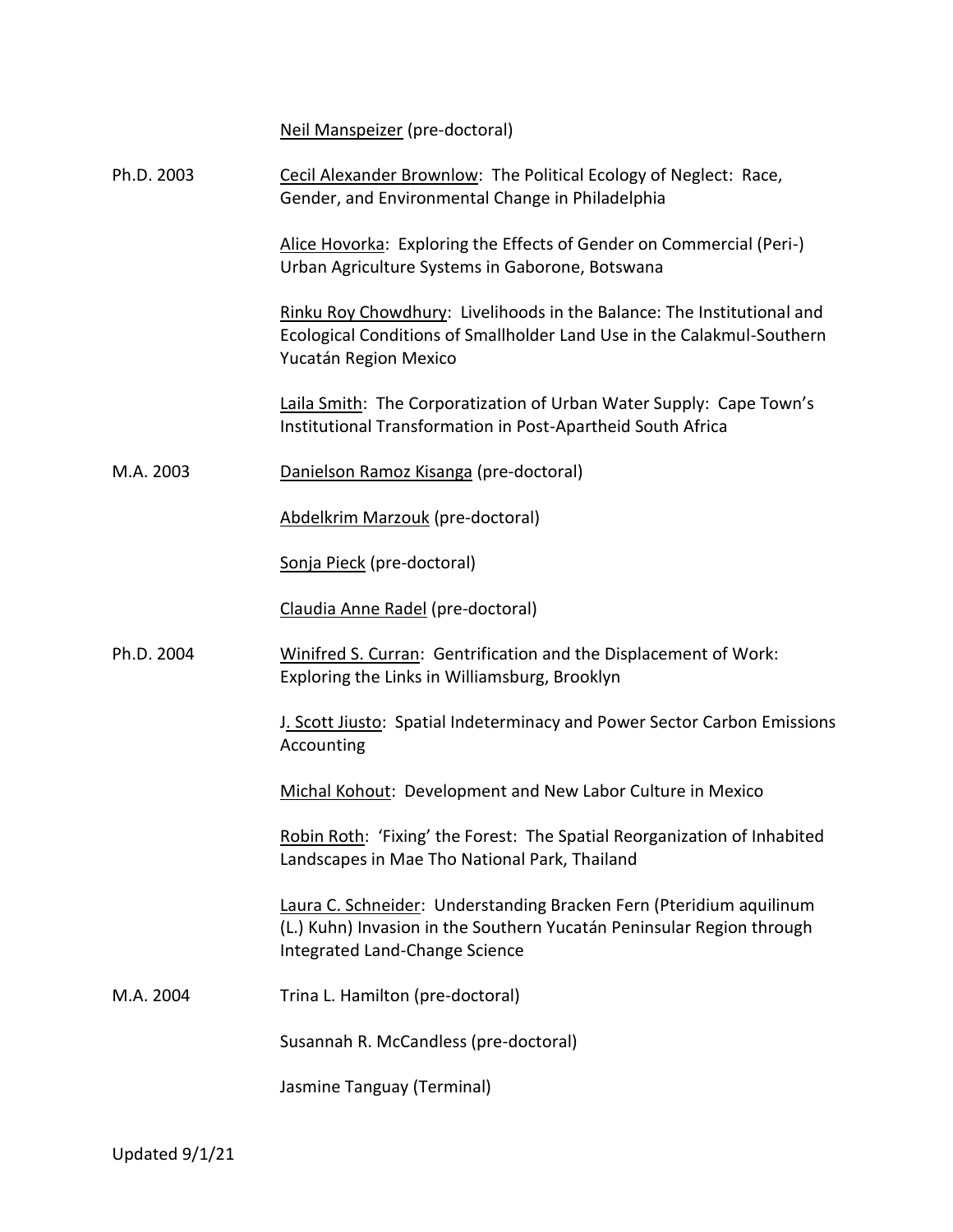| | |
|---|---|
| | Neil Manspeizer (pre-doctoral) |
| Ph.D. 2003 | Cecil Alexander Brownlow: The Political Ecology of Neglect: Race, Gender, and Environmental Change in Philadelphia |
| | Alice Hovorka: Exploring the Effects of Gender on Commercial (Peri-) Urban Agriculture Systems in Gaborone, Botswana |
| | Rinku Roy Chowdhury: Livelihoods in the Balance: The Institutional and Ecological Conditions of Smallholder Land Use in the Calakmul-Southern Yucatán Region Mexico |
| | Laila Smith: The Corporatization of Urban Water Supply: Cape Town's Institutional Transformation in Post-Apartheid South Africa |
| M.A. 2003 | Danielson Ramoz Kisanga (pre-doctoral) |
| | Abdelkrim Marzouk (pre-doctoral) |
| | Sonja Pieck (pre-doctoral) |
| | Claudia Anne Radel (pre-doctoral) |
| Ph.D. 2004 | Winifred S. Curran: Gentrification and the Displacement of Work: Exploring the Links in Williamsburg, Brooklyn |
| | J. Scott Jiusto: Spatial Indeterminacy and Power Sector Carbon Emissions Accounting |
| | Michal Kohout: Development and New Labor Culture in Mexico |
| | Robin Roth: 'Fixing' the Forest: The Spatial Reorganization of Inhabited Landscapes in Mae Tho National Park, Thailand |
| | Laura C. Schneider: Understanding Bracken Fern (Pteridium aquilinum (L.) Kuhn) Invasion in the Southern Yucatán Peninsular Region through Integrated Land-Change Science |
| M.A. 2004 | Trina L. Hamilton (pre-doctoral) |
| | Susannah R. McCandless (pre-doctoral) |
| | Jasmine Tanguay (Terminal) |

Updated 9/1/21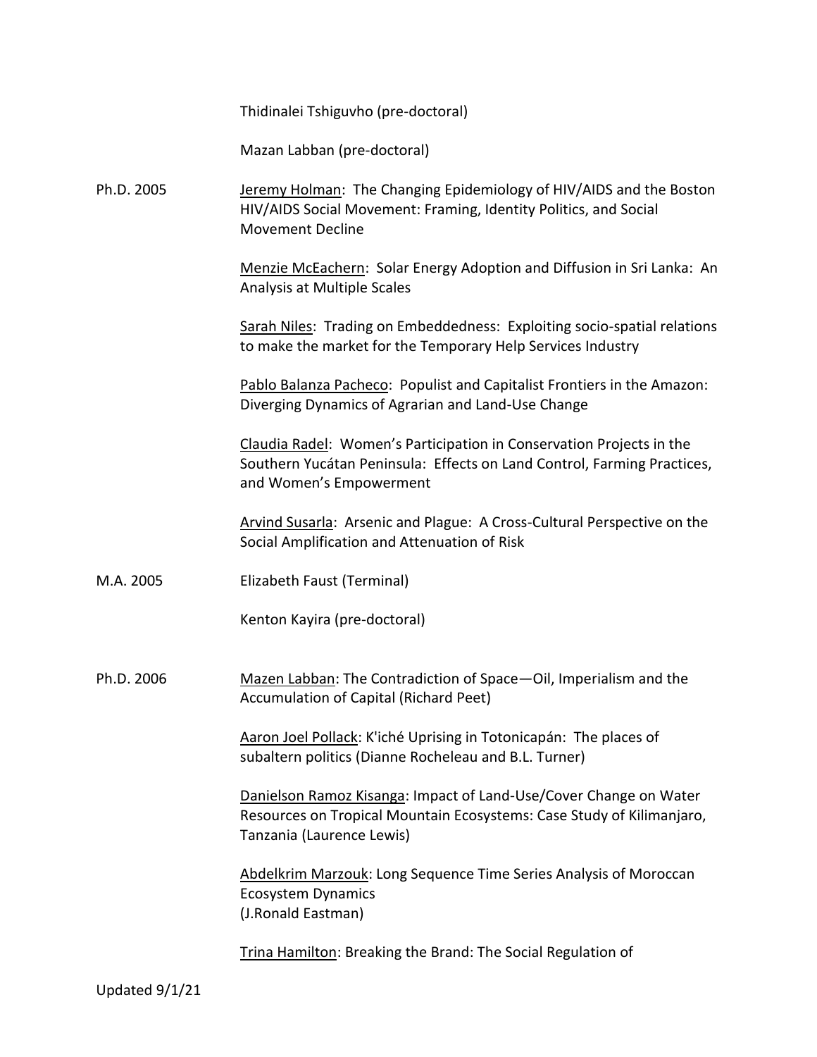Thidinalei Tshiguvho (pre-doctoral)

Mazan Labban (pre-doctoral)

Ph.D. 2005

Jeremy Holman: The Changing Epidemiology of HIV/AIDS and the Boston HIV/AIDS Social Movement: Framing, Identity Politics, and Social Movement Decline

Menzie McEachern: Solar Energy Adoption and Diffusion in Sri Lanka: An Analysis at Multiple Scales

Sarah Niles: Trading on Embeddedness: Exploiting socio-spatial relations to make the market for the Temporary Help Services Industry

Pablo Balanza Pacheco: Populist and Capitalist Frontiers in the Amazon: Diverging Dynamics of Agrarian and Land-Use Change

Claudia Radel: Women's Participation in Conservation Projects in the Southern Yucátan Peninsula: Effects on Land Control, Farming Practices, and Women's Empowerment

Arvind Susarla: Arsenic and Plague: A Cross-Cultural Perspective on the Social Amplification and Attenuation of Risk

M.A. 2005

Elizabeth Faust (Terminal)

Kenton Kayira (pre-doctoral)

Ph.D. 2006

Mazen Labban: The Contradiction of Space—Oil, Imperialism and the Accumulation of Capital (Richard Peet)

Aaron Joel Pollack: K'iché Uprising in Totonicapán: The places of subaltern politics (Dianne Rocheleau and B.L. Turner)

Danielson Ramoz Kisanga: Impact of Land-Use/Cover Change on Water Resources on Tropical Mountain Ecosystems: Case Study of Kilimanjaro, Tanzania (Laurence Lewis)

Abdelkrim Marzouk: Long Sequence Time Series Analysis of Moroccan Ecosystem Dynamics
(J.Ronald Eastman)

Trina Hamilton: Breaking the Brand: The Social Regulation of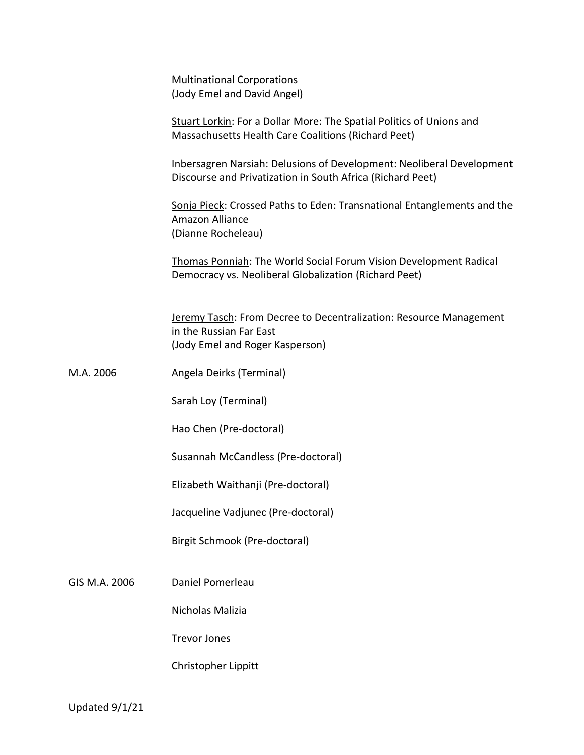Multinational Corporations
(Jody Emel and David Angel)

<u>Stuart Lorkin</u>: For a Dollar More: The Spatial Politics of Unions and Massachusetts Health Care Coalitions (Richard Peet)

<u>Inbersagren Narsiah</u>: Delusions of Development: Neoliberal Development Discourse and Privatization in South Africa (Richard Peet)

<u>Sonja Pieck</u>: Crossed Paths to Eden: Transnational Entanglements and the Amazon Alliance
(Dianne Rocheleau)

<u>Thomas Ponniah</u>: The World Social Forum Vision Development Radical Democracy vs. Neoliberal Globalization (Richard Peet)

<u>Jeremy Tasch</u>: From Decree to Decentralization: Resource Management in the Russian Far East
(Jody Emel and Roger Kasperson)

M.A. 2006

Angela Deirks (Terminal)

Sarah Loy (Terminal)

Hao Chen (Pre-doctoral)

Susannah McCandless (Pre-doctoral)

Elizabeth Waithanji (Pre-doctoral)

Jacqueline Vadjunec (Pre-doctoral)

Birgit Schmook (Pre-doctoral)

GIS M.A. 2006

Daniel Pomerleau

Nicholas Malizia

Trevor Jones

Christopher Lippitt

Updated 9/1/21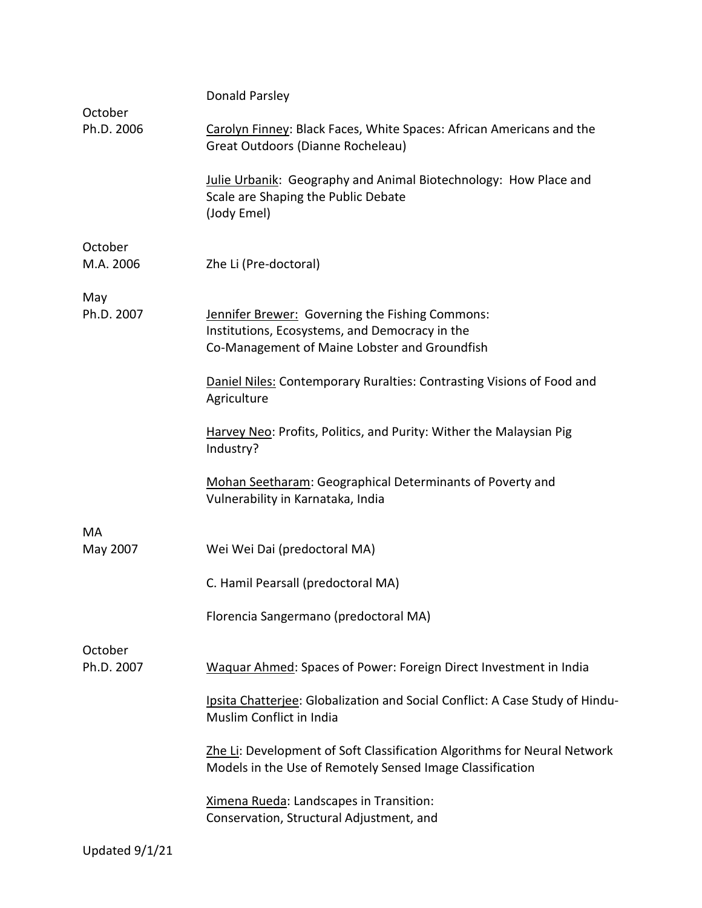Donald Parsley

October
Ph.D. 2006

<u>Carolyn Finney</u>: Black Faces, White Spaces: African Americans and the Great Outdoors (Dianne Rocheleau)

<u>Julie Urbanik</u>: Geography and Animal Biotechnology: How Place and Scale are Shaping the Public Debate
(Jody Emel)

October
M.A. 2006

Zhe Li (Pre-doctoral)

May
Ph.D. 2007

<u>Jennifer Brewer:</u> Governing the Fishing Commons:
Institutions, Ecosystems, and Democracy in the
Co-Management of Maine Lobster and Groundfish

<u>Daniel Niles:</u> Contemporary Ruralties: Contrasting Visions of Food and Agriculture

<u>Harvey Neo</u>: Profits, Politics, and Purity: Wither the Malaysian Pig Industry?

<u>Mohan Seetharam</u>: Geographical Determinants of Poverty and Vulnerability in Karnataka, India

MA
May 2007

Wei Wei Dai (predoctoral MA)

C. Hamil Pearsall (predoctoral MA)

Florencia Sangermano (predoctoral MA)

October
Ph.D. 2007

<u>Waquar Ahmed</u>: Spaces of Power: Foreign Direct Investment in India

<u>Ipsita Chatterjee</u>: Globalization and Social Conflict: A Case Study of Hindu-Muslim Conflict in India

<u>Zhe Li</u>: Development of Soft Classification Algorithms for Neural Network Models in the Use of Remotely Sensed Image Classification

<u>Ximena Rueda</u>: Landscapes in Transition:
Conservation, Structural Adjustment, and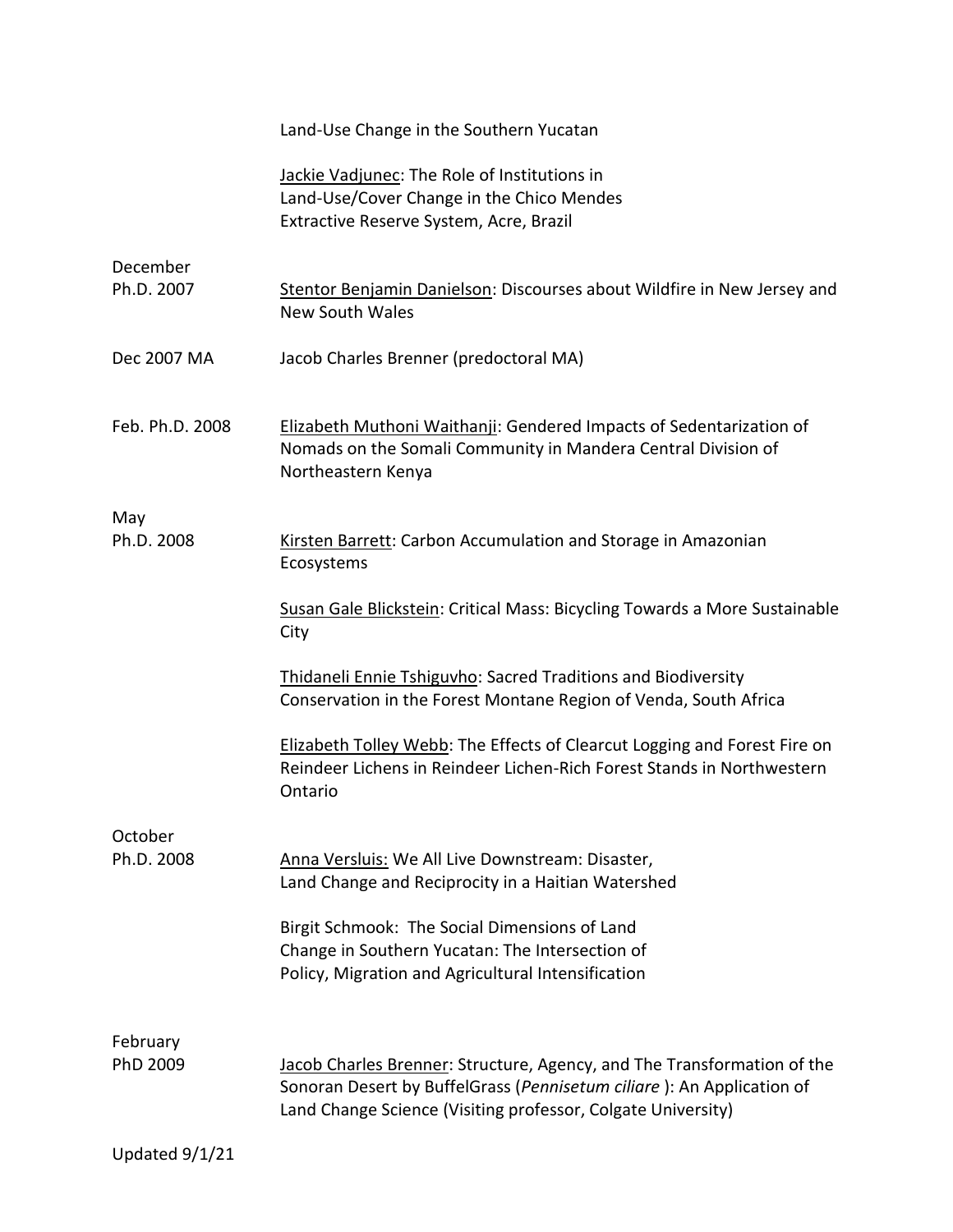| | |
|---|---|
| | Land-Use Change in the Southern Yucatan |
| | Jackie Vadjunec: The Role of Institutions in Land-Use/Cover Change in the Chico Mendes Extractive Reserve System, Acre, Brazil |
| December Ph.D. 2007 | Stentor Benjamin Danielson: Discourses about Wildfire in New Jersey and New South Wales |
| Dec 2007 MA | Jacob Charles Brenner (predoctoral MA) |
| Feb. Ph.D. 2008 | Elizabeth Muthoni Waithanji: Gendered Impacts of Sedentarization of Nomads on the Somali Community in Mandera Central Division of Northeastern Kenya |
| May Ph.D. 2008 | Kirsten Barrett: Carbon Accumulation and Storage in Amazonian Ecosystems |
| | Susan Gale Blickstein: Critical Mass: Bicycling Towards a More Sustainable City |
| | Thidaneli Ennie Tshiguvho: Sacred Traditions and Biodiversity Conservation in the Forest Montane Region of Venda, South Africa |
| | Elizabeth Tolley Webb: The Effects of Clearcut Logging and Forest Fire on Reindeer Lichens in Reindeer Lichen-Rich Forest Stands in Northwestern Ontario |
| October Ph.D. 2008 | Anna Versluis: We All Live Downstream: Disaster, Land Change and Reciprocity in a Haitian Watershed |
| | Birgit Schmook: The Social Dimensions of Land Change in Southern Yucatan: The Intersection of Policy, Migration and Agricultural Intensification |
| February PhD 2009 | Jacob Charles Brenner: Structure, Agency, and The Transformation of the Sonoran Desert by BuffelGrass (*Pennisetum ciliare* ): An Application of Land Change Science (Visiting professor, Colgate University) |

Updated 9/1/21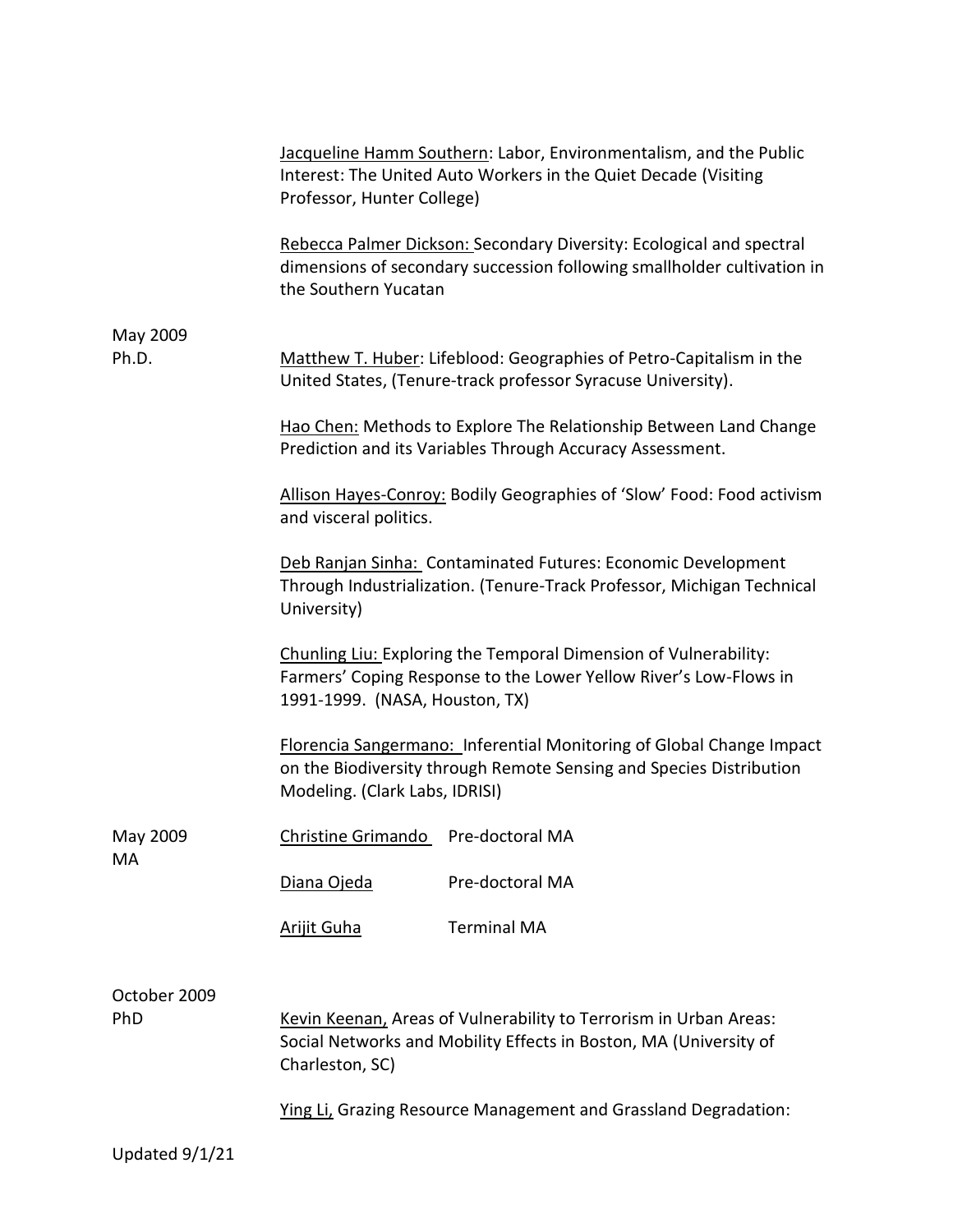Jacqueline Hamm Southern: Labor, Environmentalism, and the Public Interest: The United Auto Workers in the Quiet Decade (Visiting Professor, Hunter College)

Rebecca Palmer Dickson: Secondary Diversity: Ecological and spectral dimensions of secondary succession following smallholder cultivation in the Southern Yucatan

**May 2009**
**Ph.D.**

Matthew T. Huber: Lifeblood: Geographies of Petro-Capitalism in the United States, (Tenure-track professor Syracuse University).

Hao Chen: Methods to Explore The Relationship Between Land Change Prediction and its Variables Through Accuracy Assessment.

Allison Hayes-Conroy: Bodily Geographies of 'Slow' Food: Food activism and visceral politics.

Deb Ranjan Sinha: Contaminated Futures: Economic Development Through Industrialization. (Tenure-Track Professor, Michigan Technical University)

Chunling Liu: Exploring the Temporal Dimension of Vulnerability: Farmers' Coping Response to the Lower Yellow River's Low-Flows in 1991-1999. (NASA, Houston, TX)

Florencia Sangermano: Inferential Monitoring of Global Change Impact on the Biodiversity through Remote Sensing and Species Distribution Modeling. (Clark Labs, IDRISI)

**May 2009**
**MA**

| | |
|---|---|
| Christine Grimando | Pre-doctoral MA |
| Diana Ojeda | Pre-doctoral MA |
| Arijit Guha | Terminal MA |

**October 2009**
**PhD**

Kevin Keenan, Areas of Vulnerability to Terrorism in Urban Areas: Social Networks and Mobility Effects in Boston, MA (University of Charleston, SC)

Ying Li, Grazing Resource Management and Grassland Degradation:

Updated 9/1/21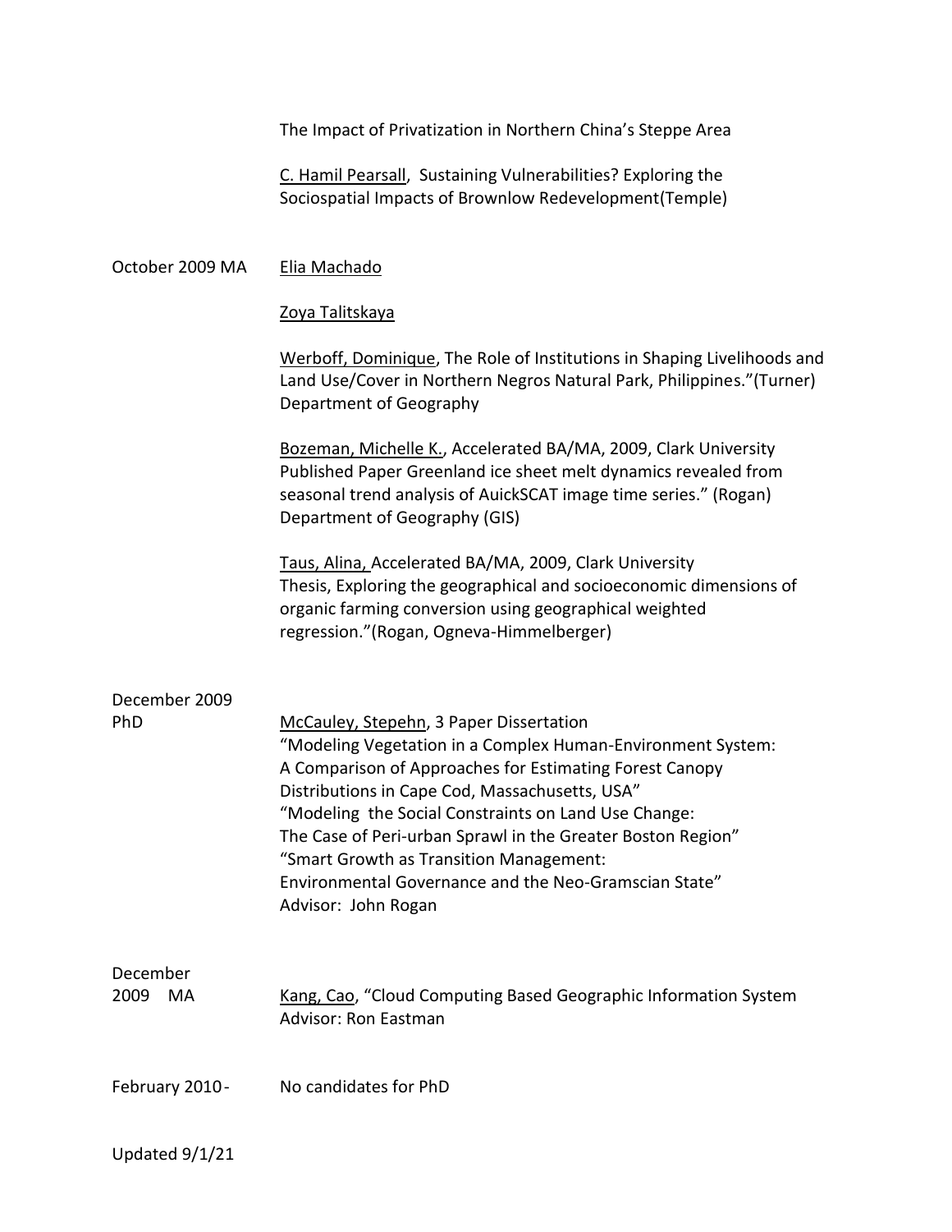The Impact of Privatization in Northern China's Steppe Area

C. Hamil Pearsall, Sustaining Vulnerabilities? Exploring the Sociospatial Impacts of Brownlow Redevelopment(Temple)

October 2009 MA

Elia Machado

Zoya Talitskaya

Werboff, Dominique, The Role of Institutions in Shaping Livelihoods and Land Use/Cover in Northern Negros Natural Park, Philippines."(Turner) Department of Geography

Bozeman, Michelle K., Accelerated BA/MA, 2009, Clark University Published Paper Greenland ice sheet melt dynamics revealed from seasonal trend analysis of AuickSCAT image time series." (Rogan) Department of Geography (GIS)

Taus, Alina, Accelerated BA/MA, 2009, Clark University Thesis, Exploring the geographical and socioeconomic dimensions of organic farming conversion using geographical weighted regression."(Rogan, Ogneva-Himmelberger)

December 2009 PhD

McCauley, Stepehn, 3 Paper Dissertation
"Modeling Vegetation in a Complex Human-Environment System: A Comparison of Approaches for Estimating Forest Canopy Distributions in Cape Cod, Massachusetts, USA"
"Modeling the Social Constraints on Land Use Change: The Case of Peri-urban Sprawl in the Greater Boston Region"
"Smart Growth as Transition Management: Environmental Governance and the Neo-Gramscian State"
Advisor: John Rogan

December 2009 MA

Kang, Cao, "Cloud Computing Based Geographic Information System
Advisor: Ron Eastman

February 2010 - No candidates for PhD

Updated 9/1/21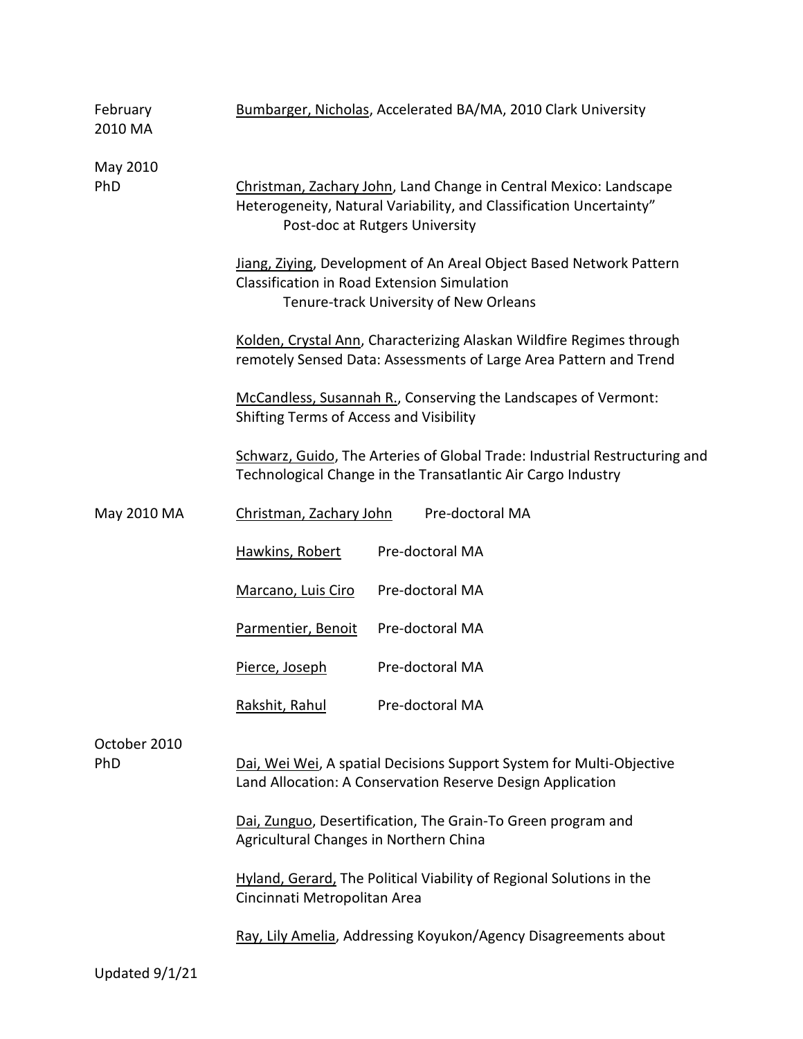February 2010 MA — Bumbarger, Nicholas, Accelerated BA/MA, 2010 Clark University

May 2010 PhD

Christman, Zachary John, Land Change in Central Mexico: Landscape Heterogeneity, Natural Variability, and Classification Uncertainty"
Post-doc at Rutgers University

Jiang, Ziying, Development of An Areal Object Based Network Pattern Classification in Road Extension Simulation
Tenure-track University of New Orleans

Kolden, Crystal Ann, Characterizing Alaskan Wildfire Regimes through remotely Sensed Data: Assessments of Large Area Pattern and Trend

McCandless, Susannah R., Conserving the Landscapes of Vermont: Shifting Terms of Access and Visibility

Schwarz, Guido, The Arteries of Global Trade: Industrial Restructuring and Technological Change in the Transatlantic Air Cargo Industry

May 2010 MA

Christman, Zachary John — Pre-doctoral MA

Hawkins, Robert — Pre-doctoral MA

Marcano, Luis Ciro — Pre-doctoral MA

Parmentier, Benoit — Pre-doctoral MA

Pierce, Joseph — Pre-doctoral MA

Rakshit, Rahul — Pre-doctoral MA

October 2010 PhD

Dai, Wei Wei, A spatial Decisions Support System for Multi-Objective Land Allocation: A Conservation Reserve Design Application

Dai, Zunguo, Desertification, The Grain-To Green program and Agricultural Changes in Northern China

Hyland, Gerard, The Political Viability of Regional Solutions in the Cincinnati Metropolitan Area

Ray, Lily Amelia, Addressing Koyukon/Agency Disagreements about

Updated 9/1/21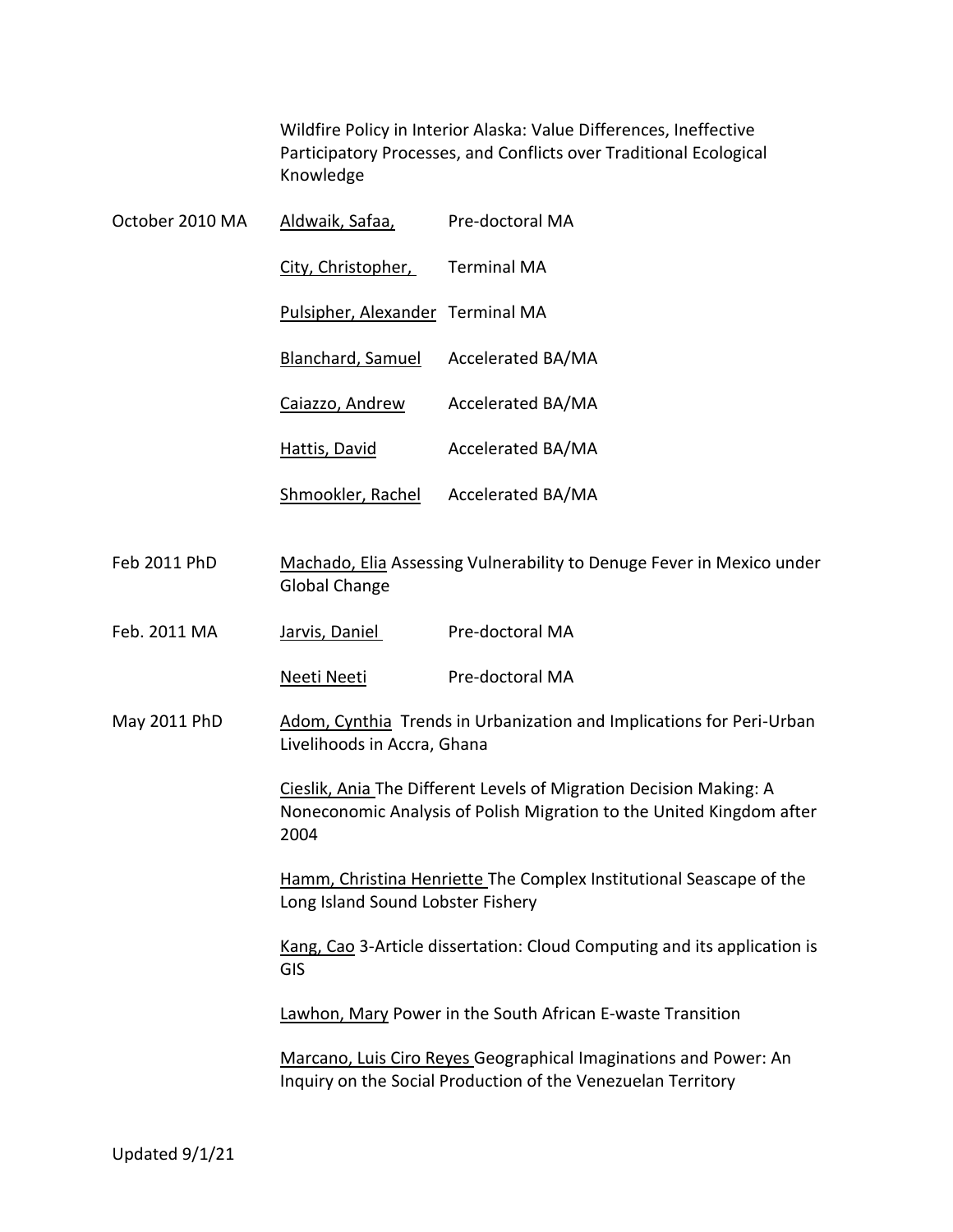Wildfire Policy in Interior Alaska: Value Differences, Ineffective Participatory Processes, and Conflicts over Traditional Ecological Knowledge

| | | |
|---|---|---|
| October 2010 MA | Aldwaik, Safaa, | Pre-doctoral MA |
| | City, Christopher, | Terminal MA |
| | Pulsipher, Alexander | Terminal MA |
| | Blanchard, Samuel | Accelerated BA/MA |
| | Caiazzo, Andrew | Accelerated BA/MA |
| | Hattis, David | Accelerated BA/MA |
| | Shmookler, Rachel | Accelerated BA/MA |

Feb 2011 PhD — Machado, Elia Assessing Vulnerability to Denuge Fever in Mexico under Global Change

| | | |
|---|---|---|
| Feb. 2011 MA | Jarvis, Daniel | Pre-doctoral MA |
| | Neeti Neeti | Pre-doctoral MA |

May 2011 PhD — Adom, Cynthia Trends in Urbanization and Implications for Peri-Urban Livelihoods in Accra, Ghana

Cieslik, Ania The Different Levels of Migration Decision Making: A Noneconomic Analysis of Polish Migration to the United Kingdom after 2004

Hamm, Christina Henriette The Complex Institutional Seascape of the Long Island Sound Lobster Fishery

Kang, Cao 3-Article dissertation: Cloud Computing and its application is GIS

Lawhon, Mary Power in the South African E-waste Transition

Marcano, Luis Ciro Reyes Geographical Imaginations and Power: An Inquiry on the Social Production of the Venezuelan Territory

Updated 9/1/21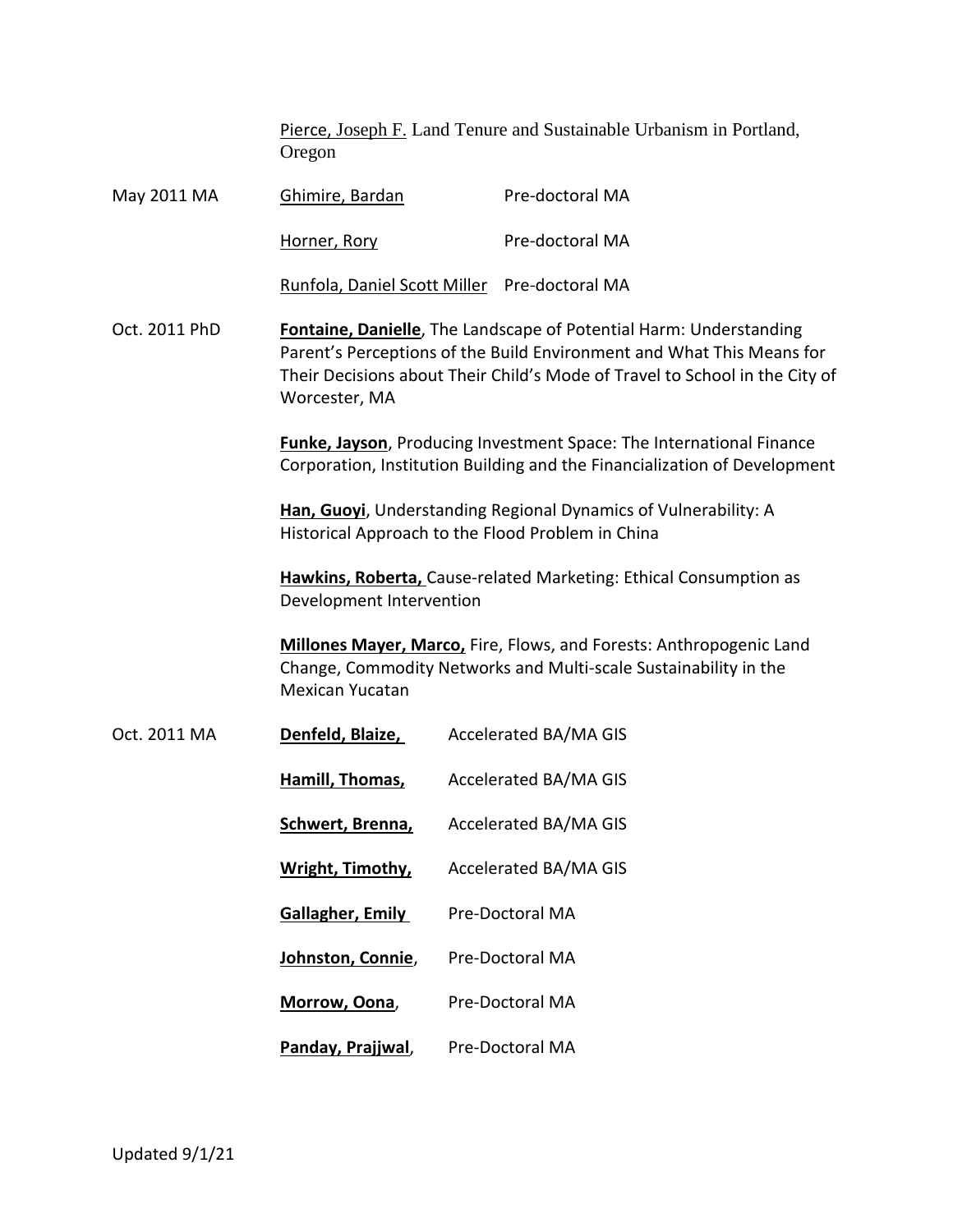Pierce, Joseph F. Land Tenure and Sustainable Urbanism in Portland, Oregon

May 2011 MA

Ghimire, Bardan — Pre-doctoral MA

Horner, Rory — Pre-doctoral MA

Runfola, Daniel Scott Miller — Pre-doctoral MA

Oct. 2011 PhD

**Fontaine, Danielle**, The Landscape of Potential Harm: Understanding Parent's Perceptions of the Build Environment and What This Means for Their Decisions about Their Child's Mode of Travel to School in the City of Worcester, MA

**Funke, Jayson**, Producing Investment Space: The International Finance Corporation, Institution Building and the Financialization of Development

**Han, Guoyi**, Understanding Regional Dynamics of Vulnerability: A Historical Approach to the Flood Problem in China

**Hawkins, Roberta,** Cause-related Marketing: Ethical Consumption as Development Intervention

**Millones Mayer, Marco,** Fire, Flows, and Forests: Anthropogenic Land Change, Commodity Networks and Multi-scale Sustainability in the Mexican Yucatan

Oct. 2011 MA

**Denfeld, Blaize,** Accelerated BA/MA GIS

**Hamill, Thomas,** Accelerated BA/MA GIS

**Schwert, Brenna,** Accelerated BA/MA GIS

**Wright, Timothy,** Accelerated BA/MA GIS

**Gallagher, Emily** Pre-Doctoral MA

**Johnston, Connie**, Pre-Doctoral MA

**Morrow, Oona**, Pre-Doctoral MA

**Panday, Prajjwal**, Pre-Doctoral MA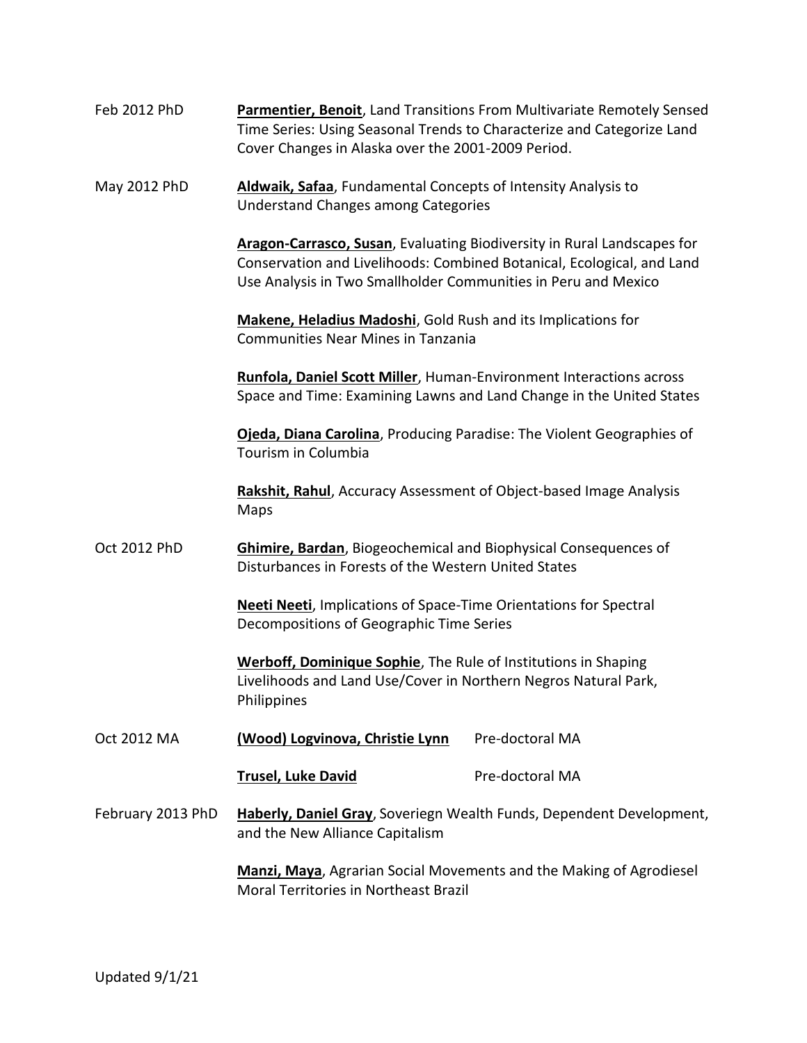Feb 2012 PhD **Parmentier, Benoit**, Land Transitions From Multivariate Remotely Sensed Time Series: Using Seasonal Trends to Characterize and Categorize Land Cover Changes in Alaska over the 2001-2009 Period.

May 2012 PhD **Aldwaik, Safaa**, Fundamental Concepts of Intensity Analysis to Understand Changes among Categories

**Aragon-Carrasco, Susan**, Evaluating Biodiversity in Rural Landscapes for Conservation and Livelihoods: Combined Botanical, Ecological, and Land Use Analysis in Two Smallholder Communities in Peru and Mexico

**Makene, Heladius Madoshi**, Gold Rush and its Implications for Communities Near Mines in Tanzania

**Runfola, Daniel Scott Miller**, Human-Environment Interactions across Space and Time: Examining Lawns and Land Change in the United States

**Ojeda, Diana Carolina**, Producing Paradise: The Violent Geographies of Tourism in Columbia

**Rakshit, Rahul**, Accuracy Assessment of Object-based Image Analysis Maps

Oct 2012 PhD **Ghimire, Bardan**, Biogeochemical and Biophysical Consequences of Disturbances in Forests of the Western United States

**Neeti Neeti**, Implications of Space-Time Orientations for Spectral Decompositions of Geographic Time Series

**Werboff, Dominique Sophie**, The Rule of Institutions in Shaping Livelihoods and Land Use/Cover in Northern Negros Natural Park, Philippines

Oct 2012 MA **(Wood) Logvinova, Christie Lynn** Pre-doctoral MA

**Trusel, Luke David** Pre-doctoral MA

February 2013 PhD **Haberly, Daniel Gray**, Soveriegn Wealth Funds, Dependent Development, and the New Alliance Capitalism

**Manzi, Maya**, Agrarian Social Movements and the Making of Agrodiesel Moral Territories in Northeast Brazil

Updated 9/1/21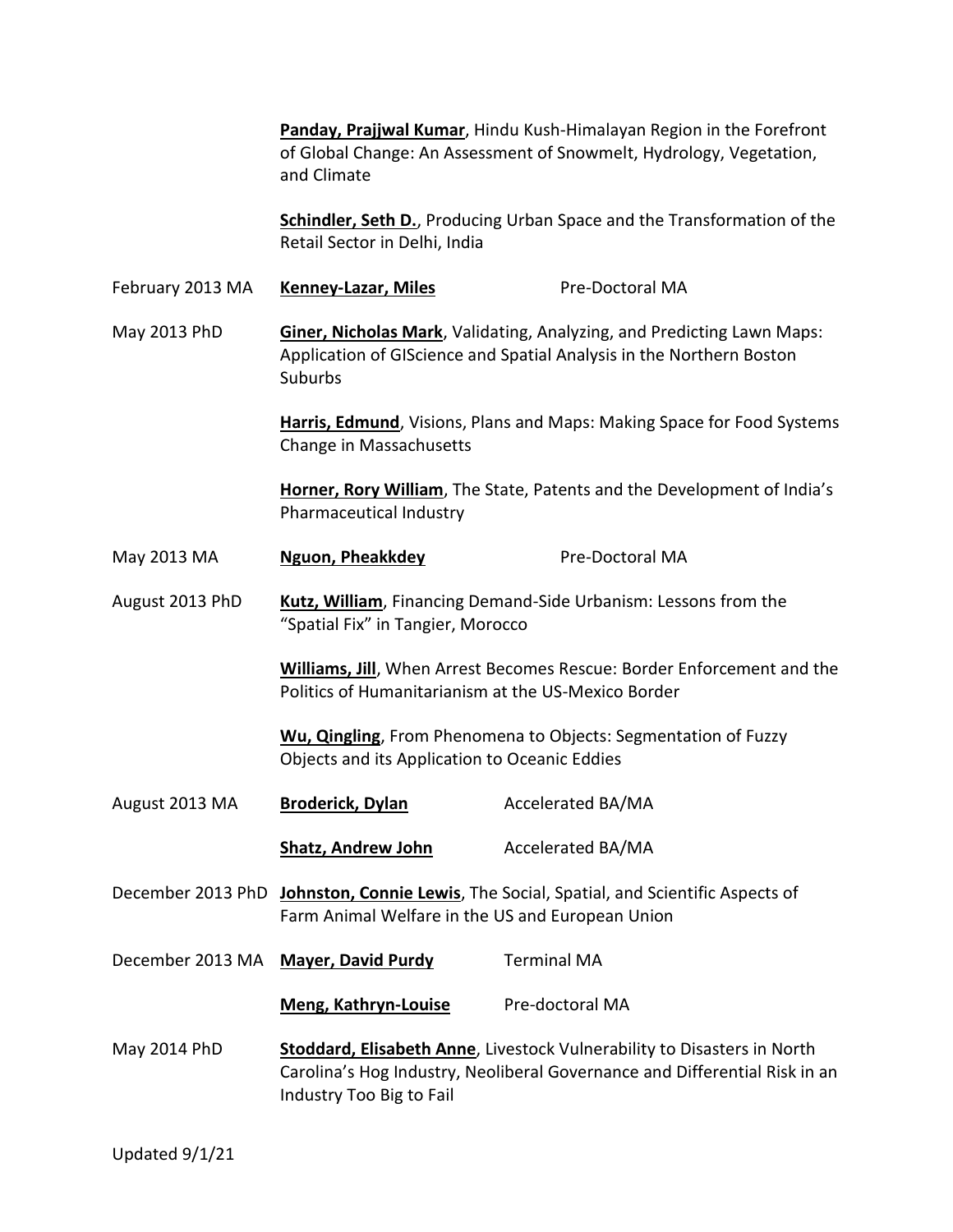| | |
|---|---|
| | **Panday, Prajjwal Kumar**, Hindu Kush-Himalayan Region in the Forefront of Global Change: An Assessment of Snowmelt, Hydrology, Vegetation, and Climate |
| | **Schindler, Seth D.**, Producing Urban Space and the Transformation of the Retail Sector in Delhi, India |
| February 2013 MA | **Kenney-Lazar, Miles** — Pre-Doctoral MA |
| May 2013 PhD | **Giner, Nicholas Mark**, Validating, Analyzing, and Predicting Lawn Maps: Application of GIScience and Spatial Analysis in the Northern Boston Suburbs |
| | **Harris, Edmund**, Visions, Plans and Maps: Making Space for Food Systems Change in Massachusetts |
| | **Horner, Rory William**, The State, Patents and the Development of India's Pharmaceutical Industry |
| May 2013 MA | **Nguon, Pheakkdey** — Pre-Doctoral MA |
| August 2013 PhD | **Kutz, William**, Financing Demand-Side Urbanism: Lessons from the "Spatial Fix" in Tangier, Morocco |
| | **Williams, Jill**, When Arrest Becomes Rescue: Border Enforcement and the Politics of Humanitarianism at the US-Mexico Border |
| | **Wu, Qingling**, From Phenomena to Objects: Segmentation of Fuzzy Objects and its Application to Oceanic Eddies |
| August 2013 MA | **Broderick, Dylan** — Accelerated BA/MA |
| | **Shatz, Andrew John** — Accelerated BA/MA |
| December 2013 PhD | **Johnston, Connie Lewis**, The Social, Spatial, and Scientific Aspects of Farm Animal Welfare in the US and European Union |
| December 2013 MA | **Mayer, David Purdy** — Terminal MA |
| | **Meng, Kathryn-Louise** — Pre-doctoral MA |
| May 2014 PhD | **Stoddard, Elisabeth Anne**, Livestock Vulnerability to Disasters in North Carolina's Hog Industry, Neoliberal Governance and Differential Risk in an Industry Too Big to Fail |

Updated 9/1/21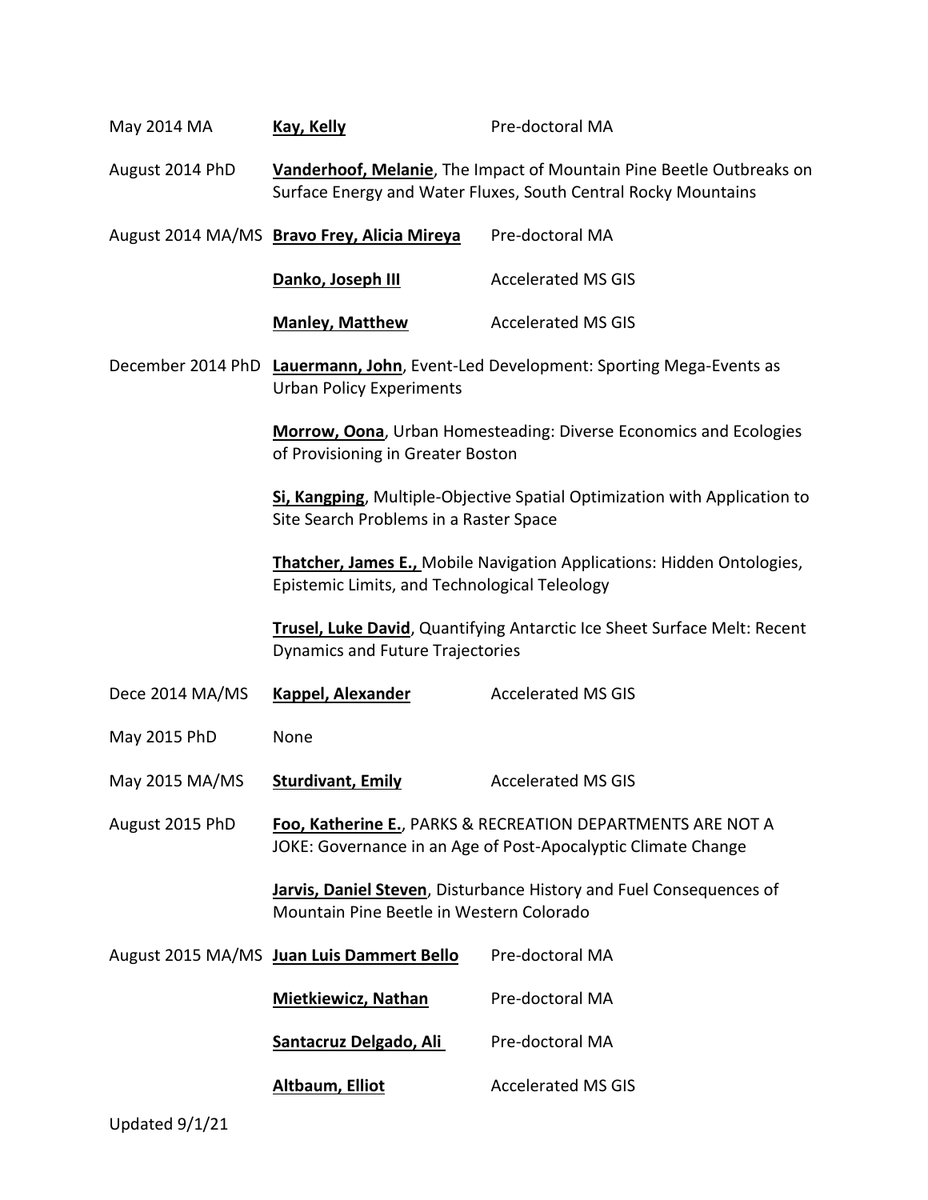| | | |
|---|---|---|
| May 2014 MA | **Kay, Kelly** | Pre-doctoral MA |
| August 2014 PhD | **Vanderhoof, Melanie**, The Impact of Mountain Pine Beetle Outbreaks on Surface Energy and Water Fluxes, South Central Rocky Mountains | |
| August 2014 MA/MS | **Bravo Frey, Alicia Mireya** | Pre-doctoral MA |
| | **Danko, Joseph III** | Accelerated MS GIS |
| | **Manley, Matthew** | Accelerated MS GIS |
| December 2014 PhD | **Lauermann, John**, Event-Led Development: Sporting Mega-Events as Urban Policy Experiments | |
| | **Morrow, Oona**, Urban Homesteading: Diverse Economics and Ecologies of Provisioning in Greater Boston | |
| | **Si, Kangping**, Multiple-Objective Spatial Optimization with Application to Site Search Problems in a Raster Space | |
| | **Thatcher, James E.,** Mobile Navigation Applications: Hidden Ontologies, Epistemic Limits, and Technological Teleology | |
| | **Trusel, Luke David**, Quantifying Antarctic Ice Sheet Surface Melt: Recent Dynamics and Future Trajectories | |
| Dece 2014 MA/MS | **Kappel, Alexander** | Accelerated MS GIS |
| May 2015 PhD | None | |
| May 2015 MA/MS | **Sturdivant, Emily** | Accelerated MS GIS |
| August 2015 PhD | **Foo, Katherine E.**, PARKS & RECREATION DEPARTMENTS ARE NOT A JOKE: Governance in an Age of Post-Apocalyptic Climate Change | |
| | **Jarvis, Daniel Steven**, Disturbance History and Fuel Consequences of Mountain Pine Beetle in Western Colorado | |
| August 2015 MA/MS | **Juan Luis Dammert Bello** | Pre-doctoral MA |
| | **Mietkiewicz, Nathan** | Pre-doctoral MA |
| | **Santacruz Delgado, Ali** | Pre-doctoral MA |
| | **Altbaum, Elliot** | Accelerated MS GIS |

Updated 9/1/21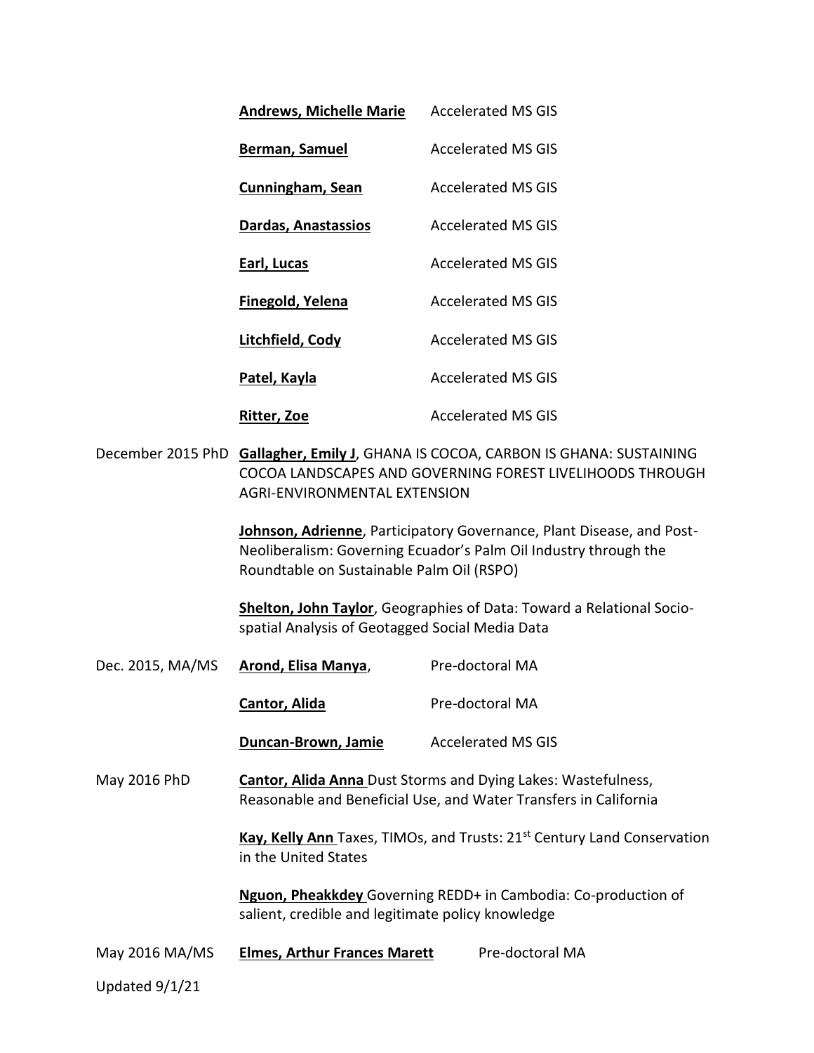| | | |
|---|---|---|
| | **Andrews, Michelle Marie** | Accelerated MS GIS |
| | **Berman, Samuel** | Accelerated MS GIS |
| | **Cunningham, Sean** | Accelerated MS GIS |
| | **Dardas, Anastassios** | Accelerated MS GIS |
| | **Earl, Lucas** | Accelerated MS GIS |
| | **Finegold, Yelena** | Accelerated MS GIS |
| | **Litchfield, Cody** | Accelerated MS GIS |
| | **Patel, Kayla** | Accelerated MS GIS |
| | **Ritter, Zoe** | Accelerated MS GIS |

December 2015 PhD **Gallagher, Emily J**, GHANA IS COCOA, CARBON IS GHANA: SUSTAINING COCOA LANDSCAPES AND GOVERNING FOREST LIVELIHOODS THROUGH AGRI-ENVIRONMENTAL EXTENSION

**Johnson, Adrienne**, Participatory Governance, Plant Disease, and Post-Neoliberalism: Governing Ecuador's Palm Oil Industry through the Roundtable on Sustainable Palm Oil (RSPO)

**Shelton, John Taylor**, Geographies of Data: Toward a Relational Socio-spatial Analysis of Geotagged Social Media Data

| | | |
|---|---|---|
| Dec. 2015, MA/MS | **Arond, Elisa Manya**, | Pre-doctoral MA |
| | **Cantor, Alida** | Pre-doctoral MA |
| | **Duncan-Brown, Jamie** | Accelerated MS GIS |

May 2016 PhD **Cantor, Alida Anna** Dust Storms and Dying Lakes: Wastefulness, Reasonable and Beneficial Use, and Water Transfers in California

**Kay, Kelly Ann** Taxes, TIMOs, and Trusts: 21st Century Land Conservation in the United States

**Nguon, Pheakkdey** Governing REDD+ in Cambodia: Co-production of salient, credible and legitimate policy knowledge

| | | |
|---|---|---|
| May 2016 MA/MS | **Elmes, Arthur Frances Marett** | Pre-doctoral MA |

Updated 9/1/21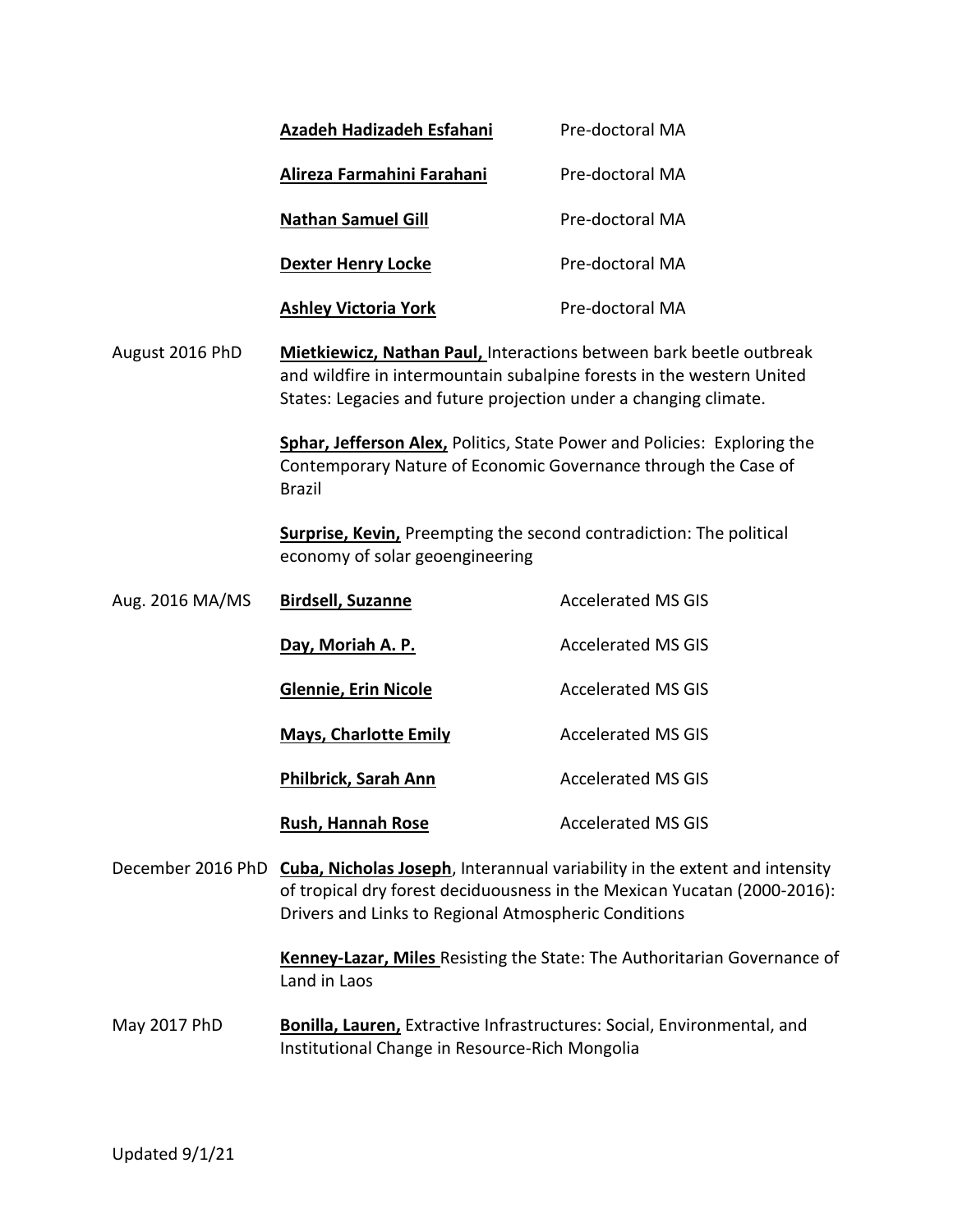| | | |
|---|---|---|
| | **Azadeh Hadizadeh Esfahani** | Pre-doctoral MA |
| | **Alireza Farmahini Farahani** | Pre-doctoral MA |
| | **Nathan Samuel Gill** | Pre-doctoral MA |
| | **Dexter Henry Locke** | Pre-doctoral MA |
| | **Ashley Victoria York** | Pre-doctoral MA |

August 2016 PhD

**Mietkiewicz, Nathan Paul,** Interactions between bark beetle outbreak and wildfire in intermountain subalpine forests in the western United States: Legacies and future projection under a changing climate.

**Sphar, Jefferson Alex,** Politics, State Power and Policies: Exploring the Contemporary Nature of Economic Governance through the Case of Brazil

**Surprise, Kevin,** Preempting the second contradiction: The political economy of solar geoengineering

| | | |
|---|---|---|
| Aug. 2016 MA/MS | **Birdsell, Suzanne** | Accelerated MS GIS |
| | **Day, Moriah A. P.** | Accelerated MS GIS |
| | **Glennie, Erin Nicole** | Accelerated MS GIS |
| | **Mays, Charlotte Emily** | Accelerated MS GIS |
| | **Philbrick, Sarah Ann** | Accelerated MS GIS |
| | **Rush, Hannah Rose** | Accelerated MS GIS |

December 2016 PhD

**Cuba, Nicholas Joseph**, Interannual variability in the extent and intensity of tropical dry forest deciduousness in the Mexican Yucatan (2000-2016): Drivers and Links to Regional Atmospheric Conditions

**Kenney-Lazar, Miles** Resisting the State: The Authoritarian Governance of Land in Laos

May 2017 PhD

**Bonilla, Lauren,** Extractive Infrastructures: Social, Environmental, and Institutional Change in Resource-Rich Mongolia

Updated 9/1/21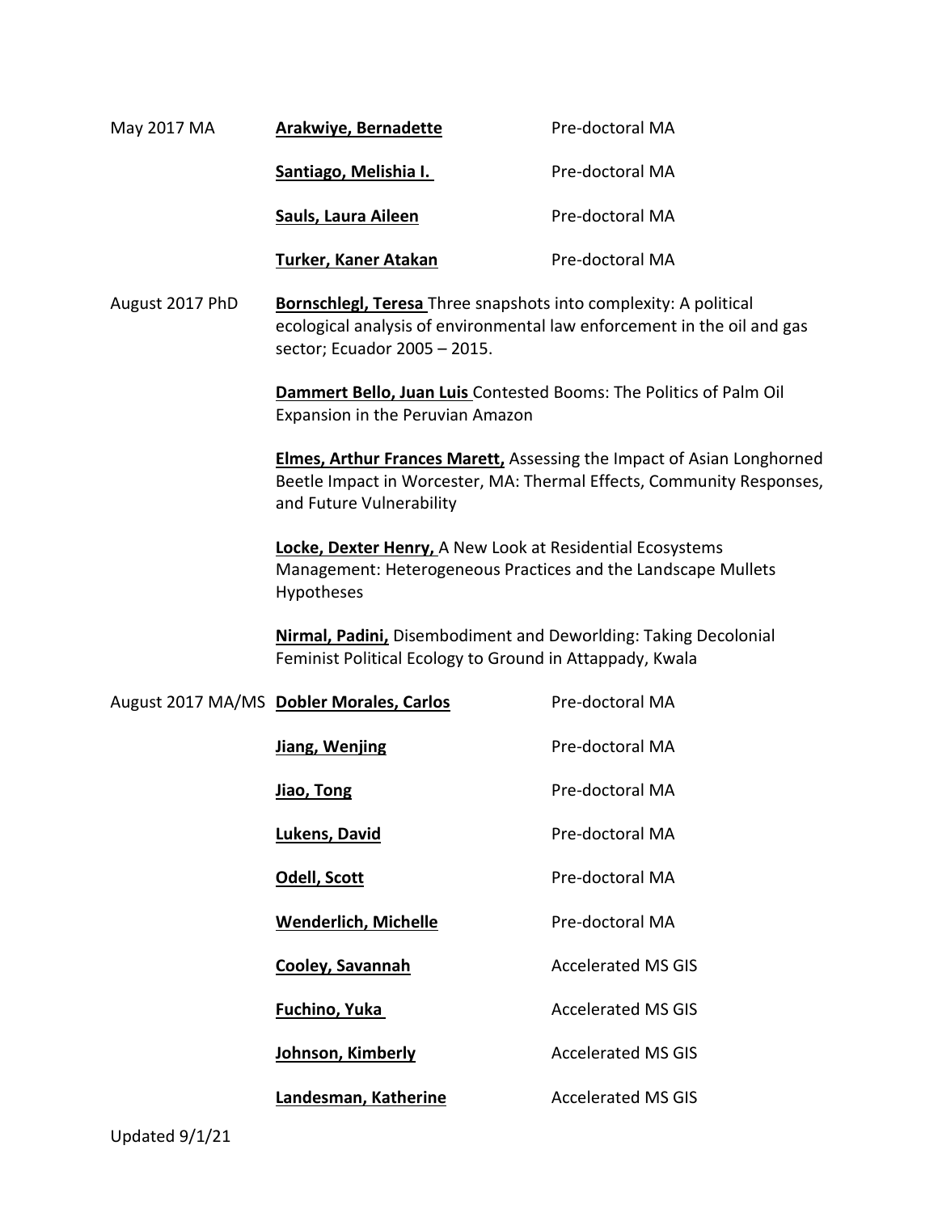May 2017 MA **Arakwiye, Bernadette** Pre-doctoral MA

**Santiago, Melishia I.** Pre-doctoral MA

**Sauls, Laura Aileen** Pre-doctoral MA

**Turker, Kaner Atakan** Pre-doctoral MA

August 2017 PhD **Bornschlegl, Teresa** Three snapshots into complexity: A political ecological analysis of environmental law enforcement in the oil and gas sector; Ecuador 2005 – 2015.

**Dammert Bello, Juan Luis** Contested Booms: The Politics of Palm Oil Expansion in the Peruvian Amazon

**Elmes, Arthur Frances Marett,** Assessing the Impact of Asian Longhorned Beetle Impact in Worcester, MA: Thermal Effects, Community Responses, and Future Vulnerability

**Locke, Dexter Henry,** A New Look at Residential Ecosystems Management: Heterogeneous Practices and the Landscape Mullets Hypotheses

**Nirmal, Padini,** Disembodiment and Deworlding: Taking Decolonial Feminist Political Ecology to Ground in Attappady, Kwala

August 2017 MA/MS **Dobler Morales, Carlos** Pre-doctoral MA

**Jiang, Wenjing** Pre-doctoral MA

**Jiao, Tong** Pre-doctoral MA

**Lukens, David** Pre-doctoral MA

**Odell, Scott** Pre-doctoral MA

**Wenderlich, Michelle** Pre-doctoral MA

**Cooley, Savannah** Accelerated MS GIS

**Fuchino, Yuka** Accelerated MS GIS

**Johnson, Kimberly** Accelerated MS GIS

**Landesman, Katherine** Accelerated MS GIS

Updated 9/1/21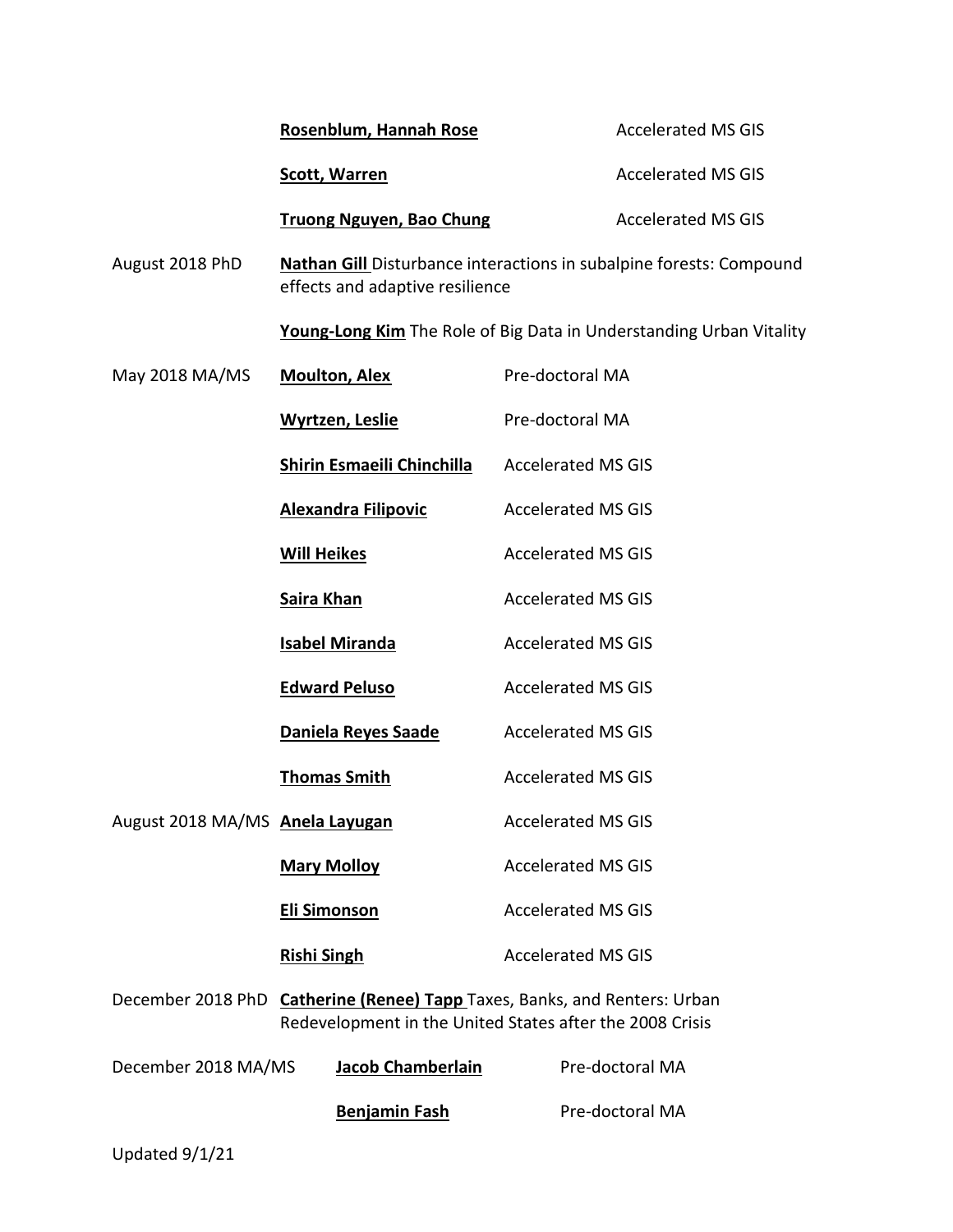| | | |
|---|---|---|
| | **Rosenblum, Hannah Rose** | Accelerated MS GIS |
| | **Scott, Warren** | Accelerated MS GIS |
| | **Truong Nguyen, Bao Chung** | Accelerated MS GIS |
| August 2018 PhD | **Nathan Gill** Disturbance interactions in subalpine forests: Compound effects and adaptive resilience | |
| | **Young-Long Kim** The Role of Big Data in Understanding Urban Vitality | |
| May 2018 MA/MS | **Moulton, Alex** | Pre-doctoral MA |
| | **Wyrtzen, Leslie** | Pre-doctoral MA |
| | **Shirin Esmaeili Chinchilla** | Accelerated MS GIS |
| | **Alexandra Filipovic** | Accelerated MS GIS |
| | **Will Heikes** | Accelerated MS GIS |
| | **Saira Khan** | Accelerated MS GIS |
| | **Isabel Miranda** | Accelerated MS GIS |
| | **Edward Peluso** | Accelerated MS GIS |
| | **Daniela Reyes Saade** | Accelerated MS GIS |
| | **Thomas Smith** | Accelerated MS GIS |
| August 2018 MA/MS | **Anela Layugan** | Accelerated MS GIS |
| | **Mary Molloy** | Accelerated MS GIS |
| | **Eli Simonson** | Accelerated MS GIS |
| | **Rishi Singh** | Accelerated MS GIS |
| December 2018 PhD | **Catherine (Renee) Tapp** Taxes, Banks, and Renters: Urban Redevelopment in the United States after the 2008 Crisis | |
| December 2018 MA/MS | **Jacob Chamberlain** | Pre-doctoral MA |
| | **Benjamin Fash** | Pre-doctoral MA |

Updated 9/1/21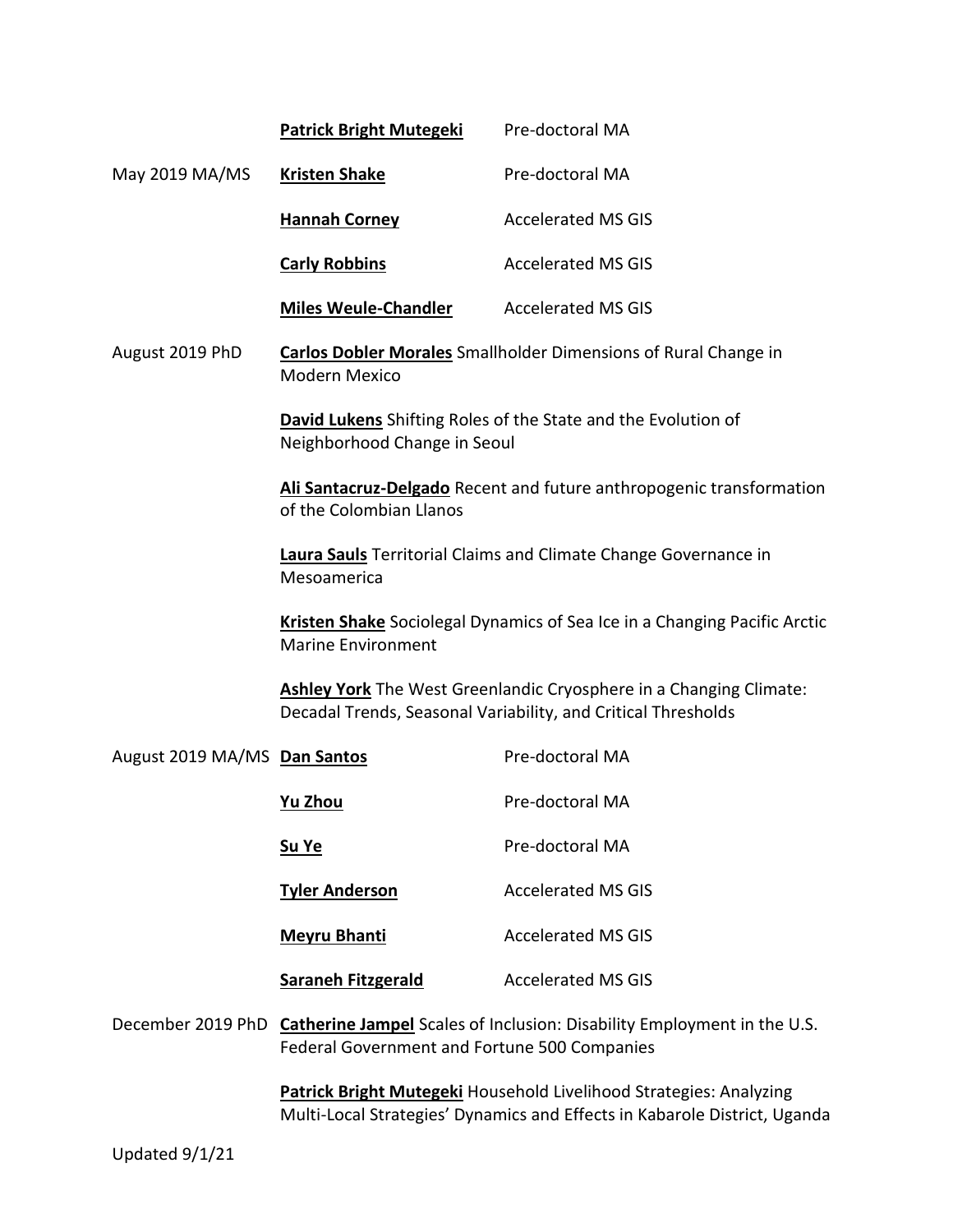| | | |
|---|---|---|
| | **Patrick Bright Mutegeki** | Pre-doctoral MA |
| May 2019 MA/MS | **Kristen Shake** | Pre-doctoral MA |
| | **Hannah Corney** | Accelerated MS GIS |
| | **Carly Robbins** | Accelerated MS GIS |
| | **Miles Weule-Chandler** | Accelerated MS GIS |

August 2019 PhD

**Carlos Dobler Morales** Smallholder Dimensions of Rural Change in Modern Mexico

**David Lukens** Shifting Roles of the State and the Evolution of Neighborhood Change in Seoul

**Ali Santacruz-Delgado** Recent and future anthropogenic transformation of the Colombian Llanos

**Laura Sauls** Territorial Claims and Climate Change Governance in Mesoamerica

**Kristen Shake** Sociolegal Dynamics of Sea Ice in a Changing Pacific Arctic Marine Environment

**Ashley York** The West Greenlandic Cryosphere in a Changing Climate: Decadal Trends, Seasonal Variability, and Critical Thresholds

| | | |
|---|---|---|
| August 2019 MA/MS | **Dan Santos** | Pre-doctoral MA |
| | **Yu Zhou** | Pre-doctoral MA |
| | **Su Ye** | Pre-doctoral MA |
| | **Tyler Anderson** | Accelerated MS GIS |
| | **Meyru Bhanti** | Accelerated MS GIS |
| | **Saraneh Fitzgerald** | Accelerated MS GIS |

December 2019 PhD

**Catherine Jampel** Scales of Inclusion: Disability Employment in the U.S. Federal Government and Fortune 500 Companies

**Patrick Bright Mutegeki** Household Livelihood Strategies: Analyzing Multi-Local Strategies' Dynamics and Effects in Kabarole District, Uganda

Updated 9/1/21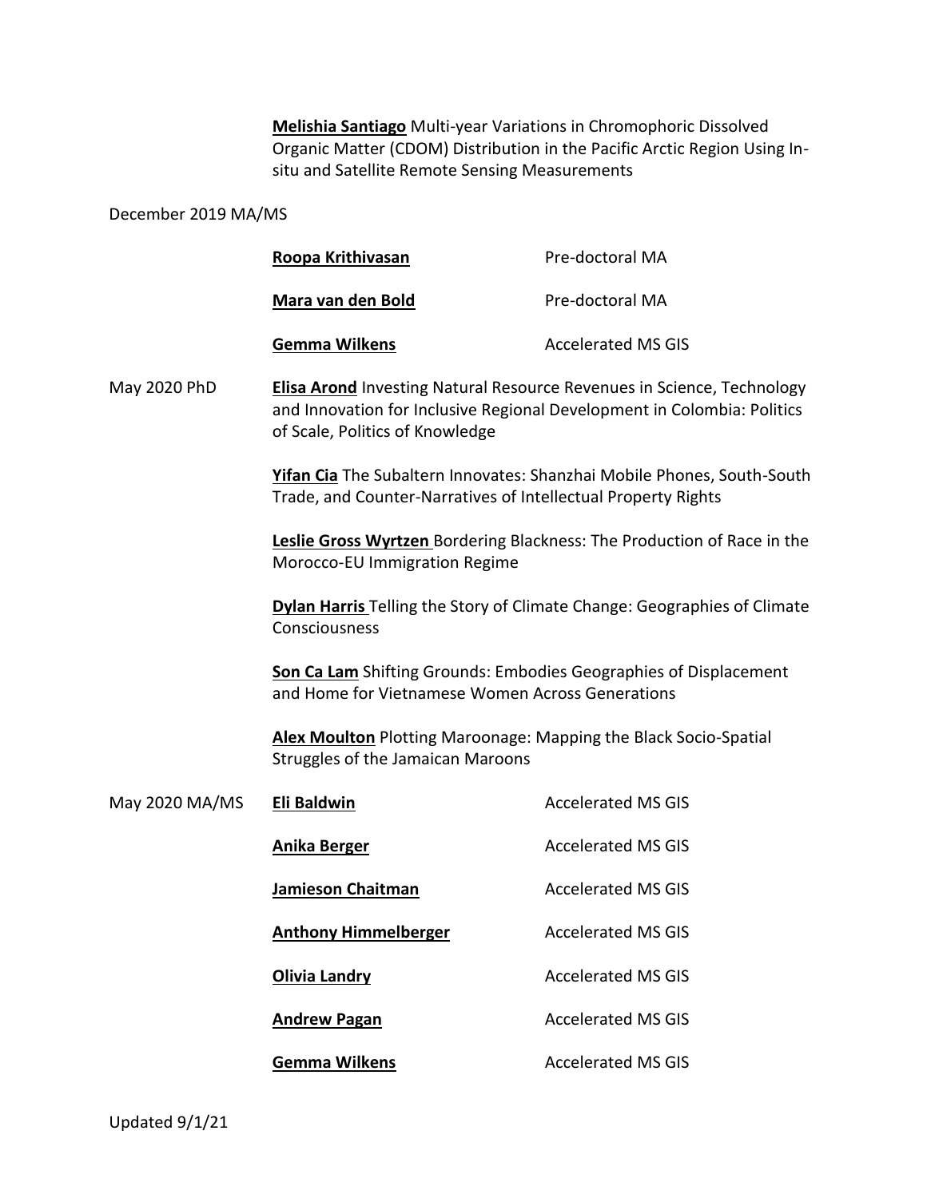**Melishia Santiago** Multi-year Variations in Chromophoric Dissolved Organic Matter (CDOM) Distribution in the Pacific Arctic Region Using In-situ and Satellite Remote Sensing Measurements

December 2019 MA/MS

| | | |
|---|---|---|
| | **Roopa Krithivasan** | Pre-doctoral MA |
| | **Mara van den Bold** | Pre-doctoral MA |
| | **Gemma Wilkens** | Accelerated MS GIS |

May 2020 PhD

**Elisa Arond** Investing Natural Resource Revenues in Science, Technology and Innovation for Inclusive Regional Development in Colombia: Politics of Scale, Politics of Knowledge

**Yifan Cia** The Subaltern Innovates: Shanzhai Mobile Phones, South-South Trade, and Counter-Narratives of Intellectual Property Rights

**Leslie Gross Wyrtzen** Bordering Blackness: The Production of Race in the Morocco-EU Immigration Regime

**Dylan Harris** Telling the Story of Climate Change: Geographies of Climate Consciousness

**Son Ca Lam** Shifting Grounds: Embodies Geographies of Displacement and Home for Vietnamese Women Across Generations

**Alex Moulton** Plotting Maroonage: Mapping the Black Socio-Spatial Struggles of the Jamaican Maroons

| | | |
|---|---|---|
| May 2020 MA/MS | **Eli Baldwin** | Accelerated MS GIS |
| | **Anika Berger** | Accelerated MS GIS |
| | **Jamieson Chaitman** | Accelerated MS GIS |
| | **Anthony Himmelberger** | Accelerated MS GIS |
| | **Olivia Landry** | Accelerated MS GIS |
| | **Andrew Pagan** | Accelerated MS GIS |
| | **Gemma Wilkens** | Accelerated MS GIS |

Updated 9/1/21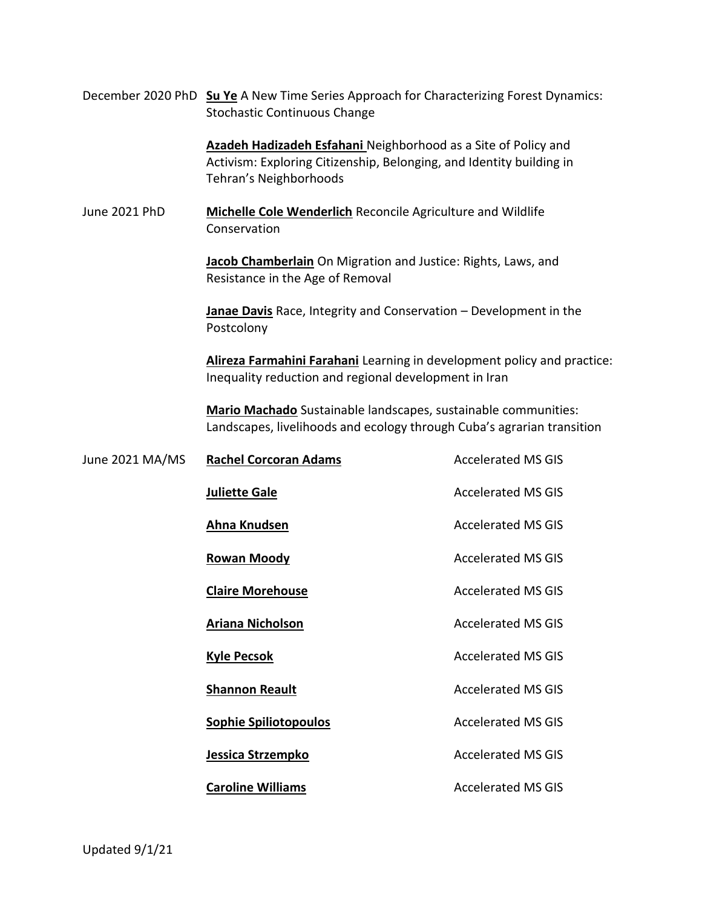| | | |
|---|---|---|
| December 2020 PhD | **Su Ye** A New Time Series Approach for Characterizing Forest Dynamics: Stochastic Continuous Change | |
| | **Azadeh Hadizadeh Esfahani** Neighborhood as a Site of Policy and Activism: Exploring Citizenship, Belonging, and Identity building in Tehran's Neighborhoods | |
| June 2021 PhD | **Michelle Cole Wenderlich** Reconcile Agriculture and Wildlife Conservation | |
| | **Jacob Chamberlain** On Migration and Justice: Rights, Laws, and Resistance in the Age of Removal | |
| | **Janae Davis** Race, Integrity and Conservation – Development in the Postcolony | |
| | **Alireza Farmahini Farahani** Learning in development policy and practice: Inequality reduction and regional development in Iran | |
| | **Mario Machado** Sustainable landscapes, sustainable communities: Landscapes, livelihoods and ecology through Cuba's agrarian transition | |
| June 2021 MA/MS | **Rachel Corcoran Adams** | Accelerated MS GIS |
| | **Juliette Gale** | Accelerated MS GIS |
| | **Ahna Knudsen** | Accelerated MS GIS |
| | **Rowan Moody** | Accelerated MS GIS |
| | **Claire Morehouse** | Accelerated MS GIS |
| | **Ariana Nicholson** | Accelerated MS GIS |
| | **Kyle Pecsok** | Accelerated MS GIS |
| | **Shannon Reault** | Accelerated MS GIS |
| | **Sophie Spiliotopoulos** | Accelerated MS GIS |
| | **Jessica Strzempko** | Accelerated MS GIS |
| | **Caroline Williams** | Accelerated MS GIS |

Updated 9/1/21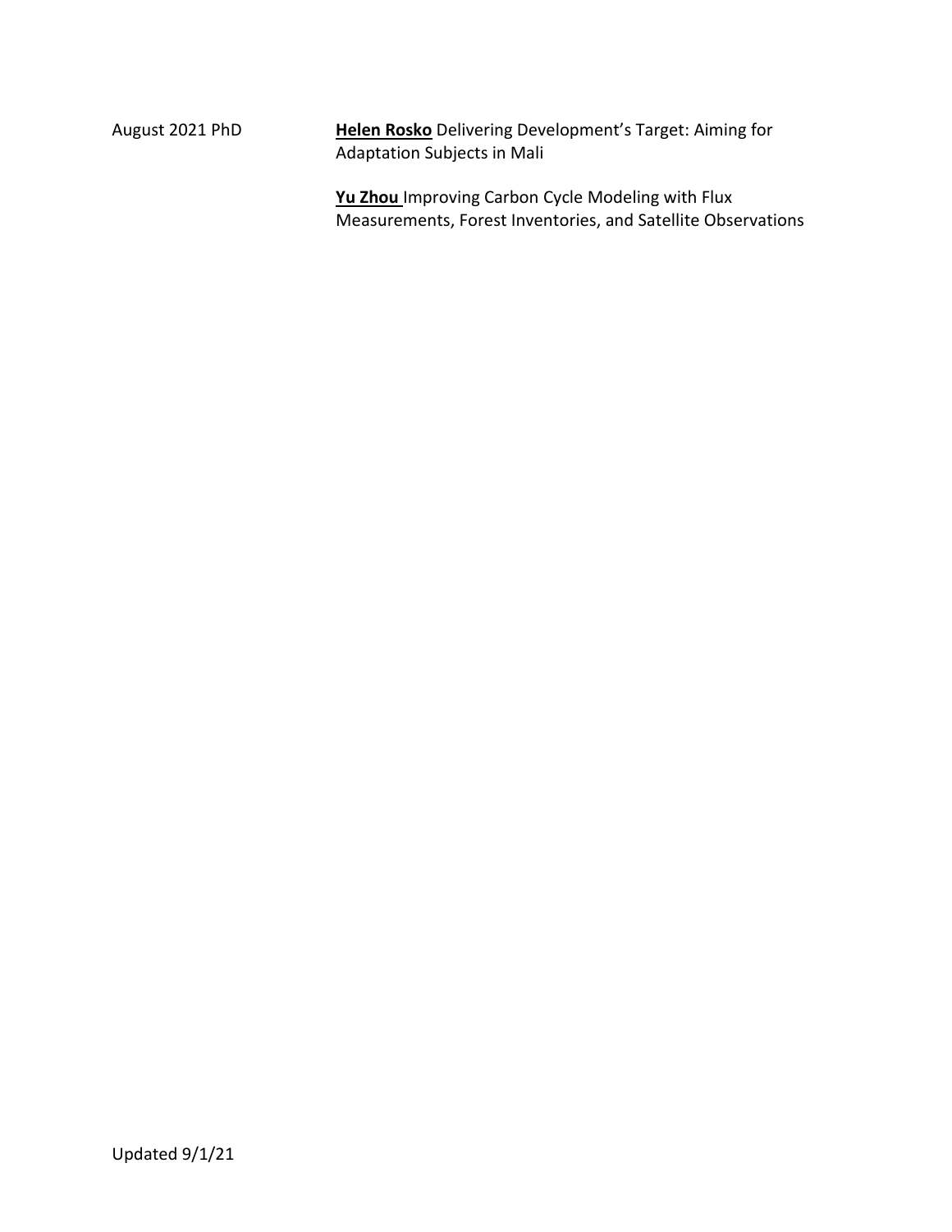August 2021 PhD

**Helen Rosko** Delivering Development's Target: Aiming for Adaptation Subjects in Mali

**Yu Zhou** Improving Carbon Cycle Modeling with Flux Measurements, Forest Inventories, and Satellite Observations

Updated 9/1/21